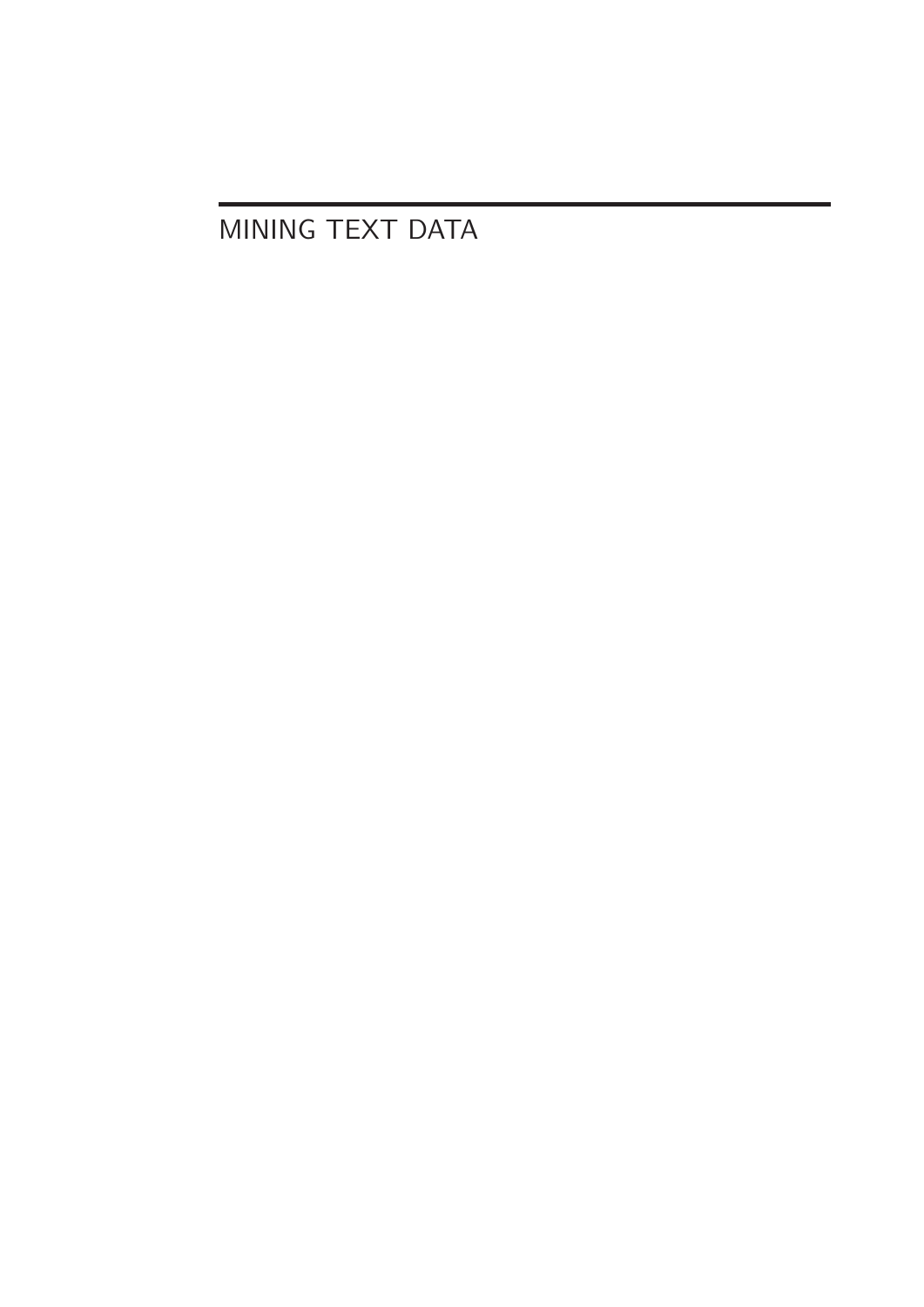# MINING TEXT DATA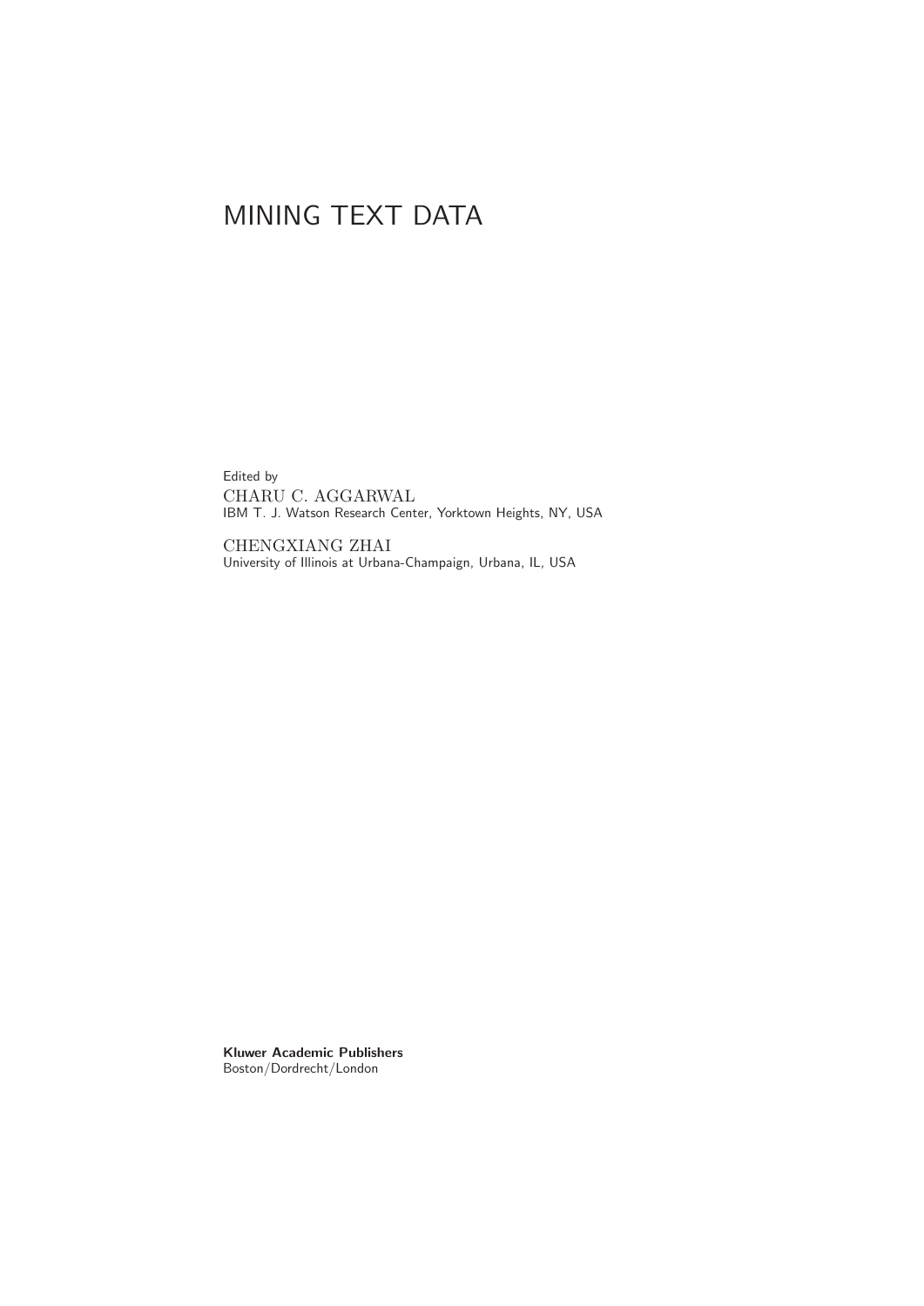# MINING TEXT DATA

Edited by

CHARU C. AGGARWAL
IBM T. J. Watson Research Center, Yorktown Heights, NY, USA

CHENGXIANG ZHAI
University of Illinois at Urbana-Champaign, Urbana, IL, USA

**Kluwer Academic Publishers**
Boston/Dordrecht/London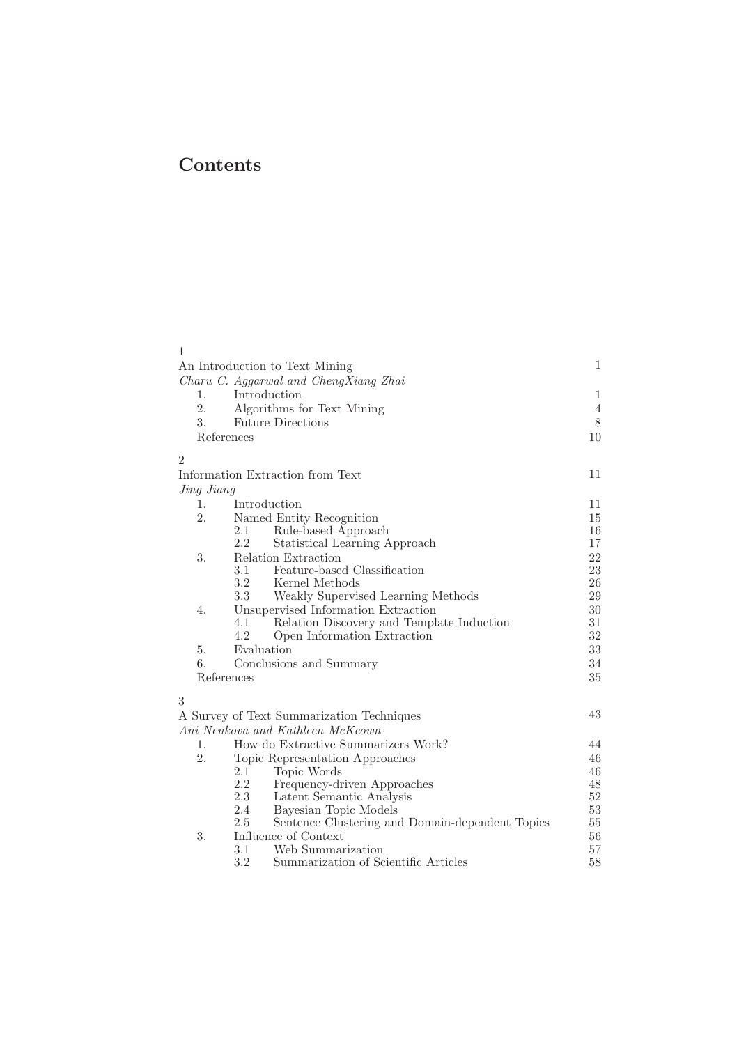# Contents

1

An Introduction to Text Mining 1

*Charu C. Aggarwal and ChengXiang Zhai*

- 1. Introduction 1
- 2. Algorithms for Text Mining 4
- 3. Future Directions 8
- References 10

2

Information Extraction from Text 11

*Jing Jiang*

- 1. Introduction 11
- 2. Named Entity Recognition 15
  - 2.1 Rule-based Approach 16
  - 2.2 Statistical Learning Approach 17
- 3. Relation Extraction 22
  - 3.1 Feature-based Classification 23
  - 3.2 Kernel Methods 26
  - 3.3 Weakly Supervised Learning Methods 29
- 4. Unsupervised Information Extraction 30
  - 4.1 Relation Discovery and Template Induction 31
  - 4.2 Open Information Extraction 32
- 5. Evaluation 33
- 6. Conclusions and Summary 34
- References 35

3

A Survey of Text Summarization Techniques 43

*Ani Nenkova and Kathleen McKeown*

- 1. How do Extractive Summarizers Work? 44
- 2. Topic Representation Approaches 46
  - 2.1 Topic Words 46
  - 2.2 Frequency-driven Approaches 48
  - 2.3 Latent Semantic Analysis 52
  - 2.4 Bayesian Topic Models 53
  - 2.5 Sentence Clustering and Domain-dependent Topics 55
- 3. Influence of Context 56
  - 3.1 Web Summarization 57
  - 3.2 Summarization of Scientific Articles 58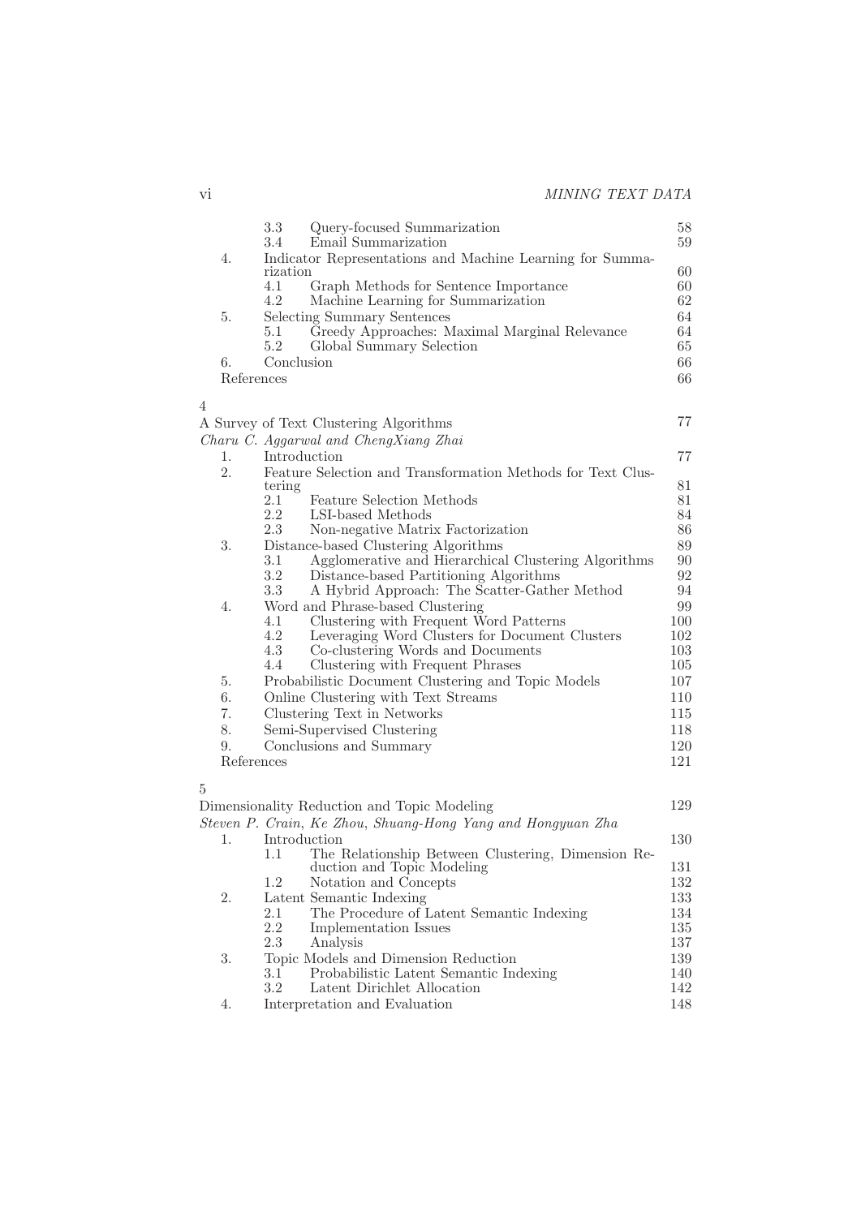| | | | |
|---|---|---|---|
| | 3.3 | Query-focused Summarization | 58 |
| | 3.4 | Email Summarization | 59 |
| 4. | | Indicator Representations and Machine Learning for Summarization | 60 |
| | 4.1 | Graph Methods for Sentence Importance | 60 |
| | 4.2 | Machine Learning for Summarization | 62 |
| 5. | | Selecting Summary Sentences | 64 |
| | 5.1 | Greedy Approaches: Maximal Marginal Relevance | 64 |
| | 5.2 | Global Summary Selection | 65 |
| 6. | | Conclusion | 66 |
| References | | | 66 |

4

A Survey of Text Clustering Algorithms — 77

*Charu C. Aggarwal and ChengXiang Zhai*

| | | | |
|---|---|---|---|
| 1. | | Introduction | 77 |
| 2. | | Feature Selection and Transformation Methods for Text Clustering | 81 |
| | 2.1 | Feature Selection Methods | 81 |
| | 2.2 | LSI-based Methods | 84 |
| | 2.3 | Non-negative Matrix Factorization | 86 |
| 3. | | Distance-based Clustering Algorithms | 89 |
| | 3.1 | Agglomerative and Hierarchical Clustering Algorithms | 90 |
| | 3.2 | Distance-based Partitioning Algorithms | 92 |
| | 3.3 | A Hybrid Approach: The Scatter-Gather Method | 94 |
| 4. | | Word and Phrase-based Clustering | 99 |
| | 4.1 | Clustering with Frequent Word Patterns | 100 |
| | 4.2 | Leveraging Word Clusters for Document Clusters | 102 |
| | 4.3 | Co-clustering Words and Documents | 103 |
| | 4.4 | Clustering with Frequent Phrases | 105 |
| 5. | | Probabilistic Document Clustering and Topic Models | 107 |
| 6. | | Online Clustering with Text Streams | 110 |
| 7. | | Clustering Text in Networks | 115 |
| 8. | | Semi-Supervised Clustering | 118 |
| 9. | | Conclusions and Summary | 120 |
| References | | | 121 |

5

Dimensionality Reduction and Topic Modeling — 129

*Steven P. Crain, Ke Zhou, Shuang-Hong Yang and Hongyuan Zha*

| | | | |
|---|---|---|---|
| 1. | | Introduction | 130 |
| | 1.1 | The Relationship Between Clustering, Dimension Reduction and Topic Modeling | 131 |
| | 1.2 | Notation and Concepts | 132 |
| 2. | | Latent Semantic Indexing | 133 |
| | 2.1 | The Procedure of Latent Semantic Indexing | 134 |
| | 2.2 | Implementation Issues | 135 |
| | 2.3 | Analysis | 137 |
| 3. | | Topic Models and Dimension Reduction | 139 |
| | 3.1 | Probabilistic Latent Semantic Indexing | 140 |
| | 3.2 | Latent Dirichlet Allocation | 142 |
| 4. | | Interpretation and Evaluation | 148 |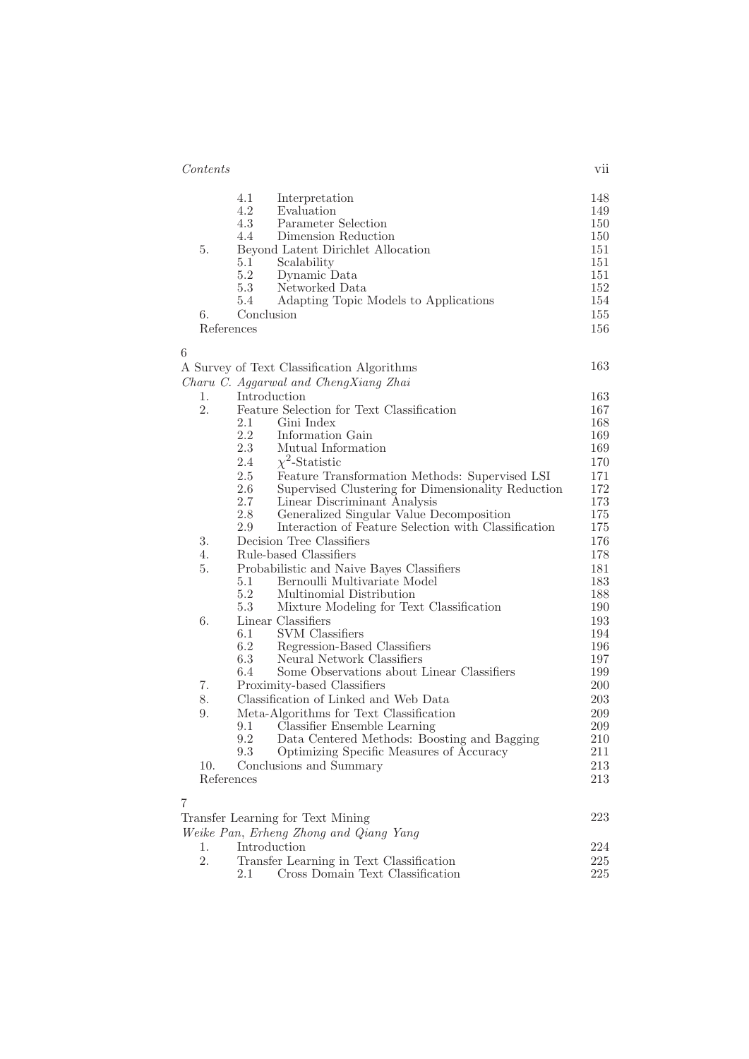| | | |
|---|---|---|
| 4.1 | Interpretation | 148 |
| 4.2 | Evaluation | 149 |
| 4.3 | Parameter Selection | 150 |
| 4.4 | Dimension Reduction | 150 |
| 5. | Beyond Latent Dirichlet Allocation | 151 |
| 5.1 | Scalability | 151 |
| 5.2 | Dynamic Data | 151 |
| 5.3 | Networked Data | 152 |
| 5.4 | Adapting Topic Models to Applications | 154 |
| 6. | Conclusion | 155 |
| | References | 156 |

6

A Survey of Text Classification Algorithms — 163

*Charu C. Aggarwal and ChengXiang Zhai*

| | | |
|---|---|---|
| 1. | Introduction | 163 |
| 2. | Feature Selection for Text Classification | 167 |
| 2.1 | Gini Index | 168 |
| 2.2 | Information Gain | 169 |
| 2.3 | Mutual Information | 169 |
| 2.4 | $\chi^2$-Statistic | 170 |
| 2.5 | Feature Transformation Methods: Supervised LSI | 171 |
| 2.6 | Supervised Clustering for Dimensionality Reduction | 172 |
| 2.7 | Linear Discriminant Analysis | 173 |
| 2.8 | Generalized Singular Value Decomposition | 175 |
| 2.9 | Interaction of Feature Selection with Classification | 175 |
| 3. | Decision Tree Classifiers | 176 |
| 4. | Rule-based Classifiers | 178 |
| 5. | Probabilistic and Naive Bayes Classifiers | 181 |
| 5.1 | Bernoulli Multivariate Model | 183 |
| 5.2 | Multinomial Distribution | 188 |
| 5.3 | Mixture Modeling for Text Classification | 190 |
| 6. | Linear Classifiers | 193 |
| 6.1 | SVM Classifiers | 194 |
| 6.2 | Regression-Based Classifiers | 196 |
| 6.3 | Neural Network Classifiers | 197 |
| 6.4 | Some Observations about Linear Classifiers | 199 |
| 7. | Proximity-based Classifiers | 200 |
| 8. | Classification of Linked and Web Data | 203 |
| 9. | Meta-Algorithms for Text Classification | 209 |
| 9.1 | Classifier Ensemble Learning | 209 |
| 9.2 | Data Centered Methods: Boosting and Bagging | 210 |
| 9.3 | Optimizing Specific Measures of Accuracy | 211 |
| 10. | Conclusions and Summary | 213 |
| | References | 213 |

7

Transfer Learning for Text Mining — 223

*Weike Pan, Erheng Zhong and Qiang Yang*

| | | |
|---|---|---|
| 1. | Introduction | 224 |
| 2. | Transfer Learning in Text Classification | 225 |
| 2.1 | Cross Domain Text Classification | 225 |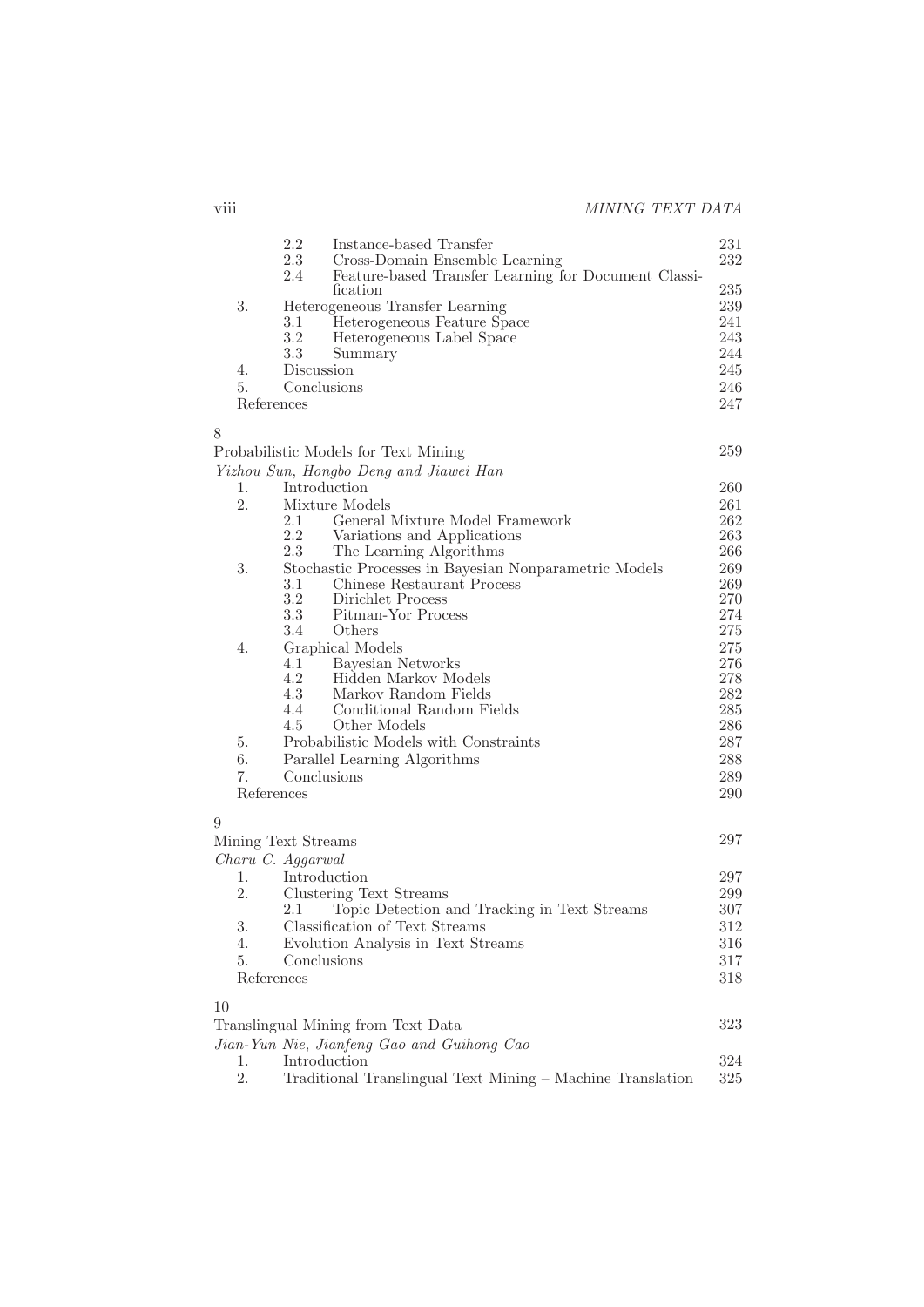| | | | |
|---|---|---|---|
| | 2.2 | Instance-based Transfer | 231 |
| | 2.3 | Cross-Domain Ensemble Learning | 232 |
| | 2.4 | Feature-based Transfer Learning for Document Classification | 235 |
| 3. | | Heterogeneous Transfer Learning | 239 |
| | 3.1 | Heterogeneous Feature Space | 241 |
| | 3.2 | Heterogeneous Label Space | 243 |
| | 3.3 | Summary | 244 |
| 4. | | Discussion | 245 |
| 5. | | Conclusions | 246 |
| References | | | 247 |

## 8

**Probabilistic Models for Text Mining** 259

*Yizhou Sun, Hongbo Deng and Jiawei Han*

| | | | |
|---|---|---|---|
| 1. | | Introduction | 260 |
| 2. | | Mixture Models | 261 |
| | 2.1 | General Mixture Model Framework | 262 |
| | 2.2 | Variations and Applications | 263 |
| | 2.3 | The Learning Algorithms | 266 |
| 3. | | Stochastic Processes in Bayesian Nonparametric Models | 269 |
| | 3.1 | Chinese Restaurant Process | 269 |
| | 3.2 | Dirichlet Process | 270 |
| | 3.3 | Pitman-Yor Process | 274 |
| | 3.4 | Others | 275 |
| 4. | | Graphical Models | 275 |
| | 4.1 | Bayesian Networks | 276 |
| | 4.2 | Hidden Markov Models | 278 |
| | 4.3 | Markov Random Fields | 282 |
| | 4.4 | Conditional Random Fields | 285 |
| | 4.5 | Other Models | 286 |
| 5. | | Probabilistic Models with Constraints | 287 |
| 6. | | Parallel Learning Algorithms | 288 |
| 7. | | Conclusions | 289 |
| References | | | 290 |

## 9

**Mining Text Streams** 297

*Charu C. Aggarwal*

| | | | |
|---|---|---|---|
| 1. | | Introduction | 297 |
| 2. | | Clustering Text Streams | 299 |
| | 2.1 | Topic Detection and Tracking in Text Streams | 307 |
| 3. | | Classification of Text Streams | 312 |
| 4. | | Evolution Analysis in Text Streams | 316 |
| 5. | | Conclusions | 317 |
| References | | | 318 |

## 10

**Translingual Mining from Text Data** 323

*Jian-Yun Nie, Jianfeng Gao and Guihong Cao*

| | | | |
|---|---|---|---|
| 1. | | Introduction | 324 |
| 2. | | Traditional Translingual Text Mining – Machine Translation | 325 |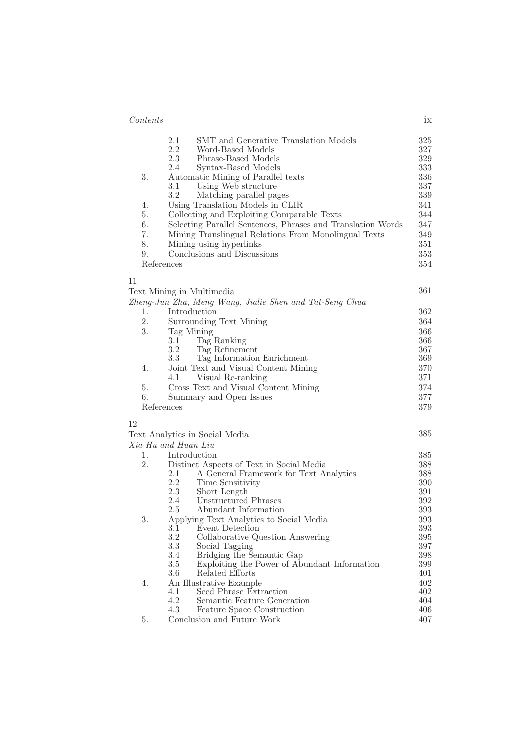| | | |
|---|---|---|
| 2.1 | SMT and Generative Translation Models | 325 |
| 2.2 | Word-Based Models | 327 |
| 2.3 | Phrase-Based Models | 329 |
| 2.4 | Syntax-Based Models | 333 |
| 3. | Automatic Mining of Parallel texts | 336 |
| 3.1 | Using Web structure | 337 |
| 3.2 | Matching parallel pages | 339 |
| 4. | Using Translation Models in CLIR | 341 |
| 5. | Collecting and Exploiting Comparable Texts | 344 |
| 6. | Selecting Parallel Sentences, Phrases and Translation Words | 347 |
| 7. | Mining Translingual Relations From Monolingual Texts | 349 |
| 8. | Mining using hyperlinks | 351 |
| 9. | Conclusions and Discussions | 353 |
| | References | 354 |

11

Text Mining in Multimedia — 361

*Zheng-Jun Zha, Meng Wang, Jialie Shen and Tat-Seng Chua*

| | | |
|---|---|---|
| 1. | Introduction | 362 |
| 2. | Surrounding Text Mining | 364 |
| 3. | Tag Mining | 366 |
| 3.1 | Tag Ranking | 366 |
| 3.2 | Tag Refinement | 367 |
| 3.3 | Tag Information Enrichment | 369 |
| 4. | Joint Text and Visual Content Mining | 370 |
| 4.1 | Visual Re-ranking | 371 |
| 5. | Cross Text and Visual Content Mining | 374 |
| 6. | Summary and Open Issues | 377 |
| | References | 379 |

12

Text Analytics in Social Media — 385

*Xia Hu and Huan Liu*

| | | |
|---|---|---|
| 1. | Introduction | 385 |
| 2. | Distinct Aspects of Text in Social Media | 388 |
| 2.1 | A General Framework for Text Analytics | 388 |
| 2.2 | Time Sensitivity | 390 |
| 2.3 | Short Length | 391 |
| 2.4 | Unstructured Phrases | 392 |
| 2.5 | Abundant Information | 393 |
| 3. | Applying Text Analytics to Social Media | 393 |
| 3.1 | Event Detection | 393 |
| 3.2 | Collaborative Question Answering | 395 |
| 3.3 | Social Tagging | 397 |
| 3.4 | Bridging the Semantic Gap | 398 |
| 3.5 | Exploiting the Power of Abundant Information | 399 |
| 3.6 | Related Efforts | 401 |
| 4. | An Illustrative Example | 402 |
| 4.1 | Seed Phrase Extraction | 402 |
| 4.2 | Semantic Feature Generation | 404 |
| 4.3 | Feature Space Construction | 406 |
| 5. | Conclusion and Future Work | 407 |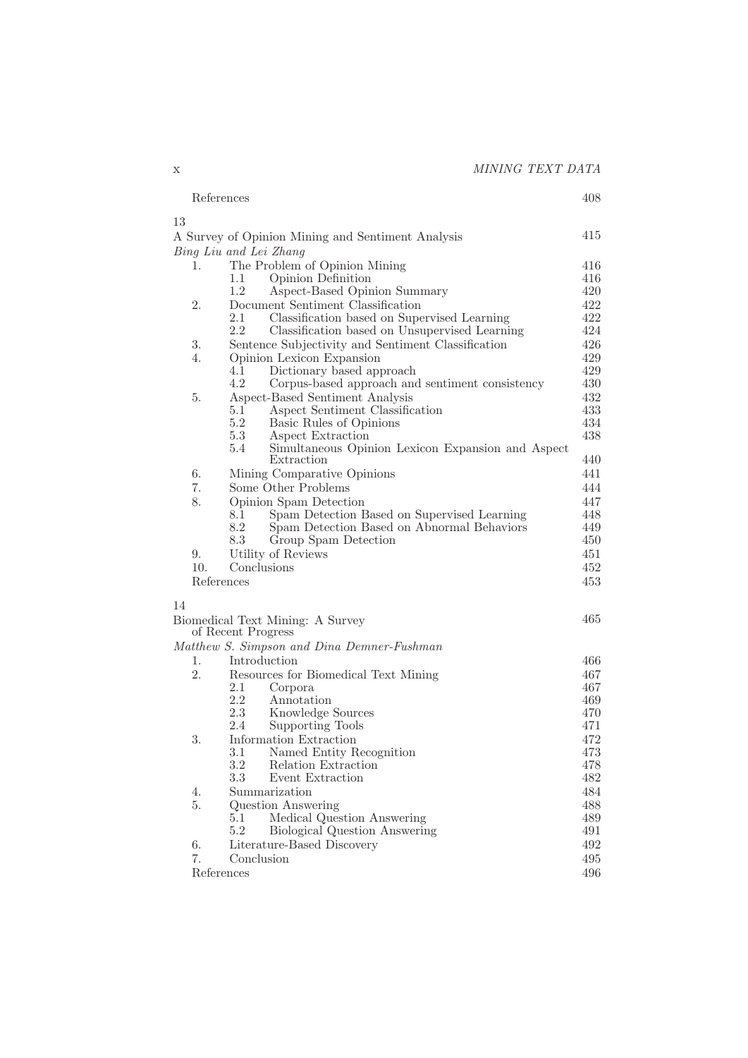References 408

13

A Survey of Opinion Mining and Sentiment Analysis 415

*Bing Liu and Lei Zhang*

1. The Problem of Opinion Mining 416
   - 1.1 Opinion Definition 416
   - 1.2 Aspect-Based Opinion Summary 420
2. Document Sentiment Classification 422
   - 2.1 Classification based on Supervised Learning 422
   - 2.2 Classification based on Unsupervised Learning 424
3. Sentence Subjectivity and Sentiment Classification 426
4. Opinion Lexicon Expansion 429
   - 4.1 Dictionary based approach 429
   - 4.2 Corpus-based approach and sentiment consistency 430
5. Aspect-Based Sentiment Analysis 432
   - 5.1 Aspect Sentiment Classification 433
   - 5.2 Basic Rules of Opinions 434
   - 5.3 Aspect Extraction 438
   - 5.4 Simultaneous Opinion Lexicon Expansion and Aspect Extraction 440
6. Mining Comparative Opinions 441
7. Some Other Problems 444
8. Opinion Spam Detection 447
   - 8.1 Spam Detection Based on Supervised Learning 448
   - 8.2 Spam Detection Based on Abnormal Behaviors 449
   - 8.3 Group Spam Detection 450
9. Utility of Reviews 451
10. Conclusions 452

References 453

14

Biomedical Text Mining: A Survey of Recent Progress 465

*Matthew S. Simpson and Dina Demner-Fushman*

1. Introduction 466
2. Resources for Biomedical Text Mining 467
   - 2.1 Corpora 467
   - 2.2 Annotation 469
   - 2.3 Knowledge Sources 470
   - 2.4 Supporting Tools 471
3. Information Extraction 472
   - 3.1 Named Entity Recognition 473
   - 3.2 Relation Extraction 478
   - 3.3 Event Extraction 482
4. Summarization 484
5. Question Answering 488
   - 5.1 Medical Question Answering 489
   - 5.2 Biological Question Answering 491
6. Literature-Based Discovery 492
7. Conclusion 495

References 496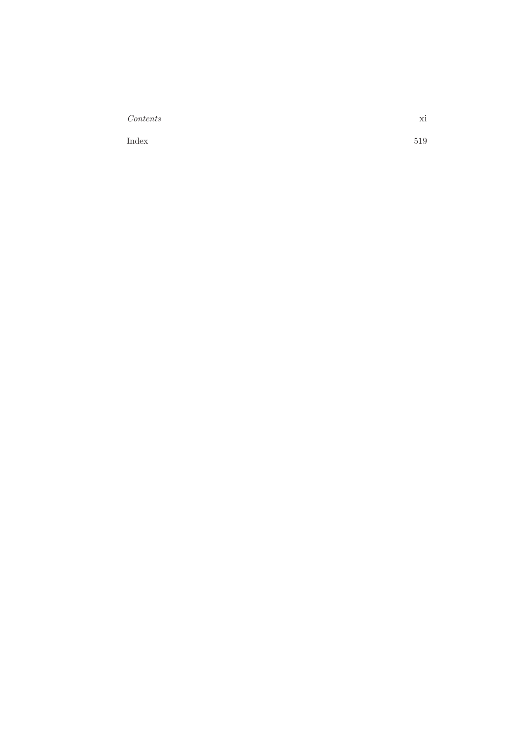Index 519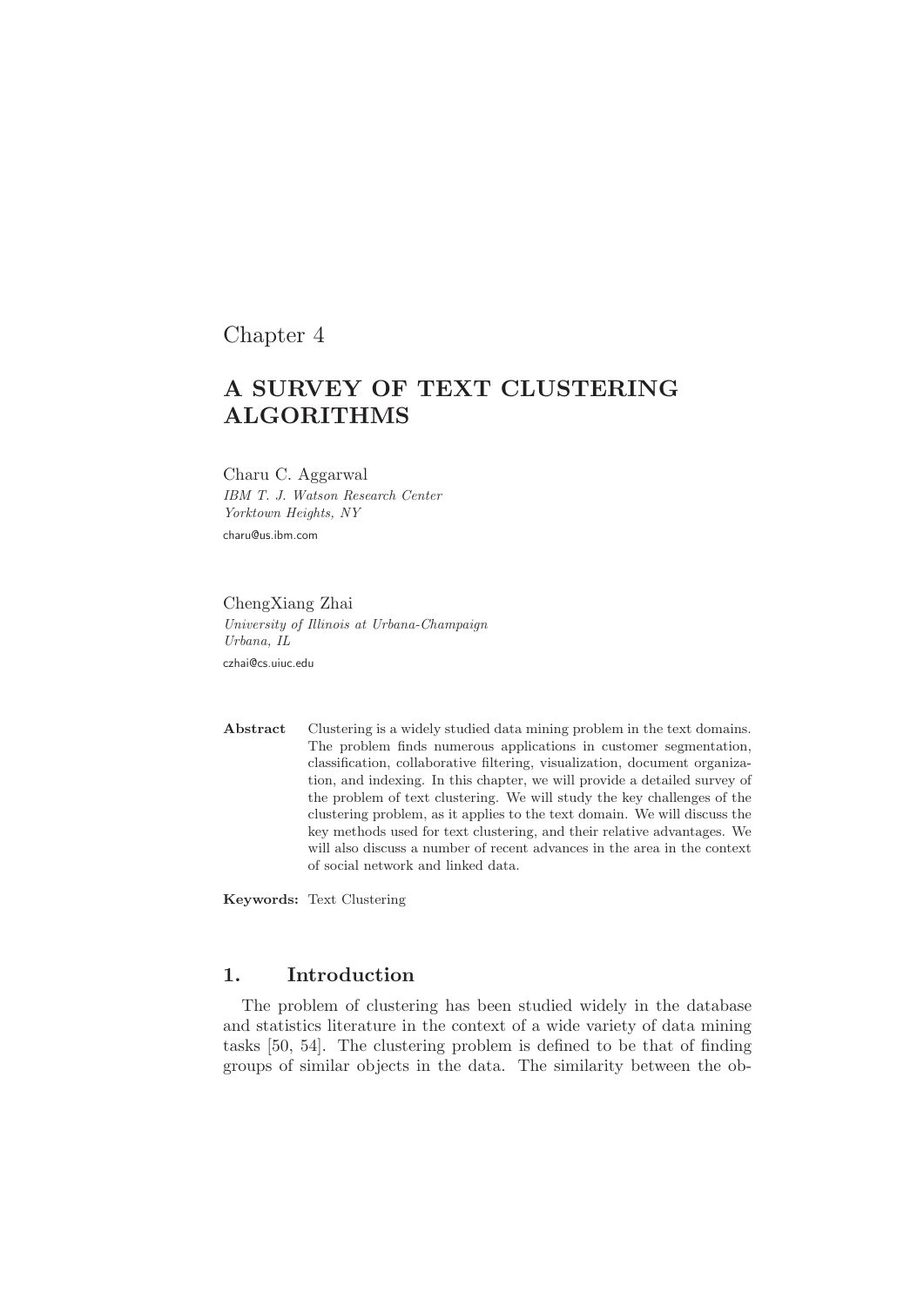Chapter 4

# A SURVEY OF TEXT CLUSTERING ALGORITHMS

Charu C. Aggarwal
*IBM T. J. Watson Research Center*
*Yorktown Heights, NY*
charu@us.ibm.com

ChengXiang Zhai
*University of Illinois at Urbana-Champaign*
*Urbana, IL*
czhai@cs.uiuc.edu

**Abstract** Clustering is a widely studied data mining problem in the text domains. The problem finds numerous applications in customer segmentation, classification, collaborative filtering, visualization, document organization, and indexing. In this chapter, we will provide a detailed survey of the problem of text clustering. We will study the key challenges of the clustering problem, as it applies to the text domain. We will discuss the key methods used for text clustering, and their relative advantages. We will also discuss a number of recent advances in the area in the context of social network and linked data.

**Keywords:** Text Clustering

## 1. Introduction

The problem of clustering has been studied widely in the database and statistics literature in the context of a wide variety of data mining tasks [50, 54]. The clustering problem is defined to be that of finding groups of similar objects in the data. The similarity between the ob-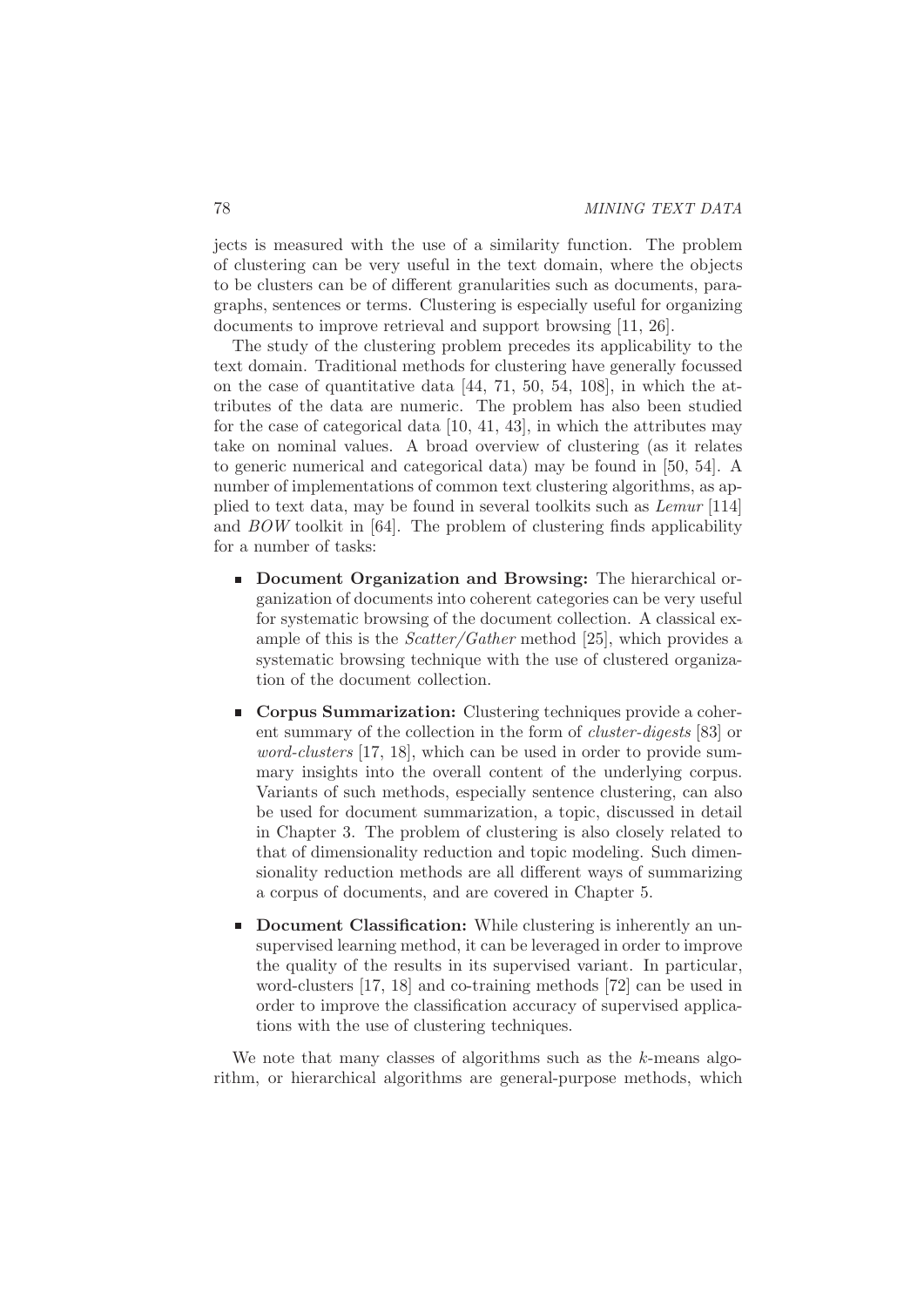jects is measured with the use of a similarity function. The problem of clustering can be very useful in the text domain, where the objects to be clusters can be of different granularities such as documents, paragraphs, sentences or terms. Clustering is especially useful for organizing documents to improve retrieval and support browsing [11, 26].

The study of the clustering problem precedes its applicability to the text domain. Traditional methods for clustering have generally focussed on the case of quantitative data [44, 71, 50, 54, 108], in which the attributes of the data are numeric. The problem has also been studied for the case of categorical data [10, 41, 43], in which the attributes may take on nominal values. A broad overview of clustering (as it relates to generic numerical and categorical data) may be found in [50, 54]. A number of implementations of common text clustering algorithms, as applied to text data, may be found in several toolkits such as *Lemur* [114] and *BOW* toolkit in [64]. The problem of clustering finds applicability for a number of tasks:

- **Document Organization and Browsing:** The hierarchical organization of documents into coherent categories can be very useful for systematic browsing of the document collection. A classical example of this is the *Scatter/Gather* method [25], which provides a systematic browsing technique with the use of clustered organization of the document collection.

- **Corpus Summarization:** Clustering techniques provide a coherent summary of the collection in the form of *cluster-digests* [83] or *word-clusters* [17, 18], which can be used in order to provide summary insights into the overall content of the underlying corpus. Variants of such methods, especially sentence clustering, can also be used for document summarization, a topic, discussed in detail in Chapter 3. The problem of clustering is also closely related to that of dimensionality reduction and topic modeling. Such dimensionality reduction methods are all different ways of summarizing a corpus of documents, and are covered in Chapter 5.

- **Document Classification:** While clustering is inherently an unsupervised learning method, it can be leveraged in order to improve the quality of the results in its supervised variant. In particular, word-clusters [17, 18] and co-training methods [72] can be used in order to improve the classification accuracy of supervised applications with the use of clustering techniques.

We note that many classes of algorithms such as the $k$-means algorithm, or hierarchical algorithms are general-purpose methods, which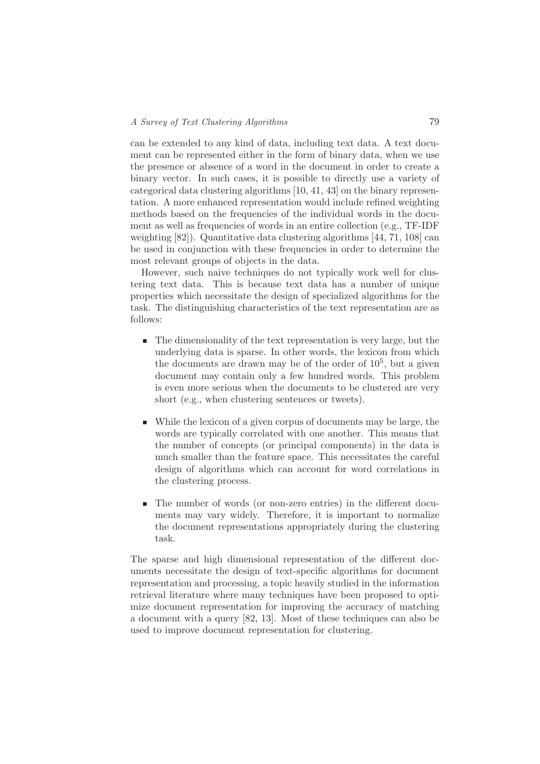can be extended to any kind of data, including text data. A text document can be represented either in the form of binary data, when we use the presence or absence of a word in the document in order to create a binary vector. In such cases, it is possible to directly use a variety of categorical data clustering algorithms [10, 41, 43] on the binary representation. A more enhanced representation would include refined weighting methods based on the frequencies of the individual words in the document as well as frequencies of words in an entire collection (e.g., TF-IDF weighting [82]). Quantitative data clustering algorithms [44, 71, 108] can be used in conjunction with these frequencies in order to determine the most relevant groups of objects in the data.

However, such naive techniques do not typically work well for clustering text data. This is because text data has a number of unique properties which necessitate the design of specialized algorithms for the task. The distinguishing characteristics of the text representation are as follows:

- The dimensionality of the text representation is very large, but the underlying data is sparse. In other words, the lexicon from which the documents are drawn may be of the order of $10^5$, but a given document may contain only a few hundred words. This problem is even more serious when the documents to be clustered are very short (e.g., when clustering sentences or tweets).

- While the lexicon of a given corpus of documents may be large, the words are typically correlated with one another. This means that the number of concepts (or principal components) in the data is much smaller than the feature space. This necessitates the careful design of algorithms which can account for word correlations in the clustering process.

- The number of words (or non-zero entries) in the different documents may vary widely. Therefore, it is important to normalize the document representations appropriately during the clustering task.

The sparse and high dimensional representation of the different documents necessitate the design of text-specific algorithms for document representation and processing, a topic heavily studied in the information retrieval literature where many techniques have been proposed to optimize document representation for improving the accuracy of matching a document with a query [82, 13]. Most of these techniques can also be used to improve document representation for clustering.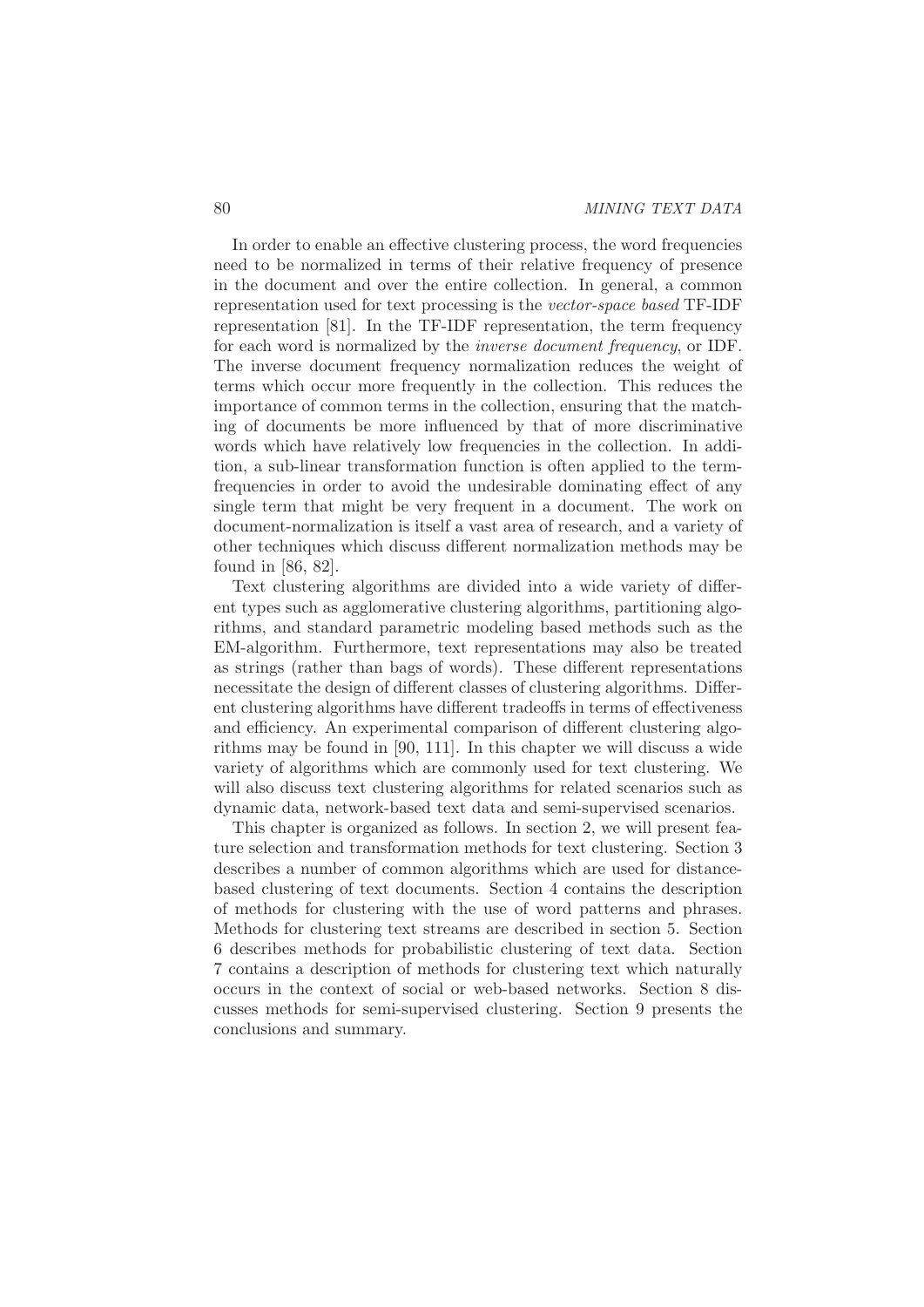In order to enable an effective clustering process, the word frequencies need to be normalized in terms of their relative frequency of presence in the document and over the entire collection. In general, a common representation used for text processing is the *vector-space based* TF-IDF representation [81]. In the TF-IDF representation, the term frequency for each word is normalized by the *inverse document frequency*, or IDF. The inverse document frequency normalization reduces the weight of terms which occur more frequently in the collection. This reduces the importance of common terms in the collection, ensuring that the matching of documents be more influenced by that of more discriminative words which have relatively low frequencies in the collection. In addition, a sub-linear transformation function is often applied to the term-frequencies in order to avoid the undesirable dominating effect of any single term that might be very frequent in a document. The work on document-normalization is itself a vast area of research, and a variety of other techniques which discuss different normalization methods may be found in [86, 82].

Text clustering algorithms are divided into a wide variety of different types such as agglomerative clustering algorithms, partitioning algorithms, and standard parametric modeling based methods such as the EM-algorithm. Furthermore, text representations may also be treated as strings (rather than bags of words). These different representations necessitate the design of different classes of clustering algorithms. Different clustering algorithms have different tradeoffs in terms of effectiveness and efficiency. An experimental comparison of different clustering algorithms may be found in [90, 111]. In this chapter we will discuss a wide variety of algorithms which are commonly used for text clustering. We will also discuss text clustering algorithms for related scenarios such as dynamic data, network-based text data and semi-supervised scenarios.

This chapter is organized as follows. In section 2, we will present feature selection and transformation methods for text clustering. Section 3 describes a number of common algorithms which are used for distance-based clustering of text documents. Section 4 contains the description of methods for clustering with the use of word patterns and phrases. Methods for clustering text streams are described in section 5. Section 6 describes methods for probabilistic clustering of text data. Section 7 contains a description of methods for clustering text which naturally occurs in the context of social or web-based networks. Section 8 discusses methods for semi-supervised clustering. Section 9 presents the conclusions and summary.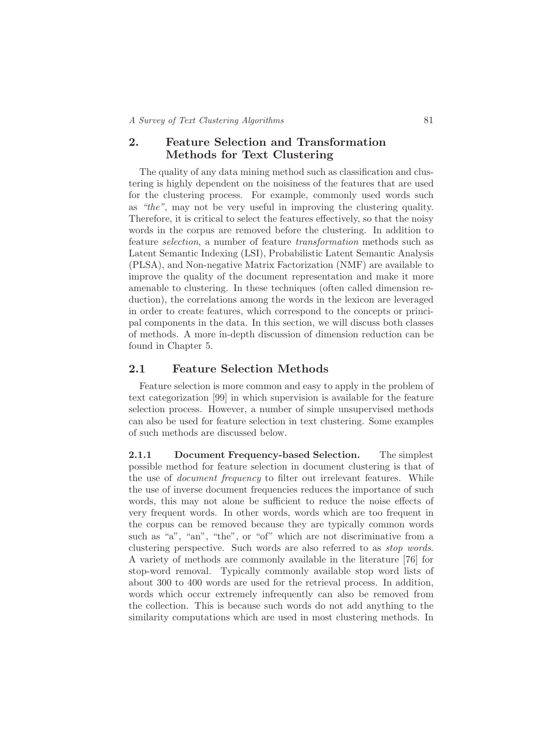## 2. Feature Selection and Transformation Methods for Text Clustering

The quality of any data mining method such as classification and clustering is highly dependent on the noisiness of the features that are used for the clustering process. For example, commonly used words such as *"the"*, may not be very useful in improving the clustering quality. Therefore, it is critical to select the features effectively, so that the noisy words in the corpus are removed before the clustering. In addition to feature *selection*, a number of feature *transformation* methods such as Latent Semantic Indexing (LSI), Probabilistic Latent Semantic Analysis (PLSA), and Non-negative Matrix Factorization (NMF) are available to improve the quality of the document representation and make it more amenable to clustering. In these techniques (often called dimension reduction), the correlations among the words in the lexicon are leveraged in order to create features, which correspond to the concepts or principal components in the data. In this section, we will discuss both classes of methods. A more in-depth discussion of dimension reduction can be found in Chapter 5.

### 2.1 Feature Selection Methods

Feature selection is more common and easy to apply in the problem of text categorization [99] in which supervision is available for the feature selection process. However, a number of simple unsupervised methods can also be used for feature selection in text clustering. Some examples of such methods are discussed below.

**2.1.1 Document Frequency-based Selection.** The simplest possible method for feature selection in document clustering is that of the use of *document frequency* to filter out irrelevant features. While the use of inverse document frequencies reduces the importance of such words, this may not alone be sufficient to reduce the noise effects of very frequent words. In other words, words which are too frequent in the corpus can be removed because they are typically common words such as "a", "an", "the", or "of" which are not discriminative from a clustering perspective. Such words are also referred to as *stop words*. A variety of methods are commonly available in the literature [76] for stop-word removal. Typically commonly available stop word lists of about 300 to 400 words are used for the retrieval process. In addition, words which occur extremely infrequently can also be removed from the collection. This is because such words do not add anything to the similarity computations which are used in most clustering methods. In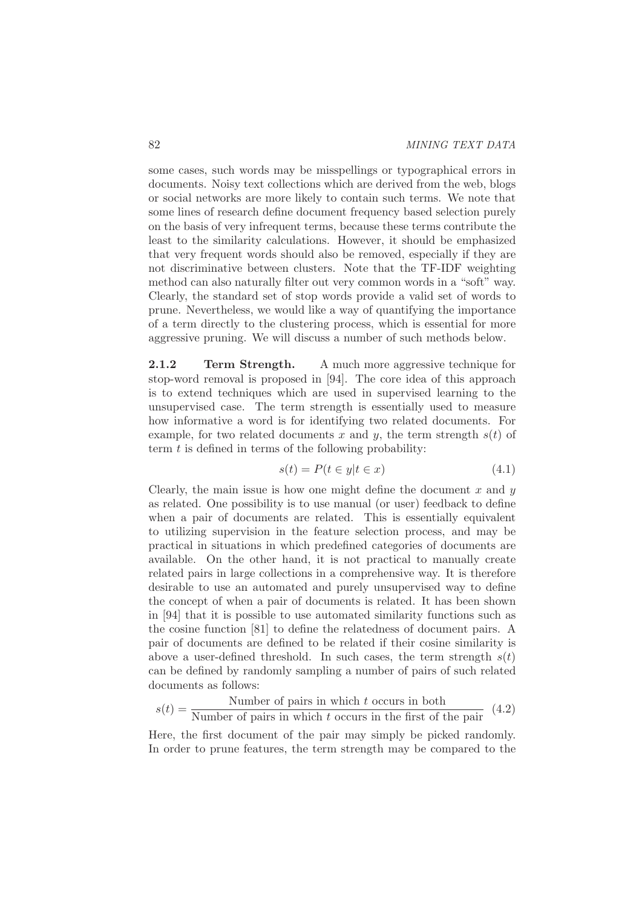some cases, such words may be misspellings or typographical errors in documents. Noisy text collections which are derived from the web, blogs or social networks are more likely to contain such terms. We note that some lines of research define document frequency based selection purely on the basis of very infrequent terms, because these terms contribute the least to the similarity calculations. However, it should be emphasized that very frequent words should also be removed, especially if they are not discriminative between clusters. Note that the TF-IDF weighting method can also naturally filter out very common words in a "soft" way. Clearly, the standard set of stop words provide a valid set of words to prune. Nevertheless, we would like a way of quantifying the importance of a term directly to the clustering process, which is essential for more aggressive pruning. We will discuss a number of such methods below.

**2.1.2 Term Strength.** A much more aggressive technique for stop-word removal is proposed in [94]. The core idea of this approach is to extend techniques which are used in supervised learning to the unsupervised case. The term strength is essentially used to measure how informative a word is for identifying two related documents. For example, for two related documents $x$ and $y$, the term strength $s(t)$ of term $t$ is defined in terms of the following probability:

$$s(t) = P(t \in y | t \in x) \tag{4.1}$$

Clearly, the main issue is how one might define the document $x$ and $y$ as related. One possibility is to use manual (or user) feedback to define when a pair of documents are related. This is essentially equivalent to utilizing supervision in the feature selection process, and may be practical in situations in which predefined categories of documents are available. On the other hand, it is not practical to manually create related pairs in large collections in a comprehensive way. It is therefore desirable to use an automated and purely unsupervised way to define the concept of when a pair of documents is related. It has been shown in [94] that it is possible to use automated similarity functions such as the cosine function [81] to define the relatedness of document pairs. A pair of documents are defined to be related if their cosine similarity is above a user-defined threshold. In such cases, the term strength $s(t)$ can be defined by randomly sampling a number of pairs of such related documents as follows:

$$s(t) = \frac{\text{Number of pairs in which } t \text{ occurs in both}}{\text{Number of pairs in which } t \text{ occurs in the first of the pair}} \tag{4.2}$$

Here, the first document of the pair may simply be picked randomly. In order to prune features, the term strength may be compared to the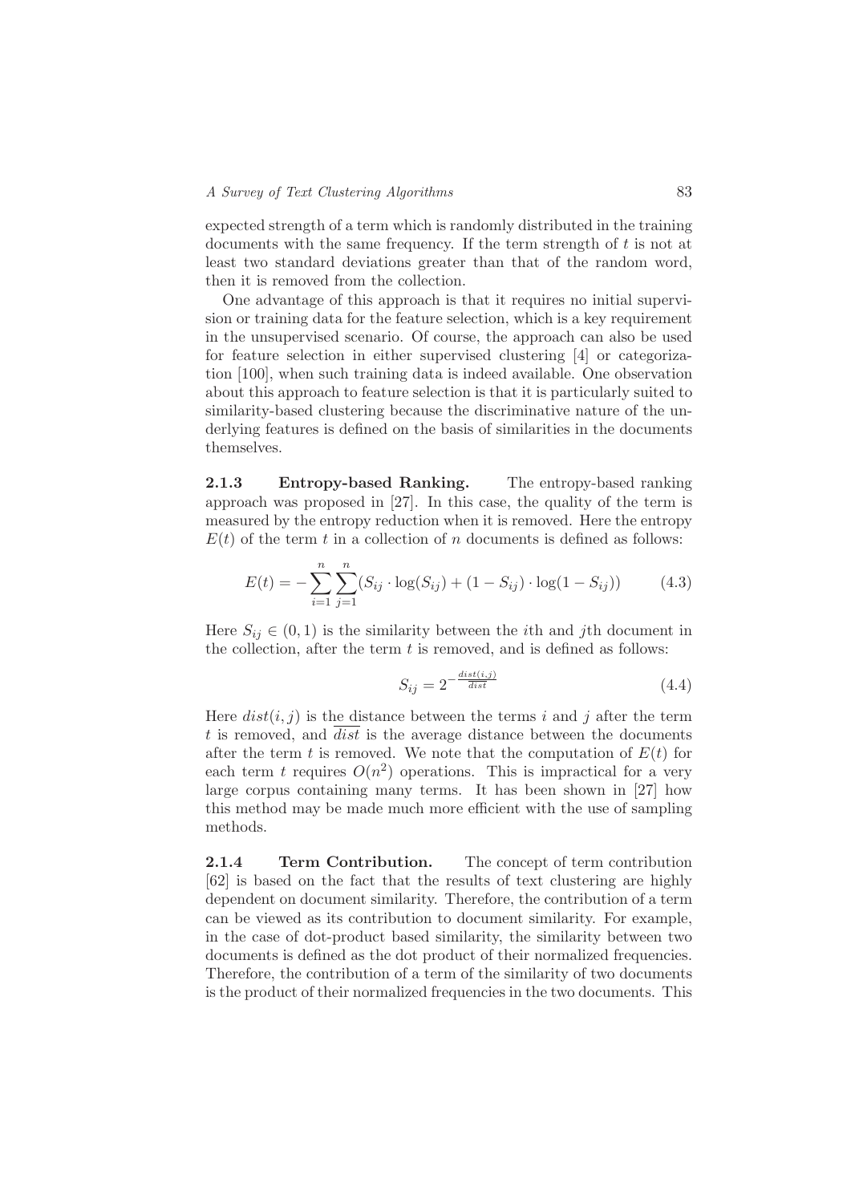expected strength of a term which is randomly distributed in the training documents with the same frequency. If the term strength of $t$ is not at least two standard deviations greater than that of the random word, then it is removed from the collection.

One advantage of this approach is that it requires no initial supervision or training data for the feature selection, which is a key requirement in the unsupervised scenario. Of course, the approach can also be used for feature selection in either supervised clustering [4] or categorization [100], when such training data is indeed available. One observation about this approach to feature selection is that it is particularly suited to similarity-based clustering because the discriminative nature of the underlying features is defined on the basis of similarities in the documents themselves.

**2.1.3 Entropy-based Ranking.** The entropy-based ranking approach was proposed in [27]. In this case, the quality of the term is measured by the entropy reduction when it is removed. Here the entropy $E(t)$ of the term $t$ in a collection of $n$ documents is defined as follows:

$$E(t) = -\sum_{i=1}^{n}\sum_{j=1}^{n}(S_{ij} \cdot \log(S_{ij}) + (1 - S_{ij}) \cdot \log(1 - S_{ij})) \tag{4.3}$$

Here $S_{ij} \in (0, 1)$ is the similarity between the $i$th and $j$th document in the collection, after the term $t$ is removed, and is defined as follows:

$$S_{ij} = 2^{-\frac{dist(i,j)}{\overline{dist}}} \tag{4.4}$$

Here $dist(i, j)$ is the distance between the terms $i$ and $j$ after the term $t$ is removed, and $\overline{dist}$ is the average distance between the documents after the term $t$ is removed. We note that the computation of $E(t)$ for each term $t$ requires $O(n^2)$ operations. This is impractical for a very large corpus containing many terms. It has been shown in [27] how this method may be made much more efficient with the use of sampling methods.

**2.1.4 Term Contribution.** The concept of term contribution [62] is based on the fact that the results of text clustering are highly dependent on document similarity. Therefore, the contribution of a term can be viewed as its contribution to document similarity. For example, in the case of dot-product based similarity, the similarity between two documents is defined as the dot product of their normalized frequencies. Therefore, the contribution of a term of the similarity of two documents is the product of their normalized frequencies in the two documents. This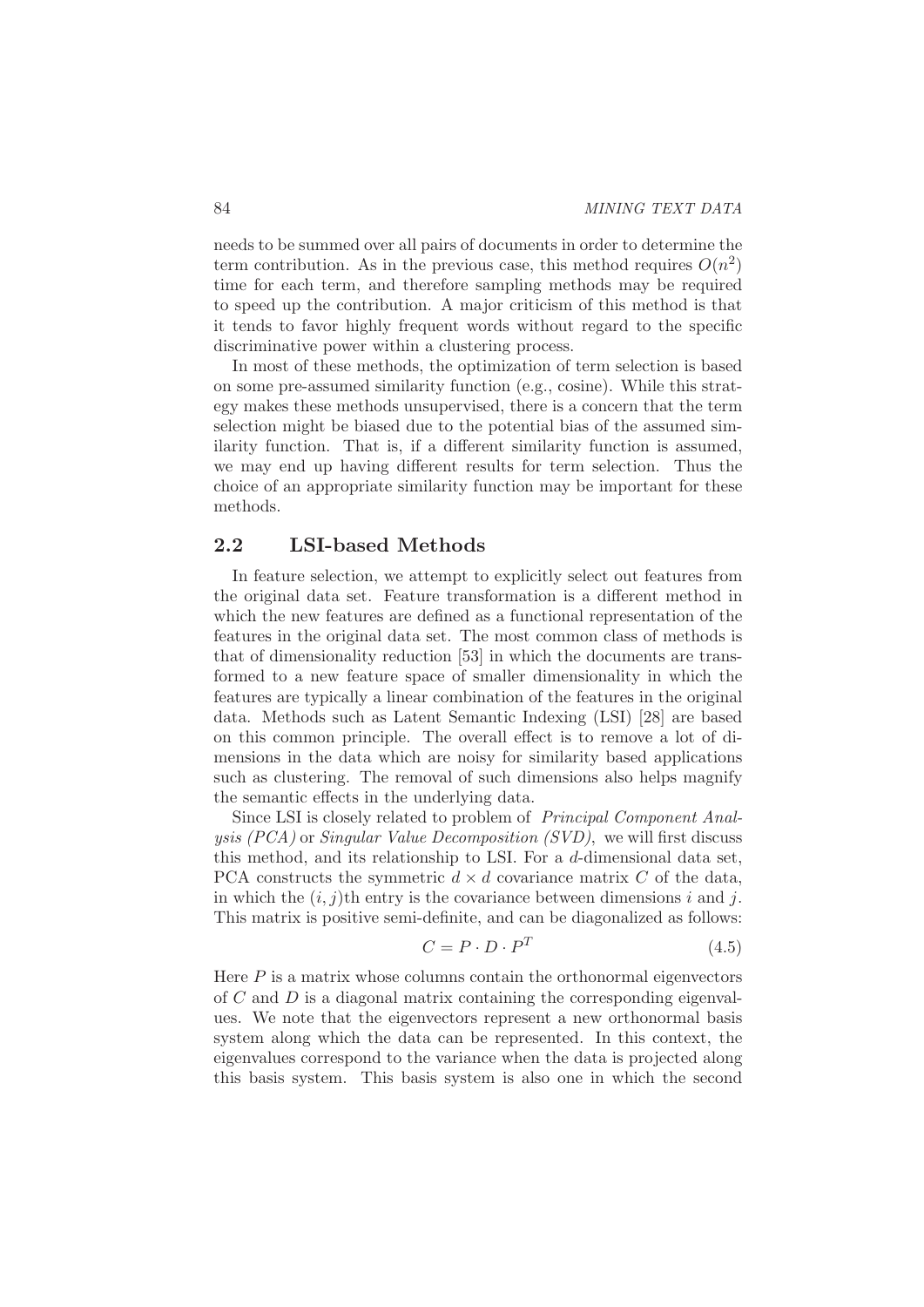needs to be summed over all pairs of documents in order to determine the term contribution. As in the previous case, this method requires $O(n^2)$ time for each term, and therefore sampling methods may be required to speed up the contribution. A major criticism of this method is that it tends to favor highly frequent words without regard to the specific discriminative power within a clustering process.

In most of these methods, the optimization of term selection is based on some pre-assumed similarity function (e.g., cosine). While this strategy makes these methods unsupervised, there is a concern that the term selection might be biased due to the potential bias of the assumed similarity function. That is, if a different similarity function is assumed, we may end up having different results for term selection. Thus the choice of an appropriate similarity function may be important for these methods.

## 2.2 LSI-based Methods

In feature selection, we attempt to explicitly select out features from the original data set. Feature transformation is a different method in which the new features are defined as a functional representation of the features in the original data set. The most common class of methods is that of dimensionality reduction [53] in which the documents are transformed to a new feature space of smaller dimensionality in which the features are typically a linear combination of the features in the original data. Methods such as Latent Semantic Indexing (LSI) [28] are based on this common principle. The overall effect is to remove a lot of dimensions in the data which are noisy for similarity based applications such as clustering. The removal of such dimensions also helps magnify the semantic effects in the underlying data.

Since LSI is closely related to problem of *Principal Component Analysis (PCA)* or *Singular Value Decomposition (SVD)*, we will first discuss this method, and its relationship to LSI. For a $d$-dimensional data set, PCA constructs the symmetric $d \times d$ covariance matrix $C$ of the data, in which the $(i, j)$th entry is the covariance between dimensions $i$ and $j$. This matrix is positive semi-definite, and can be diagonalized as follows:

$$C = P \cdot D \cdot P^T \tag{4.5}$$

Here $P$ is a matrix whose columns contain the orthonormal eigenvectors of $C$ and $D$ is a diagonal matrix containing the corresponding eigenvalues. We note that the eigenvectors represent a new orthonormal basis system along which the data can be represented. In this context, the eigenvalues correspond to the variance when the data is projected along this basis system. This basis system is also one in which the second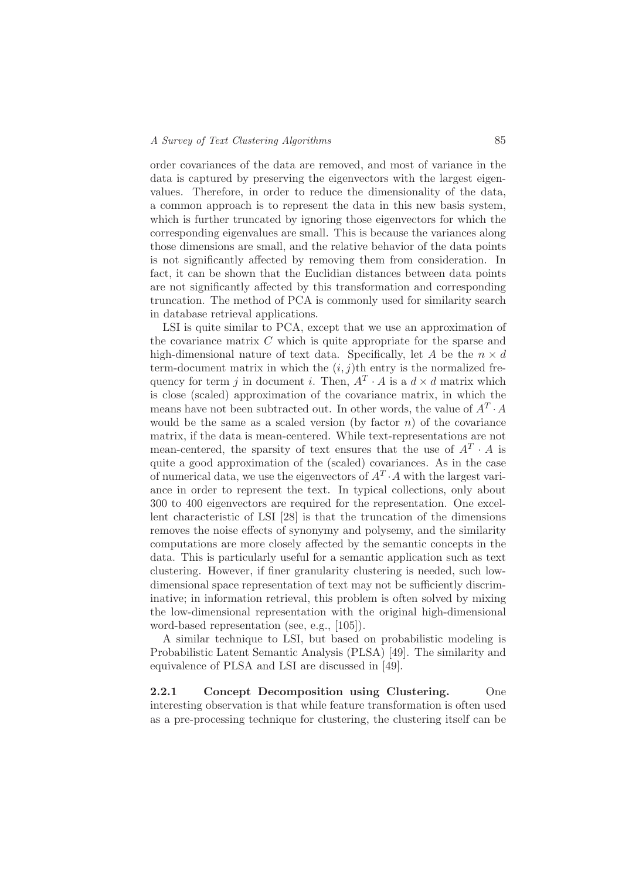order covariances of the data are removed, and most of variance in the data is captured by preserving the eigenvectors with the largest eigenvalues. Therefore, in order to reduce the dimensionality of the data, a common approach is to represent the data in this new basis system, which is further truncated by ignoring those eigenvectors for which the corresponding eigenvalues are small. This is because the variances along those dimensions are small, and the relative behavior of the data points is not significantly affected by removing them from consideration. In fact, it can be shown that the Euclidian distances between data points are not significantly affected by this transformation and corresponding truncation. The method of PCA is commonly used for similarity search in database retrieval applications.

LSI is quite similar to PCA, except that we use an approximation of the covariance matrix $C$ which is quite appropriate for the sparse and high-dimensional nature of text data. Specifically, let $A$ be the $n \times d$ term-document matrix in which the $(i, j)$th entry is the normalized frequency for term $j$ in document $i$. Then, $A^T \cdot A$ is a $d \times d$ matrix which is close (scaled) approximation of the covariance matrix, in which the means have not been subtracted out. In other words, the value of $A^T \cdot A$ would be the same as a scaled version (by factor $n$) of the covariance matrix, if the data is mean-centered. While text-representations are not mean-centered, the sparsity of text ensures that the use of $A^T \cdot A$ is quite a good approximation of the (scaled) covariances. As in the case of numerical data, we use the eigenvectors of $A^T \cdot A$ with the largest variance in order to represent the text. In typical collections, only about 300 to 400 eigenvectors are required for the representation. One excellent characteristic of LSI [28] is that the truncation of the dimensions removes the noise effects of synonymy and polysemy, and the similarity computations are more closely affected by the semantic concepts in the data. This is particularly useful for a semantic application such as text clustering. However, if finer granularity clustering is needed, such low-dimensional space representation of text may not be sufficiently discriminative; in information retrieval, this problem is often solved by mixing the low-dimensional representation with the original high-dimensional word-based representation (see, e.g., [105]).

A similar technique to LSI, but based on probabilistic modeling is Probabilistic Latent Semantic Analysis (PLSA) [49]. The similarity and equivalence of PLSA and LSI are discussed in [49].

#### 2.2.1 Concept Decomposition using Clustering.

One interesting observation is that while feature transformation is often used as a pre-processing technique for clustering, the clustering itself can be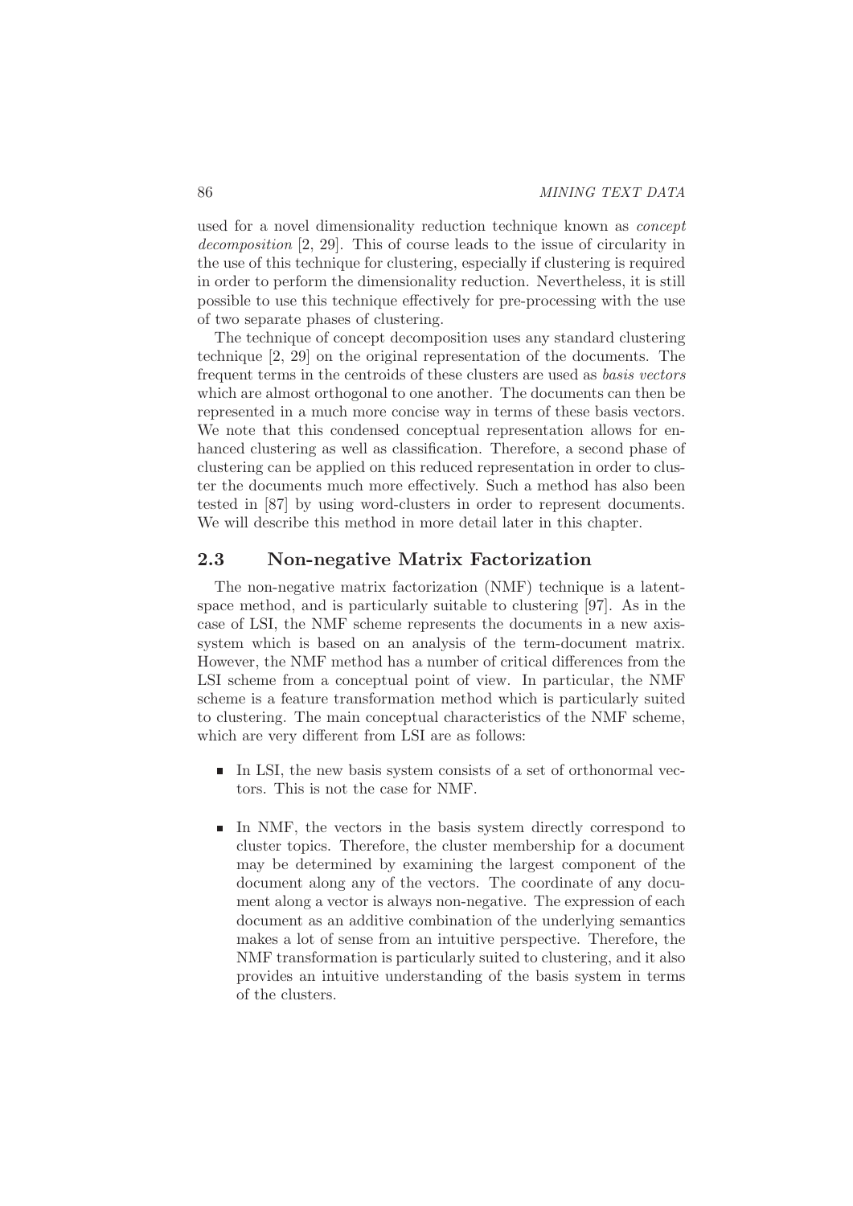used for a novel dimensionality reduction technique known as *concept decomposition* [2, 29]. This of course leads to the issue of circularity in the use of this technique for clustering, especially if clustering is required in order to perform the dimensionality reduction. Nevertheless, it is still possible to use this technique effectively for pre-processing with the use of two separate phases of clustering.

The technique of concept decomposition uses any standard clustering technique [2, 29] on the original representation of the documents. The frequent terms in the centroids of these clusters are used as *basis vectors* which are almost orthogonal to one another. The documents can then be represented in a much more concise way in terms of these basis vectors. We note that this condensed conceptual representation allows for enhanced clustering as well as classification. Therefore, a second phase of clustering can be applied on this reduced representation in order to cluster the documents much more effectively. Such a method has also been tested in [87] by using word-clusters in order to represent documents. We will describe this method in more detail later in this chapter.

## 2.3 Non-negative Matrix Factorization

The non-negative matrix factorization (NMF) technique is a latent-space method, and is particularly suitable to clustering [97]. As in the case of LSI, the NMF scheme represents the documents in a new axis-system which is based on an analysis of the term-document matrix. However, the NMF method has a number of critical differences from the LSI scheme from a conceptual point of view. In particular, the NMF scheme is a feature transformation method which is particularly suited to clustering. The main conceptual characteristics of the NMF scheme, which are very different from LSI are as follows:

- In LSI, the new basis system consists of a set of orthonormal vectors. This is not the case for NMF.
- In NMF, the vectors in the basis system directly correspond to cluster topics. Therefore, the cluster membership for a document may be determined by examining the largest component of the document along any of the vectors. The coordinate of any document along a vector is always non-negative. The expression of each document as an additive combination of the underlying semantics makes a lot of sense from an intuitive perspective. Therefore, the NMF transformation is particularly suited to clustering, and it also provides an intuitive understanding of the basis system in terms of the clusters.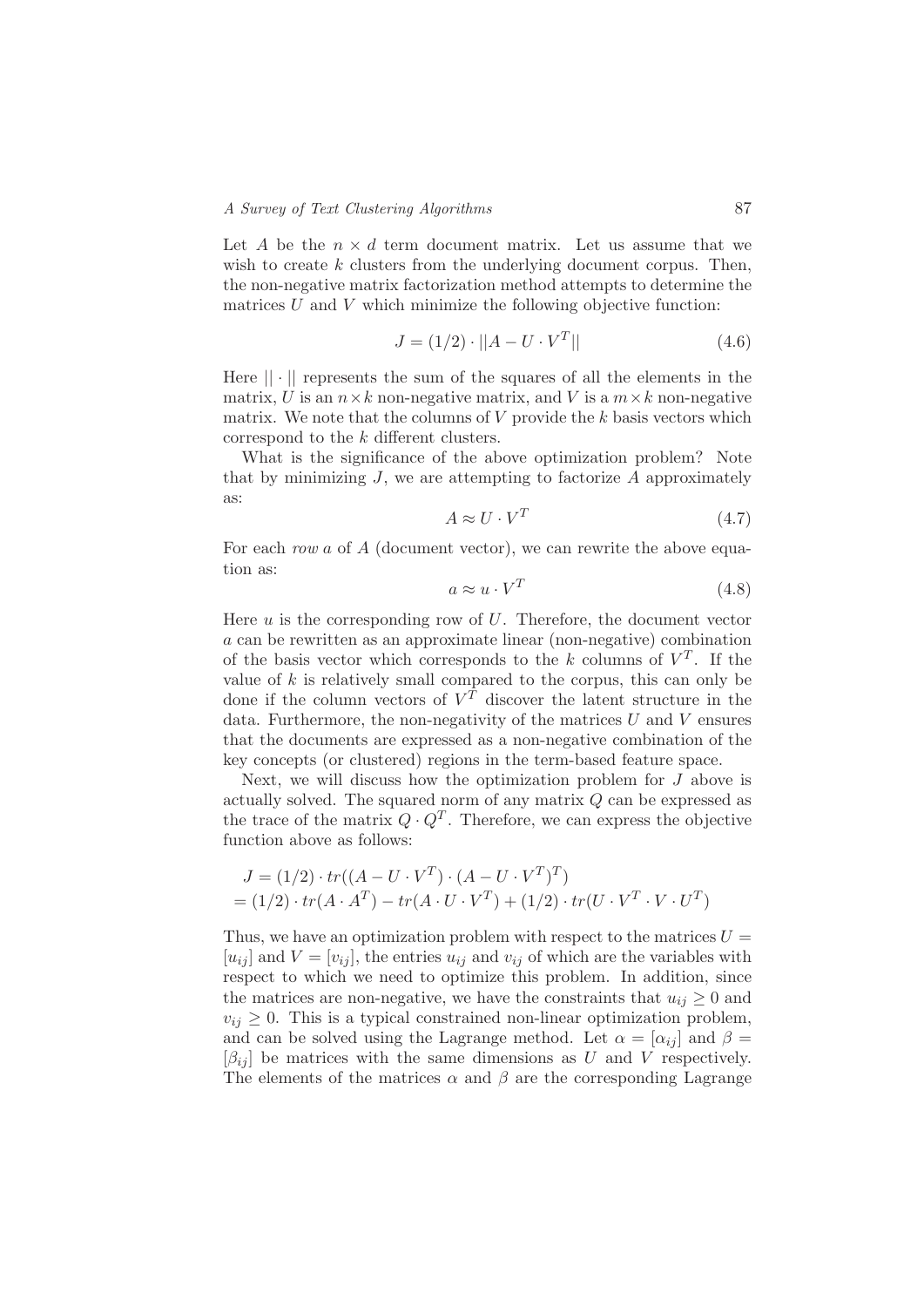Let $A$ be the $n \times d$ term document matrix. Let us assume that we wish to create $k$ clusters from the underlying document corpus. Then, the non-negative matrix factorization method attempts to determine the matrices $U$ and $V$ which minimize the following objective function:

$$J = (1/2) \cdot ||A - U \cdot V^T|| \tag{4.6}$$

Here $|| \cdot ||$ represents the sum of the squares of all the elements in the matrix, $U$ is an $n \times k$ non-negative matrix, and $V$ is a $m \times k$ non-negative matrix. We note that the columns of $V$ provide the $k$ basis vectors which correspond to the $k$ different clusters.

What is the significance of the above optimization problem? Note that by minimizing $J$, we are attempting to factorize $A$ approximately as:

$$A \approx U \cdot V^T \tag{4.7}$$

For each *row* $a$ of $A$ (document vector), we can rewrite the above equation as:

$$a \approx u \cdot V^T \tag{4.8}$$

Here $u$ is the corresponding row of $U$. Therefore, the document vector $a$ can be rewritten as an approximate linear (non-negative) combination of the basis vector which corresponds to the $k$ columns of $V^T$. If the value of $k$ is relatively small compared to the corpus, this can only be done if the column vectors of $V^T$ discover the latent structure in the data. Furthermore, the non-negativity of the matrices $U$ and $V$ ensures that the documents are expressed as a non-negative combination of the key concepts (or clustered) regions in the term-based feature space.

Next, we will discuss how the optimization problem for $J$ above is actually solved. The squared norm of any matrix $Q$ can be expressed as the trace of the matrix $Q \cdot Q^T$. Therefore, we can express the objective function above as follows:

$$\begin{aligned}
J &= (1/2) \cdot tr((A - U \cdot V^T) \cdot (A - U \cdot V^T)^T) \\
&= (1/2) \cdot tr(A \cdot A^T) - tr(A \cdot U \cdot V^T) + (1/2) \cdot tr(U \cdot V^T \cdot V \cdot U^T)
\end{aligned}$$

Thus, we have an optimization problem with respect to the matrices $U = [u_{ij}]$ and $V = [v_{ij}]$, the entries $u_{ij}$ and $v_{ij}$ of which are the variables with respect to which we need to optimize this problem. In addition, since the matrices are non-negative, we have the constraints that $u_{ij} \geq 0$ and $v_{ij} \geq 0$. This is a typical constrained non-linear optimization problem, and can be solved using the Lagrange method. Let $\alpha = [\alpha_{ij}]$ and $\beta = [\beta_{ij}]$ be matrices with the same dimensions as $U$ and $V$ respectively. The elements of the matrices $\alpha$ and $\beta$ are the corresponding Lagrange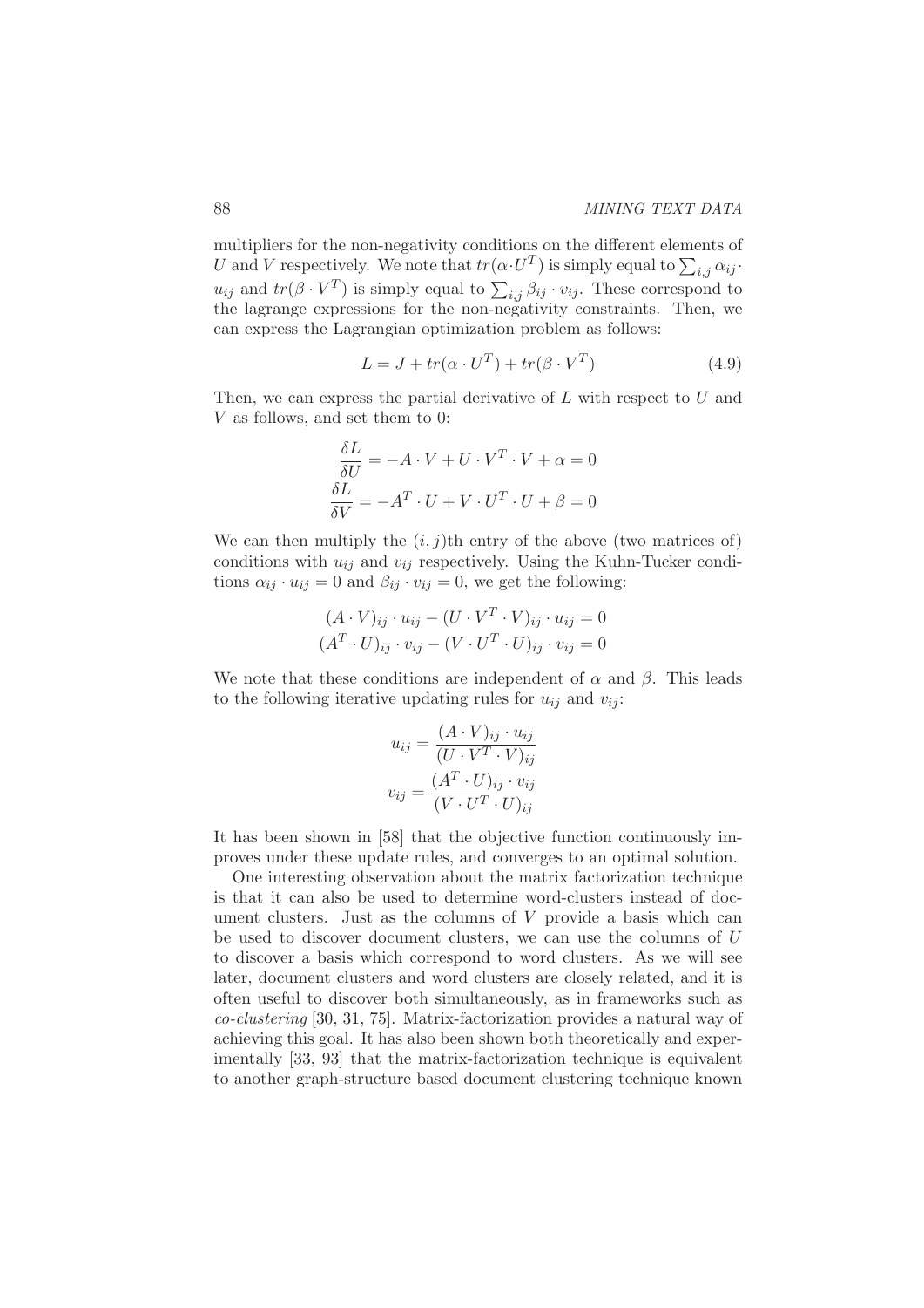multipliers for the non-negativity conditions on the different elements of $U$ and $V$ respectively. We note that $tr(\alpha \cdot U^T)$ is simply equal to $\sum_{i,j} \alpha_{ij} \cdot u_{ij}$ and $tr(\beta \cdot V^T)$ is simply equal to $\sum_{i,j} \beta_{ij} \cdot v_{ij}$. These correspond to the lagrange expressions for the non-negativity constraints. Then, we can express the Lagrangian optimization problem as follows:

$$L = J + tr(\alpha \cdot U^T) + tr(\beta \cdot V^T) \tag{4.9}$$

Then, we can express the partial derivative of $L$ with respect to $U$ and $V$ as follows, and set them to 0:

$$\frac{\delta L}{\delta U} = -A \cdot V + U \cdot V^T \cdot V + \alpha = 0$$
$$\frac{\delta L}{\delta V} = -A^T \cdot U + V \cdot U^T \cdot U + \beta = 0$$

We can then multiply the $(i, j)$th entry of the above (two matrices of) conditions with $u_{ij}$ and $v_{ij}$ respectively. Using the Kuhn-Tucker conditions $\alpha_{ij} \cdot u_{ij} = 0$ and $\beta_{ij} \cdot v_{ij} = 0$, we get the following:

$$(A \cdot V)_{ij} \cdot u_{ij} - (U \cdot V^T \cdot V)_{ij} \cdot u_{ij} = 0$$
$$(A^T \cdot U)_{ij} \cdot v_{ij} - (V \cdot U^T \cdot U)_{ij} \cdot v_{ij} = 0$$

We note that these conditions are independent of $\alpha$ and $\beta$. This leads to the following iterative updating rules for $u_{ij}$ and $v_{ij}$:

$$u_{ij} = \frac{(A \cdot V)_{ij} \cdot u_{ij}}{(U \cdot V^T \cdot V)_{ij}}$$
$$v_{ij} = \frac{(A^T \cdot U)_{ij} \cdot v_{ij}}{(V \cdot U^T \cdot U)_{ij}}$$

It has been shown in [58] that the objective function continuously improves under these update rules, and converges to an optimal solution.

One interesting observation about the matrix factorization technique is that it can also be used to determine word-clusters instead of document clusters. Just as the columns of $V$ provide a basis which can be used to discover document clusters, we can use the columns of $U$ to discover a basis which correspond to word clusters. As we will see later, document clusters and word clusters are closely related, and it is often useful to discover both simultaneously, as in frameworks such as *co-clustering* [30, 31, 75]. Matrix-factorization provides a natural way of achieving this goal. It has also been shown both theoretically and experimentally [33, 93] that the matrix-factorization technique is equivalent to another graph-structure based document clustering technique known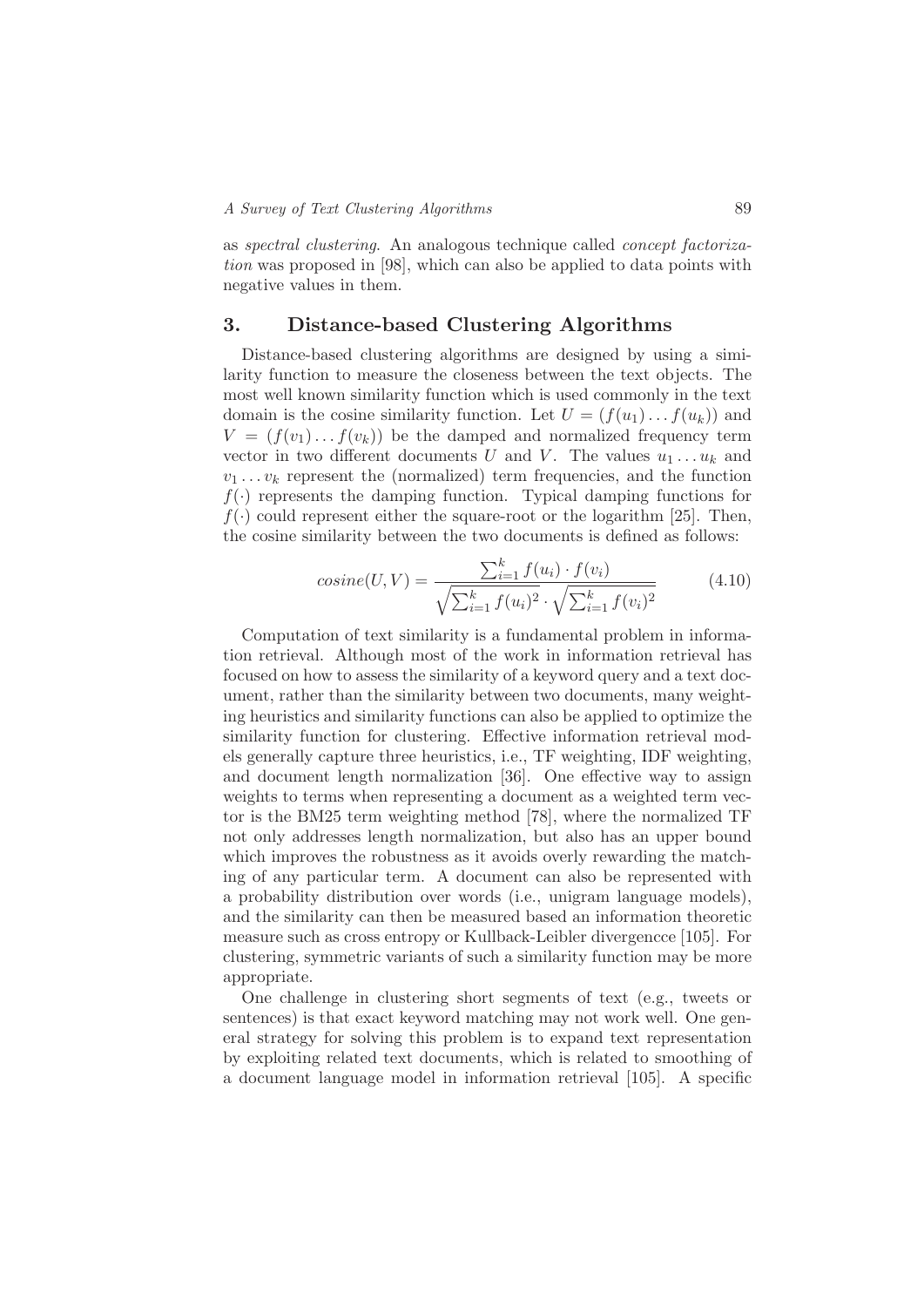as *spectral clustering*. An analogous technique called *concept factorization* was proposed in [98], which can also be applied to data points with negative values in them.

## 3. Distance-based Clustering Algorithms

Distance-based clustering algorithms are designed by using a similarity function to measure the closeness between the text objects. The most well known similarity function which is used commonly in the text domain is the cosine similarity function. Let $U = (f(u_1) \dots f(u_k))$ and $V = (f(v_1) \dots f(v_k))$ be the damped and normalized frequency term vector in two different documents $U$ and $V$. The values $u_1 \dots u_k$ and $v_1 \dots v_k$ represent the (normalized) term frequencies, and the function $f(\cdot)$ represents the damping function. Typical damping functions for $f(\cdot)$ could represent either the square-root or the logarithm [25]. Then, the cosine similarity between the two documents is defined as follows:

$$cosine(U, V) = \frac{\sum_{i=1}^{k} f(u_i) \cdot f(v_i)}{\sqrt{\sum_{i=1}^{k} f(u_i)^2} \cdot \sqrt{\sum_{i=1}^{k} f(v_i)^2}} \tag{4.10}$$

Computation of text similarity is a fundamental problem in information retrieval. Although most of the work in information retrieval has focused on how to assess the similarity of a keyword query and a text document, rather than the similarity between two documents, many weighting heuristics and similarity functions can also be applied to optimize the similarity function for clustering. Effective information retrieval models generally capture three heuristics, i.e., TF weighting, IDF weighting, and document length normalization [36]. One effective way to assign weights to terms when representing a document as a weighted term vector is the BM25 term weighting method [78], where the normalized TF not only addresses length normalization, but also has an upper bound which improves the robustness as it avoids overly rewarding the matching of any particular term. A document can also be represented with a probability distribution over words (i.e., unigram language models), and the similarity can then be measured based an information theoretic measure such as cross entropy or Kullback-Leibler divergencce [105]. For clustering, symmetric variants of such a similarity function may be more appropriate.

One challenge in clustering short segments of text (e.g., tweets or sentences) is that exact keyword matching may not work well. One general strategy for solving this problem is to expand text representation by exploiting related text documents, which is related to smoothing of a document language model in information retrieval [105]. A specific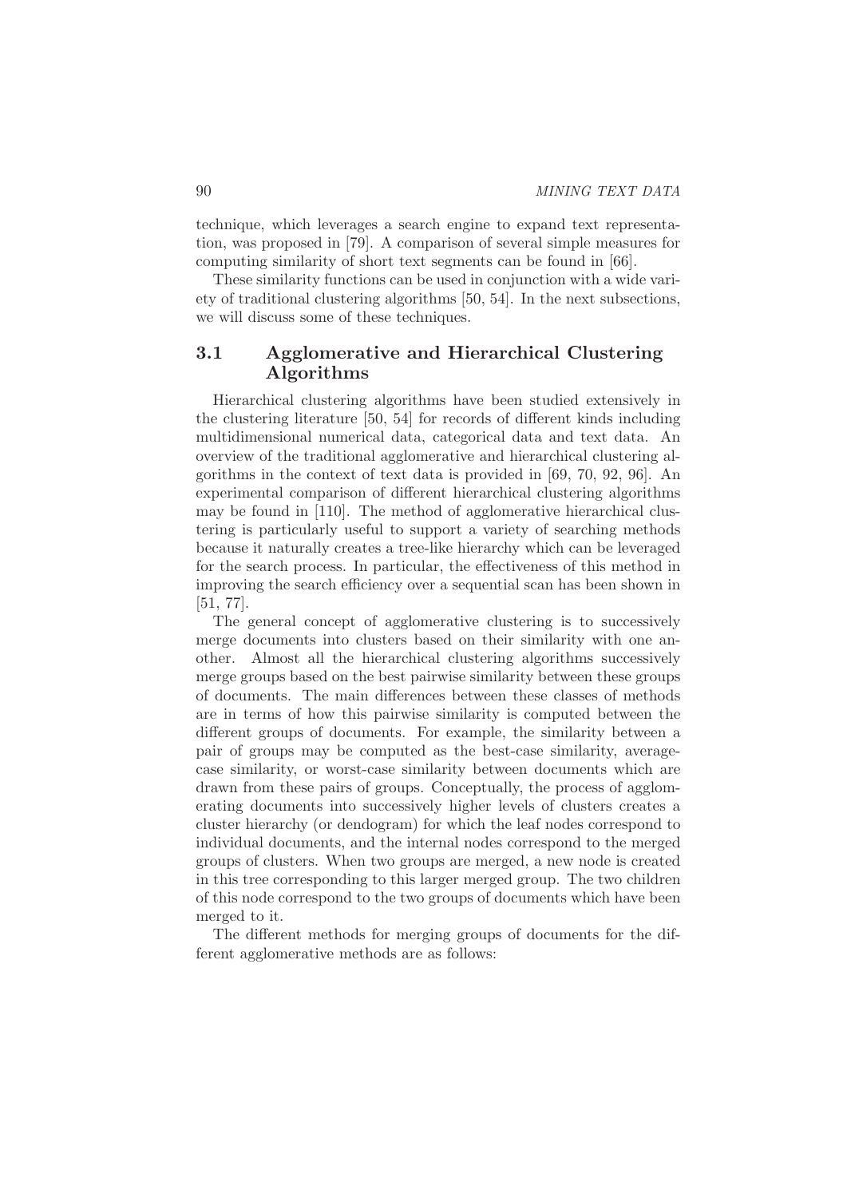technique, which leverages a search engine to expand text representation, was proposed in [79]. A comparison of several simple measures for computing similarity of short text segments can be found in [66].

These similarity functions can be used in conjunction with a wide variety of traditional clustering algorithms [50, 54]. In the next subsections, we will discuss some of these techniques.

## 3.1 Agglomerative and Hierarchical Clustering Algorithms

Hierarchical clustering algorithms have been studied extensively in the clustering literature [50, 54] for records of different kinds including multidimensional numerical data, categorical data and text data. An overview of the traditional agglomerative and hierarchical clustering algorithms in the context of text data is provided in [69, 70, 92, 96]. An experimental comparison of different hierarchical clustering algorithms may be found in [110]. The method of agglomerative hierarchical clustering is particularly useful to support a variety of searching methods because it naturally creates a tree-like hierarchy which can be leveraged for the search process. In particular, the effectiveness of this method in improving the search efficiency over a sequential scan has been shown in [51, 77].

The general concept of agglomerative clustering is to successively merge documents into clusters based on their similarity with one another. Almost all the hierarchical clustering algorithms successively merge groups based on the best pairwise similarity between these groups of documents. The main differences between these classes of methods are in terms of how this pairwise similarity is computed between the different groups of documents. For example, the similarity between a pair of groups may be computed as the best-case similarity, average-case similarity, or worst-case similarity between documents which are drawn from these pairs of groups. Conceptually, the process of agglomerating documents into successively higher levels of clusters creates a cluster hierarchy (or dendogram) for which the leaf nodes correspond to individual documents, and the internal nodes correspond to the merged groups of clusters. When two groups are merged, a new node is created in this tree corresponding to this larger merged group. The two children of this node correspond to the two groups of documents which have been merged to it.

The different methods for merging groups of documents for the different agglomerative methods are as follows: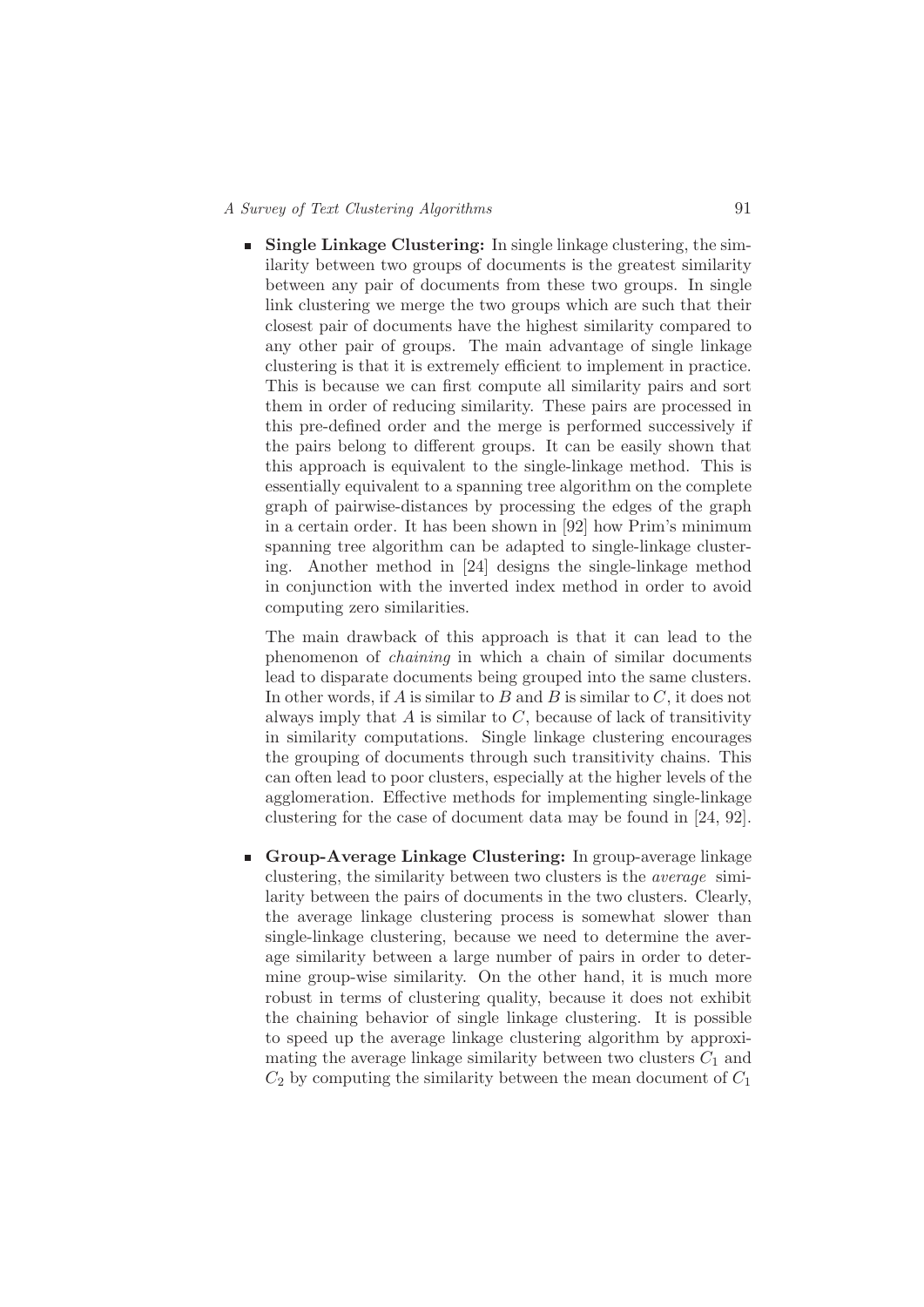- **Single Linkage Clustering:** In single linkage clustering, the similarity between two groups of documents is the greatest similarity between any pair of documents from these two groups. In single link clustering we merge the two groups which are such that their closest pair of documents have the highest similarity compared to any other pair of groups. The main advantage of single linkage clustering is that it is extremely efficient to implement in practice. This is because we can first compute all similarity pairs and sort them in order of reducing similarity. These pairs are processed in this pre-defined order and the merge is performed successively if the pairs belong to different groups. It can be easily shown that this approach is equivalent to the single-linkage method. This is essentially equivalent to a spanning tree algorithm on the complete graph of pairwise-distances by processing the edges of the graph in a certain order. It has been shown in [92] how Prim's minimum spanning tree algorithm can be adapted to single-linkage clustering. Another method in [24] designs the single-linkage method in conjunction with the inverted index method in order to avoid computing zero similarities.

  The main drawback of this approach is that it can lead to the phenomenon of *chaining* in which a chain of similar documents lead to disparate documents being grouped into the same clusters. In other words, if $A$ is similar to $B$ and $B$ is similar to $C$, it does not always imply that $A$ is similar to $C$, because of lack of transitivity in similarity computations. Single linkage clustering encourages the grouping of documents through such transitivity chains. This can often lead to poor clusters, especially at the higher levels of the agglomeration. Effective methods for implementing single-linkage clustering for the case of document data may be found in [24, 92].

- **Group-Average Linkage Clustering:** In group-average linkage clustering, the similarity between two clusters is the *average* similarity between the pairs of documents in the two clusters. Clearly, the average linkage clustering process is somewhat slower than single-linkage clustering, because we need to determine the average similarity between a large number of pairs in order to determine group-wise similarity. On the other hand, it is much more robust in terms of clustering quality, because it does not exhibit the chaining behavior of single linkage clustering. It is possible to speed up the average linkage clustering algorithm by approximating the average linkage similarity between two clusters $C_1$ and $C_2$ by computing the similarity between the mean document of $C_1$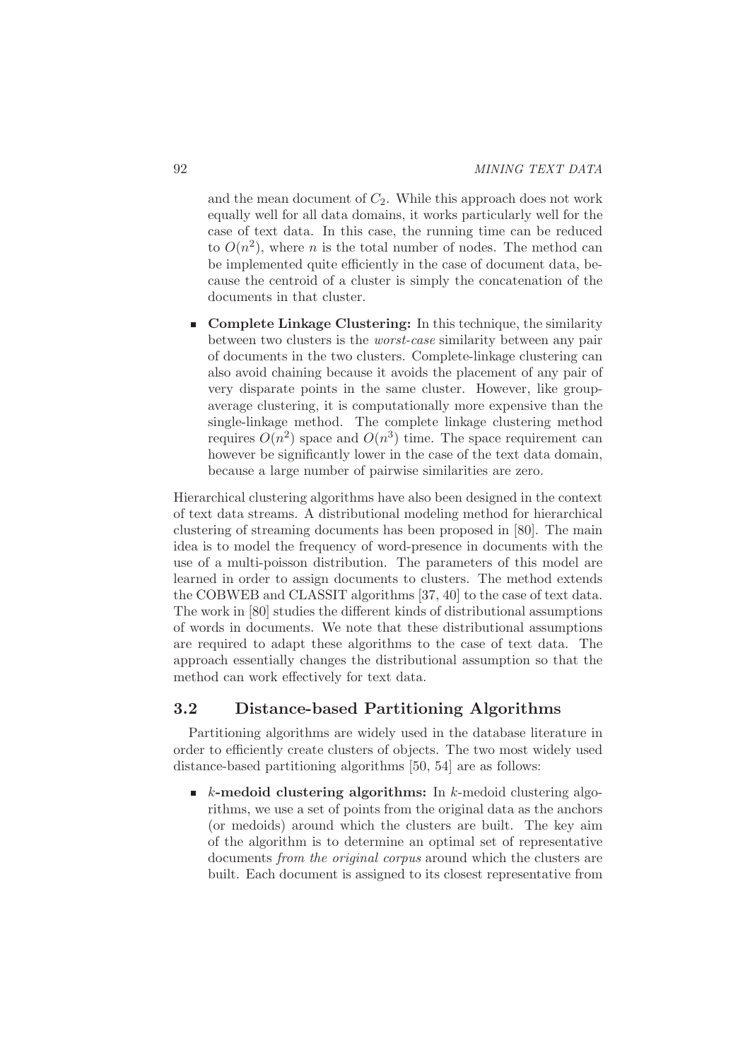and the mean document of $C_2$. While this approach does not work equally well for all data domains, it works particularly well for the case of text data. In this case, the running time can be reduced to $O(n^2)$, where $n$ is the total number of nodes. The method can be implemented quite efficiently in the case of document data, because the centroid of a cluster is simply the concatenation of the documents in that cluster.

- **Complete Linkage Clustering:** In this technique, the similarity between two clusters is the *worst-case* similarity between any pair of documents in the two clusters. Complete-linkage clustering can also avoid chaining because it avoids the placement of any pair of very disparate points in the same cluster. However, like group-average clustering, it is computationally more expensive than the single-linkage method. The complete linkage clustering method requires $O(n^2)$ space and $O(n^3)$ time. The space requirement can however be significantly lower in the case of the text data domain, because a large number of pairwise similarities are zero.

Hierarchical clustering algorithms have also been designed in the context of text data streams. A distributional modeling method for hierarchical clustering of streaming documents has been proposed in [80]. The main idea is to model the frequency of word-presence in documents with the use of a multi-poisson distribution. The parameters of this model are learned in order to assign documents to clusters. The method extends the COBWEB and CLASSIT algorithms [37, 40] to the case of text data. The work in [80] studies the different kinds of distributional assumptions of words in documents. We note that these distributional assumptions are required to adapt these algorithms to the case of text data. The approach essentially changes the distributional assumption so that the method can work effectively for text data.

### 3.2 Distance-based Partitioning Algorithms

Partitioning algorithms are widely used in the database literature in order to efficiently create clusters of objects. The two most widely used distance-based partitioning algorithms [50, 54] are as follows:

- ***k*-medoid clustering algorithms:** In $k$-medoid clustering algorithms, we use a set of points from the original data as the anchors (or medoids) around which the clusters are built. The key aim of the algorithm is to determine an optimal set of representative documents *from the original corpus* around which the clusters are built. Each document is assigned to its closest representative from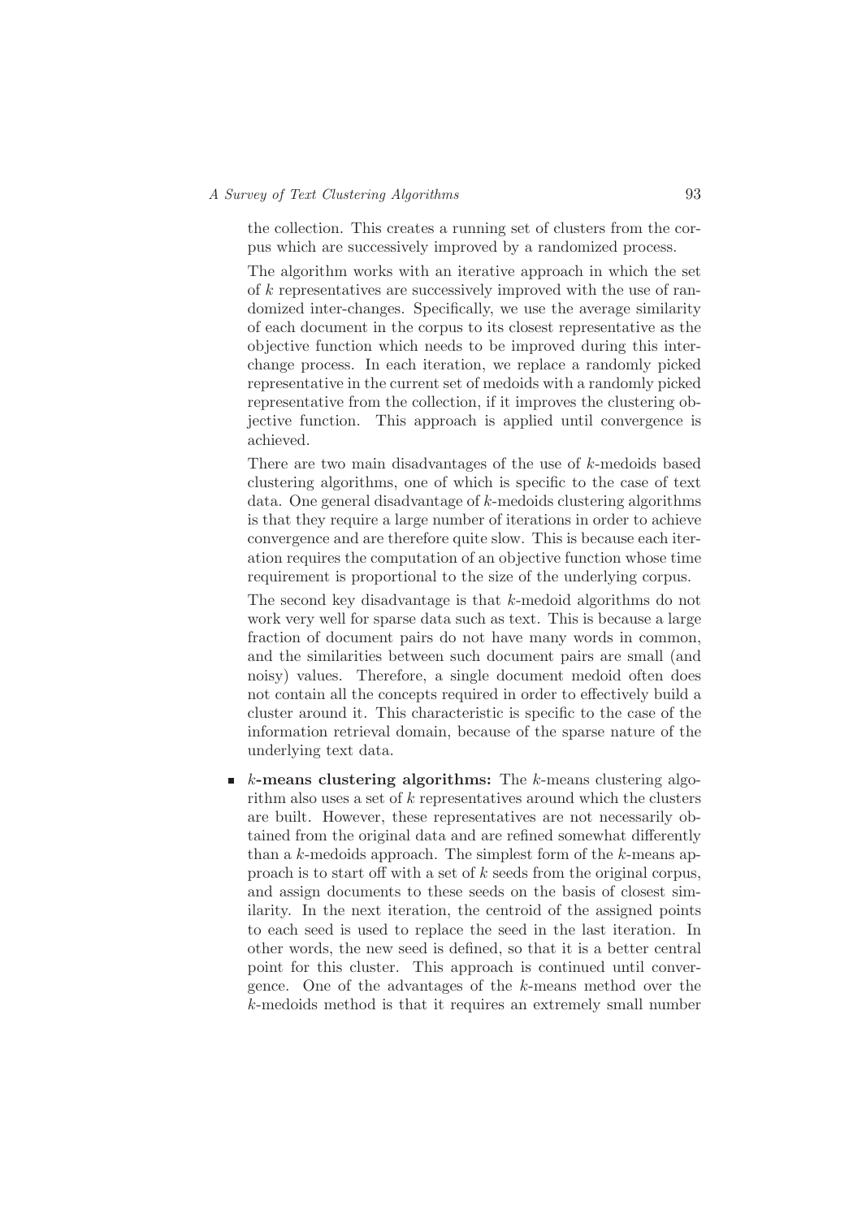the collection. This creates a running set of clusters from the corpus which are successively improved by a randomized process.

The algorithm works with an iterative approach in which the set of $k$ representatives are successively improved with the use of randomized inter-changes. Specifically, we use the average similarity of each document in the corpus to its closest representative as the objective function which needs to be improved during this interchange process. In each iteration, we replace a randomly picked representative in the current set of medoids with a randomly picked representative from the collection, if it improves the clustering objective function. This approach is applied until convergence is achieved.

There are two main disadvantages of the use of $k$-medoids based clustering algorithms, one of which is specific to the case of text data. One general disadvantage of $k$-medoids clustering algorithms is that they require a large number of iterations in order to achieve convergence and are therefore quite slow. This is because each iteration requires the computation of an objective function whose time requirement is proportional to the size of the underlying corpus.

The second key disadvantage is that $k$-medoid algorithms do not work very well for sparse data such as text. This is because a large fraction of document pairs do not have many words in common, and the similarities between such document pairs are small (and noisy) values. Therefore, a single document medoid often does not contain all the concepts required in order to effectively build a cluster around it. This characteristic is specific to the case of the information retrieval domain, because of the sparse nature of the underlying text data.

- **$k$-means clustering algorithms:** The $k$-means clustering algorithm also uses a set of $k$ representatives around which the clusters are built. However, these representatives are not necessarily obtained from the original data and are refined somewhat differently than a $k$-medoids approach. The simplest form of the $k$-means approach is to start off with a set of $k$ seeds from the original corpus, and assign documents to these seeds on the basis of closest similarity. In the next iteration, the centroid of the assigned points to each seed is used to replace the seed in the last iteration. In other words, the new seed is defined, so that it is a better central point for this cluster. This approach is continued until convergence. One of the advantages of the $k$-means method over the $k$-medoids method is that it requires an extremely small number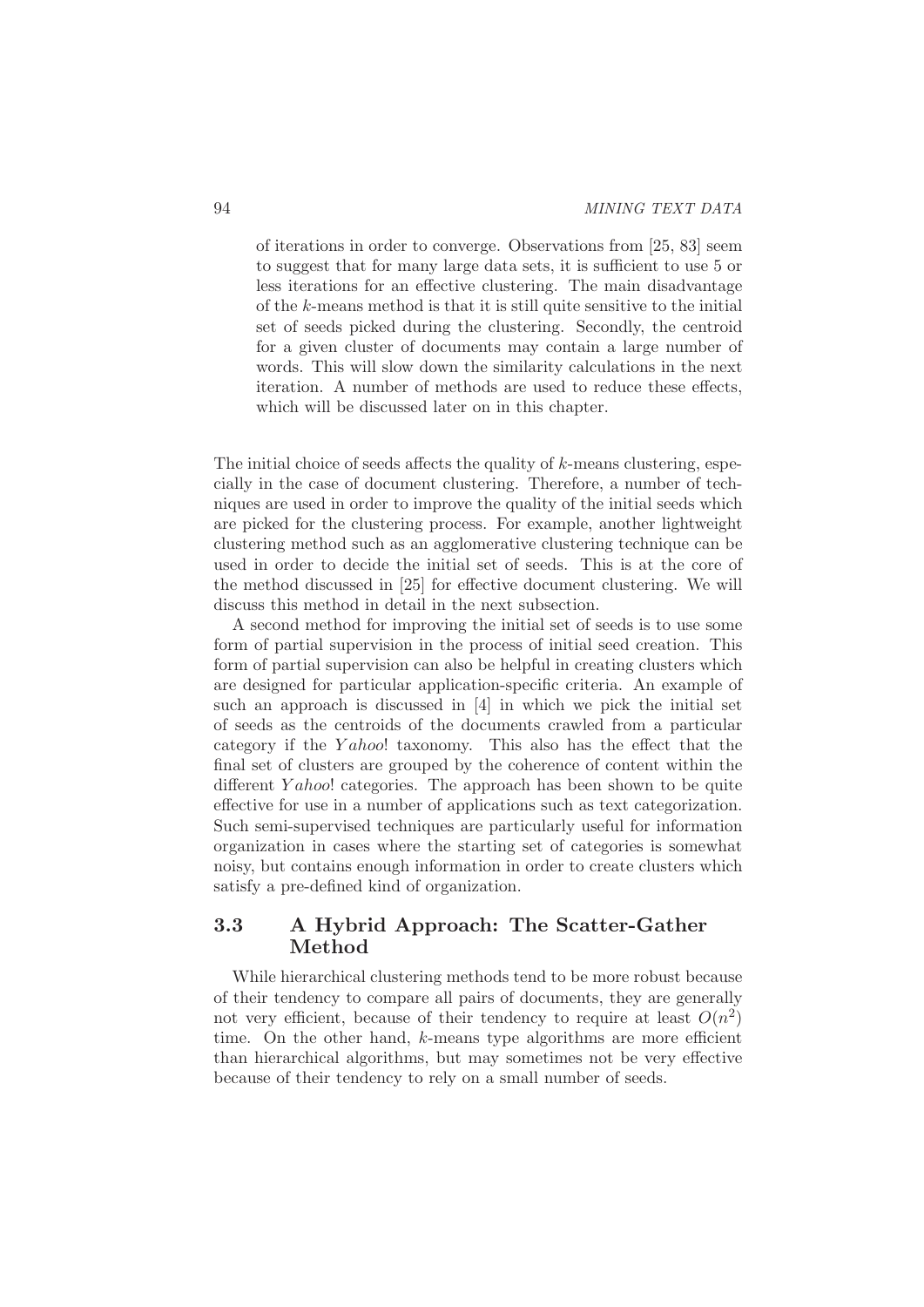of iterations in order to converge. Observations from [25, 83] seem to suggest that for many large data sets, it is sufficient to use 5 or less iterations for an effective clustering. The main disadvantage of the $k$-means method is that it is still quite sensitive to the initial set of seeds picked during the clustering. Secondly, the centroid for a given cluster of documents may contain a large number of words. This will slow down the similarity calculations in the next iteration. A number of methods are used to reduce these effects, which will be discussed later on in this chapter.

The initial choice of seeds affects the quality of $k$-means clustering, especially in the case of document clustering. Therefore, a number of techniques are used in order to improve the quality of the initial seeds which are picked for the clustering process. For example, another lightweight clustering method such as an agglomerative clustering technique can be used in order to decide the initial set of seeds. This is at the core of the method discussed in [25] for effective document clustering. We will discuss this method in detail in the next subsection.

A second method for improving the initial set of seeds is to use some form of partial supervision in the process of initial seed creation. This form of partial supervision can also be helpful in creating clusters which are designed for particular application-specific criteria. An example of such an approach is discussed in [4] in which we pick the initial set of seeds as the centroids of the documents crawled from a particular category if the $Yahoo!$ taxonomy. This also has the effect that the final set of clusters are grouped by the coherence of content within the different $Yahoo!$ categories. The approach has been shown to be quite effective for use in a number of applications such as text categorization. Such semi-supervised techniques are particularly useful for information organization in cases where the starting set of categories is somewhat noisy, but contains enough information in order to create clusters which satisfy a pre-defined kind of organization.

## 3.3 A Hybrid Approach: The Scatter-Gather Method

While hierarchical clustering methods tend to be more robust because of their tendency to compare all pairs of documents, they are generally not very efficient, because of their tendency to require at least $O(n^2)$ time. On the other hand, $k$-means type algorithms are more efficient than hierarchical algorithms, but may sometimes not be very effective because of their tendency to rely on a small number of seeds.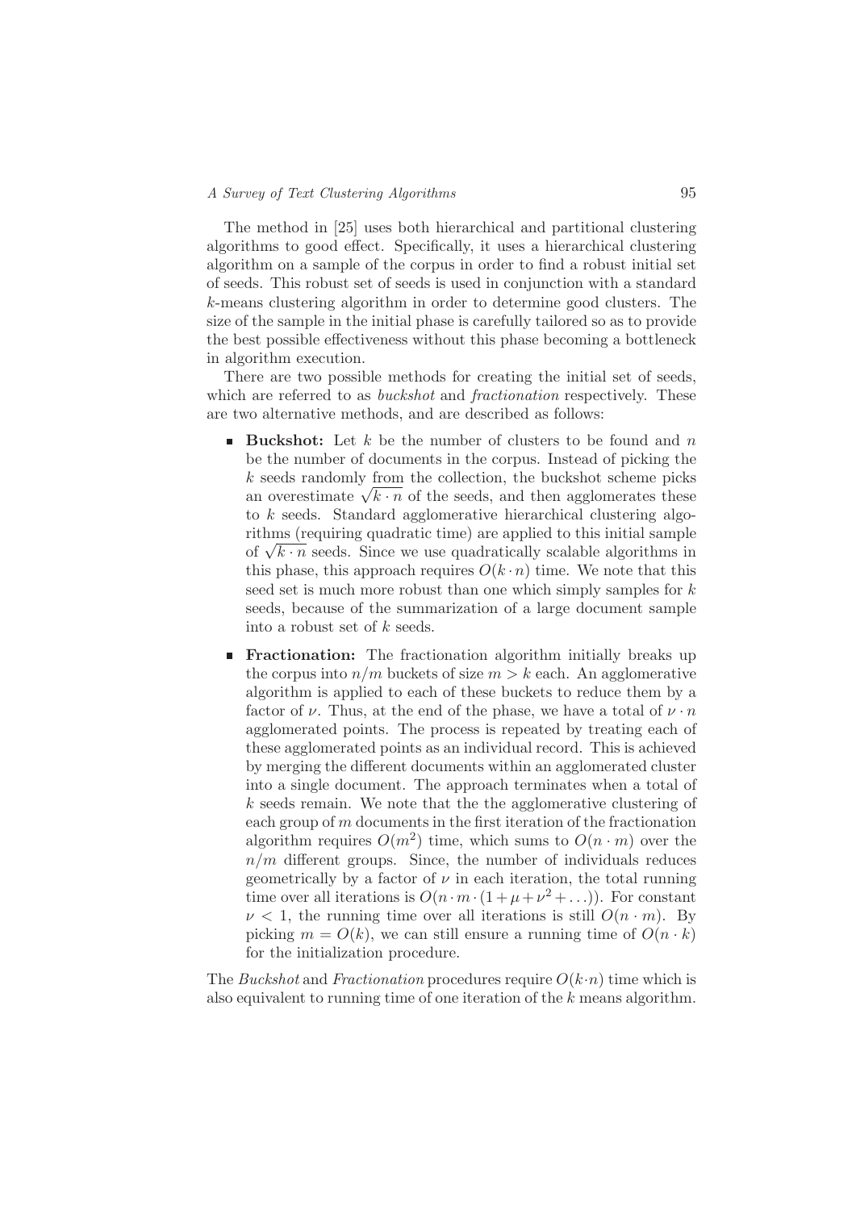The method in [25] uses both hierarchical and partitional clustering algorithms to good effect. Specifically, it uses a hierarchical clustering algorithm on a sample of the corpus in order to find a robust initial set of seeds. This robust set of seeds is used in conjunction with a standard $k$-means clustering algorithm in order to determine good clusters. The size of the sample in the initial phase is carefully tailored so as to provide the best possible effectiveness without this phase becoming a bottleneck in algorithm execution.

There are two possible methods for creating the initial set of seeds, which are referred to as *buckshot* and *fractionation* respectively. These are two alternative methods, and are described as follows:

- **Buckshot:** Let $k$ be the number of clusters to be found and $n$ be the number of documents in the corpus. Instead of picking the $k$ seeds randomly from the collection, the buckshot scheme picks an overestimate $\sqrt{k \cdot n}$ of the seeds, and then agglomerates these to $k$ seeds. Standard agglomerative hierarchical clustering algorithms (requiring quadratic time) are applied to this initial sample of $\sqrt{k \cdot n}$ seeds. Since we use quadratically scalable algorithms in this phase, this approach requires $O(k \cdot n)$ time. We note that this seed set is much more robust than one which simply samples for $k$ seeds, because of the summarization of a large document sample into a robust set of $k$ seeds.

- **Fractionation:** The fractionation algorithm initially breaks up the corpus into $n/m$ buckets of size $m > k$ each. An agglomerative algorithm is applied to each of these buckets to reduce them by a factor of $\nu$. Thus, at the end of the phase, we have a total of $\nu \cdot n$ agglomerated points. The process is repeated by treating each of these agglomerated points as an individual record. This is achieved by merging the different documents within an agglomerated cluster into a single document. The approach terminates when a total of $k$ seeds remain. We note that the the agglomerative clustering of each group of $m$ documents in the first iteration of the fractionation algorithm requires $O(m^2)$ time, which sums to $O(n \cdot m)$ over the $n/m$ different groups. Since, the number of individuals reduces geometrically by a factor of $\nu$ in each iteration, the total running time over all iterations is $O(n \cdot m \cdot (1 + \mu + \nu^2 + \ldots))$. For constant $\nu < 1$, the running time over all iterations is still $O(n \cdot m)$. By picking $m = O(k)$, we can still ensure a running time of $O(n \cdot k)$ for the initialization procedure.

The *Buckshot* and *Fractionation* procedures require $O(k \cdot n)$ time which is also equivalent to running time of one iteration of the $k$ means algorithm.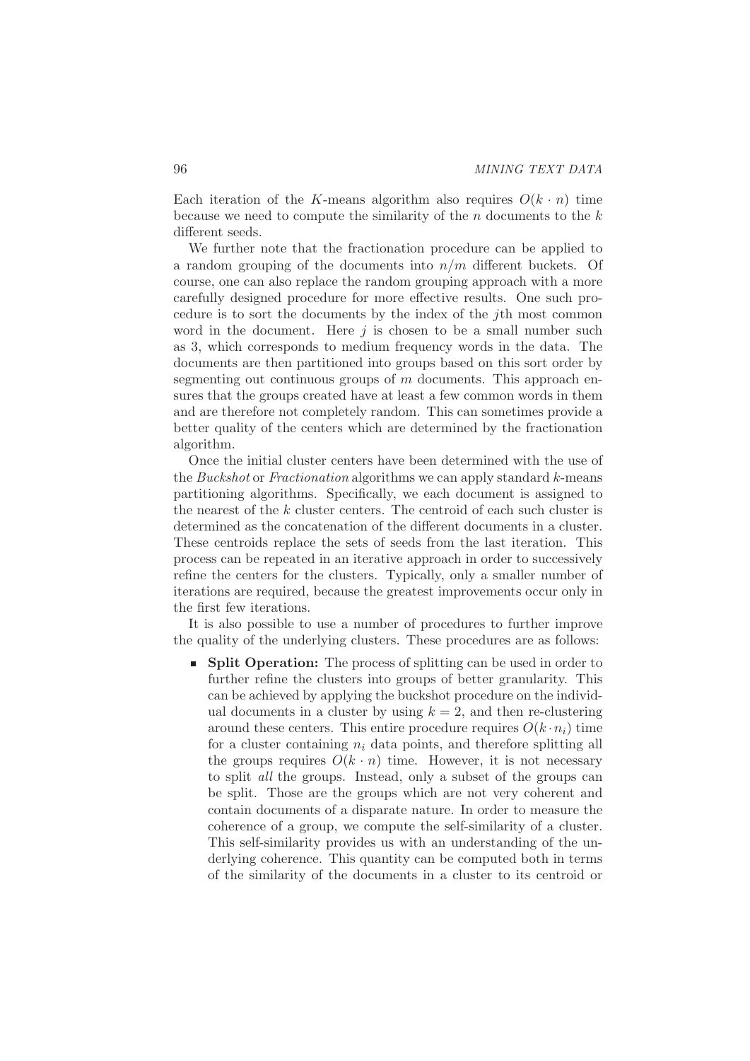Each iteration of the $K$-means algorithm also requires $O(k \cdot n)$ time because we need to compute the similarity of the $n$ documents to the $k$ different seeds.

We further note that the fractionation procedure can be applied to a random grouping of the documents into $n/m$ different buckets. Of course, one can also replace the random grouping approach with a more carefully designed procedure for more effective results. One such procedure is to sort the documents by the index of the $j$th most common word in the document. Here $j$ is chosen to be a small number such as 3, which corresponds to medium frequency words in the data. The documents are then partitioned into groups based on this sort order by segmenting out continuous groups of $m$ documents. This approach ensures that the groups created have at least a few common words in them and are therefore not completely random. This can sometimes provide a better quality of the centers which are determined by the fractionation algorithm.

Once the initial cluster centers have been determined with the use of the *Buckshot* or *Fractionation* algorithms we can apply standard $k$-means partitioning algorithms. Specifically, we each document is assigned to the nearest of the $k$ cluster centers. The centroid of each such cluster is determined as the concatenation of the different documents in a cluster. These centroids replace the sets of seeds from the last iteration. This process can be repeated in an iterative approach in order to successively refine the centers for the clusters. Typically, only a smaller number of iterations are required, because the greatest improvements occur only in the first few iterations.

It is also possible to use a number of procedures to further improve the quality of the underlying clusters. These procedures are as follows:

- **Split Operation:** The process of splitting can be used in order to further refine the clusters into groups of better granularity. This can be achieved by applying the buckshot procedure on the individual documents in a cluster by using $k = 2$, and then re-clustering around these centers. This entire procedure requires $O(k \cdot n_i)$ time for a cluster containing $n_i$ data points, and therefore splitting all the groups requires $O(k \cdot n)$ time. However, it is not necessary to split *all* the groups. Instead, only a subset of the groups can be split. Those are the groups which are not very coherent and contain documents of a disparate nature. In order to measure the coherence of a group, we compute the self-similarity of a cluster. This self-similarity provides us with an understanding of the underlying coherence. This quantity can be computed both in terms of the similarity of the documents in a cluster to its centroid or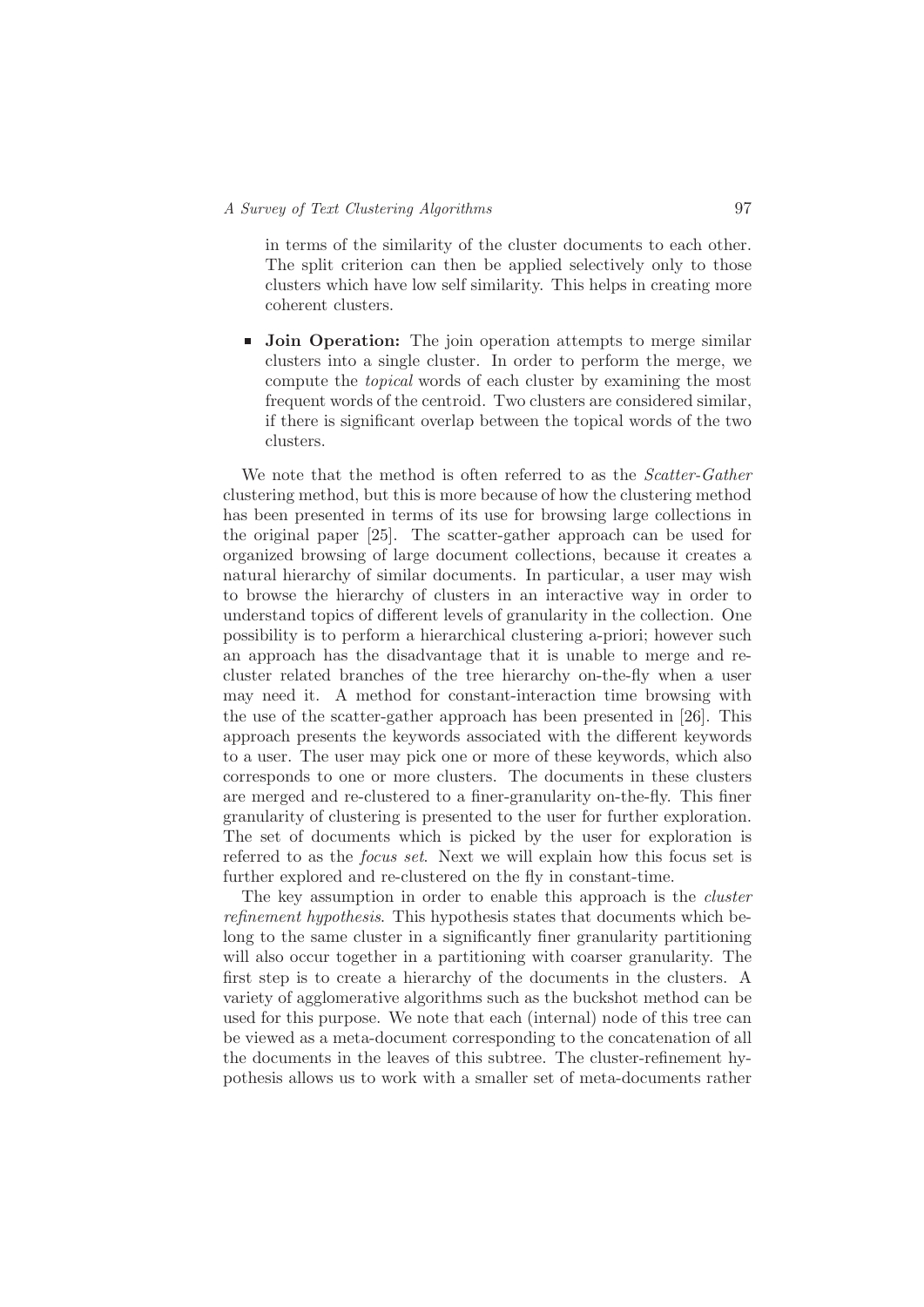in terms of the similarity of the cluster documents to each other. The split criterion can then be applied selectively only to those clusters which have low self similarity. This helps in creating more coherent clusters.

- **Join Operation:** The join operation attempts to merge similar clusters into a single cluster. In order to perform the merge, we compute the *topical* words of each cluster by examining the most frequent words of the centroid. Two clusters are considered similar, if there is significant overlap between the topical words of the two clusters.

We note that the method is often referred to as the *Scatter-Gather* clustering method, but this is more because of how the clustering method has been presented in terms of its use for browsing large collections in the original paper [25]. The scatter-gather approach can be used for organized browsing of large document collections, because it creates a natural hierarchy of similar documents. In particular, a user may wish to browse the hierarchy of clusters in an interactive way in order to understand topics of different levels of granularity in the collection. One possibility is to perform a hierarchical clustering a-priori; however such an approach has the disadvantage that it is unable to merge and re-cluster related branches of the tree hierarchy on-the-fly when a user may need it. A method for constant-interaction time browsing with the use of the scatter-gather approach has been presented in [26]. This approach presents the keywords associated with the different keywords to a user. The user may pick one or more of these keywords, which also corresponds to one or more clusters. The documents in these clusters are merged and re-clustered to a finer-granularity on-the-fly. This finer granularity of clustering is presented to the user for further exploration. The set of documents which is picked by the user for exploration is referred to as the *focus set*. Next we will explain how this focus set is further explored and re-clustered on the fly in constant-time.

The key assumption in order to enable this approach is the *cluster refinement hypothesis*. This hypothesis states that documents which belong to the same cluster in a significantly finer granularity partitioning will also occur together in a partitioning with coarser granularity. The first step is to create a hierarchy of the documents in the clusters. A variety of agglomerative algorithms such as the buckshot method can be used for this purpose. We note that each (internal) node of this tree can be viewed as a meta-document corresponding to the concatenation of all the documents in the leaves of this subtree. The cluster-refinement hypothesis allows us to work with a smaller set of meta-documents rather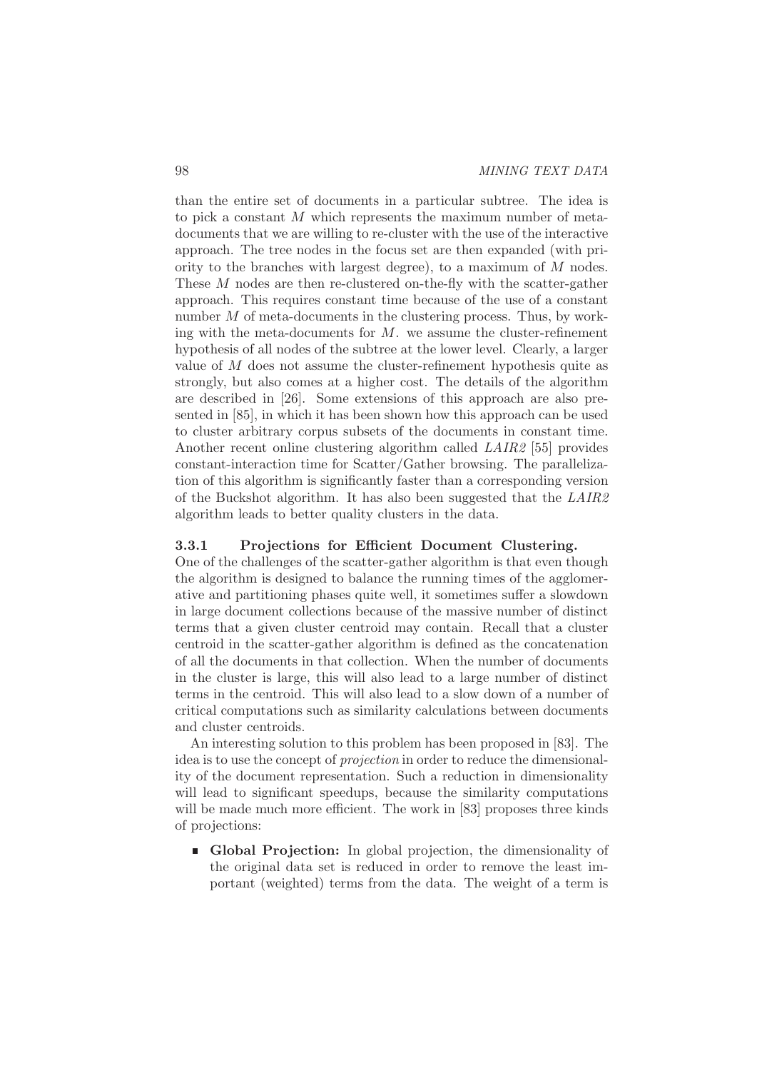than the entire set of documents in a particular subtree. The idea is to pick a constant $M$ which represents the maximum number of meta-documents that we are willing to re-cluster with the use of the interactive approach. The tree nodes in the focus set are then expanded (with priority to the branches with largest degree), to a maximum of $M$ nodes. These $M$ nodes are then re-clustered on-the-fly with the scatter-gather approach. This requires constant time because of the use of a constant number $M$ of meta-documents in the clustering process. Thus, by working with the meta-documents for $M$. we assume the cluster-refinement hypothesis of all nodes of the subtree at the lower level. Clearly, a larger value of $M$ does not assume the cluster-refinement hypothesis quite as strongly, but also comes at a higher cost. The details of the algorithm are described in [26]. Some extensions of this approach are also presented in [85], in which it has been shown how this approach can be used to cluster arbitrary corpus subsets of the documents in constant time. Another recent online clustering algorithm called *LAIR2* [55] provides constant-interaction time for Scatter/Gather browsing. The parallelization of this algorithm is significantly faster than a corresponding version of the Buckshot algorithm. It has also been suggested that the *LAIR2* algorithm leads to better quality clusters in the data.

### 3.3.1 Projections for Efficient Document Clustering.

One of the challenges of the scatter-gather algorithm is that even though the algorithm is designed to balance the running times of the agglomerative and partitioning phases quite well, it sometimes suffer a slowdown in large document collections because of the massive number of distinct terms that a given cluster centroid may contain. Recall that a cluster centroid in the scatter-gather algorithm is defined as the concatenation of all the documents in that collection. When the number of documents in the cluster is large, this will also lead to a large number of distinct terms in the centroid. This will also lead to a slow down of a number of critical computations such as similarity calculations between documents and cluster centroids.

An interesting solution to this problem has been proposed in [83]. The idea is to use the concept of *projection* in order to reduce the dimensionality of the document representation. Such a reduction in dimensionality will lead to significant speedups, because the similarity computations will be made much more efficient. The work in [83] proposes three kinds of projections:

- **Global Projection:** In global projection, the dimensionality of the original data set is reduced in order to remove the least important (weighted) terms from the data. The weight of a term is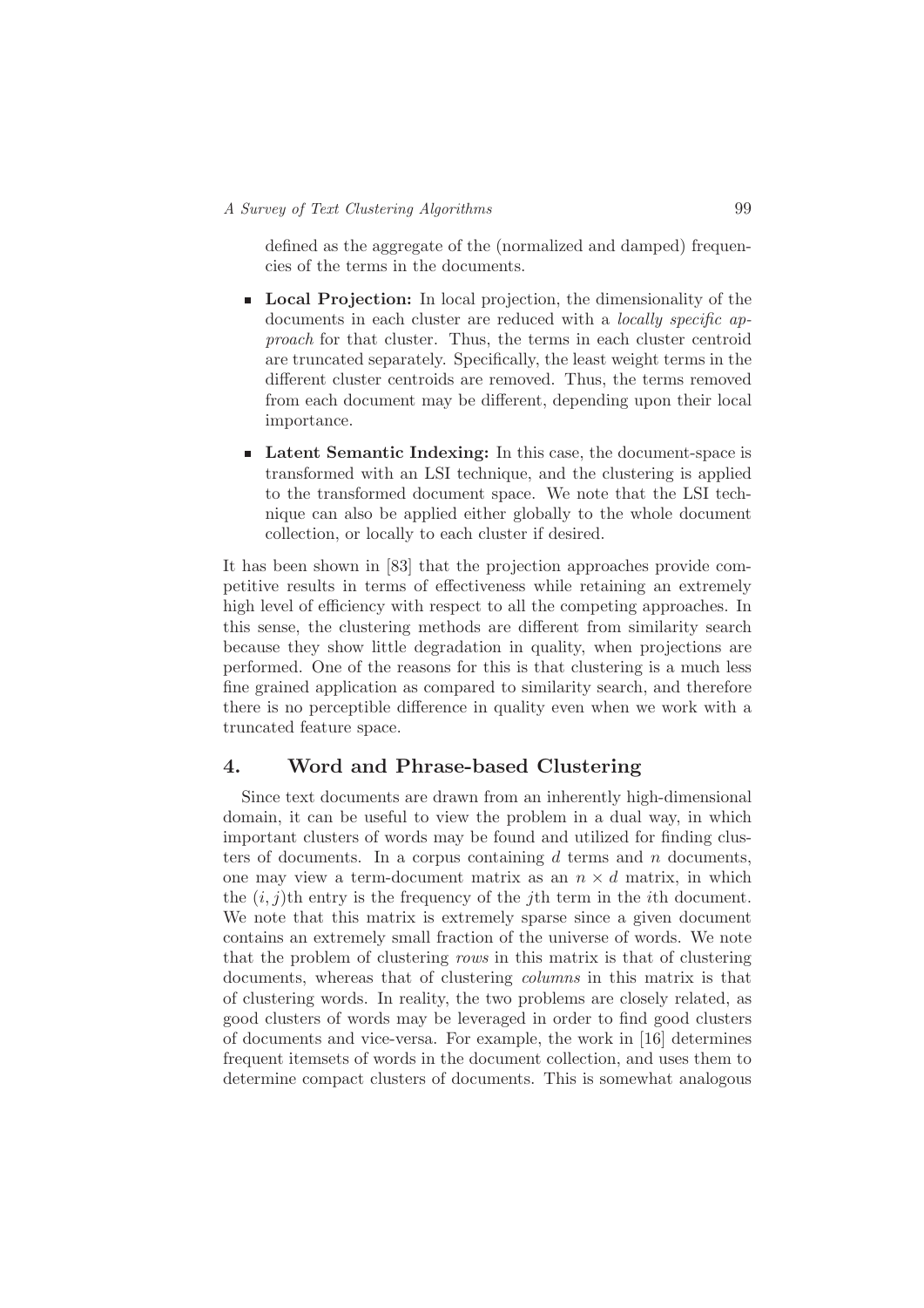defined as the aggregate of the (normalized and damped) frequencies of the terms in the documents.

- **Local Projection:** In local projection, the dimensionality of the documents in each cluster are reduced with a *locally specific approach* for that cluster. Thus, the terms in each cluster centroid are truncated separately. Specifically, the least weight terms in the different cluster centroids are removed. Thus, the terms removed from each document may be different, depending upon their local importance.

- **Latent Semantic Indexing:** In this case, the document-space is transformed with an LSI technique, and the clustering is applied to the transformed document space. We note that the LSI technique can also be applied either globally to the whole document collection, or locally to each cluster if desired.

It has been shown in [83] that the projection approaches provide competitive results in terms of effectiveness while retaining an extremely high level of efficiency with respect to all the competing approaches. In this sense, the clustering methods are different from similarity search because they show little degradation in quality, when projections are performed. One of the reasons for this is that clustering is a much less fine grained application as compared to similarity search, and therefore there is no perceptible difference in quality even when we work with a truncated feature space.

## 4. Word and Phrase-based Clustering

Since text documents are drawn from an inherently high-dimensional domain, it can be useful to view the problem in a dual way, in which important clusters of words may be found and utilized for finding clusters of documents. In a corpus containing $d$ terms and $n$ documents, one may view a term-document matrix as an $n \times d$ matrix, in which the $(i, j)$th entry is the frequency of the $j$th term in the $i$th document. We note that this matrix is extremely sparse since a given document contains an extremely small fraction of the universe of words. We note that the problem of clustering *rows* in this matrix is that of clustering documents, whereas that of clustering *columns* in this matrix is that of clustering words. In reality, the two problems are closely related, as good clusters of words may be leveraged in order to find good clusters of documents and vice-versa. For example, the work in [16] determines frequent itemsets of words in the document collection, and uses them to determine compact clusters of documents. This is somewhat analogous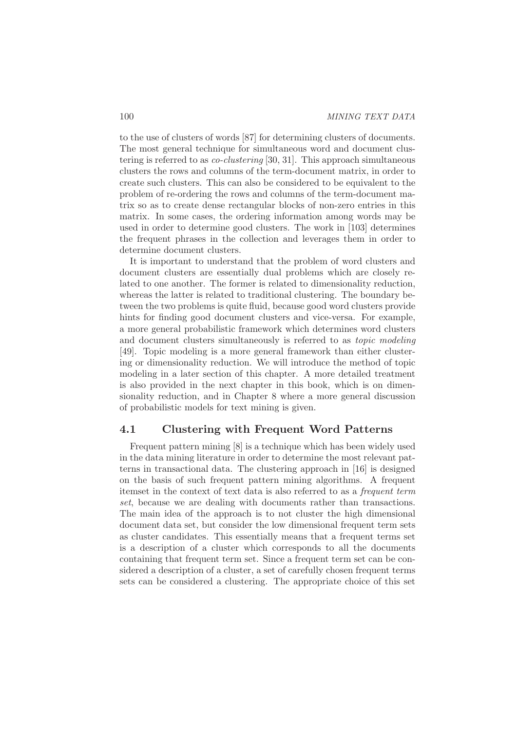to the use of clusters of words [87] for determining clusters of documents. The most general technique for simultaneous word and document clustering is referred to as *co-clustering* [30, 31]. This approach simultaneous clusters the rows and columns of the term-document matrix, in order to create such clusters. This can also be considered to be equivalent to the problem of re-ordering the rows and columns of the term-document matrix so as to create dense rectangular blocks of non-zero entries in this matrix. In some cases, the ordering information among words may be used in order to determine good clusters. The work in [103] determines the frequent phrases in the collection and leverages them in order to determine document clusters.

It is important to understand that the problem of word clusters and document clusters are essentially dual problems which are closely related to one another. The former is related to dimensionality reduction, whereas the latter is related to traditional clustering. The boundary between the two problems is quite fluid, because good word clusters provide hints for finding good document clusters and vice-versa. For example, a more general probabilistic framework which determines word clusters and document clusters simultaneously is referred to as *topic modeling* [49]. Topic modeling is a more general framework than either clustering or dimensionality reduction. We will introduce the method of topic modeling in a later section of this chapter. A more detailed treatment is also provided in the next chapter in this book, which is on dimensionality reduction, and in Chapter 8 where a more general discussion of probabilistic models for text mining is given.

## 4.1 Clustering with Frequent Word Patterns

Frequent pattern mining [8] is a technique which has been widely used in the data mining literature in order to determine the most relevant patterns in transactional data. The clustering approach in [16] is designed on the basis of such frequent pattern mining algorithms. A frequent itemset in the context of text data is also referred to as a *frequent term set*, because we are dealing with documents rather than transactions. The main idea of the approach is to not cluster the high dimensional document data set, but consider the low dimensional frequent term sets as cluster candidates. This essentially means that a frequent terms set is a description of a cluster which corresponds to all the documents containing that frequent term set. Since a frequent term set can be considered a description of a cluster, a set of carefully chosen frequent terms sets can be considered a clustering. The appropriate choice of this set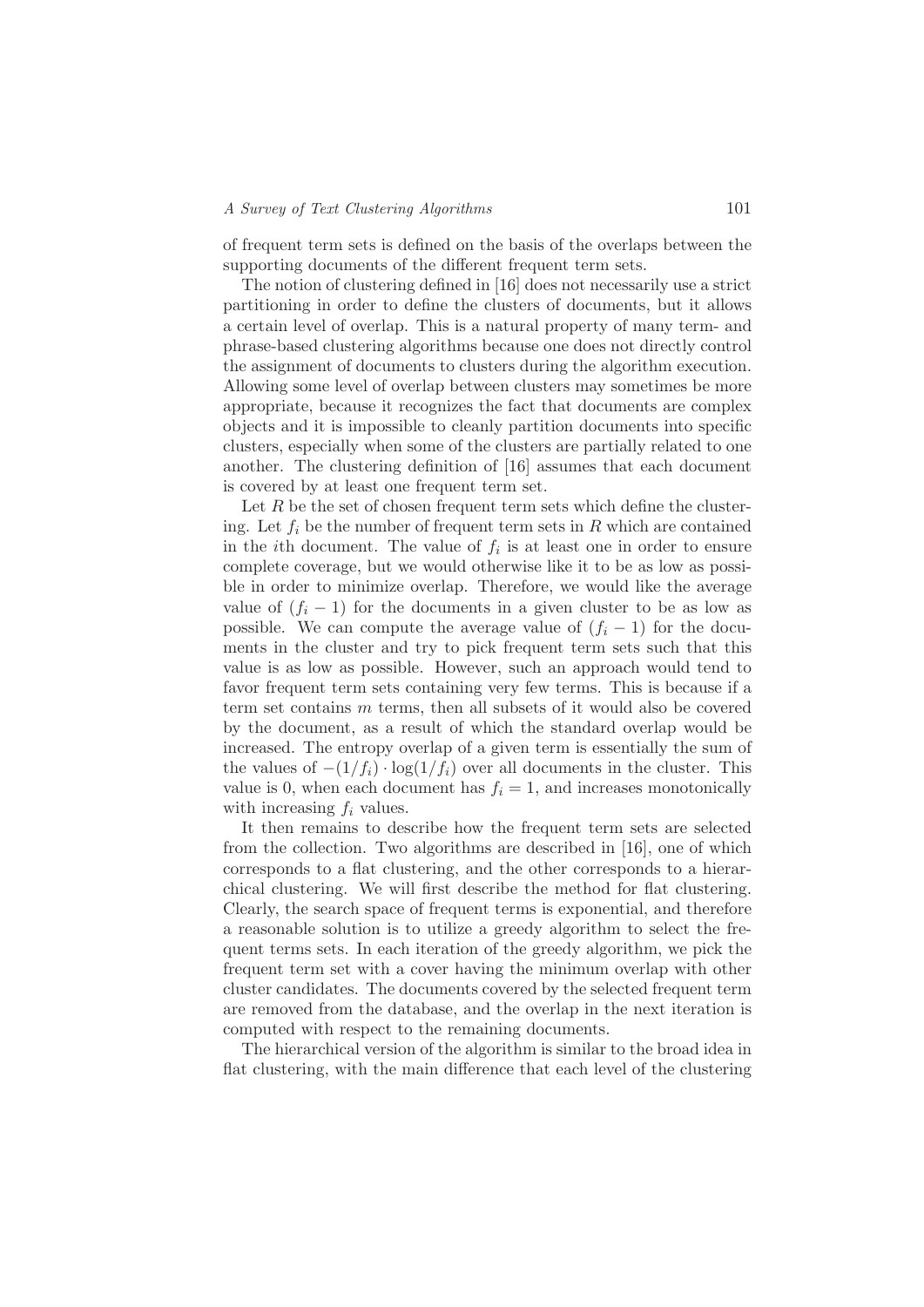of frequent term sets is defined on the basis of the overlaps between the supporting documents of the different frequent term sets.

The notion of clustering defined in [16] does not necessarily use a strict partitioning in order to define the clusters of documents, but it allows a certain level of overlap. This is a natural property of many term- and phrase-based clustering algorithms because one does not directly control the assignment of documents to clusters during the algorithm execution. Allowing some level of overlap between clusters may sometimes be more appropriate, because it recognizes the fact that documents are complex objects and it is impossible to cleanly partition documents into specific clusters, especially when some of the clusters are partially related to one another. The clustering definition of [16] assumes that each document is covered by at least one frequent term set.

Let $R$ be the set of chosen frequent term sets which define the clustering. Let $f_i$ be the number of frequent term sets in $R$ which are contained in the $i$th document. The value of $f_i$ is at least one in order to ensure complete coverage, but we would otherwise like it to be as low as possible in order to minimize overlap. Therefore, we would like the average value of $(f_i - 1)$ for the documents in a given cluster to be as low as possible. We can compute the average value of $(f_i - 1)$ for the documents in the cluster and try to pick frequent term sets such that this value is as low as possible. However, such an approach would tend to favor frequent term sets containing very few terms. This is because if a term set contains $m$ terms, then all subsets of it would also be covered by the document, as a result of which the standard overlap would be increased. The entropy overlap of a given term is essentially the sum of the values of $-(1/f_i) \cdot \log(1/f_i)$ over all documents in the cluster. This value is 0, when each document has $f_i = 1$, and increases monotonically with increasing $f_i$ values.

It then remains to describe how the frequent term sets are selected from the collection. Two algorithms are described in [16], one of which corresponds to a flat clustering, and the other corresponds to a hierarchical clustering. We will first describe the method for flat clustering. Clearly, the search space of frequent terms is exponential, and therefore a reasonable solution is to utilize a greedy algorithm to select the frequent terms sets. In each iteration of the greedy algorithm, we pick the frequent term set with a cover having the minimum overlap with other cluster candidates. The documents covered by the selected frequent term are removed from the database, and the overlap in the next iteration is computed with respect to the remaining documents.

The hierarchical version of the algorithm is similar to the broad idea in flat clustering, with the main difference that each level of the clustering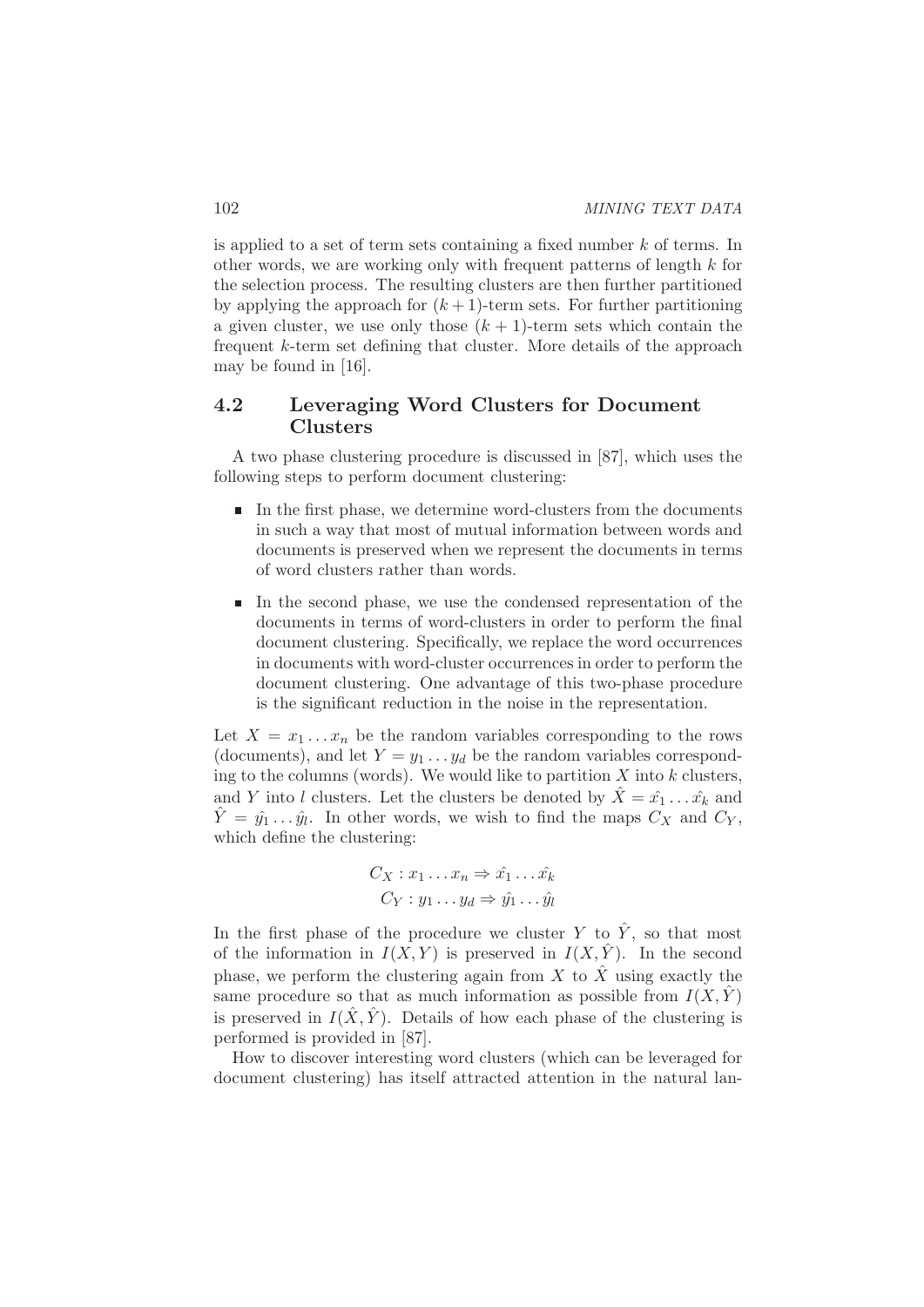is applied to a set of term sets containing a fixed number $k$ of terms. In other words, we are working only with frequent patterns of length $k$ for the selection process. The resulting clusters are then further partitioned by applying the approach for $(k+1)$-term sets. For further partitioning a given cluster, we use only those $(k+1)$-term sets which contain the frequent $k$-term set defining that cluster. More details of the approach may be found in [16].

## 4.2 Leveraging Word Clusters for Document Clusters

A two phase clustering procedure is discussed in [87], which uses the following steps to perform document clustering:

- In the first phase, we determine word-clusters from the documents in such a way that most of mutual information between words and documents is preserved when we represent the documents in terms of word clusters rather than words.

- In the second phase, we use the condensed representation of the documents in terms of word-clusters in order to perform the final document clustering. Specifically, we replace the word occurrences in documents with word-cluster occurrences in order to perform the document clustering. One advantage of this two-phase procedure is the significant reduction in the noise in the representation.

Let $X = x_1 \ldots x_n$ be the random variables corresponding to the rows (documents), and let $Y = y_1 \ldots y_d$ be the random variables corresponding to the columns (words). We would like to partition $X$ into $k$ clusters, and $Y$ into $l$ clusters. Let the clusters be denoted by $\hat{X} = \hat{x_1} \ldots \hat{x_k}$ and $\hat{Y} = \hat{y_1} \ldots \hat{y_l}$. In other words, we wish to find the maps $C_X$ and $C_Y$, which define the clustering:

$$C_X : x_1 \ldots x_n \Rightarrow \hat{x_1} \ldots \hat{x_k}$$

$$C_Y : y_1 \ldots y_d \Rightarrow \hat{y_1} \ldots \hat{y_l}$$

In the first phase of the procedure we cluster $Y$ to $\hat{Y}$, so that most of the information in $I(X,Y)$ is preserved in $I(X,\hat{Y})$. In the second phase, we perform the clustering again from $X$ to $\hat{X}$ using exactly the same procedure so that as much information as possible from $I(X,\hat{Y})$ is preserved in $I(\hat{X},\hat{Y})$. Details of how each phase of the clustering is performed is provided in [87].

How to discover interesting word clusters (which can be leveraged for document clustering) has itself attracted attention in the natural lan-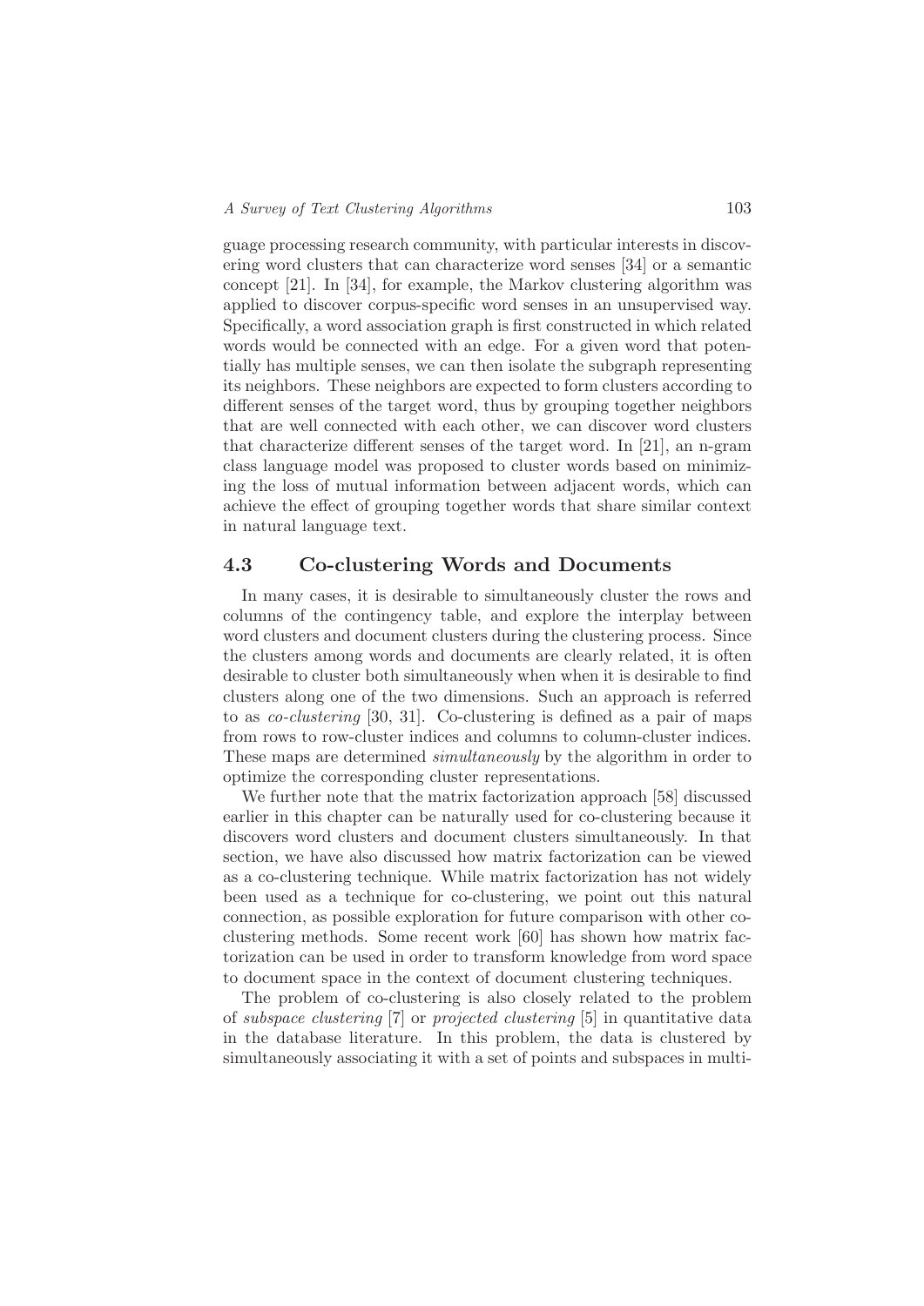guage processing research community, with particular interests in discovering word clusters that can characterize word senses [34] or a semantic concept [21]. In [34], for example, the Markov clustering algorithm was applied to discover corpus-specific word senses in an unsupervised way. Specifically, a word association graph is first constructed in which related words would be connected with an edge. For a given word that potentially has multiple senses, we can then isolate the subgraph representing its neighbors. These neighbors are expected to form clusters according to different senses of the target word, thus by grouping together neighbors that are well connected with each other, we can discover word clusters that characterize different senses of the target word. In [21], an n-gram class language model was proposed to cluster words based on minimizing the loss of mutual information between adjacent words, which can achieve the effect of grouping together words that share similar context in natural language text.

## 4.3 Co-clustering Words and Documents

In many cases, it is desirable to simultaneously cluster the rows and columns of the contingency table, and explore the interplay between word clusters and document clusters during the clustering process. Since the clusters among words and documents are clearly related, it is often desirable to cluster both simultaneously when when it is desirable to find clusters along one of the two dimensions. Such an approach is referred to as *co-clustering* [30, 31]. Co-clustering is defined as a pair of maps from rows to row-cluster indices and columns to column-cluster indices. These maps are determined *simultaneously* by the algorithm in order to optimize the corresponding cluster representations.

We further note that the matrix factorization approach [58] discussed earlier in this chapter can be naturally used for co-clustering because it discovers word clusters and document clusters simultaneously. In that section, we have also discussed how matrix factorization can be viewed as a co-clustering technique. While matrix factorization has not widely been used as a technique for co-clustering, we point out this natural connection, as possible exploration for future comparison with other co-clustering methods. Some recent work [60] has shown how matrix factorization can be used in order to transform knowledge from word space to document space in the context of document clustering techniques.

The problem of co-clustering is also closely related to the problem of *subspace clustering* [7] or *projected clustering* [5] in quantitative data in the database literature. In this problem, the data is clustered by simultaneously associating it with a set of points and subspaces in multi-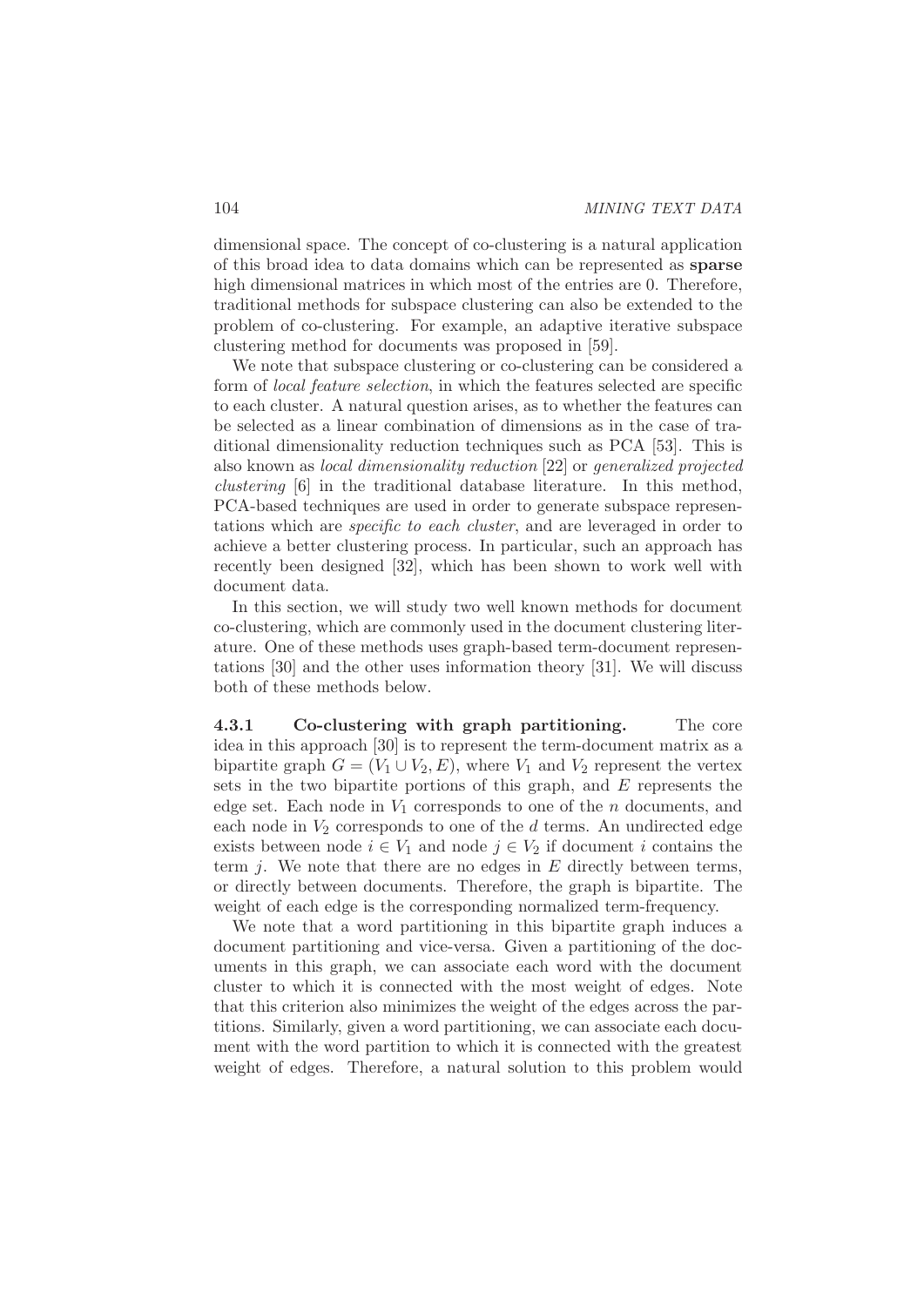dimensional space. The concept of co-clustering is a natural application of this broad idea to data domains which can be represented as **sparse** high dimensional matrices in which most of the entries are 0. Therefore, traditional methods for subspace clustering can also be extended to the problem of co-clustering. For example, an adaptive iterative subspace clustering method for documents was proposed in [59].

We note that subspace clustering or co-clustering can be considered a form of *local feature selection*, in which the features selected are specific to each cluster. A natural question arises, as to whether the features can be selected as a linear combination of dimensions as in the case of traditional dimensionality reduction techniques such as PCA [53]. This is also known as *local dimensionality reduction* [22] or *generalized projected clustering* [6] in the traditional database literature. In this method, PCA-based techniques are used in order to generate subspace representations which are *specific to each cluster*, and are leveraged in order to achieve a better clustering process. In particular, such an approach has recently been designed [32], which has been shown to work well with document data.

In this section, we will study two well known methods for document co-clustering, which are commonly used in the document clustering literature. One of these methods uses graph-based term-document representations [30] and the other uses information theory [31]. We will discuss both of these methods below.

### 4.3.1 Co-clustering with graph partitioning.

The core idea in this approach [30] is to represent the term-document matrix as a bipartite graph $G = (V_1 \cup V_2, E)$, where $V_1$ and $V_2$ represent the vertex sets in the two bipartite portions of this graph, and $E$ represents the edge set. Each node in $V_1$ corresponds to one of the $n$ documents, and each node in $V_2$ corresponds to one of the $d$ terms. An undirected edge exists between node $i \in V_1$ and node $j \in V_2$ if document $i$ contains the term $j$. We note that there are no edges in $E$ directly between terms, or directly between documents. Therefore, the graph is bipartite. The weight of each edge is the corresponding normalized term-frequency.

We note that a word partitioning in this bipartite graph induces a document partitioning and vice-versa. Given a partitioning of the documents in this graph, we can associate each word with the document cluster to which it is connected with the most weight of edges. Note that this criterion also minimizes the weight of the edges across the partitions. Similarly, given a word partitioning, we can associate each document with the word partition to which it is connected with the greatest weight of edges. Therefore, a natural solution to this problem would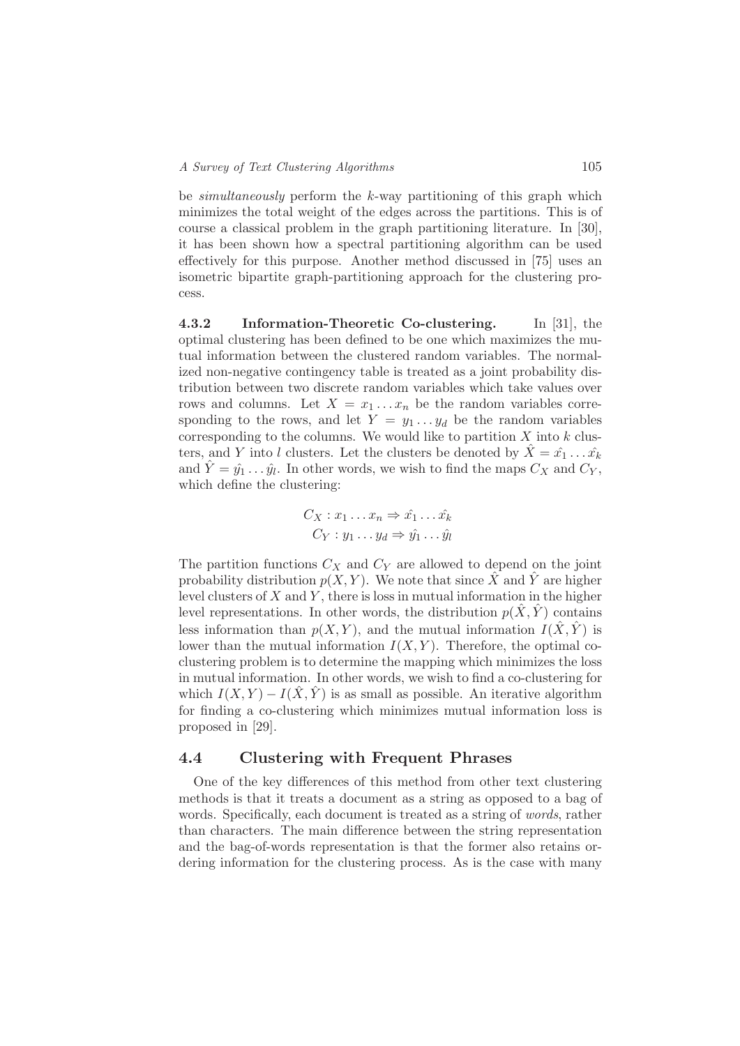be *simultaneously* perform the $k$-way partitioning of this graph which minimizes the total weight of the edges across the partitions. This is of course a classical problem in the graph partitioning literature. In [30], it has been shown how a spectral partitioning algorithm can be used effectively for this purpose. Another method discussed in [75] uses an isometric bipartite graph-partitioning approach for the clustering process.

**4.3.2 Information-Theoretic Co-clustering.** In [31], the optimal clustering has been defined to be one which maximizes the mutual information between the clustered random variables. The normalized non-negative contingency table is treated as a joint probability distribution between two discrete random variables which take values over rows and columns. Let $X = x_1 \ldots x_n$ be the random variables corresponding to the rows, and let $Y = y_1 \ldots y_d$ be the random variables corresponding to the columns. We would like to partition $X$ into $k$ clusters, and $Y$ into $l$ clusters. Let the clusters be denoted by $\hat{X} = \hat{x_1} \ldots \hat{x_k}$ and $\hat{Y} = \hat{y_1} \ldots \hat{y_l}$. In other words, we wish to find the maps $C_X$ and $C_Y$, which define the clustering:

$$C_X : x_1 \ldots x_n \Rightarrow \hat{x_1} \ldots \hat{x_k}$$
$$C_Y : y_1 \ldots y_d \Rightarrow \hat{y_1} \ldots \hat{y_l}$$

The partition functions $C_X$ and $C_Y$ are allowed to depend on the joint probability distribution $p(X, Y)$. We note that since $\hat{X}$ and $\hat{Y}$ are higher level clusters of $X$ and $Y$, there is loss in mutual information in the higher level representations. In other words, the distribution $p(\hat{X}, \hat{Y})$ contains less information than $p(X, Y)$, and the mutual information $I(\hat{X}, \hat{Y})$ is lower than the mutual information $I(X, Y)$. Therefore, the optimal co-clustering problem is to determine the mapping which minimizes the loss in mutual information. In other words, we wish to find a co-clustering for which $I(X, Y) - I(\hat{X}, \hat{Y})$ is as small as possible. An iterative algorithm for finding a co-clustering which minimizes mutual information loss is proposed in [29].

## 4.4 Clustering with Frequent Phrases

One of the key differences of this method from other text clustering methods is that it treats a document as a string as opposed to a bag of words. Specifically, each document is treated as a string of *words*, rather than characters. The main difference between the string representation and the bag-of-words representation is that the former also retains ordering information for the clustering process. As is the case with many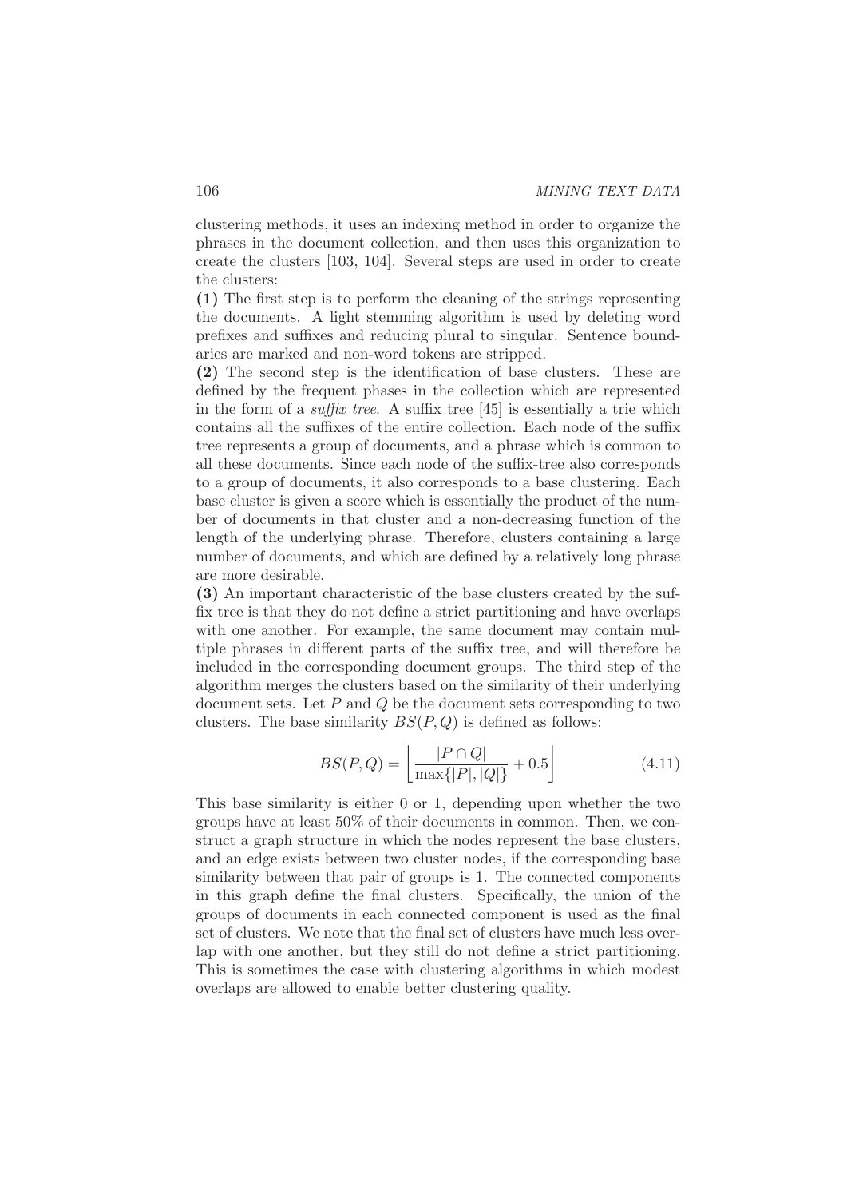clustering methods, it uses an indexing method in order to organize the phrases in the document collection, and then uses this organization to create the clusters [103, 104]. Several steps are used in order to create the clusters:

**(1)** The first step is to perform the cleaning of the strings representing the documents. A light stemming algorithm is used by deleting word prefixes and suffixes and reducing plural to singular. Sentence boundaries are marked and non-word tokens are stripped.

**(2)** The second step is the identification of base clusters. These are defined by the frequent phases in the collection which are represented in the form of a *suffix tree*. A suffix tree [45] is essentially a trie which contains all the suffixes of the entire collection. Each node of the suffix tree represents a group of documents, and a phrase which is common to all these documents. Since each node of the suffix-tree also corresponds to a group of documents, it also corresponds to a base clustering. Each base cluster is given a score which is essentially the product of the number of documents in that cluster and a non-decreasing function of the length of the underlying phrase. Therefore, clusters containing a large number of documents, and which are defined by a relatively long phrase are more desirable.

**(3)** An important characteristic of the base clusters created by the suffix tree is that they do not define a strict partitioning and have overlaps with one another. For example, the same document may contain multiple phrases in different parts of the suffix tree, and will therefore be included in the corresponding document groups. The third step of the algorithm merges the clusters based on the similarity of their underlying document sets. Let $P$ and $Q$ be the document sets corresponding to two clusters. The base similarity $BS(P, Q)$ is defined as follows:

$$BS(P, Q) = \left\lfloor \frac{|P \cap Q|}{\max\{|P|, |Q|\}} + 0.5 \right\rfloor \tag{4.11}$$

This base similarity is either 0 or 1, depending upon whether the two groups have at least 50% of their documents in common. Then, we construct a graph structure in which the nodes represent the base clusters, and an edge exists between two cluster nodes, if the corresponding base similarity between that pair of groups is 1. The connected components in this graph define the final clusters. Specifically, the union of the groups of documents in each connected component is used as the final set of clusters. We note that the final set of clusters have much less overlap with one another, but they still do not define a strict partitioning. This is sometimes the case with clustering algorithms in which modest overlaps are allowed to enable better clustering quality.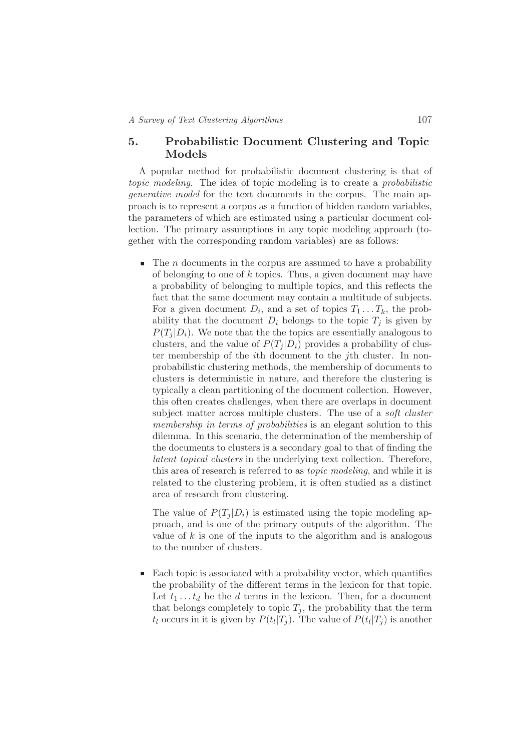## 5. Probabilistic Document Clustering and Topic Models

A popular method for probabilistic document clustering is that of *topic modeling*. The idea of topic modeling is to create a *probabilistic generative model* for the text documents in the corpus. The main approach is to represent a corpus as a function of hidden random variables, the parameters of which are estimated using a particular document collection. The primary assumptions in any topic modeling approach (together with the corresponding random variables) are as follows:

- The $n$ documents in the corpus are assumed to have a probability of belonging to one of $k$ topics. Thus, a given document may have a probability of belonging to multiple topics, and this reflects the fact that the same document may contain a multitude of subjects. For a given document $D_i$, and a set of topics $T_1 \dots T_k$, the probability that the document $D_i$ belongs to the topic $T_j$ is given by $P(T_j|D_i)$. We note that the the topics are essentially analogous to clusters, and the value of $P(T_j|D_i)$ provides a probability of cluster membership of the $i$th document to the $j$th cluster. In non-probabilistic clustering methods, the membership of documents to clusters is deterministic in nature, and therefore the clustering is typically a clean partitioning of the document collection. However, this often creates challenges, when there are overlaps in document subject matter across multiple clusters. The use of a *soft cluster membership in terms of probabilities* is an elegant solution to this dilemma. In this scenario, the determination of the membership of the documents to clusters is a secondary goal to that of finding the *latent topical clusters* in the underlying text collection. Therefore, this area of research is referred to as *topic modeling*, and while it is related to the clustering problem, it is often studied as a distinct area of research from clustering.

  The value of $P(T_j|D_i)$ is estimated using the topic modeling approach, and is one of the primary outputs of the algorithm. The value of $k$ is one of the inputs to the algorithm and is analogous to the number of clusters.

- Each topic is associated with a probability vector, which quantifies the probability of the different terms in the lexicon for that topic. Let $t_1 \dots t_d$ be the $d$ terms in the lexicon. Then, for a document that belongs completely to topic $T_j$, the probability that the term $t_l$ occurs in it is given by $P(t_l|T_j)$. The value of $P(t_l|T_j)$ is another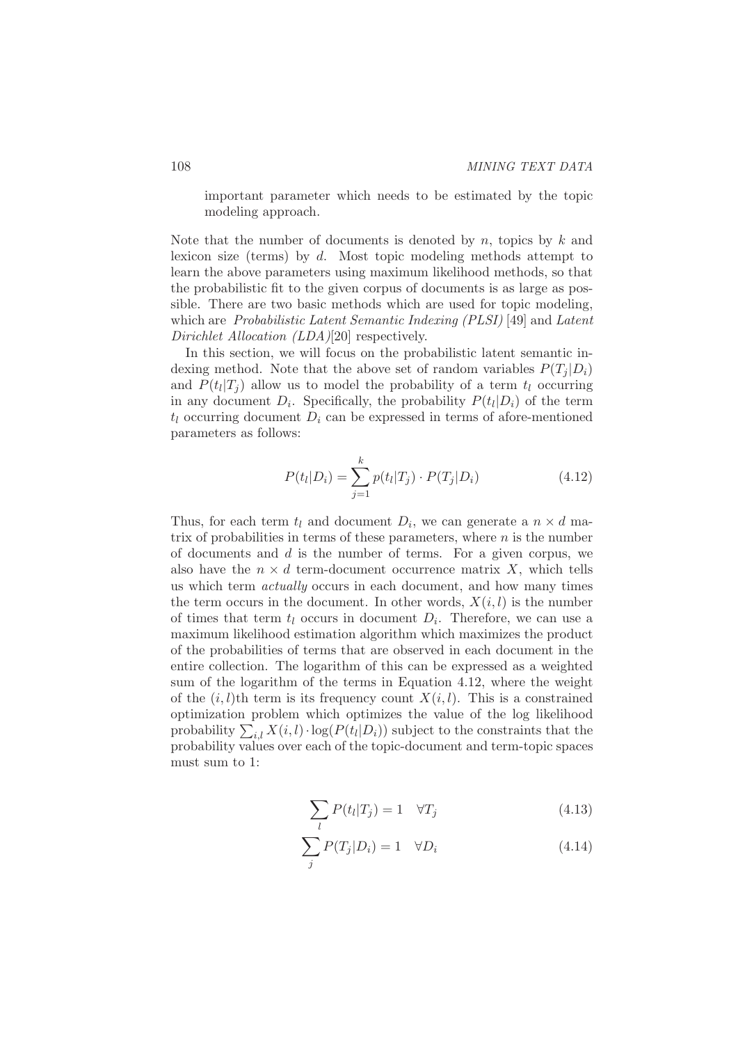important parameter which needs to be estimated by the topic modeling approach.

Note that the number of documents is denoted by $n$, topics by $k$ and lexicon size (terms) by $d$. Most topic modeling methods attempt to learn the above parameters using maximum likelihood methods, so that the probabilistic fit to the given corpus of documents is as large as possible. There are two basic methods which are used for topic modeling, which are *Probabilistic Latent Semantic Indexing (PLSI)* [49] and *Latent Dirichlet Allocation (LDA)*[20] respectively.

In this section, we will focus on the probabilistic latent semantic indexing method. Note that the above set of random variables $P(T_j|D_i)$ and $P(t_l|T_j)$ allow us to model the probability of a term $t_l$ occurring in any document $D_i$. Specifically, the probability $P(t_l|D_i)$ of the term $t_l$ occurring document $D_i$ can be expressed in terms of afore-mentioned parameters as follows:

$$P(t_l|D_i) = \sum_{j=1}^{k} p(t_l|T_j) \cdot P(T_j|D_i) \tag{4.12}$$

Thus, for each term $t_l$ and document $D_i$, we can generate a $n \times d$ matrix of probabilities in terms of these parameters, where $n$ is the number of documents and $d$ is the number of terms. For a given corpus, we also have the $n \times d$ term-document occurrence matrix $X$, which tells us which term *actually* occurs in each document, and how many times the term occurs in the document. In other words, $X(i, l)$ is the number of times that term $t_l$ occurs in document $D_i$. Therefore, we can use a maximum likelihood estimation algorithm which maximizes the product of the probabilities of terms that are observed in each document in the entire collection. The logarithm of this can be expressed as a weighted sum of the logarithm of the terms in Equation 4.12, where the weight of the $(i, l)$th term is its frequency count $X(i, l)$. This is a constrained optimization problem which optimizes the value of the log likelihood probability $\sum_{i,l} X(i, l) \cdot \log(P(t_l|D_i))$ subject to the constraints that the probability values over each of the topic-document and term-topic spaces must sum to 1:

$$\sum_{l} P(t_l|T_j) = 1 \quad \forall T_j \tag{4.13}$$

$$\sum_{j} P(T_j|D_i) = 1 \quad \forall D_i \tag{4.14}$$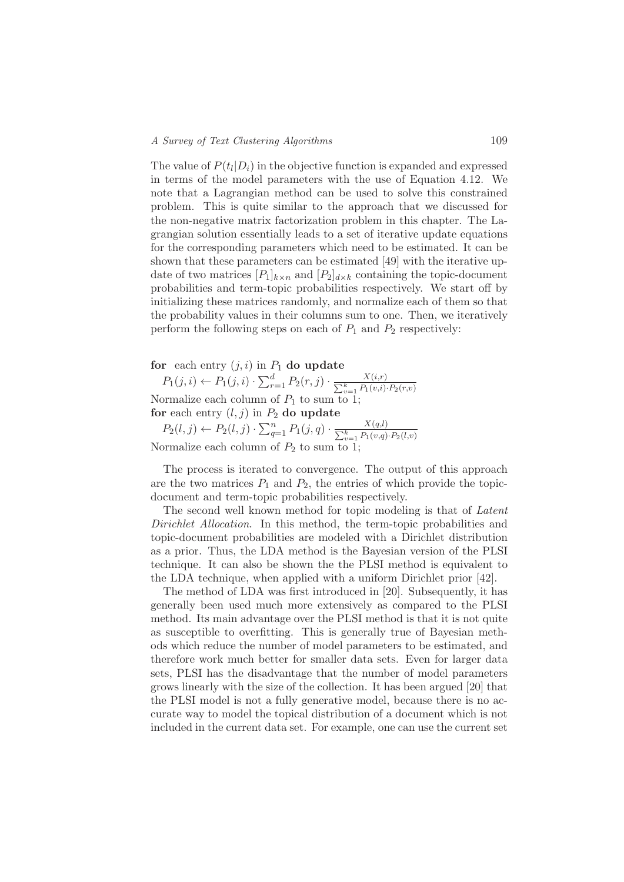The value of $P(t_l|D_i)$ in the objective function is expanded and expressed in terms of the model parameters with the use of Equation 4.12. We note that a Lagrangian method can be used to solve this constrained problem. This is quite similar to the approach that we discussed for the non-negative matrix factorization problem in this chapter. The Lagrangian solution essentially leads to a set of iterative update equations for the corresponding parameters which need to be estimated. It can be shown that these parameters can be estimated [49] with the iterative update of two matrices $[P_1]_{k \times n}$ and $[P_2]_{d \times k}$ containing the topic-document probabilities and term-topic probabilities respectively. We start off by initializing these matrices randomly, and normalize each of them so that the probability values in their columns sum to one. Then, we iteratively perform the following steps on each of $P_1$ and $P_2$ respectively:

**for** each entry $(j, i)$ in $P_1$ **do update**

$P_1(j,i) \leftarrow P_1(j,i) \cdot \sum_{r=1}^{d} P_2(r,j) \cdot \frac{X(i,r)}{\sum_{v=1}^{k} P_1(v,i) \cdot P_2(r,v)}$

Normalize each column of $P_1$ to sum to 1;

**for** each entry $(l, j)$ in $P_2$ **do update**

$P_2(l,j) \leftarrow P_2(l,j) \cdot \sum_{q=1}^{n} P_1(j,q) \cdot \frac{X(q,l)}{\sum_{v=1}^{k} P_1(v,q) \cdot P_2(l,v)}$

Normalize each column of $P_2$ to sum to 1;

The process is iterated to convergence. The output of this approach are the two matrices $P_1$ and $P_2$, the entries of which provide the topic-document and term-topic probabilities respectively.

The second well known method for topic modeling is that of *Latent Dirichlet Allocation*. In this method, the term-topic probabilities and topic-document probabilities are modeled with a Dirichlet distribution as a prior. Thus, the LDA method is the Bayesian version of the PLSI technique. It can also be shown the the PLSI method is equivalent to the LDA technique, when applied with a uniform Dirichlet prior [42].

The method of LDA was first introduced in [20]. Subsequently, it has generally been used much more extensively as compared to the PLSI method. Its main advantage over the PLSI method is that it is not quite as susceptible to overfitting. This is generally true of Bayesian methods which reduce the number of model parameters to be estimated, and therefore work much better for smaller data sets. Even for larger data sets, PLSI has the disadvantage that the number of model parameters grows linearly with the size of the collection. It has been argued [20] that the PLSI model is not a fully generative model, because there is no accurate way to model the topical distribution of a document which is not included in the current data set. For example, one can use the current set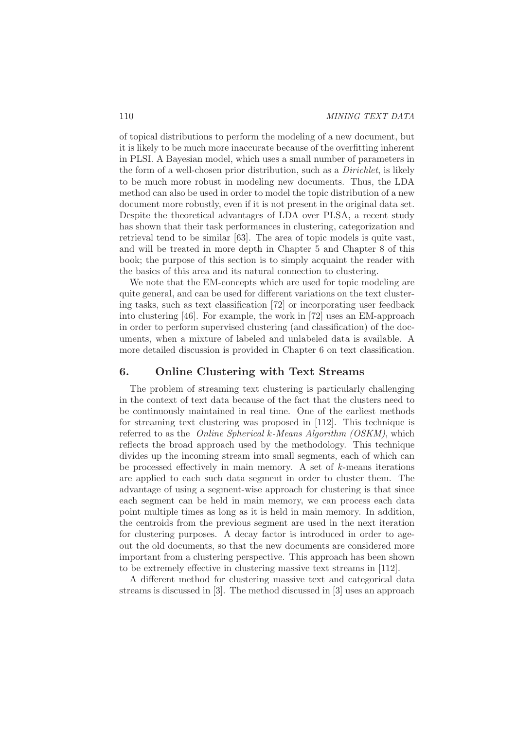of topical distributions to perform the modeling of a new document, but it is likely to be much more inaccurate because of the overfitting inherent in PLSI. A Bayesian model, which uses a small number of parameters in the form of a well-chosen prior distribution, such as a *Dirichlet*, is likely to be much more robust in modeling new documents. Thus, the LDA method can also be used in order to model the topic distribution of a new document more robustly, even if it is not present in the original data set. Despite the theoretical advantages of LDA over PLSA, a recent study has shown that their task performances in clustering, categorization and retrieval tend to be similar [63]. The area of topic models is quite vast, and will be treated in more depth in Chapter 5 and Chapter 8 of this book; the purpose of this section is to simply acquaint the reader with the basics of this area and its natural connection to clustering.

We note that the EM-concepts which are used for topic modeling are quite general, and can be used for different variations on the text clustering tasks, such as text classification [72] or incorporating user feedback into clustering [46]. For example, the work in [72] uses an EM-approach in order to perform supervised clustering (and classification) of the documents, when a mixture of labeled and unlabeled data is available. A more detailed discussion is provided in Chapter 6 on text classification.

## 6. Online Clustering with Text Streams

The problem of streaming text clustering is particularly challenging in the context of text data because of the fact that the clusters need to be continuously maintained in real time. One of the earliest methods for streaming text clustering was proposed in [112]. This technique is referred to as the *Online Spherical $k$-Means Algorithm (OSKM)*, which reflects the broad approach used by the methodology. This technique divides up the incoming stream into small segments, each of which can be processed effectively in main memory. A set of $k$-means iterations are applied to each such data segment in order to cluster them. The advantage of using a segment-wise approach for clustering is that since each segment can be held in main memory, we can process each data point multiple times as long as it is held in main memory. In addition, the centroids from the previous segment are used in the next iteration for clustering purposes. A decay factor is introduced in order to age-out the old documents, so that the new documents are considered more important from a clustering perspective. This approach has been shown to be extremely effective in clustering massive text streams in [112].

A different method for clustering massive text and categorical data streams is discussed in [3]. The method discussed in [3] uses an approach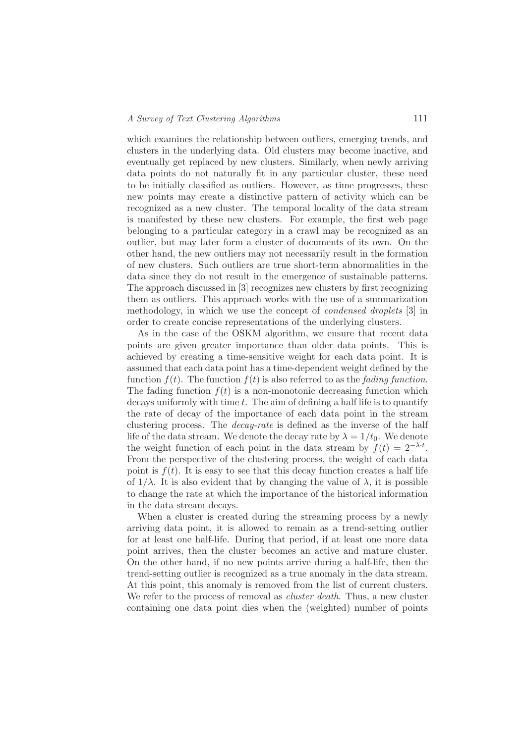which examines the relationship between outliers, emerging trends, and clusters in the underlying data. Old clusters may become inactive, and eventually get replaced by new clusters. Similarly, when newly arriving data points do not naturally fit in any particular cluster, these need to be initially classified as outliers. However, as time progresses, these new points may create a distinctive pattern of activity which can be recognized as a new cluster. The temporal locality of the data stream is manifested by these new clusters. For example, the first web page belonging to a particular category in a crawl may be recognized as an outlier, but may later form a cluster of documents of its own. On the other hand, the new outliers may not necessarily result in the formation of new clusters. Such outliers are true short-term abnormalities in the data since they do not result in the emergence of sustainable patterns. The approach discussed in [3] recognizes new clusters by first recognizing them as outliers. This approach works with the use of a summarization methodology, in which we use the concept of *condensed droplets* [3] in order to create concise representations of the underlying clusters.

As in the case of the OSKM algorithm, we ensure that recent data points are given greater importance than older data points. This is achieved by creating a time-sensitive weight for each data point. It is assumed that each data point has a time-dependent weight defined by the function $f(t)$. The function $f(t)$ is also referred to as the *fading function*. The fading function $f(t)$ is a non-monotonic decreasing function which decays uniformly with time $t$. The aim of defining a half life is to quantify the rate of decay of the importance of each data point in the stream clustering process. The *decay-rate* is defined as the inverse of the half life of the data stream. We denote the decay rate by $\lambda = 1/t_0$. We denote the weight function of each point in the data stream by $f(t) = 2^{-\lambda \cdot t}$. From the perspective of the clustering process, the weight of each data point is $f(t)$. It is easy to see that this decay function creates a half life of $1/\lambda$. It is also evident that by changing the value of $\lambda$, it is possible to change the rate at which the importance of the historical information in the data stream decays.

When a cluster is created during the streaming process by a newly arriving data point, it is allowed to remain as a trend-setting outlier for at least one half-life. During that period, if at least one more data point arrives, then the cluster becomes an active and mature cluster. On the other hand, if no new points arrive during a half-life, then the trend-setting outlier is recognized as a true anomaly in the data stream. At this point, this anomaly is removed from the list of current clusters. We refer to the process of removal as *cluster death*. Thus, a new cluster containing one data point dies when the (weighted) number of points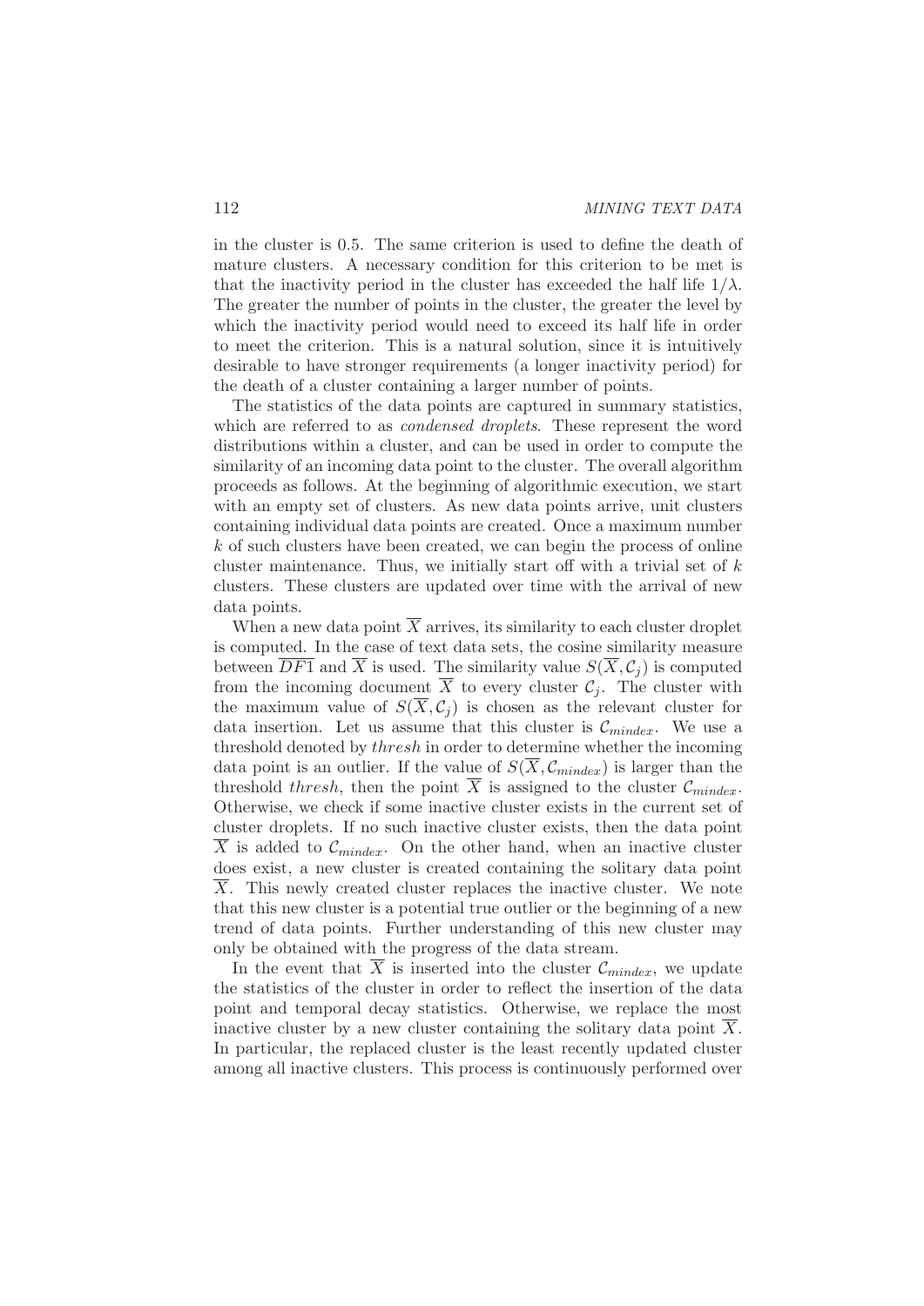in the cluster is 0.5. The same criterion is used to define the death of mature clusters. A necessary condition for this criterion to be met is that the inactivity period in the cluster has exceeded the half life $1/\lambda$. The greater the number of points in the cluster, the greater the level by which the inactivity period would need to exceed its half life in order to meet the criterion. This is a natural solution, since it is intuitively desirable to have stronger requirements (a longer inactivity period) for the death of a cluster containing a larger number of points.

The statistics of the data points are captured in summary statistics, which are referred to as *condensed droplets*. These represent the word distributions within a cluster, and can be used in order to compute the similarity of an incoming data point to the cluster. The overall algorithm proceeds as follows. At the beginning of algorithmic execution, we start with an empty set of clusters. As new data points arrive, unit clusters containing individual data points are created. Once a maximum number $k$ of such clusters have been created, we can begin the process of online cluster maintenance. Thus, we initially start off with a trivial set of $k$ clusters. These clusters are updated over time with the arrival of new data points.

When a new data point $\overline{X}$ arrives, its similarity to each cluster droplet is computed. In the case of text data sets, the cosine similarity measure between $\overline{DF1}$ and $\overline{X}$ is used. The similarity value $S(\overline{X}, \mathcal{C}_j)$ is computed from the incoming document $\overline{X}$ to every cluster $\mathcal{C}_j$. The cluster with the maximum value of $S(\overline{X}, \mathcal{C}_j)$ is chosen as the relevant cluster for data insertion. Let us assume that this cluster is $\mathcal{C}_{mindex}$. We use a threshold denoted by *thresh* in order to determine whether the incoming data point is an outlier. If the value of $S(\overline{X}, \mathcal{C}_{mindex})$ is larger than the threshold *thresh*, then the point $\overline{X}$ is assigned to the cluster $\mathcal{C}_{mindex}$. Otherwise, we check if some inactive cluster exists in the current set of cluster droplets. If no such inactive cluster exists, then the data point $\overline{X}$ is added to $\mathcal{C}_{mindex}$. On the other hand, when an inactive cluster does exist, a new cluster is created containing the solitary data point $\overline{X}$. This newly created cluster replaces the inactive cluster. We note that this new cluster is a potential true outlier or the beginning of a new trend of data points. Further understanding of this new cluster may only be obtained with the progress of the data stream.

In the event that $\overline{X}$ is inserted into the cluster $\mathcal{C}_{mindex}$, we update the statistics of the cluster in order to reflect the insertion of the data point and temporal decay statistics. Otherwise, we replace the most inactive cluster by a new cluster containing the solitary data point $\overline{X}$. In particular, the replaced cluster is the least recently updated cluster among all inactive clusters. This process is continuously performed over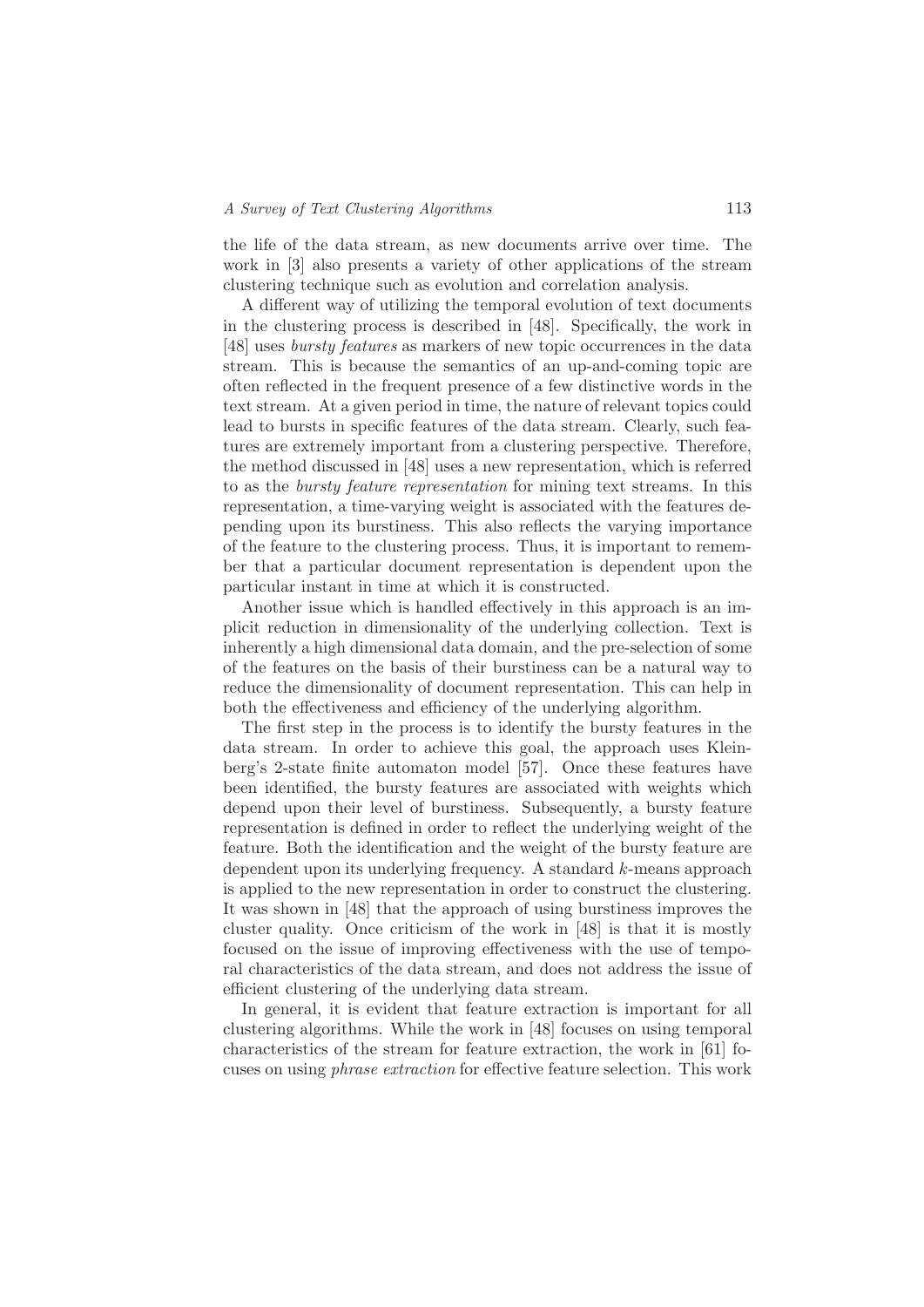the life of the data stream, as new documents arrive over time. The work in [3] also presents a variety of other applications of the stream clustering technique such as evolution and correlation analysis.

A different way of utilizing the temporal evolution of text documents in the clustering process is described in [48]. Specifically, the work in [48] uses *bursty features* as markers of new topic occurrences in the data stream. This is because the semantics of an up-and-coming topic are often reflected in the frequent presence of a few distinctive words in the text stream. At a given period in time, the nature of relevant topics could lead to bursts in specific features of the data stream. Clearly, such features are extremely important from a clustering perspective. Therefore, the method discussed in [48] uses a new representation, which is referred to as the *bursty feature representation* for mining text streams. In this representation, a time-varying weight is associated with the features depending upon its burstiness. This also reflects the varying importance of the feature to the clustering process. Thus, it is important to remember that a particular document representation is dependent upon the particular instant in time at which it is constructed.

Another issue which is handled effectively in this approach is an implicit reduction in dimensionality of the underlying collection. Text is inherently a high dimensional data domain, and the pre-selection of some of the features on the basis of their burstiness can be a natural way to reduce the dimensionality of document representation. This can help in both the effectiveness and efficiency of the underlying algorithm.

The first step in the process is to identify the bursty features in the data stream. In order to achieve this goal, the approach uses Kleinberg's 2-state finite automaton model [57]. Once these features have been identified, the bursty features are associated with weights which depend upon their level of burstiness. Subsequently, a bursty feature representation is defined in order to reflect the underlying weight of the feature. Both the identification and the weight of the bursty feature are dependent upon its underlying frequency. A standard $k$-means approach is applied to the new representation in order to construct the clustering. It was shown in [48] that the approach of using burstiness improves the cluster quality. Once criticism of the work in [48] is that it is mostly focused on the issue of improving effectiveness with the use of temporal characteristics of the data stream, and does not address the issue of efficient clustering of the underlying data stream.

In general, it is evident that feature extraction is important for all clustering algorithms. While the work in [48] focuses on using temporal characteristics of the stream for feature extraction, the work in [61] focuses on using *phrase extraction* for effective feature selection. This work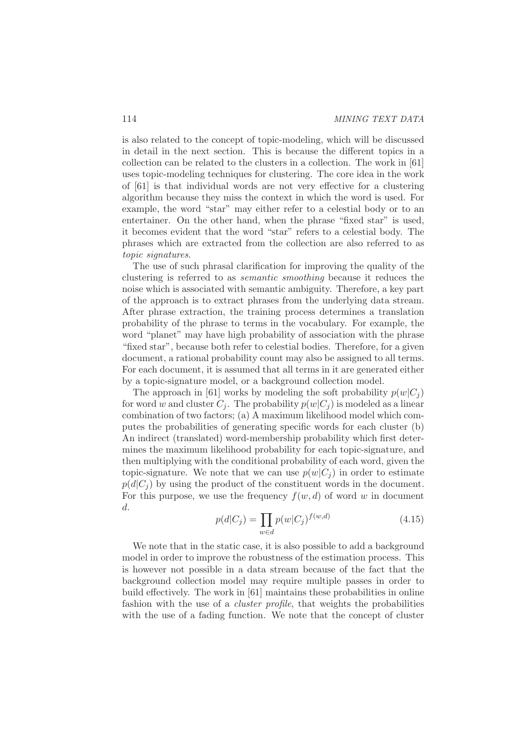is also related to the concept of topic-modeling, which will be discussed in detail in the next section. This is because the different topics in a collection can be related to the clusters in a collection. The work in [61] uses topic-modeling techniques for clustering. The core idea in the work of [61] is that individual words are not very effective for a clustering algorithm because they miss the context in which the word is used. For example, the word "star" may either refer to a celestial body or to an entertainer. On the other hand, when the phrase "fixed star" is used, it becomes evident that the word "star" refers to a celestial body. The phrases which are extracted from the collection are also referred to as *topic signatures*.

The use of such phrasal clarification for improving the quality of the clustering is referred to as *semantic smoothing* because it reduces the noise which is associated with semantic ambiguity. Therefore, a key part of the approach is to extract phrases from the underlying data stream. After phrase extraction, the training process determines a translation probability of the phrase to terms in the vocabulary. For example, the word "planet" may have high probability of association with the phrase "fixed star", because both refer to celestial bodies. Therefore, for a given document, a rational probability count may also be assigned to all terms. For each document, it is assumed that all terms in it are generated either by a topic-signature model, or a background collection model.

The approach in [61] works by modeling the soft probability $p(w|C_j)$ for word $w$ and cluster $C_j$. The probability $p(w|C_j)$ is modeled as a linear combination of two factors; (a) A maximum likelihood model which computes the probabilities of generating specific words for each cluster (b) An indirect (translated) word-membership probability which first determines the maximum likelihood probability for each topic-signature, and then multiplying with the conditional probability of each word, given the topic-signature. We note that we can use $p(w|C_j)$ in order to estimate $p(d|C_j)$ by using the product of the constituent words in the document. For this purpose, we use the frequency $f(w, d)$ of word $w$ in document $d$.

$$p(d|C_j) = \prod_{w \in d} p(w|C_j)^{f(w,d)} \tag{4.15}$$

We note that in the static case, it is also possible to add a background model in order to improve the robustness of the estimation process. This is however not possible in a data stream because of the fact that the background collection model may require multiple passes in order to build effectively. The work in [61] maintains these probabilities in online fashion with the use of a *cluster profile*, that weights the probabilities with the use of a fading function. We note that the concept of cluster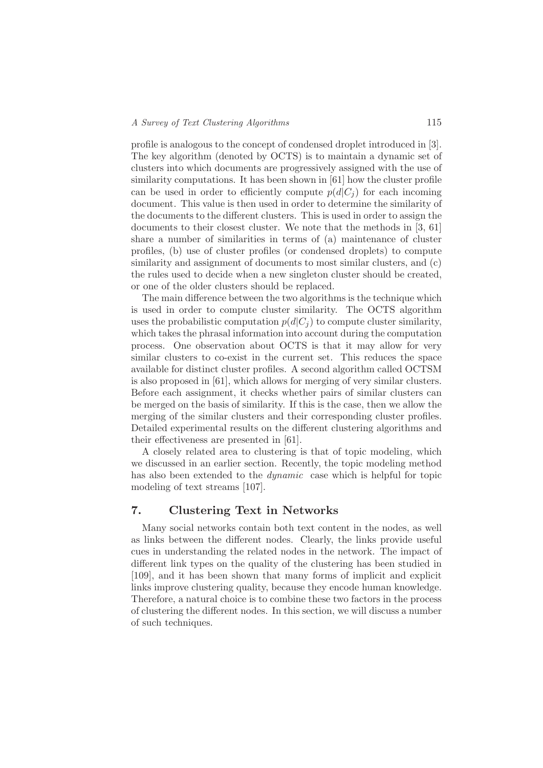profile is analogous to the concept of condensed droplet introduced in [3]. The key algorithm (denoted by OCTS) is to maintain a dynamic set of clusters into which documents are progressively assigned with the use of similarity computations. It has been shown in [61] how the cluster profile can be used in order to efficiently compute $p(d|C_j)$ for each incoming document. This value is then used in order to determine the similarity of the documents to the different clusters. This is used in order to assign the documents to their closest cluster. We note that the methods in [3, 61] share a number of similarities in terms of (a) maintenance of cluster profiles, (b) use of cluster profiles (or condensed droplets) to compute similarity and assignment of documents to most similar clusters, and (c) the rules used to decide when a new singleton cluster should be created, or one of the older clusters should be replaced.

The main difference between the two algorithms is the technique which is used in order to compute cluster similarity. The OCTS algorithm uses the probabilistic computation $p(d|C_j)$ to compute cluster similarity, which takes the phrasal information into account during the computation process. One observation about OCTS is that it may allow for very similar clusters to co-exist in the current set. This reduces the space available for distinct cluster profiles. A second algorithm called OCTSM is also proposed in [61], which allows for merging of very similar clusters. Before each assignment, it checks whether pairs of similar clusters can be merged on the basis of similarity. If this is the case, then we allow the merging of the similar clusters and their corresponding cluster profiles. Detailed experimental results on the different clustering algorithms and their effectiveness are presented in [61].

A closely related area to clustering is that of topic modeling, which we discussed in an earlier section. Recently, the topic modeling method has also been extended to the *dynamic* case which is helpful for topic modeling of text streams [107].

## 7. Clustering Text in Networks

Many social networks contain both text content in the nodes, as well as links between the different nodes. Clearly, the links provide useful cues in understanding the related nodes in the network. The impact of different link types on the quality of the clustering has been studied in [109], and it has been shown that many forms of implicit and explicit links improve clustering quality, because they encode human knowledge. Therefore, a natural choice is to combine these two factors in the process of clustering the different nodes. In this section, we will discuss a number of such techniques.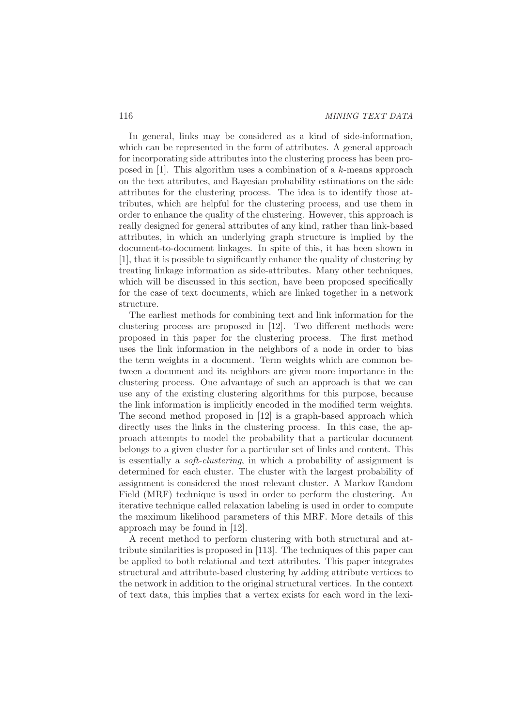In general, links may be considered as a kind of side-information, which can be represented in the form of attributes. A general approach for incorporating side attributes into the clustering process has been proposed in [1]. This algorithm uses a combination of a $k$-means approach on the text attributes, and Bayesian probability estimations on the side attributes for the clustering process. The idea is to identify those attributes, which are helpful for the clustering process, and use them in order to enhance the quality of the clustering. However, this approach is really designed for general attributes of any kind, rather than link-based attributes, in which an underlying graph structure is implied by the document-to-document linkages. In spite of this, it has been shown in [1], that it is possible to significantly enhance the quality of clustering by treating linkage information as side-attributes. Many other techniques, which will be discussed in this section, have been proposed specifically for the case of text documents, which are linked together in a network structure.

The earliest methods for combining text and link information for the clustering process are proposed in [12]. Two different methods were proposed in this paper for the clustering process. The first method uses the link information in the neighbors of a node in order to bias the term weights in a document. Term weights which are common between a document and its neighbors are given more importance in the clustering process. One advantage of such an approach is that we can use any of the existing clustering algorithms for this purpose, because the link information is implicitly encoded in the modified term weights. The second method proposed in [12] is a graph-based approach which directly uses the links in the clustering process. In this case, the approach attempts to model the probability that a particular document belongs to a given cluster for a particular set of links and content. This is essentially a *soft-clustering*, in which a probability of assignment is determined for each cluster. The cluster with the largest probability of assignment is considered the most relevant cluster. A Markov Random Field (MRF) technique is used in order to perform the clustering. An iterative technique called relaxation labeling is used in order to compute the maximum likelihood parameters of this MRF. More details of this approach may be found in [12].

A recent method to perform clustering with both structural and attribute similarities is proposed in [113]. The techniques of this paper can be applied to both relational and text attributes. This paper integrates structural and attribute-based clustering by adding attribute vertices to the network in addition to the original structural vertices. In the context of text data, this implies that a vertex exists for each word in the lexi-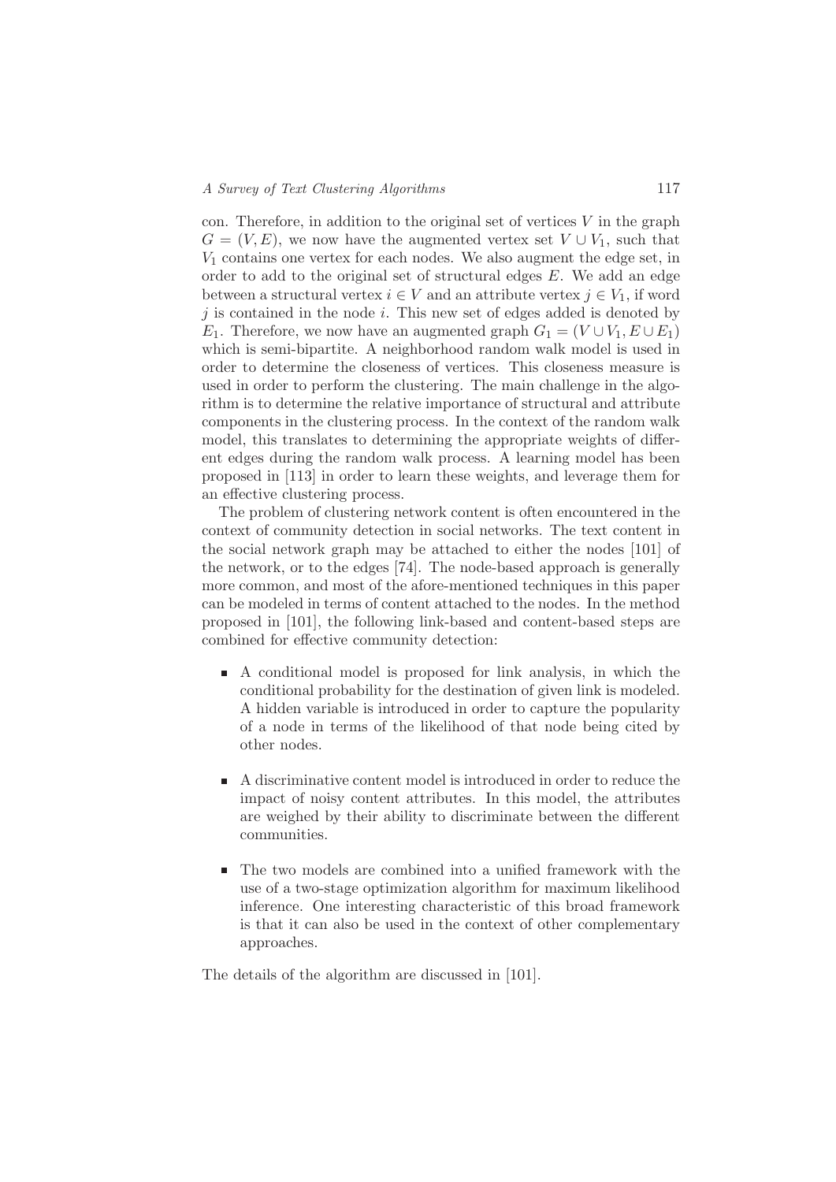con. Therefore, in addition to the original set of vertices $V$ in the graph $G = (V, E)$, we now have the augmented vertex set $V \cup V_1$, such that $V_1$ contains one vertex for each nodes. We also augment the edge set, in order to add to the original set of structural edges $E$. We add an edge between a structural vertex $i \in V$ and an attribute vertex $j \in V_1$, if word $j$ is contained in the node $i$. This new set of edges added is denoted by $E_1$. Therefore, we now have an augmented graph $G_1 = (V \cup V_1, E \cup E_1)$ which is semi-bipartite. A neighborhood random walk model is used in order to determine the closeness of vertices. This closeness measure is used in order to perform the clustering. The main challenge in the algorithm is to determine the relative importance of structural and attribute components in the clustering process. In the context of the random walk model, this translates to determining the appropriate weights of different edges during the random walk process. A learning model has been proposed in [113] in order to learn these weights, and leverage them for an effective clustering process.

The problem of clustering network content is often encountered in the context of community detection in social networks. The text content in the social network graph may be attached to either the nodes [101] of the network, or to the edges [74]. The node-based approach is generally more common, and most of the afore-mentioned techniques in this paper can be modeled in terms of content attached to the nodes. In the method proposed in [101], the following link-based and content-based steps are combined for effective community detection:

- A conditional model is proposed for link analysis, in which the conditional probability for the destination of given link is modeled. A hidden variable is introduced in order to capture the popularity of a node in terms of the likelihood of that node being cited by other nodes.

- A discriminative content model is introduced in order to reduce the impact of noisy content attributes. In this model, the attributes are weighed by their ability to discriminate between the different communities.

- The two models are combined into a unified framework with the use of a two-stage optimization algorithm for maximum likelihood inference. One interesting characteristic of this broad framework is that it can also be used in the context of other complementary approaches.

The details of the algorithm are discussed in [101].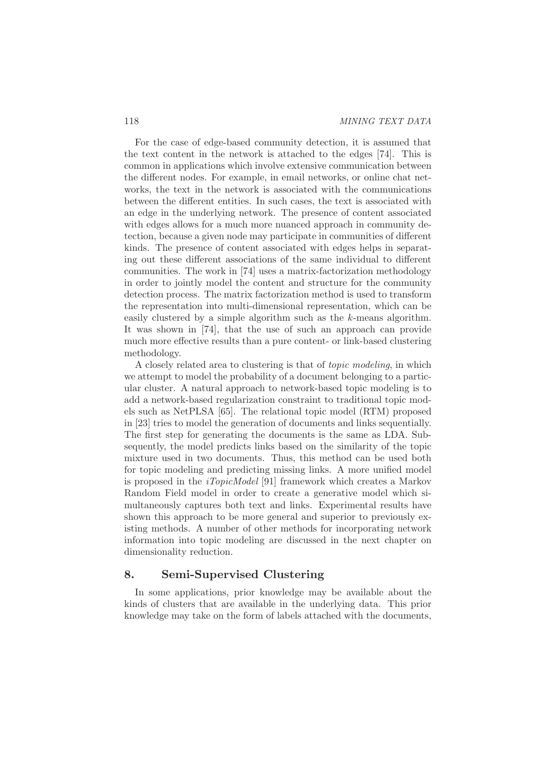For the case of edge-based community detection, it is assumed that the text content in the network is attached to the edges [74]. This is common in applications which involve extensive communication between the different nodes. For example, in email networks, or online chat networks, the text in the network is associated with the communications between the different entities. In such cases, the text is associated with an edge in the underlying network. The presence of content associated with edges allows for a much more nuanced approach in community detection, because a given node may participate in communities of different kinds. The presence of content associated with edges helps in separating out these different associations of the same individual to different communities. The work in [74] uses a matrix-factorization methodology in order to jointly model the content and structure for the community detection process. The matrix factorization method is used to transform the representation into multi-dimensional representation, which can be easily clustered by a simple algorithm such as the $k$-means algorithm. It was shown in [74], that the use of such an approach can provide much more effective results than a pure content- or link-based clustering methodology.

A closely related area to clustering is that of *topic modeling*, in which we attempt to model the probability of a document belonging to a particular cluster. A natural approach to network-based topic modeling is to add a network-based regularization constraint to traditional topic models such as NetPLSA [65]. The relational topic model (RTM) proposed in [23] tries to model the generation of documents and links sequentially. The first step for generating the documents is the same as LDA. Subsequently, the model predicts links based on the similarity of the topic mixture used in two documents. Thus, this method can be used both for topic modeling and predicting missing links. A more unified model is proposed in the *iTopicModel* [91] framework which creates a Markov Random Field model in order to create a generative model which simultaneously captures both text and links. Experimental results have shown this approach to be more general and superior to previously existing methods. A number of other methods for incorporating network information into topic modeling are discussed in the next chapter on dimensionality reduction.

## 8. Semi-Supervised Clustering

In some applications, prior knowledge may be available about the kinds of clusters that are available in the underlying data. This prior knowledge may take on the form of labels attached with the documents,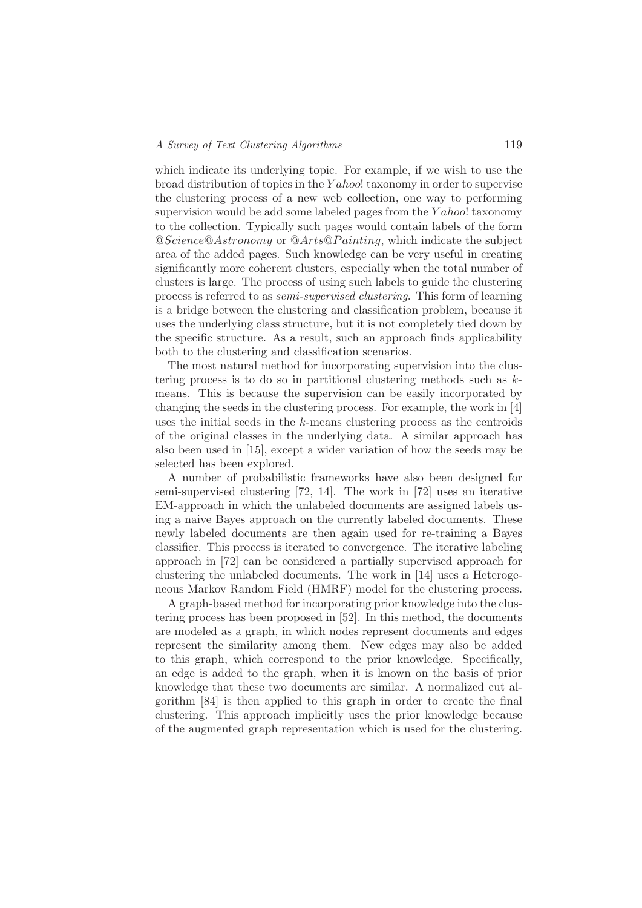which indicate its underlying topic. For example, if we wish to use the broad distribution of topics in the $Yahoo!$ taxonomy in order to supervise the clustering process of a new web collection, one way to performing supervision would be add some labeled pages from the $Yahoo!$ taxonomy to the collection. Typically such pages would contain labels of the form $@Science@Astronomy$ or $@Arts@Painting$, which indicate the subject area of the added pages. Such knowledge can be very useful in creating significantly more coherent clusters, especially when the total number of clusters is large. The process of using such labels to guide the clustering process is referred to as *semi-supervised clustering*. This form of learning is a bridge between the clustering and classification problem, because it uses the underlying class structure, but it is not completely tied down by the specific structure. As a result, such an approach finds applicability both to the clustering and classification scenarios.

The most natural method for incorporating supervision into the clustering process is to do so in partitional clustering methods such as $k$-means. This is because the supervision can be easily incorporated by changing the seeds in the clustering process. For example, the work in [4] uses the initial seeds in the $k$-means clustering process as the centroids of the original classes in the underlying data. A similar approach has also been used in [15], except a wider variation of how the seeds may be selected has been explored.

A number of probabilistic frameworks have also been designed for semi-supervised clustering [72, 14]. The work in [72] uses an iterative EM-approach in which the unlabeled documents are assigned labels using a naive Bayes approach on the currently labeled documents. These newly labeled documents are then again used for re-training a Bayes classifier. This process is iterated to convergence. The iterative labeling approach in [72] can be considered a partially supervised approach for clustering the unlabeled documents. The work in [14] uses a Heterogeneous Markov Random Field (HMRF) model for the clustering process.

A graph-based method for incorporating prior knowledge into the clustering process has been proposed in [52]. In this method, the documents are modeled as a graph, in which nodes represent documents and edges represent the similarity among them. New edges may also be added to this graph, which correspond to the prior knowledge. Specifically, an edge is added to the graph, when it is known on the basis of prior knowledge that these two documents are similar. A normalized cut algorithm [84] is then applied to this graph in order to create the final clustering. This approach implicitly uses the prior knowledge because of the augmented graph representation which is used for the clustering.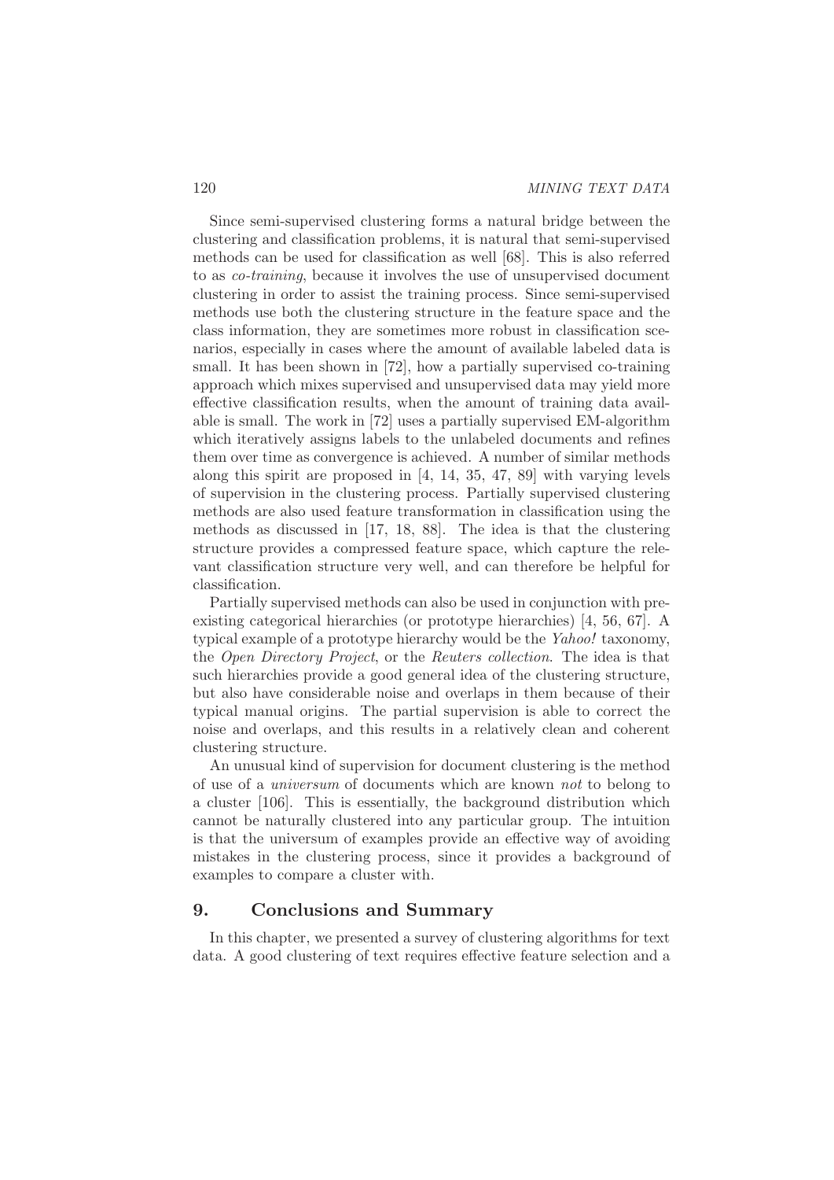Since semi-supervised clustering forms a natural bridge between the clustering and classification problems, it is natural that semi-supervised methods can be used for classification as well [68]. This is also referred to as *co-training*, because it involves the use of unsupervised document clustering in order to assist the training process. Since semi-supervised methods use both the clustering structure in the feature space and the class information, they are sometimes more robust in classification scenarios, especially in cases where the amount of available labeled data is small. It has been shown in [72], how a partially supervised co-training approach which mixes supervised and unsupervised data may yield more effective classification results, when the amount of training data available is small. The work in [72] uses a partially supervised EM-algorithm which iteratively assigns labels to the unlabeled documents and refines them over time as convergence is achieved. A number of similar methods along this spirit are proposed in [4, 14, 35, 47, 89] with varying levels of supervision in the clustering process. Partially supervised clustering methods are also used feature transformation in classification using the methods as discussed in [17, 18, 88]. The idea is that the clustering structure provides a compressed feature space, which capture the relevant classification structure very well, and can therefore be helpful for classification.

Partially supervised methods can also be used in conjunction with pre-existing categorical hierarchies (or prototype hierarchies) [4, 56, 67]. A typical example of a prototype hierarchy would be the *Yahoo!* taxonomy, the *Open Directory Project*, or the *Reuters collection*. The idea is that such hierarchies provide a good general idea of the clustering structure, but also have considerable noise and overlaps in them because of their typical manual origins. The partial supervision is able to correct the noise and overlaps, and this results in a relatively clean and coherent clustering structure.

An unusual kind of supervision for document clustering is the method of use of a *universum* of documents which are known *not* to belong to a cluster [106]. This is essentially, the background distribution which cannot be naturally clustered into any particular group. The intuition is that the universum of examples provide an effective way of avoiding mistakes in the clustering process, since it provides a background of examples to compare a cluster with.

## 9. Conclusions and Summary

In this chapter, we presented a survey of clustering algorithms for text data. A good clustering of text requires effective feature selection and a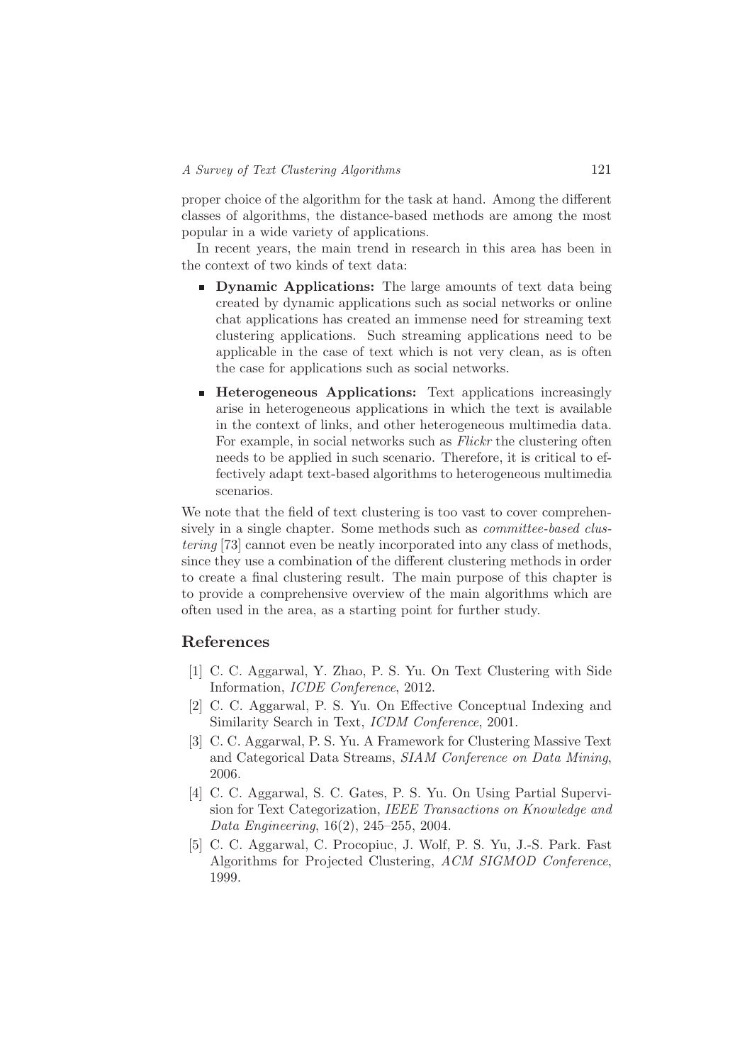proper choice of the algorithm for the task at hand. Among the different classes of algorithms, the distance-based methods are among the most popular in a wide variety of applications.

In recent years, the main trend in research in this area has been in the context of two kinds of text data:

- **Dynamic Applications:** The large amounts of text data being created by dynamic applications such as social networks or online chat applications has created an immense need for streaming text clustering applications. Such streaming applications need to be applicable in the case of text which is not very clean, as is often the case for applications such as social networks.

- **Heterogeneous Applications:** Text applications increasingly arise in heterogeneous applications in which the text is available in the context of links, and other heterogeneous multimedia data. For example, in social networks such as *Flickr* the clustering often needs to be applied in such scenario. Therefore, it is critical to effectively adapt text-based algorithms to heterogeneous multimedia scenarios.

We note that the field of text clustering is too vast to cover comprehensively in a single chapter. Some methods such as *committee-based clustering* [73] cannot even be neatly incorporated into any class of methods, since they use a combination of the different clustering methods in order to create a final clustering result. The main purpose of this chapter is to provide a comprehensive overview of the main algorithms which are often used in the area, as a starting point for further study.

## References

[1] C. C. Aggarwal, Y. Zhao, P. S. Yu. On Text Clustering with Side Information, *ICDE Conference*, 2012.

[2] C. C. Aggarwal, P. S. Yu. On Effective Conceptual Indexing and Similarity Search in Text, *ICDM Conference*, 2001.

[3] C. C. Aggarwal, P. S. Yu. A Framework for Clustering Massive Text and Categorical Data Streams, *SIAM Conference on Data Mining*, 2006.

[4] C. C. Aggarwal, S. C. Gates, P. S. Yu. On Using Partial Supervision for Text Categorization, *IEEE Transactions on Knowledge and Data Engineering*, 16(2), 245–255, 2004.

[5] C. C. Aggarwal, C. Procopiuc, J. Wolf, P. S. Yu, J.-S. Park. Fast Algorithms for Projected Clustering, *ACM SIGMOD Conference*, 1999.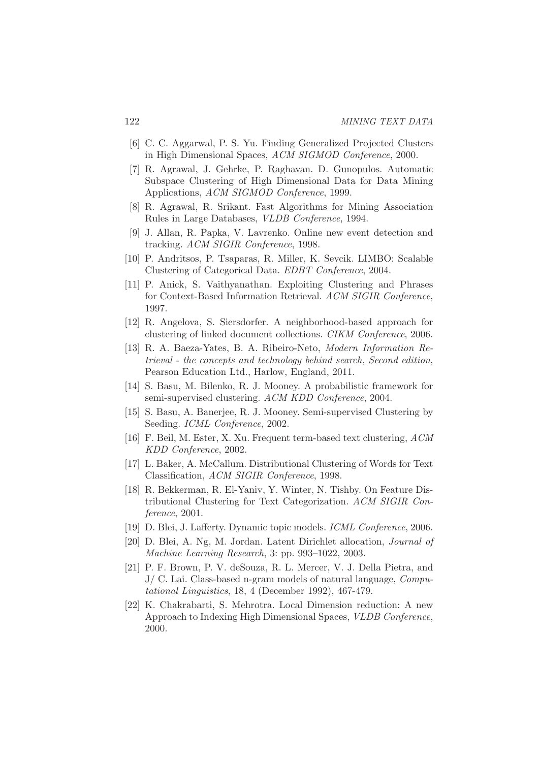[6] C. C. Aggarwal, P. S. Yu. Finding Generalized Projected Clusters in High Dimensional Spaces, *ACM SIGMOD Conference*, 2000.

[7] R. Agrawal, J. Gehrke, P. Raghavan. D. Gunopulos. Automatic Subspace Clustering of High Dimensional Data for Data Mining Applications, *ACM SIGMOD Conference*, 1999.

[8] R. Agrawal, R. Srikant. Fast Algorithms for Mining Association Rules in Large Databases, *VLDB Conference*, 1994.

[9] J. Allan, R. Papka, V. Lavrenko. Online new event detection and tracking. *ACM SIGIR Conference*, 1998.

[10] P. Andritsos, P. Tsaparas, R. Miller, K. Sevcik. LIMBO: Scalable Clustering of Categorical Data. *EDBT Conference*, 2004.

[11] P. Anick, S. Vaithyanathan. Exploiting Clustering and Phrases for Context-Based Information Retrieval. *ACM SIGIR Conference*, 1997.

[12] R. Angelova, S. Siersdorfer. A neighborhood-based approach for clustering of linked document collections. *CIKM Conference*, 2006.

[13] R. A. Baeza-Yates, B. A. Ribeiro-Neto, *Modern Information Retrieval - the concepts and technology behind search, Second edition*, Pearson Education Ltd., Harlow, England, 2011.

[14] S. Basu, M. Bilenko, R. J. Mooney. A probabilistic framework for semi-supervised clustering. *ACM KDD Conference*, 2004.

[15] S. Basu, A. Banerjee, R. J. Mooney. Semi-supervised Clustering by Seeding. *ICML Conference*, 2002.

[16] F. Beil, M. Ester, X. Xu. Frequent term-based text clustering, *ACM KDD Conference*, 2002.

[17] L. Baker, A. McCallum. Distributional Clustering of Words for Text Classification, *ACM SIGIR Conference*, 1998.

[18] R. Bekkerman, R. El-Yaniv, Y. Winter, N. Tishby. On Feature Distributional Clustering for Text Categorization. *ACM SIGIR Conference*, 2001.

[19] D. Blei, J. Lafferty. Dynamic topic models. *ICML Conference*, 2006.

[20] D. Blei, A. Ng, M. Jordan. Latent Dirichlet allocation, *Journal of Machine Learning Research*, 3: pp. 993–1022, 2003.

[21] P. F. Brown, P. V. deSouza, R. L. Mercer, V. J. Della Pietra, and J/ C. Lai. Class-based n-gram models of natural language, *Computational Linguistics*, 18, 4 (December 1992), 467-479.

[22] K. Chakrabarti, S. Mehrotra. Local Dimension reduction: A new Approach to Indexing High Dimensional Spaces, *VLDB Conference*, 2000.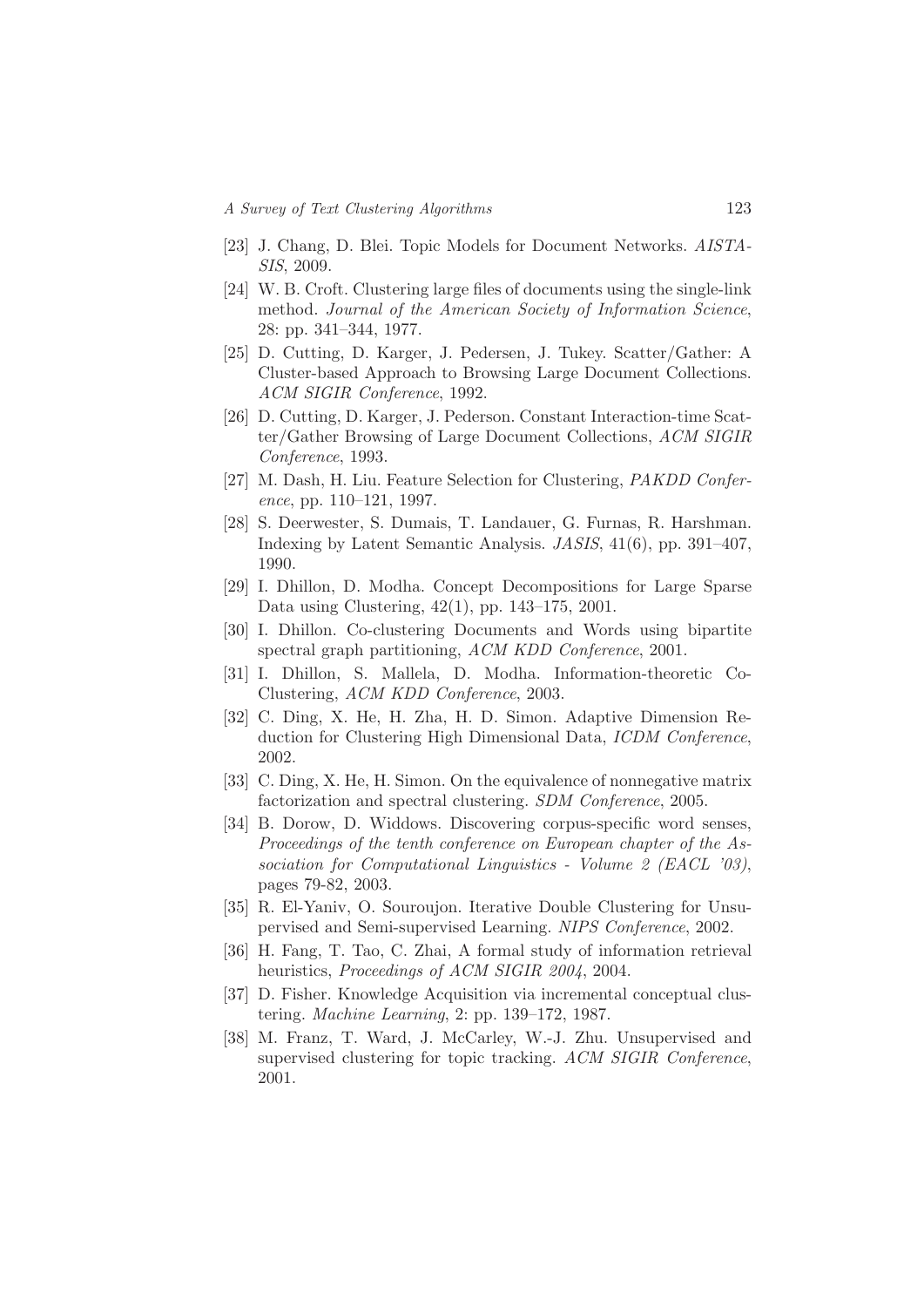[23] J. Chang, D. Blei. Topic Models for Document Networks. *AISTASIS*, 2009.

[24] W. B. Croft. Clustering large files of documents using the single-link method. *Journal of the American Society of Information Science*, 28: pp. 341–344, 1977.

[25] D. Cutting, D. Karger, J. Pedersen, J. Tukey. Scatter/Gather: A Cluster-based Approach to Browsing Large Document Collections. *ACM SIGIR Conference*, 1992.

[26] D. Cutting, D. Karger, J. Pederson. Constant Interaction-time Scatter/Gather Browsing of Large Document Collections, *ACM SIGIR Conference*, 1993.

[27] M. Dash, H. Liu. Feature Selection for Clustering, *PAKDD Conference*, pp. 110–121, 1997.

[28] S. Deerwester, S. Dumais, T. Landauer, G. Furnas, R. Harshman. Indexing by Latent Semantic Analysis. *JASIS*, 41(6), pp. 391–407, 1990.

[29] I. Dhillon, D. Modha. Concept Decompositions for Large Sparse Data using Clustering, 42(1), pp. 143–175, 2001.

[30] I. Dhillon. Co-clustering Documents and Words using bipartite spectral graph partitioning, *ACM KDD Conference*, 2001.

[31] I. Dhillon, S. Mallela, D. Modha. Information-theoretic Co-Clustering, *ACM KDD Conference*, 2003.

[32] C. Ding, X. He, H. Zha, H. D. Simon. Adaptive Dimension Reduction for Clustering High Dimensional Data, *ICDM Conference*, 2002.

[33] C. Ding, X. He, H. Simon. On the equivalence of nonnegative matrix factorization and spectral clustering. *SDM Conference*, 2005.

[34] B. Dorow, D. Widdows. Discovering corpus-specific word senses, *Proceedings of the tenth conference on European chapter of the Association for Computational Linguistics - Volume 2 (EACL '03)*, pages 79-82, 2003.

[35] R. El-Yaniv, O. Souroujon. Iterative Double Clustering for Unsupervised and Semi-supervised Learning. *NIPS Conference*, 2002.

[36] H. Fang, T. Tao, C. Zhai, A formal study of information retrieval heuristics, *Proceedings of ACM SIGIR 2004*, 2004.

[37] D. Fisher. Knowledge Acquisition via incremental conceptual clustering. *Machine Learning*, 2: pp. 139–172, 1987.

[38] M. Franz, T. Ward, J. McCarley, W.-J. Zhu. Unsupervised and supervised clustering for topic tracking. *ACM SIGIR Conference*, 2001.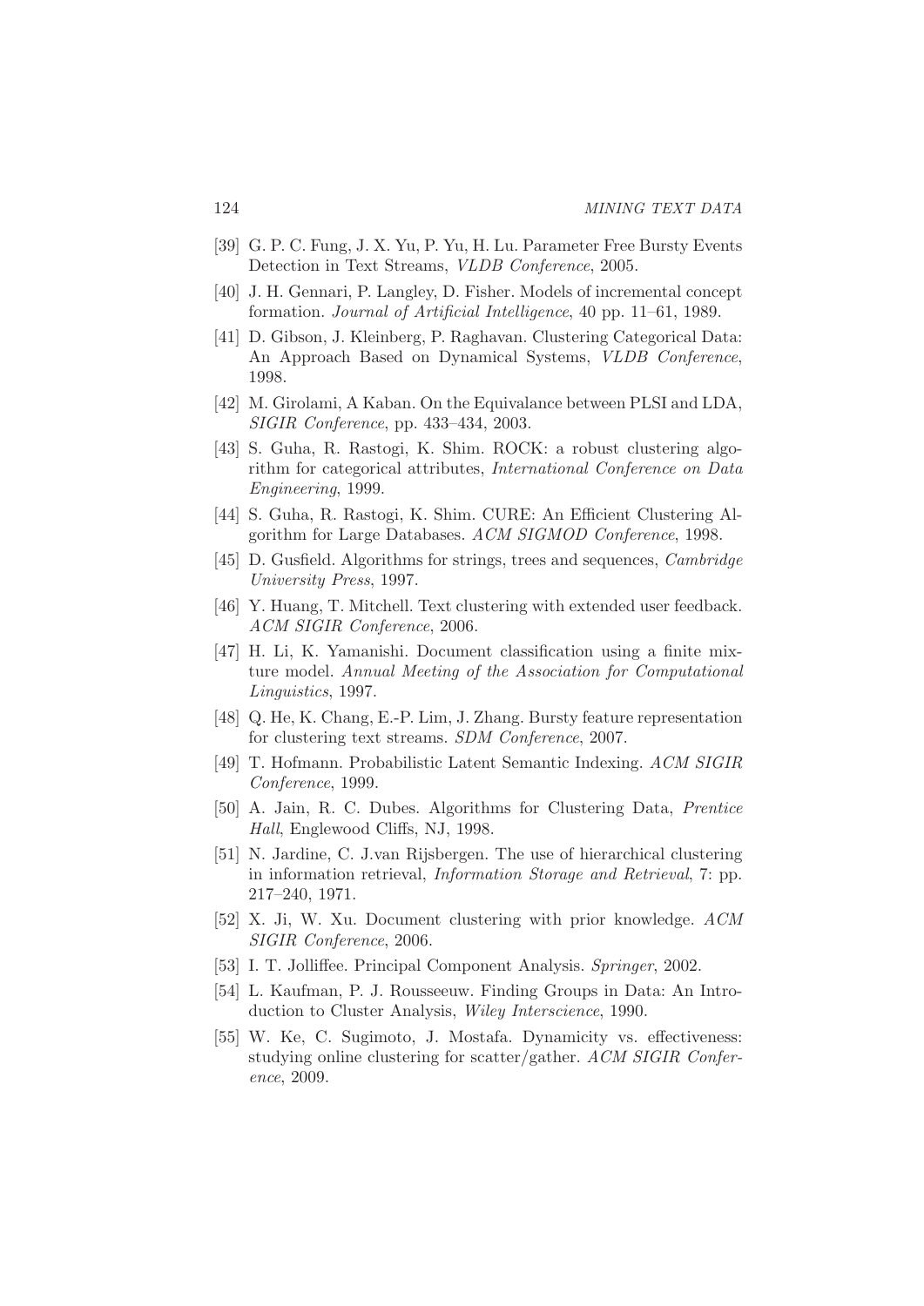[39] G. P. C. Fung, J. X. Yu, P. Yu, H. Lu. Parameter Free Bursty Events Detection in Text Streams, *VLDB Conference*, 2005.

[40] J. H. Gennari, P. Langley, D. Fisher. Models of incremental concept formation. *Journal of Artificial Intelligence*, 40 pp. 11–61, 1989.

[41] D. Gibson, J. Kleinberg, P. Raghavan. Clustering Categorical Data: An Approach Based on Dynamical Systems, *VLDB Conference*, 1998.

[42] M. Girolami, A Kaban. On the Equivalance between PLSI and LDA, *SIGIR Conference*, pp. 433–434, 2003.

[43] S. Guha, R. Rastogi, K. Shim. ROCK: a robust clustering algorithm for categorical attributes, *International Conference on Data Engineering*, 1999.

[44] S. Guha, R. Rastogi, K. Shim. CURE: An Efficient Clustering Algorithm for Large Databases. *ACM SIGMOD Conference*, 1998.

[45] D. Gusfield. Algorithms for strings, trees and sequences, *Cambridge University Press*, 1997.

[46] Y. Huang, T. Mitchell. Text clustering with extended user feedback. *ACM SIGIR Conference*, 2006.

[47] H. Li, K. Yamanishi. Document classification using a finite mixture model. *Annual Meeting of the Association for Computational Linguistics*, 1997.

[48] Q. He, K. Chang, E.-P. Lim, J. Zhang. Bursty feature representation for clustering text streams. *SDM Conference*, 2007.

[49] T. Hofmann. Probabilistic Latent Semantic Indexing. *ACM SIGIR Conference*, 1999.

[50] A. Jain, R. C. Dubes. Algorithms for Clustering Data, *Prentice Hall*, Englewood Cliffs, NJ, 1998.

[51] N. Jardine, C. J.van Rijsbergen. The use of hierarchical clustering in information retrieval, *Information Storage and Retrieval*, 7: pp. 217–240, 1971.

[52] X. Ji, W. Xu. Document clustering with prior knowledge. *ACM SIGIR Conference*, 2006.

[53] I. T. Jolliffee. Principal Component Analysis. *Springer*, 2002.

[54] L. Kaufman, P. J. Rousseeuw. Finding Groups in Data: An Introduction to Cluster Analysis, *Wiley Interscience*, 1990.

[55] W. Ke, C. Sugimoto, J. Mostafa. Dynamicity vs. effectiveness: studying online clustering for scatter/gather. *ACM SIGIR Conference*, 2009.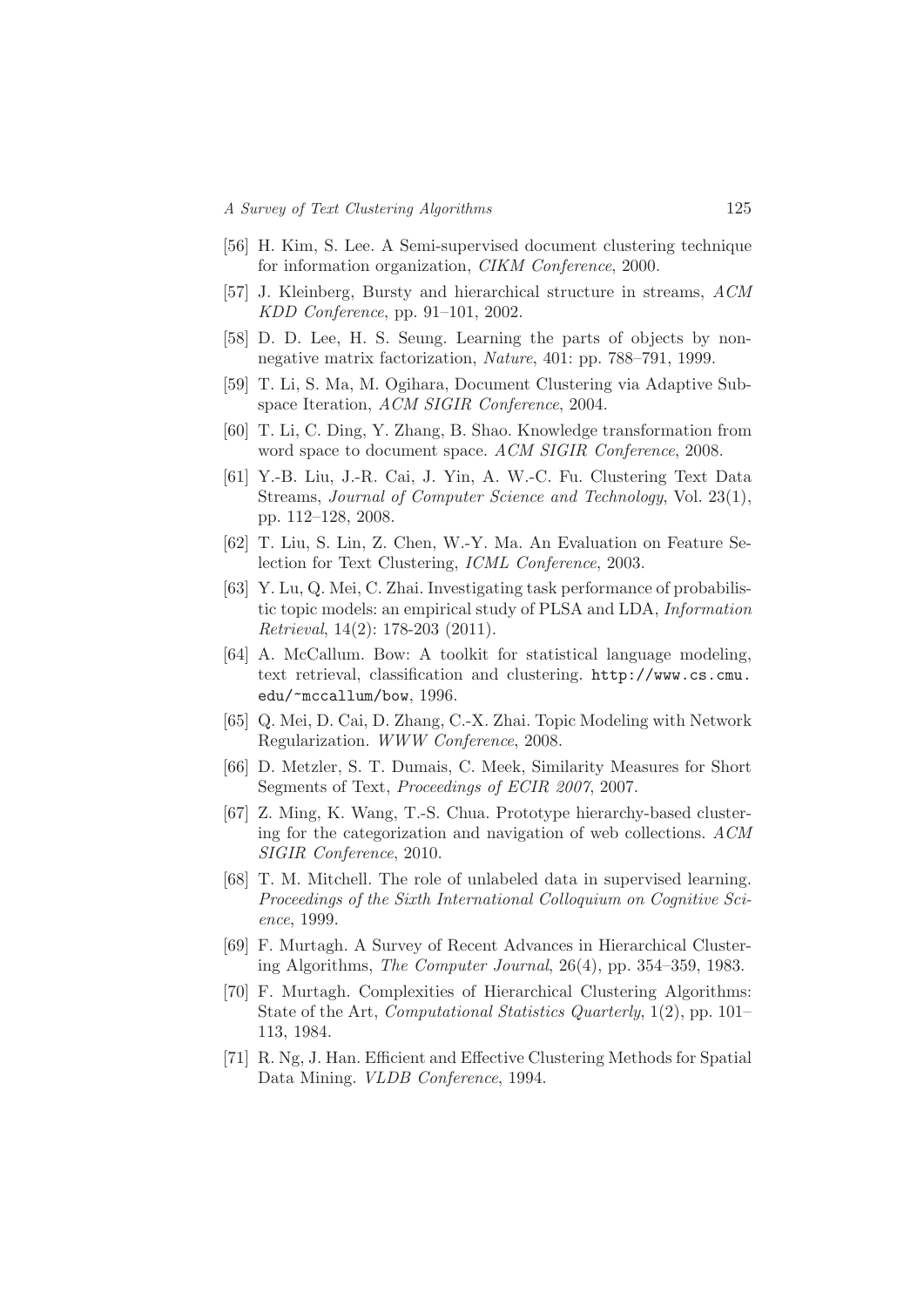[56] H. Kim, S. Lee. A Semi-supervised document clustering technique for information organization, *CIKM Conference*, 2000.

[57] J. Kleinberg, Bursty and hierarchical structure in streams, *ACM KDD Conference*, pp. 91–101, 2002.

[58] D. D. Lee, H. S. Seung. Learning the parts of objects by non-negative matrix factorization, *Nature*, 401: pp. 788–791, 1999.

[59] T. Li, S. Ma, M. Ogihara, Document Clustering via Adaptive Subspace Iteration, *ACM SIGIR Conference*, 2004.

[60] T. Li, C. Ding, Y. Zhang, B. Shao. Knowledge transformation from word space to document space. *ACM SIGIR Conference*, 2008.

[61] Y.-B. Liu, J.-R. Cai, J. Yin, A. W.-C. Fu. Clustering Text Data Streams, *Journal of Computer Science and Technology*, Vol. 23(1), pp. 112–128, 2008.

[62] T. Liu, S. Lin, Z. Chen, W.-Y. Ma. An Evaluation on Feature Selection for Text Clustering, *ICML Conference*, 2003.

[63] Y. Lu, Q. Mei, C. Zhai. Investigating task performance of probabilistic topic models: an empirical study of PLSA and LDA, *Information Retrieval*, 14(2): 178-203 (2011).

[64] A. McCallum. Bow: A toolkit for statistical language modeling, text retrieval, classification and clustering. `http://www.cs.cmu.edu/~mccallum/bow`, 1996.

[65] Q. Mei, D. Cai, D. Zhang, C.-X. Zhai. Topic Modeling with Network Regularization. *WWW Conference*, 2008.

[66] D. Metzler, S. T. Dumais, C. Meek, Similarity Measures for Short Segments of Text, *Proceedings of ECIR 2007*, 2007.

[67] Z. Ming, K. Wang, T.-S. Chua. Prototype hierarchy-based clustering for the categorization and navigation of web collections. *ACM SIGIR Conference*, 2010.

[68] T. M. Mitchell. The role of unlabeled data in supervised learning. *Proceedings of the Sixth International Colloquium on Cognitive Science*, 1999.

[69] F. Murtagh. A Survey of Recent Advances in Hierarchical Clustering Algorithms, *The Computer Journal*, 26(4), pp. 354–359, 1983.

[70] F. Murtagh. Complexities of Hierarchical Clustering Algorithms: State of the Art, *Computational Statistics Quarterly*, 1(2), pp. 101–113, 1984.

[71] R. Ng, J. Han. Efficient and Effective Clustering Methods for Spatial Data Mining. *VLDB Conference*, 1994.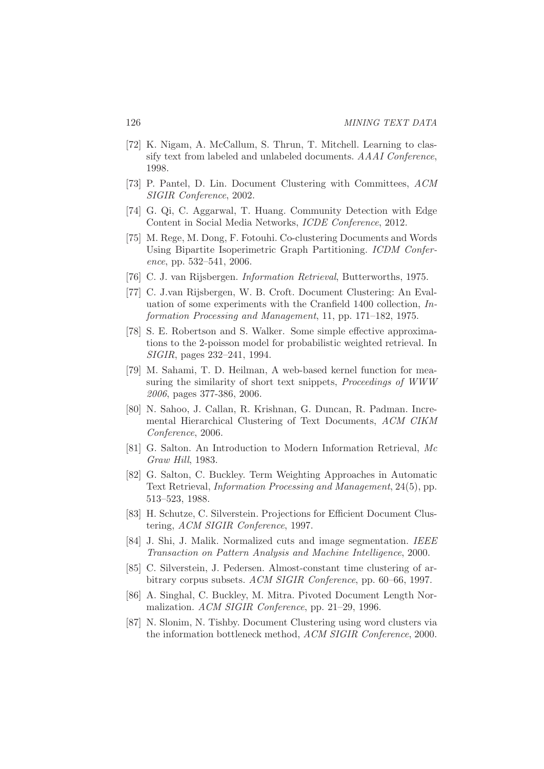[72] K. Nigam, A. McCallum, S. Thrun, T. Mitchell. Learning to classify text from labeled and unlabeled documents. *AAAI Conference*, 1998.

[73] P. Pantel, D. Lin. Document Clustering with Committees, *ACM SIGIR Conference*, 2002.

[74] G. Qi, C. Aggarwal, T. Huang. Community Detection with Edge Content in Social Media Networks, *ICDE Conference*, 2012.

[75] M. Rege, M. Dong, F. Fotouhi. Co-clustering Documents and Words Using Bipartite Isoperimetric Graph Partitioning. *ICDM Conference*, pp. 532–541, 2006.

[76] C. J. van Rijsbergen. *Information Retrieval*, Butterworths, 1975.

[77] C. J.van Rijsbergen, W. B. Croft. Document Clustering: An Evaluation of some experiments with the Cranfield 1400 collection, *Information Processing and Management*, 11, pp. 171–182, 1975.

[78] S. E. Robertson and S. Walker. Some simple effective approximations to the 2-poisson model for probabilistic weighted retrieval. In *SIGIR*, pages 232–241, 1994.

[79] M. Sahami, T. D. Heilman, A web-based kernel function for measuring the similarity of short text snippets, *Proceedings of WWW 2006*, pages 377-386, 2006.

[80] N. Sahoo, J. Callan, R. Krishnan, G. Duncan, R. Padman. Incremental Hierarchical Clustering of Text Documents, *ACM CIKM Conference*, 2006.

[81] G. Salton. An Introduction to Modern Information Retrieval, *Mc Graw Hill*, 1983.

[82] G. Salton, C. Buckley. Term Weighting Approaches in Automatic Text Retrieval, *Information Processing and Management*, 24(5), pp. 513–523, 1988.

[83] H. Schutze, C. Silverstein. Projections for Efficient Document Clustering, *ACM SIGIR Conference*, 1997.

[84] J. Shi, J. Malik. Normalized cuts and image segmentation. *IEEE Transaction on Pattern Analysis and Machine Intelligence*, 2000.

[85] C. Silverstein, J. Pedersen. Almost-constant time clustering of arbitrary corpus subsets. *ACM SIGIR Conference*, pp. 60–66, 1997.

[86] A. Singhal, C. Buckley, M. Mitra. Pivoted Document Length Normalization. *ACM SIGIR Conference*, pp. 21–29, 1996.

[87] N. Slonim, N. Tishby. Document Clustering using word clusters via the information bottleneck method, *ACM SIGIR Conference*, 2000.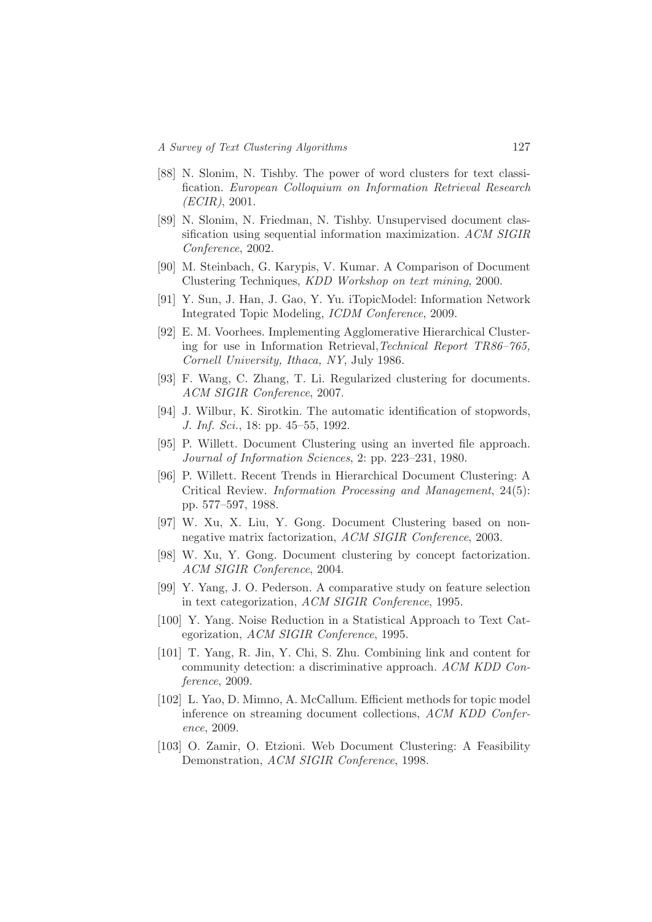[88] N. Slonim, N. Tishby. The power of word clusters for text classification. *European Colloquium on Information Retrieval Research (ECIR)*, 2001.

[89] N. Slonim, N. Friedman, N. Tishby. Unsupervised document classification using sequential information maximization. *ACM SIGIR Conference*, 2002.

[90] M. Steinbach, G. Karypis, V. Kumar. A Comparison of Document Clustering Techniques, *KDD Workshop on text mining*, 2000.

[91] Y. Sun, J. Han, J. Gao, Y. Yu. iTopicModel: Information Network Integrated Topic Modeling, *ICDM Conference*, 2009.

[92] E. M. Voorhees. Implementing Agglomerative Hierarchical Clustering for use in Information Retrieval,*Technical Report TR86–765, Cornell University, Ithaca, NY*, July 1986.

[93] F. Wang, C. Zhang, T. Li. Regularized clustering for documents. *ACM SIGIR Conference*, 2007.

[94] J. Wilbur, K. Sirotkin. The automatic identification of stopwords, *J. Inf. Sci.*, 18: pp. 45–55, 1992.

[95] P. Willett. Document Clustering using an inverted file approach. *Journal of Information Sciences*, 2: pp. 223–231, 1980.

[96] P. Willett. Recent Trends in Hierarchical Document Clustering: A Critical Review. *Information Processing and Management*, 24(5): pp. 577–597, 1988.

[97] W. Xu, X. Liu, Y. Gong. Document Clustering based on non-negative matrix factorization, *ACM SIGIR Conference*, 2003.

[98] W. Xu, Y. Gong. Document clustering by concept factorization. *ACM SIGIR Conference*, 2004.

[99] Y. Yang, J. O. Pederson. A comparative study on feature selection in text categorization, *ACM SIGIR Conference*, 1995.

[100] Y. Yang. Noise Reduction in a Statistical Approach to Text Categorization, *ACM SIGIR Conference*, 1995.

[101] T. Yang, R. Jin, Y. Chi, S. Zhu. Combining link and content for community detection: a discriminative approach. *ACM KDD Conference*, 2009.

[102] L. Yao, D. Mimno, A. McCallum. Efficient methods for topic model inference on streaming document collections, *ACM KDD Conference*, 2009.

[103] O. Zamir, O. Etzioni. Web Document Clustering: A Feasibility Demonstration, *ACM SIGIR Conference*, 1998.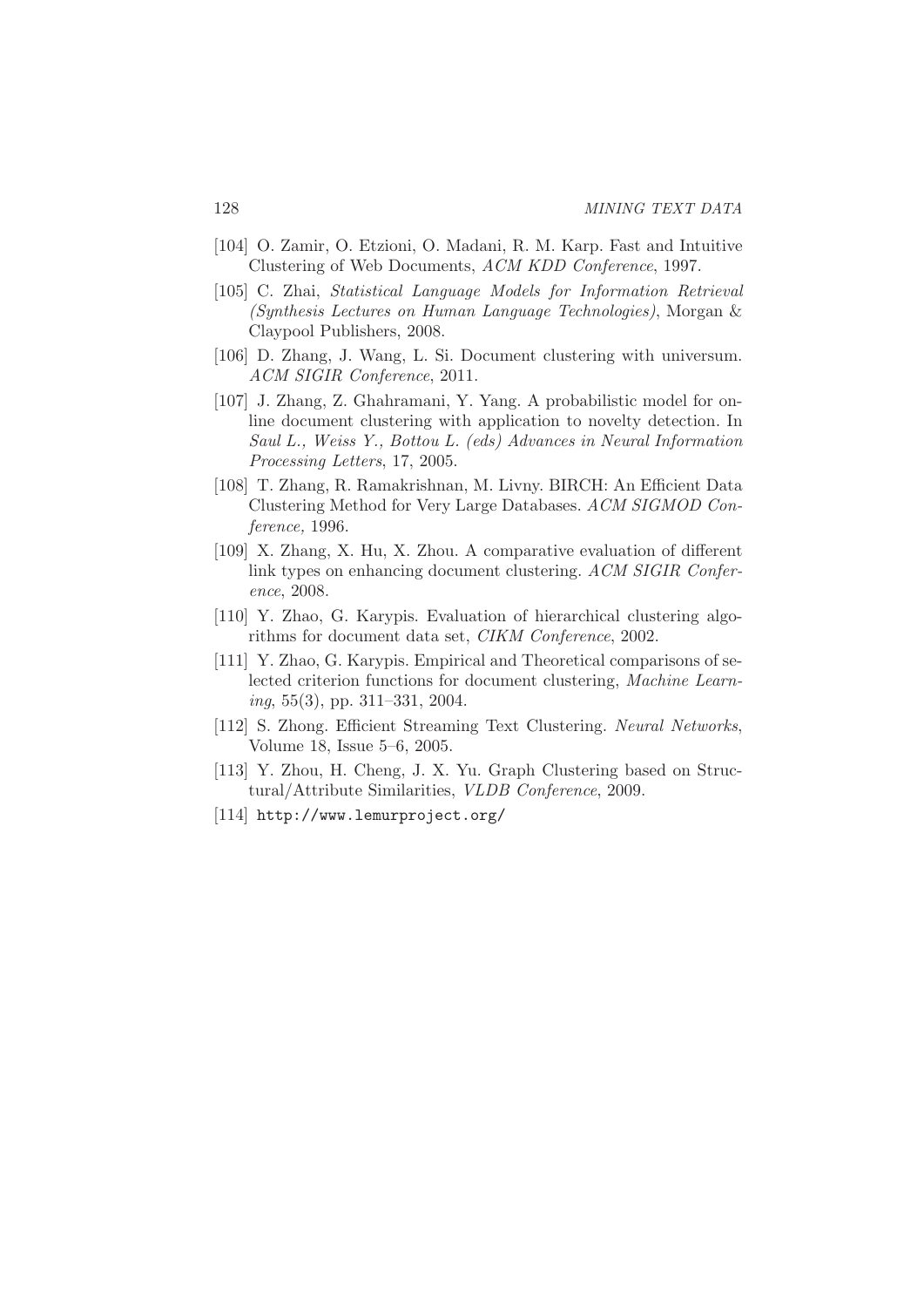[104] O. Zamir, O. Etzioni, O. Madani, R. M. Karp. Fast and Intuitive Clustering of Web Documents, *ACM KDD Conference*, 1997.

[105] C. Zhai, *Statistical Language Models for Information Retrieval (Synthesis Lectures on Human Language Technologies)*, Morgan & Claypool Publishers, 2008.

[106] D. Zhang, J. Wang, L. Si. Document clustering with universum. *ACM SIGIR Conference*, 2011.

[107] J. Zhang, Z. Ghahramani, Y. Yang. A probabilistic model for online document clustering with application to novelty detection. In *Saul L., Weiss Y., Bottou L. (eds) Advances in Neural Information Processing Letters*, 17, 2005.

[108] T. Zhang, R. Ramakrishnan, M. Livny. BIRCH: An Efficient Data Clustering Method for Very Large Databases. *ACM SIGMOD Conference,* 1996.

[109] X. Zhang, X. Hu, X. Zhou. A comparative evaluation of different link types on enhancing document clustering. *ACM SIGIR Conference*, 2008.

[110] Y. Zhao, G. Karypis. Evaluation of hierarchical clustering algorithms for document data set, *CIKM Conference*, 2002.

[111] Y. Zhao, G. Karypis. Empirical and Theoretical comparisons of selected criterion functions for document clustering, *Machine Learning*, 55(3), pp. 311–331, 2004.

[112] S. Zhong. Efficient Streaming Text Clustering. *Neural Networks*, Volume 18, Issue 5–6, 2005.

[113] Y. Zhou, H. Cheng, J. X. Yu. Graph Clustering based on Structural/Attribute Similarities, *VLDB Conference*, 2009.

[114] `http://www.lemurproject.org/`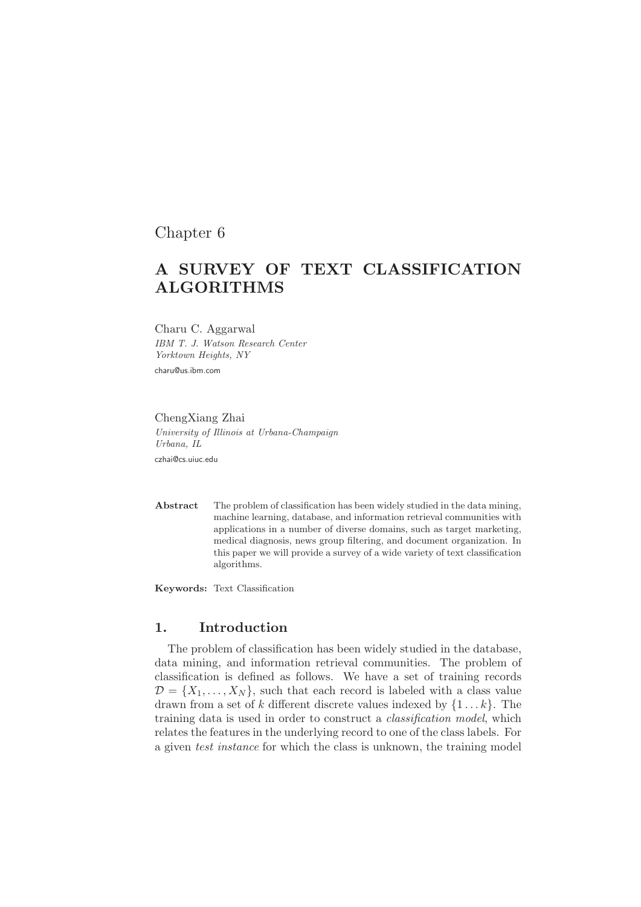Chapter 6

# A SURVEY OF TEXT CLASSIFICATION ALGORITHMS

Charu C. Aggarwal
*IBM T. J. Watson Research Center*
*Yorktown Heights, NY*
charu@us.ibm.com

ChengXiang Zhai
*University of Illinois at Urbana-Champaign*
*Urbana, IL*
czhai@cs.uiuc.edu

**Abstract** The problem of classification has been widely studied in the data mining, machine learning, database, and information retrieval communities with applications in a number of diverse domains, such as target marketing, medical diagnosis, news group filtering, and document organization. In this paper we will provide a survey of a wide variety of text classification algorithms.

**Keywords:** Text Classification

## 1. Introduction

The problem of classification has been widely studied in the database, data mining, and information retrieval communities. The problem of classification is defined as follows. We have a set of training records $\mathcal{D} = \{X_1, \ldots, X_N\}$, such that each record is labeled with a class value drawn from a set of $k$ different discrete values indexed by $\{1 \ldots k\}$. The training data is used in order to construct a *classification model*, which relates the features in the underlying record to one of the class labels. For a given *test instance* for which the class is unknown, the training model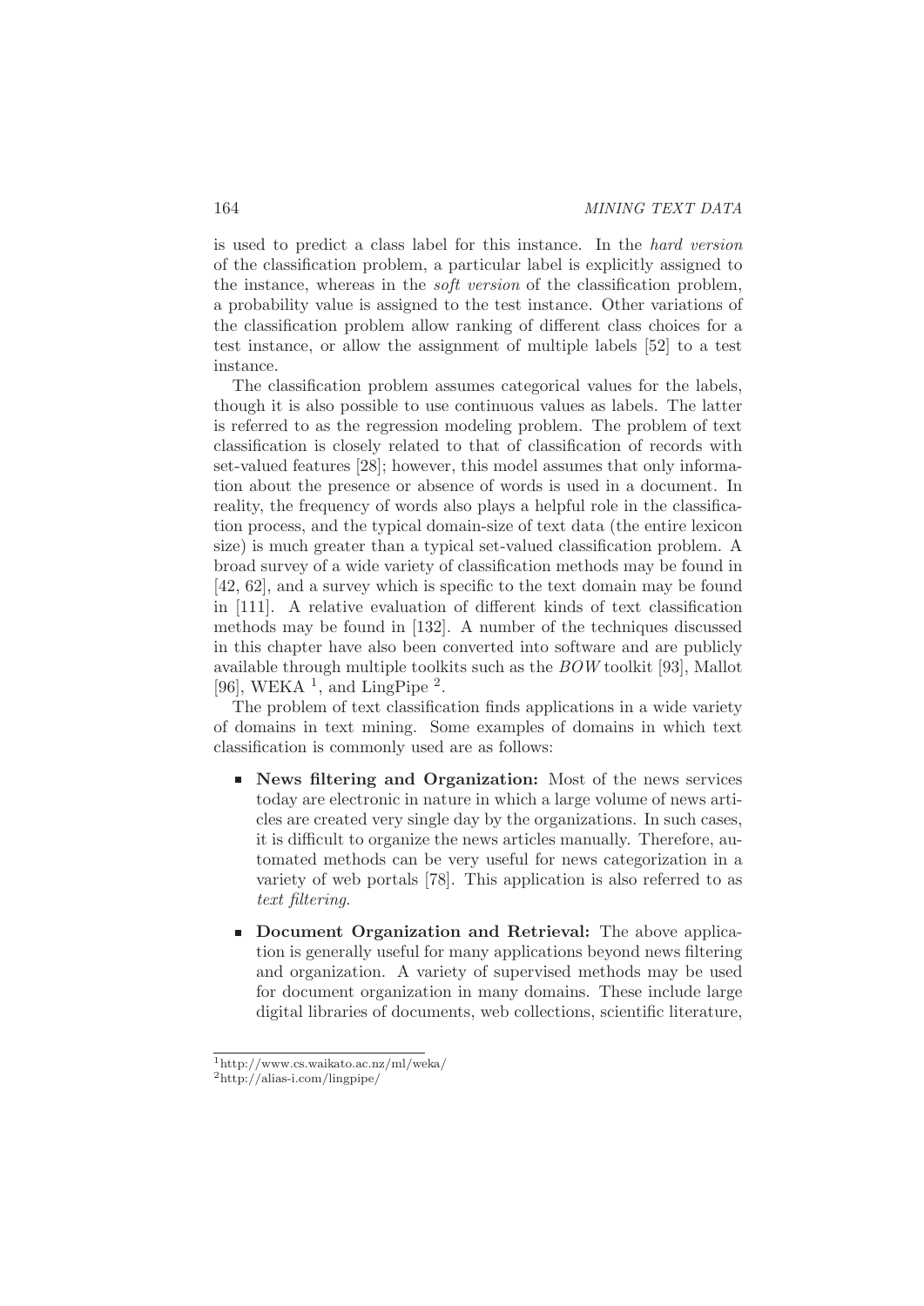is used to predict a class label for this instance. In the *hard version* of the classification problem, a particular label is explicitly assigned to the instance, whereas in the *soft version* of the classification problem, a probability value is assigned to the test instance. Other variations of the classification problem allow ranking of different class choices for a test instance, or allow the assignment of multiple labels [52] to a test instance.

The classification problem assumes categorical values for the labels, though it is also possible to use continuous values as labels. The latter is referred to as the regression modeling problem. The problem of text classification is closely related to that of classification of records with set-valued features [28]; however, this model assumes that only information about the presence or absence of words is used in a document. In reality, the frequency of words also plays a helpful role in the classification process, and the typical domain-size of text data (the entire lexicon size) is much greater than a typical set-valued classification problem. A broad survey of a wide variety of classification methods may be found in [42, 62], and a survey which is specific to the text domain may be found in [111]. A relative evaluation of different kinds of text classification methods may be found in [132]. A number of the techniques discussed in this chapter have also been converted into software and are publicly available through multiple toolkits such as the *BOW* toolkit [93], Mallot [96], WEKA [1], and LingPipe [2].

The problem of text classification finds applications in a wide variety of domains in text mining. Some examples of domains in which text classification is commonly used are as follows:

- **News filtering and Organization:** Most of the news services today are electronic in nature in which a large volume of news articles are created very single day by the organizations. In such cases, it is difficult to organize the news articles manually. Therefore, automated methods can be very useful for news categorization in a variety of web portals [78]. This application is also referred to as *text filtering*.

- **Document Organization and Retrieval:** The above application is generally useful for many applications beyond news filtering and organization. A variety of supervised methods may be used for document organization in many domains. These include large digital libraries of documents, web collections, scientific literature,

[1] http://www.cs.waikato.ac.nz/ml/weka/

[2] http://alias-i.com/lingpipe/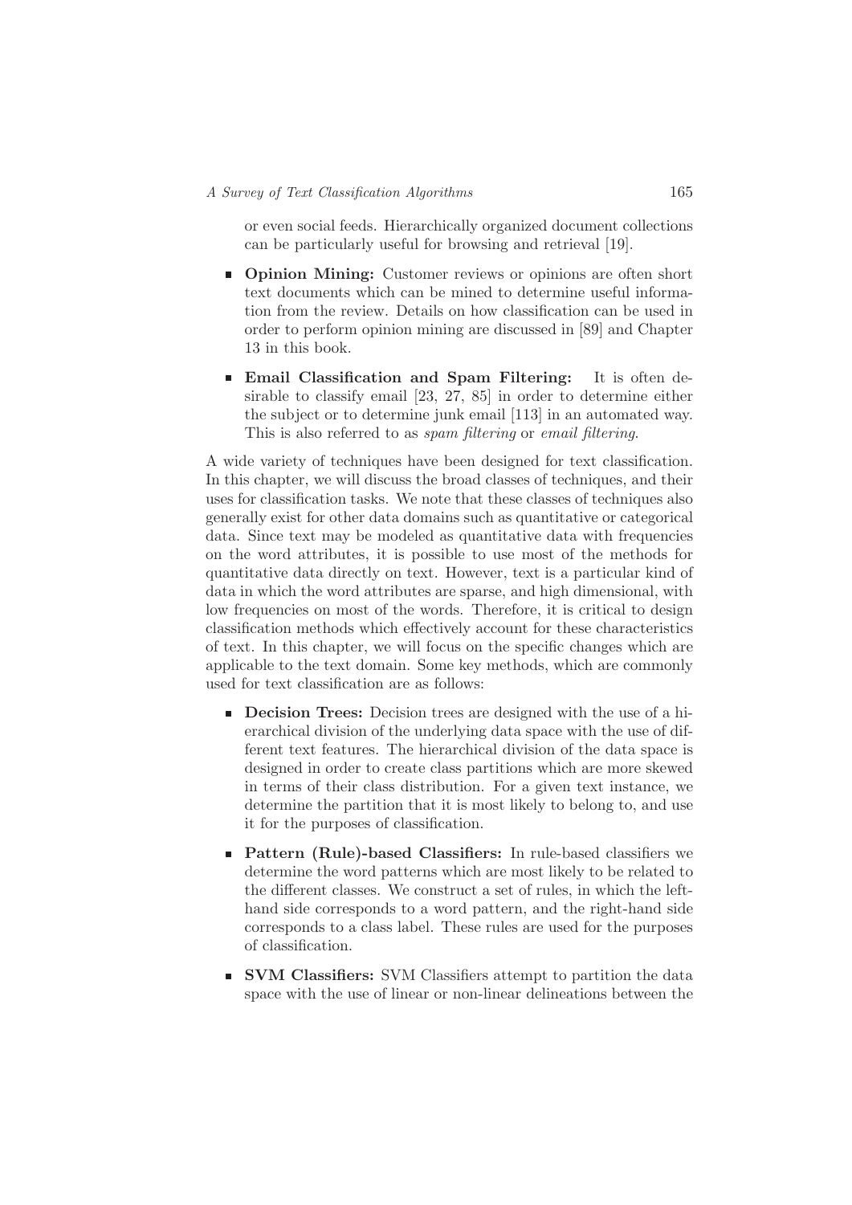or even social feeds. Hierarchically organized document collections can be particularly useful for browsing and retrieval [19].

- **Opinion Mining:** Customer reviews or opinions are often short text documents which can be mined to determine useful information from the review. Details on how classification can be used in order to perform opinion mining are discussed in [89] and Chapter 13 in this book.

- **Email Classification and Spam Filtering:** It is often desirable to classify email [23, 27, 85] in order to determine either the subject or to determine junk email [113] in an automated way. This is also referred to as *spam filtering* or *email filtering*.

A wide variety of techniques have been designed for text classification. In this chapter, we will discuss the broad classes of techniques, and their uses for classification tasks. We note that these classes of techniques also generally exist for other data domains such as quantitative or categorical data. Since text may be modeled as quantitative data with frequencies on the word attributes, it is possible to use most of the methods for quantitative data directly on text. However, text is a particular kind of data in which the word attributes are sparse, and high dimensional, with low frequencies on most of the words. Therefore, it is critical to design classification methods which effectively account for these characteristics of text. In this chapter, we will focus on the specific changes which are applicable to the text domain. Some key methods, which are commonly used for text classification are as follows:

- **Decision Trees:** Decision trees are designed with the use of a hierarchical division of the underlying data space with the use of different text features. The hierarchical division of the data space is designed in order to create class partitions which are more skewed in terms of their class distribution. For a given text instance, we determine the partition that it is most likely to belong to, and use it for the purposes of classification.

- **Pattern (Rule)-based Classifiers:** In rule-based classifiers we determine the word patterns which are most likely to be related to the different classes. We construct a set of rules, in which the left-hand side corresponds to a word pattern, and the right-hand side corresponds to a class label. These rules are used for the purposes of classification.

- **SVM Classifiers:** SVM Classifiers attempt to partition the data space with the use of linear or non-linear delineations between the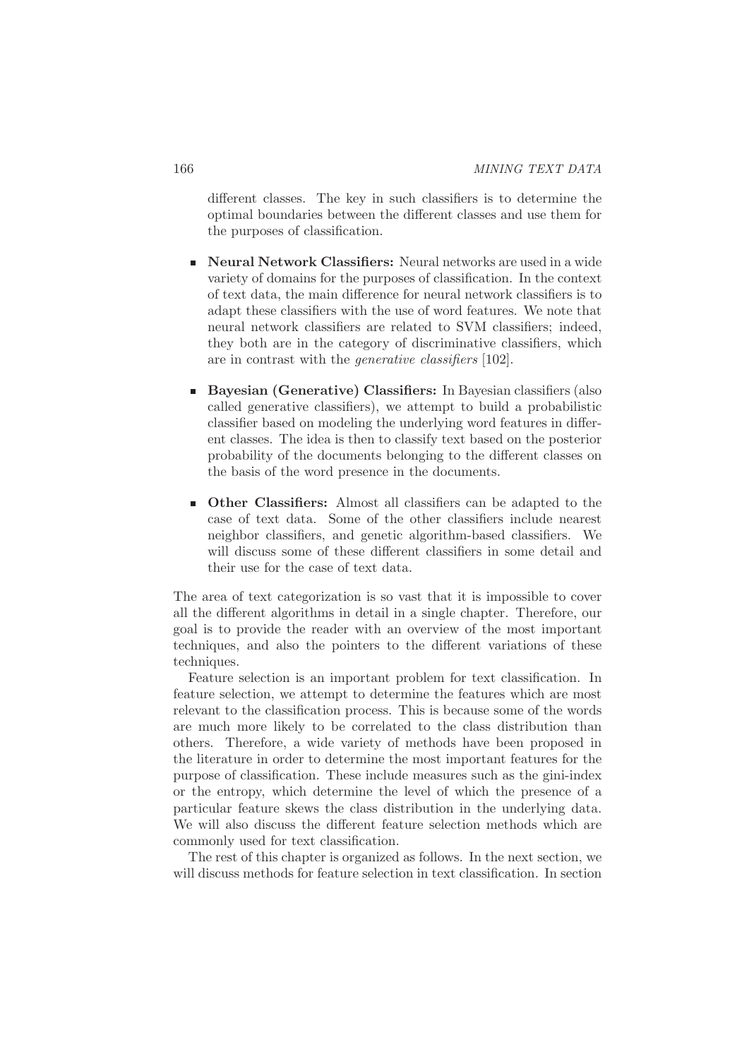different classes. The key in such classifiers is to determine the optimal boundaries between the different classes and use them for the purposes of classification.

- **Neural Network Classifiers:** Neural networks are used in a wide variety of domains for the purposes of classification. In the context of text data, the main difference for neural network classifiers is to adapt these classifiers with the use of word features. We note that neural network classifiers are related to SVM classifiers; indeed, they both are in the category of discriminative classifiers, which are in contrast with the *generative classifiers* [102].

- **Bayesian (Generative) Classifiers:** In Bayesian classifiers (also called generative classifiers), we attempt to build a probabilistic classifier based on modeling the underlying word features in different classes. The idea is then to classify text based on the posterior probability of the documents belonging to the different classes on the basis of the word presence in the documents.

- **Other Classifiers:** Almost all classifiers can be adapted to the case of text data. Some of the other classifiers include nearest neighbor classifiers, and genetic algorithm-based classifiers. We will discuss some of these different classifiers in some detail and their use for the case of text data.

The area of text categorization is so vast that it is impossible to cover all the different algorithms in detail in a single chapter. Therefore, our goal is to provide the reader with an overview of the most important techniques, and also the pointers to the different variations of these techniques.

Feature selection is an important problem for text classification. In feature selection, we attempt to determine the features which are most relevant to the classification process. This is because some of the words are much more likely to be correlated to the class distribution than others. Therefore, a wide variety of methods have been proposed in the literature in order to determine the most important features for the purpose of classification. These include measures such as the gini-index or the entropy, which determine the level of which the presence of a particular feature skews the class distribution in the underlying data. We will also discuss the different feature selection methods which are commonly used for text classification.

The rest of this chapter is organized as follows. In the next section, we will discuss methods for feature selection in text classification. In section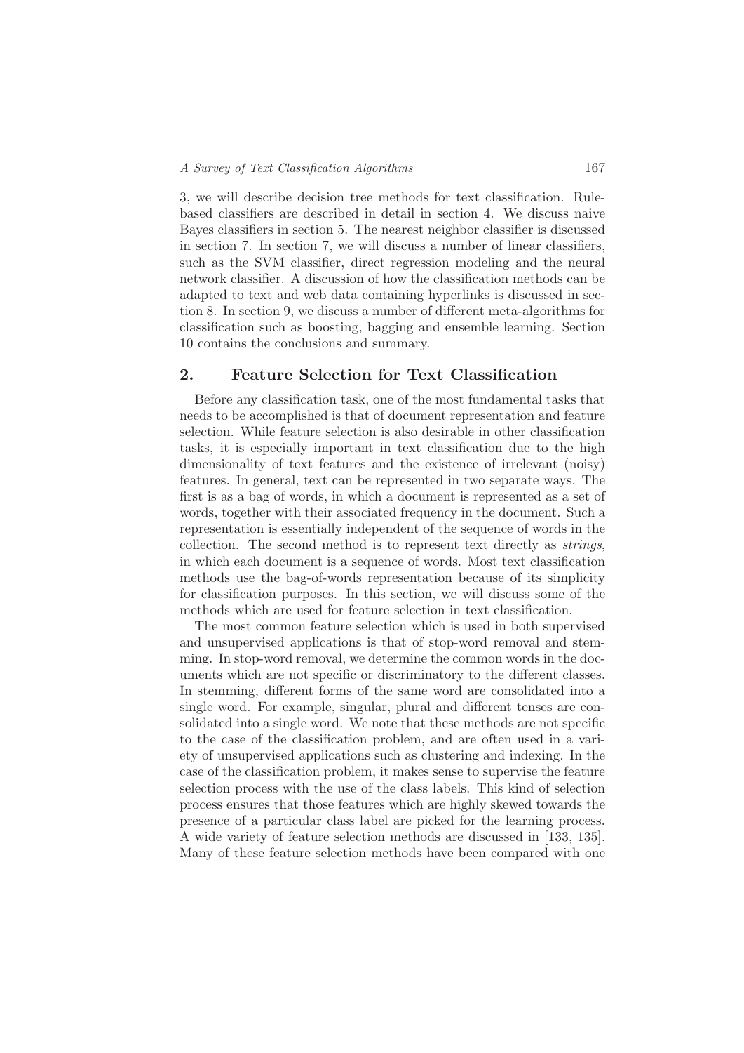3, we will describe decision tree methods for text classification. Rule-based classifiers are described in detail in section 4. We discuss naive Bayes classifiers in section 5. The nearest neighbor classifier is discussed in section 7. In section 7, we will discuss a number of linear classifiers, such as the SVM classifier, direct regression modeling and the neural network classifier. A discussion of how the classification methods can be adapted to text and web data containing hyperlinks is discussed in section 8. In section 9, we discuss a number of different meta-algorithms for classification such as boosting, bagging and ensemble learning. Section 10 contains the conclusions and summary.

## 2. Feature Selection for Text Classification

Before any classification task, one of the most fundamental tasks that needs to be accomplished is that of document representation and feature selection. While feature selection is also desirable in other classification tasks, it is especially important in text classification due to the high dimensionality of text features and the existence of irrelevant (noisy) features. In general, text can be represented in two separate ways. The first is as a bag of words, in which a document is represented as a set of words, together with their associated frequency in the document. Such a representation is essentially independent of the sequence of words in the collection. The second method is to represent text directly as *strings*, in which each document is a sequence of words. Most text classification methods use the bag-of-words representation because of its simplicity for classification purposes. In this section, we will discuss some of the methods which are used for feature selection in text classification.

The most common feature selection which is used in both supervised and unsupervised applications is that of stop-word removal and stemming. In stop-word removal, we determine the common words in the documents which are not specific or discriminatory to the different classes. In stemming, different forms of the same word are consolidated into a single word. For example, singular, plural and different tenses are consolidated into a single word. We note that these methods are not specific to the case of the classification problem, and are often used in a variety of unsupervised applications such as clustering and indexing. In the case of the classification problem, it makes sense to supervise the feature selection process with the use of the class labels. This kind of selection process ensures that those features which are highly skewed towards the presence of a particular class label are picked for the learning process. A wide variety of feature selection methods are discussed in [133, 135]. Many of these feature selection methods have been compared with one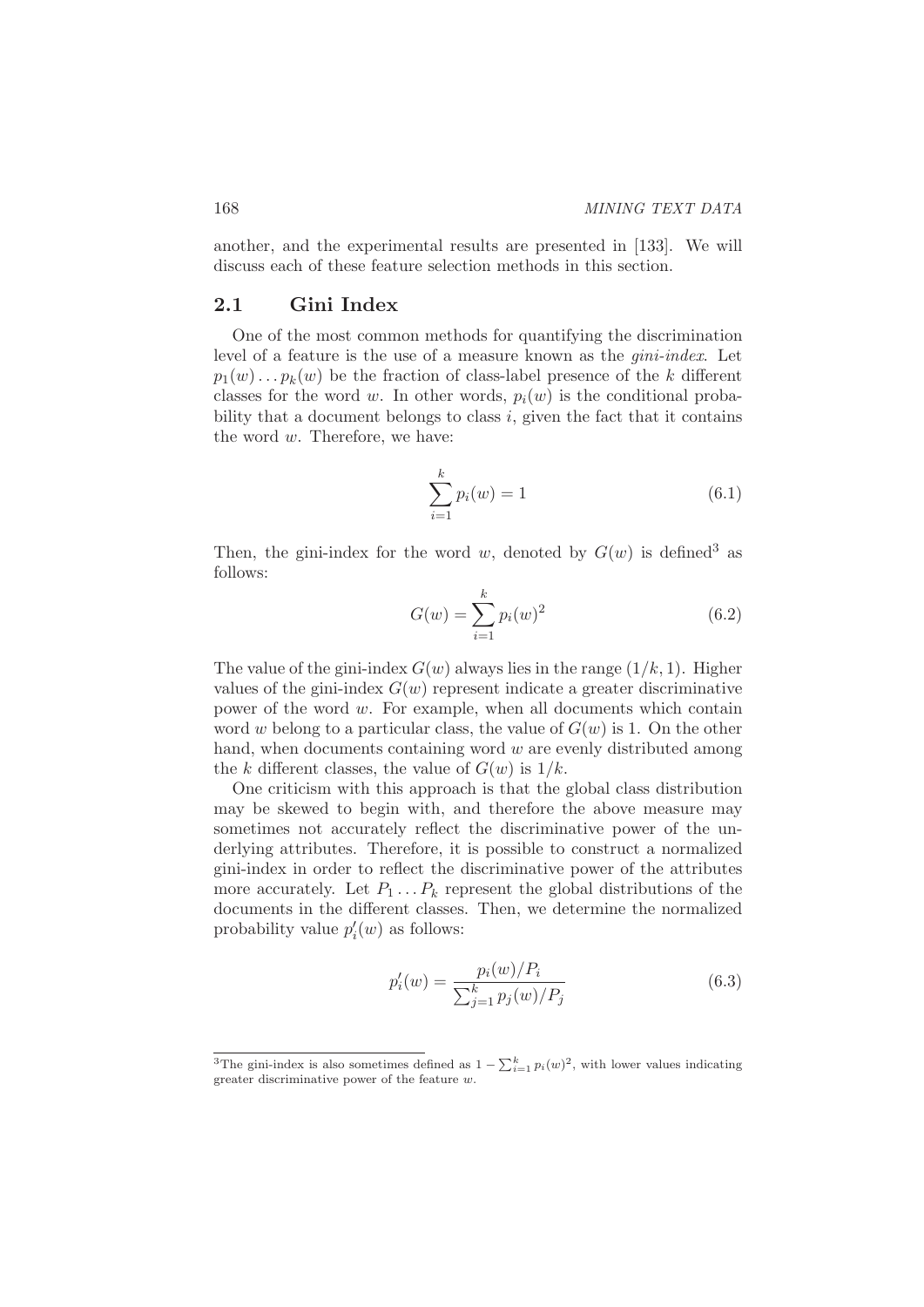another, and the experimental results are presented in [133]. We will discuss each of these feature selection methods in this section.

## 2.1 Gini Index

One of the most common methods for quantifying the discrimination level of a feature is the use of a measure known as the *gini-index*. Let $p_1(w) \dots p_k(w)$ be the fraction of class-label presence of the $k$ different classes for the word $w$. In other words, $p_i(w)$ is the conditional probability that a document belongs to class $i$, given the fact that it contains the word $w$. Therefore, we have:

$$\sum_{i=1}^{k} p_i(w) = 1 \tag{6.1}$$

Then, the gini-index for the word $w$, denoted by $G(w)$ is defined[3] as follows:

$$G(w) = \sum_{i=1}^{k} p_i(w)^2 \tag{6.2}$$

The value of the gini-index $G(w)$ always lies in the range $(1/k, 1)$. Higher values of the gini-index $G(w)$ represent indicate a greater discriminative power of the word $w$. For example, when all documents which contain word $w$ belong to a particular class, the value of $G(w)$ is 1. On the other hand, when documents containing word $w$ are evenly distributed among the $k$ different classes, the value of $G(w)$ is $1/k$.

One criticism with this approach is that the global class distribution may be skewed to begin with, and therefore the above measure may sometimes not accurately reflect the discriminative power of the underlying attributes. Therefore, it is possible to construct a normalized gini-index in order to reflect the discriminative power of the attributes more accurately. Let $P_1 \dots P_k$ represent the global distributions of the documents in the different classes. Then, we determine the normalized probability value $p'_i(w)$ as follows:

$$p'_i(w) = \frac{p_i(w)/P_i}{\sum_{j=1}^{k} p_j(w)/P_j} \tag{6.3}$$

[3] The gini-index is also sometimes defined as $1 - \sum_{i=1}^{k} p_i(w)^2$, with lower values indicating greater discriminative power of the feature $w$.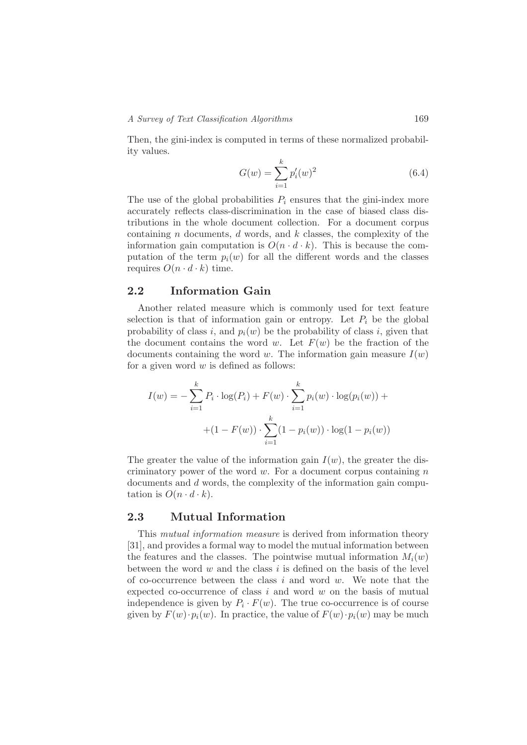Then, the gini-index is computed in terms of these normalized probability values.

$$G(w) = \sum_{i=1}^{k} p'_i(w)^2 \tag{6.4}$$

The use of the global probabilities $P_i$ ensures that the gini-index more accurately reflects class-discrimination in the case of biased class distributions in the whole document collection. For a document corpus containing $n$ documents, $d$ words, and $k$ classes, the complexity of the information gain computation is $O(n \cdot d \cdot k)$. This is because the computation of the term $p_i(w)$ for all the different words and the classes requires $O(n \cdot d \cdot k)$ time.

## 2.2 Information Gain

Another related measure which is commonly used for text feature selection is that of information gain or entropy. Let $P_i$ be the global probability of class $i$, and $p_i(w)$ be the probability of class $i$, given that the document contains the word $w$. Let $F(w)$ be the fraction of the documents containing the word $w$. The information gain measure $I(w)$ for a given word $w$ is defined as follows:

$$I(w) = -\sum_{i=1}^{k} P_i \cdot \log(P_i) + F(w) \cdot \sum_{i=1}^{k} p_i(w) \cdot \log(p_i(w)) + \\ +(1 - F(w)) \cdot \sum_{i=1}^{k} (1 - p_i(w)) \cdot \log(1 - p_i(w))$$

The greater the value of the information gain $I(w)$, the greater the discriminatory power of the word $w$. For a document corpus containing $n$ documents and $d$ words, the complexity of the information gain computation is $O(n \cdot d \cdot k)$.

## 2.3 Mutual Information

This *mutual information measure* is derived from information theory [31], and provides a formal way to model the mutual information between the features and the classes. The pointwise mutual information $M_i(w)$ between the word $w$ and the class $i$ is defined on the basis of the level of co-occurrence between the class $i$ and word $w$. We note that the expected co-occurrence of class $i$ and word $w$ on the basis of mutual independence is given by $P_i \cdot F(w)$. The true co-occurrence is of course given by $F(w) \cdot p_i(w)$. In practice, the value of $F(w) \cdot p_i(w)$ may be much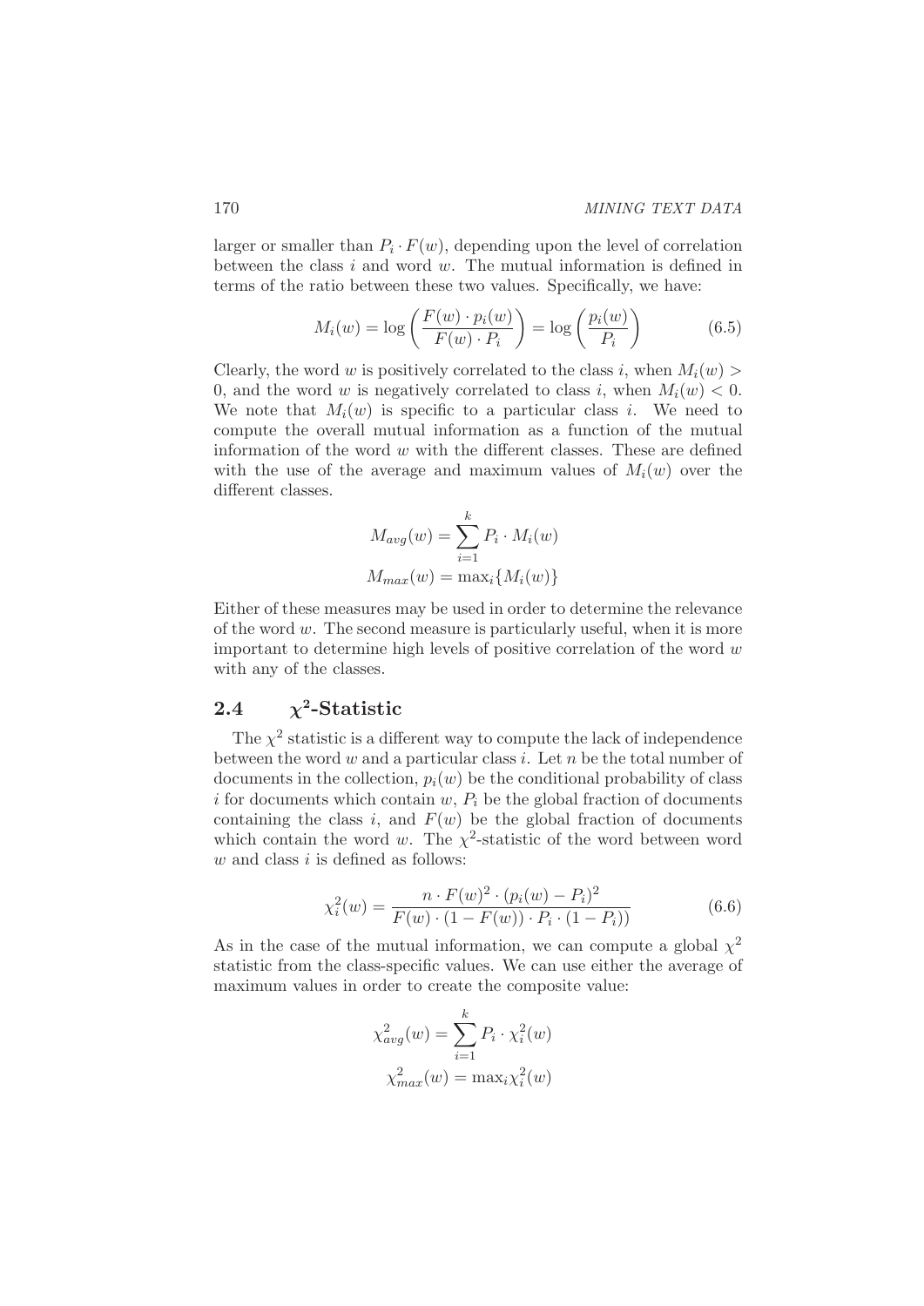larger or smaller than $P_i \cdot F(w)$, depending upon the level of correlation between the class $i$ and word $w$. The mutual information is defined in terms of the ratio between these two values. Specifically, we have:

$$M_i(w) = \log\left(\frac{F(w) \cdot p_i(w)}{F(w) \cdot P_i}\right) = \log\left(\frac{p_i(w)}{P_i}\right) \tag{6.5}$$

Clearly, the word $w$ is positively correlated to the class $i$, when $M_i(w) > 0$, and the word $w$ is negatively correlated to class $i$, when $M_i(w) < 0$. We note that $M_i(w)$ is specific to a particular class $i$. We need to compute the overall mutual information as a function of the mutual information of the word $w$ with the different classes. These are defined with the use of the average and maximum values of $M_i(w)$ over the different classes.

$$M_{avg}(w) = \sum_{i=1}^{k} P_i \cdot M_i(w)$$
$$M_{max}(w) = \max_i\{M_i(w)\}$$

Either of these measures may be used in order to determine the relevance of the word $w$. The second measure is particularly useful, when it is more important to determine high levels of positive correlation of the word $w$ with any of the classes.

## 2.4 $\chi^2$-Statistic

The $\chi^2$ statistic is a different way to compute the lack of independence between the word $w$ and a particular class $i$. Let $n$ be the total number of documents in the collection, $p_i(w)$ be the conditional probability of class $i$ for documents which contain $w$, $P_i$ be the global fraction of documents containing the class $i$, and $F(w)$ be the global fraction of documents which contain the word $w$. The $\chi^2$-statistic of the word between word $w$ and class $i$ is defined as follows:

$$\chi_i^2(w) = \frac{n \cdot F(w)^2 \cdot (p_i(w) - P_i)^2}{F(w) \cdot (1 - F(w)) \cdot P_i \cdot (1 - P_i))} \tag{6.6}$$

As in the case of the mutual information, we can compute a global $\chi^2$ statistic from the class-specific values. We can use either the average of maximum values in order to create the composite value:

$$\chi_{avg}^2(w) = \sum_{i=1}^{k} P_i \cdot \chi_i^2(w)$$
$$\chi_{max}^2(w) = \max_i \chi_i^2(w)$$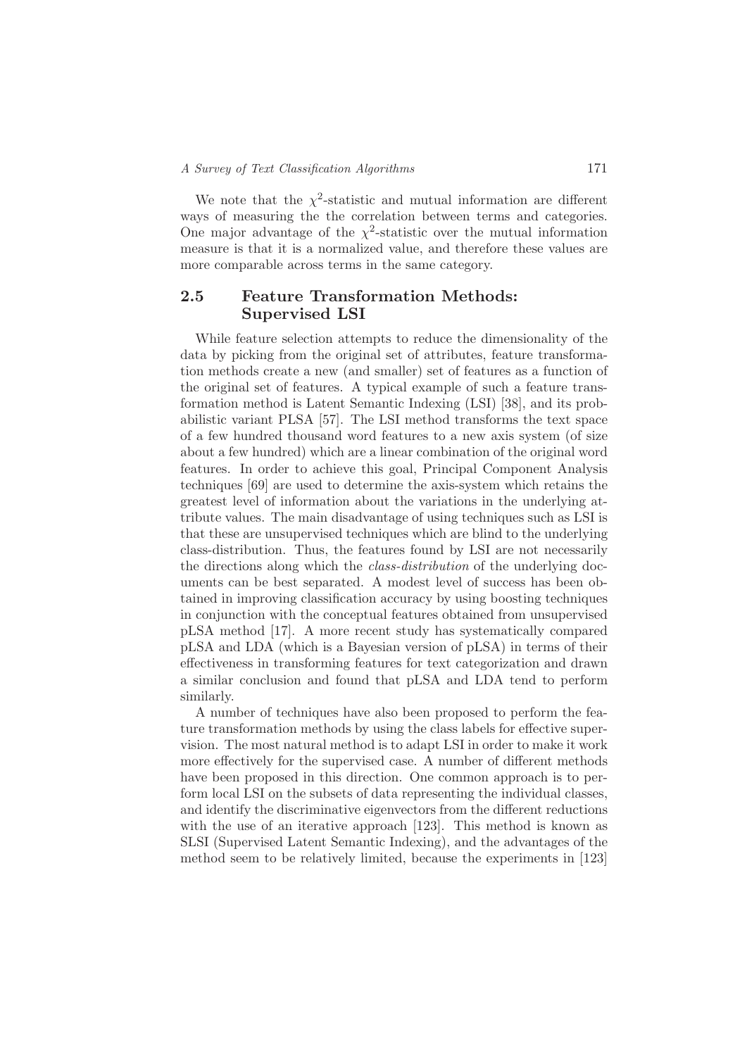We note that the $\chi^2$-statistic and mutual information are different ways of measuring the the correlation between terms and categories. One major advantage of the $\chi^2$-statistic over the mutual information measure is that it is a normalized value, and therefore these values are more comparable across terms in the same category.

## 2.5 Feature Transformation Methods: Supervised LSI

While feature selection attempts to reduce the dimensionality of the data by picking from the original set of attributes, feature transformation methods create a new (and smaller) set of features as a function of the original set of features. A typical example of such a feature transformation method is Latent Semantic Indexing (LSI) [38], and its probabilistic variant PLSA [57]. The LSI method transforms the text space of a few hundred thousand word features to a new axis system (of size about a few hundred) which are a linear combination of the original word features. In order to achieve this goal, Principal Component Analysis techniques [69] are used to determine the axis-system which retains the greatest level of information about the variations in the underlying attribute values. The main disadvantage of using techniques such as LSI is that these are unsupervised techniques which are blind to the underlying class-distribution. Thus, the features found by LSI are not necessarily the directions along which the *class-distribution* of the underlying documents can be best separated. A modest level of success has been obtained in improving classification accuracy by using boosting techniques in conjunction with the conceptual features obtained from unsupervised pLSA method [17]. A more recent study has systematically compared pLSA and LDA (which is a Bayesian version of pLSA) in terms of their effectiveness in transforming features for text categorization and drawn a similar conclusion and found that pLSA and LDA tend to perform similarly.

A number of techniques have also been proposed to perform the feature transformation methods by using the class labels for effective supervision. The most natural method is to adapt LSI in order to make it work more effectively for the supervised case. A number of different methods have been proposed in this direction. One common approach is to perform local LSI on the subsets of data representing the individual classes, and identify the discriminative eigenvectors from the different reductions with the use of an iterative approach [123]. This method is known as SLSI (Supervised Latent Semantic Indexing), and the advantages of the method seem to be relatively limited, because the experiments in [123]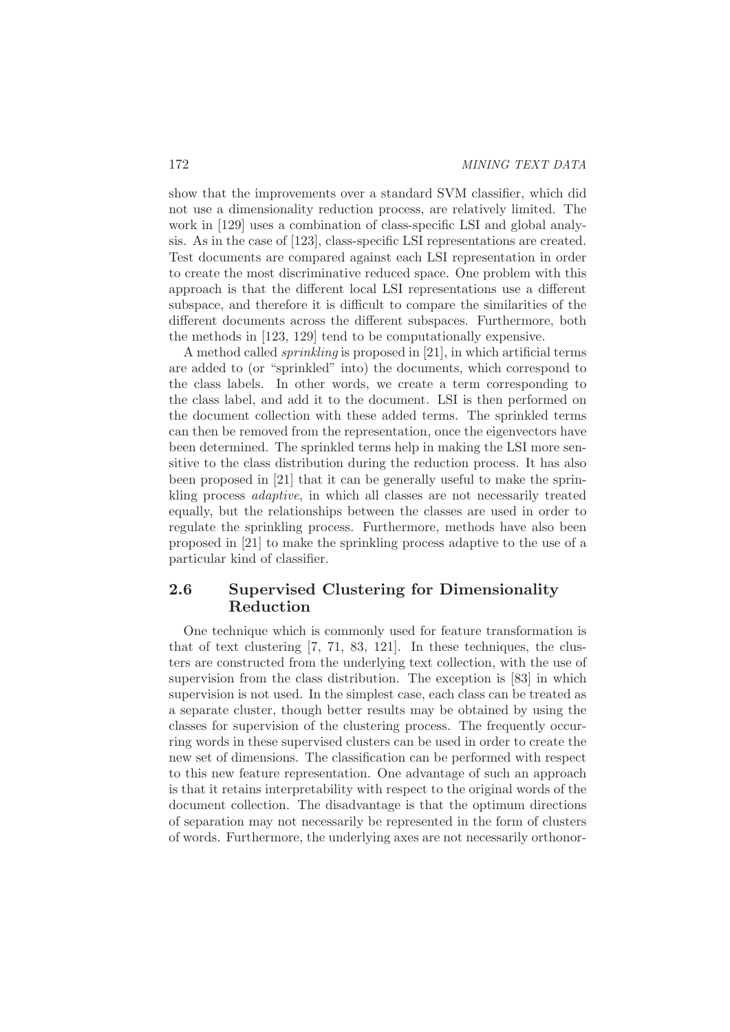show that the improvements over a standard SVM classifier, which did not use a dimensionality reduction process, are relatively limited. The work in [129] uses a combination of class-specific LSI and global analysis. As in the case of [123], class-specific LSI representations are created. Test documents are compared against each LSI representation in order to create the most discriminative reduced space. One problem with this approach is that the different local LSI representations use a different subspace, and therefore it is difficult to compare the similarities of the different documents across the different subspaces. Furthermore, both the methods in [123, 129] tend to be computationally expensive.

A method called *sprinkling* is proposed in [21], in which artificial terms are added to (or "sprinkled" into) the documents, which correspond to the class labels. In other words, we create a term corresponding to the class label, and add it to the document. LSI is then performed on the document collection with these added terms. The sprinkled terms can then be removed from the representation, once the eigenvectors have been determined. The sprinkled terms help in making the LSI more sensitive to the class distribution during the reduction process. It has also been proposed in [21] that it can be generally useful to make the sprinkling process *adaptive*, in which all classes are not necessarily treated equally, but the relationships between the classes are used in order to regulate the sprinkling process. Furthermore, methods have also been proposed in [21] to make the sprinkling process adaptive to the use of a particular kind of classifier.

## 2.6 Supervised Clustering for Dimensionality Reduction

One technique which is commonly used for feature transformation is that of text clustering [7, 71, 83, 121]. In these techniques, the clusters are constructed from the underlying text collection, with the use of supervision from the class distribution. The exception is [83] in which supervision is not used. In the simplest case, each class can be treated as a separate cluster, though better results may be obtained by using the classes for supervision of the clustering process. The frequently occurring words in these supervised clusters can be used in order to create the new set of dimensions. The classification can be performed with respect to this new feature representation. One advantage of such an approach is that it retains interpretability with respect to the original words of the document collection. The disadvantage is that the optimum directions of separation may not necessarily be represented in the form of clusters of words. Furthermore, the underlying axes are not necessarily orthonor-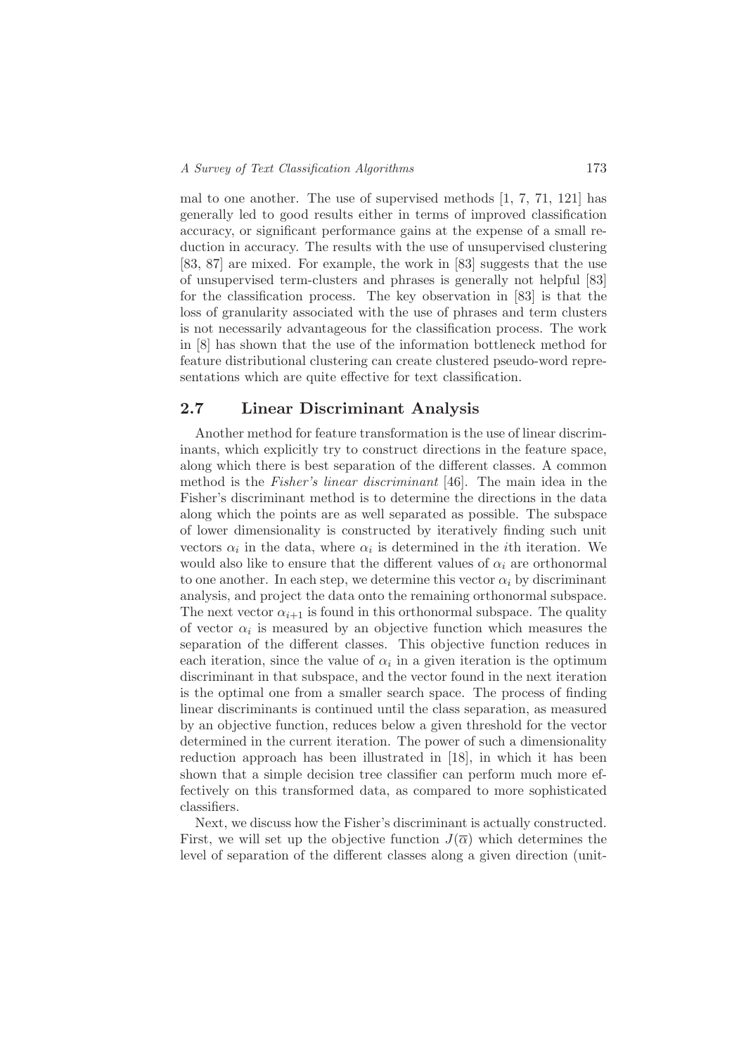mal to one another. The use of supervised methods [1, 7, 71, 121] has generally led to good results either in terms of improved classification accuracy, or significant performance gains at the expense of a small reduction in accuracy. The results with the use of unsupervised clustering [83, 87] are mixed. For example, the work in [83] suggests that the use of unsupervised term-clusters and phrases is generally not helpful [83] for the classification process. The key observation in [83] is that the loss of granularity associated with the use of phrases and term clusters is not necessarily advantageous for the classification process. The work in [8] has shown that the use of the information bottleneck method for feature distributional clustering can create clustered pseudo-word representations which are quite effective for text classification.

## 2.7 Linear Discriminant Analysis

Another method for feature transformation is the use of linear discriminants, which explicitly try to construct directions in the feature space, along which there is best separation of the different classes. A common method is the *Fisher's linear discriminant* [46]. The main idea in the Fisher's discriminant method is to determine the directions in the data along which the points are as well separated as possible. The subspace of lower dimensionality is constructed by iteratively finding such unit vectors $\alpha_i$ in the data, where $\alpha_i$ is determined in the $i$th iteration. We would also like to ensure that the different values of $\alpha_i$ are orthonormal to one another. In each step, we determine this vector $\alpha_i$ by discriminant analysis, and project the data onto the remaining orthonormal subspace. The next vector $\alpha_{i+1}$ is found in this orthonormal subspace. The quality of vector $\alpha_i$ is measured by an objective function which measures the separation of the different classes. This objective function reduces in each iteration, since the value of $\alpha_i$ in a given iteration is the optimum discriminant in that subspace, and the vector found in the next iteration is the optimal one from a smaller search space. The process of finding linear discriminants is continued until the class separation, as measured by an objective function, reduces below a given threshold for the vector determined in the current iteration. The power of such a dimensionality reduction approach has been illustrated in [18], in which it has been shown that a simple decision tree classifier can perform much more effectively on this transformed data, as compared to more sophisticated classifiers.

Next, we discuss how the Fisher's discriminant is actually constructed. First, we will set up the objective function $J(\overline{\alpha})$ which determines the level of separation of the different classes along a given direction (unit-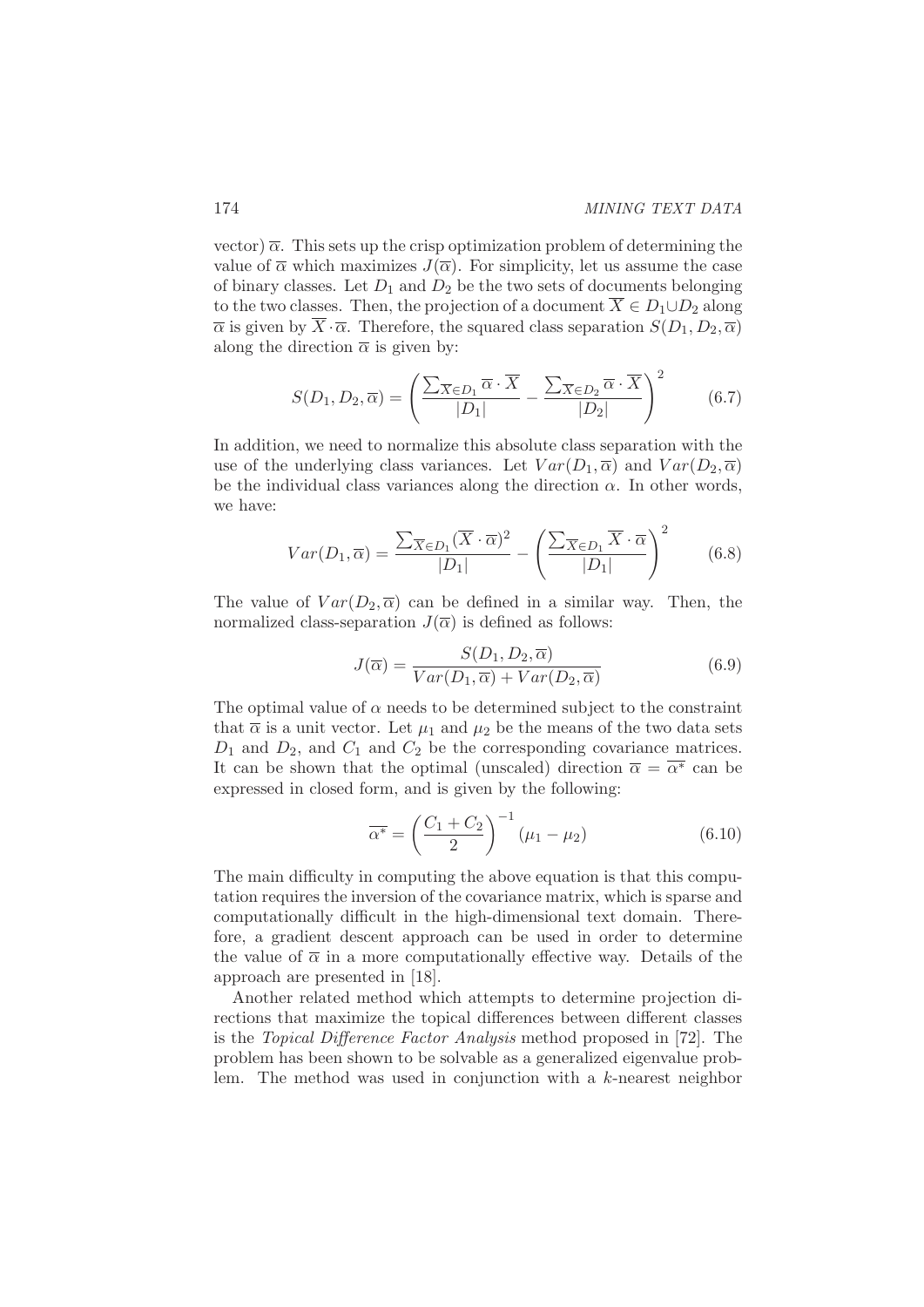vector) $\overline{\alpha}$. This sets up the crisp optimization problem of determining the value of $\overline{\alpha}$ which maximizes $J(\overline{\alpha})$. For simplicity, let us assume the case of binary classes. Let $D_1$ and $D_2$ be the two sets of documents belonging to the two classes. Then, the projection of a document $\overline{X} \in D_1 \cup D_2$ along $\overline{\alpha}$ is given by $\overline{X} \cdot \overline{\alpha}$. Therefore, the squared class separation $S(D_1, D_2, \overline{\alpha})$ along the direction $\overline{\alpha}$ is given by:

$$S(D_1, D_2, \overline{\alpha}) = \left( \frac{\sum_{\overline{X} \in D_1} \overline{\alpha} \cdot \overline{X}}{|D_1|} - \frac{\sum_{\overline{X} \in D_2} \overline{\alpha} \cdot \overline{X}}{|D_2|} \right)^2 \tag{6.7}$$

In addition, we need to normalize this absolute class separation with the use of the underlying class variances. Let $Var(D_1, \overline{\alpha})$ and $Var(D_2, \overline{\alpha})$ be the individual class variances along the direction $\alpha$. In other words, we have:

$$Var(D_1, \overline{\alpha}) = \frac{\sum_{\overline{X} \in D_1} (\overline{X} \cdot \overline{\alpha})^2}{|D_1|} - \left( \frac{\sum_{\overline{X} \in D_1} \overline{X} \cdot \overline{\alpha}}{|D_1|} \right)^2 \tag{6.8}$$

The value of $Var(D_2, \overline{\alpha})$ can be defined in a similar way. Then, the normalized class-separation $J(\overline{\alpha})$ is defined as follows:

$$J(\overline{\alpha}) = \frac{S(D_1, D_2, \overline{\alpha})}{Var(D_1, \overline{\alpha}) + Var(D_2, \overline{\alpha})} \tag{6.9}$$

The optimal value of $\alpha$ needs to be determined subject to the constraint that $\overline{\alpha}$ is a unit vector. Let $\mu_1$ and $\mu_2$ be the means of the two data sets $D_1$ and $D_2$, and $C_1$ and $C_2$ be the corresponding covariance matrices. It can be shown that the optimal (unscaled) direction $\overline{\alpha} = \overline{\alpha^*}$ can be expressed in closed form, and is given by the following:

$$\overline{\alpha^*} = \left( \frac{C_1 + C_2}{2} \right)^{-1} (\mu_1 - \mu_2) \tag{6.10}$$

The main difficulty in computing the above equation is that this computation requires the inversion of the covariance matrix, which is sparse and computationally difficult in the high-dimensional text domain. Therefore, a gradient descent approach can be used in order to determine the value of $\overline{\alpha}$ in a more computationally effective way. Details of the approach are presented in [18].

Another related method which attempts to determine projection directions that maximize the topical differences between different classes is the *Topical Difference Factor Analysis* method proposed in [72]. The problem has been shown to be solvable as a generalized eigenvalue problem. The method was used in conjunction with a $k$-nearest neighbor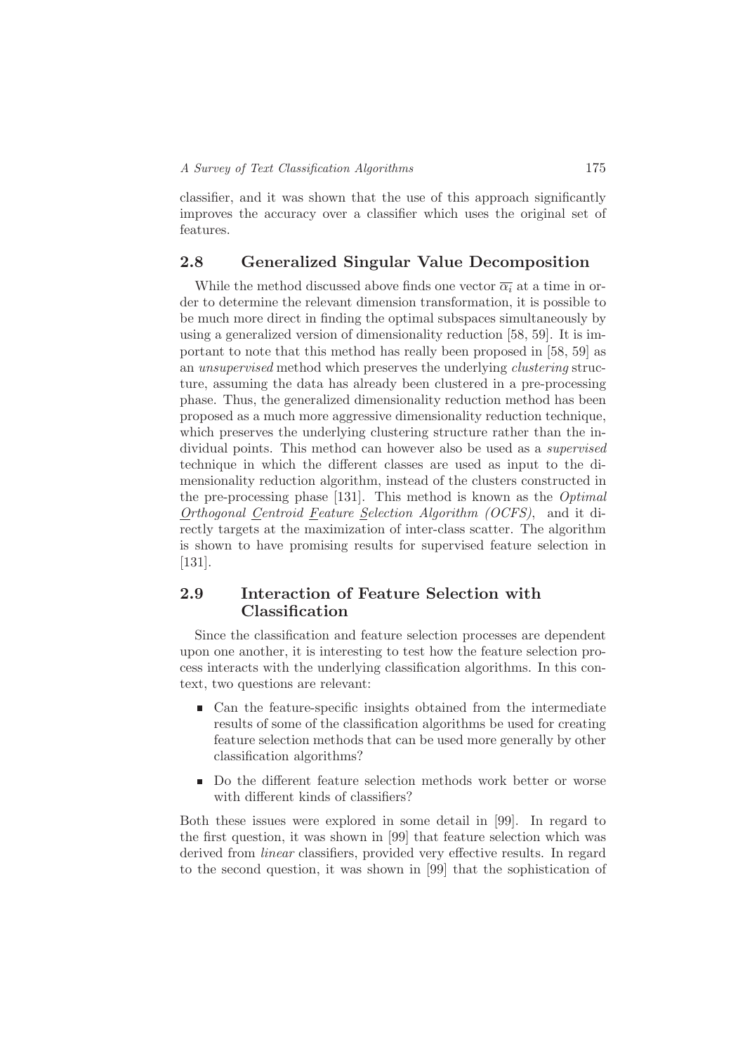classifier, and it was shown that the use of this approach significantly improves the accuracy over a classifier which uses the original set of features.

## 2.8 Generalized Singular Value Decomposition

While the method discussed above finds one vector $\overline{\alpha_i}$ at a time in order to determine the relevant dimension transformation, it is possible to be much more direct in finding the optimal subspaces simultaneously by using a generalized version of dimensionality reduction [58, 59]. It is important to note that this method has really been proposed in [58, 59] as an *unsupervised* method which preserves the underlying *clustering* structure, assuming the data has already been clustered in a pre-processing phase. Thus, the generalized dimensionality reduction method has been proposed as a much more aggressive dimensionality reduction technique, which preserves the underlying clustering structure rather than the individual points. This method can however also be used as a *supervised* technique in which the different classes are used as input to the dimensionality reduction algorithm, instead of the clusters constructed in the pre-processing phase [131]. This method is known as the *Optimal Orthogonal Centroid Feature Selection Algorithm (OCFS)*, and it directly targets at the maximization of inter-class scatter. The algorithm is shown to have promising results for supervised feature selection in [131].

## 2.9 Interaction of Feature Selection with Classification

Since the classification and feature selection processes are dependent upon one another, it is interesting to test how the feature selection process interacts with the underlying classification algorithms. In this context, two questions are relevant:

- Can the feature-specific insights obtained from the intermediate results of some of the classification algorithms be used for creating feature selection methods that can be used more generally by other classification algorithms?
- Do the different feature selection methods work better or worse with different kinds of classifiers?

Both these issues were explored in some detail in [99]. In regard to the first question, it was shown in [99] that feature selection which was derived from *linear* classifiers, provided very effective results. In regard to the second question, it was shown in [99] that the sophistication of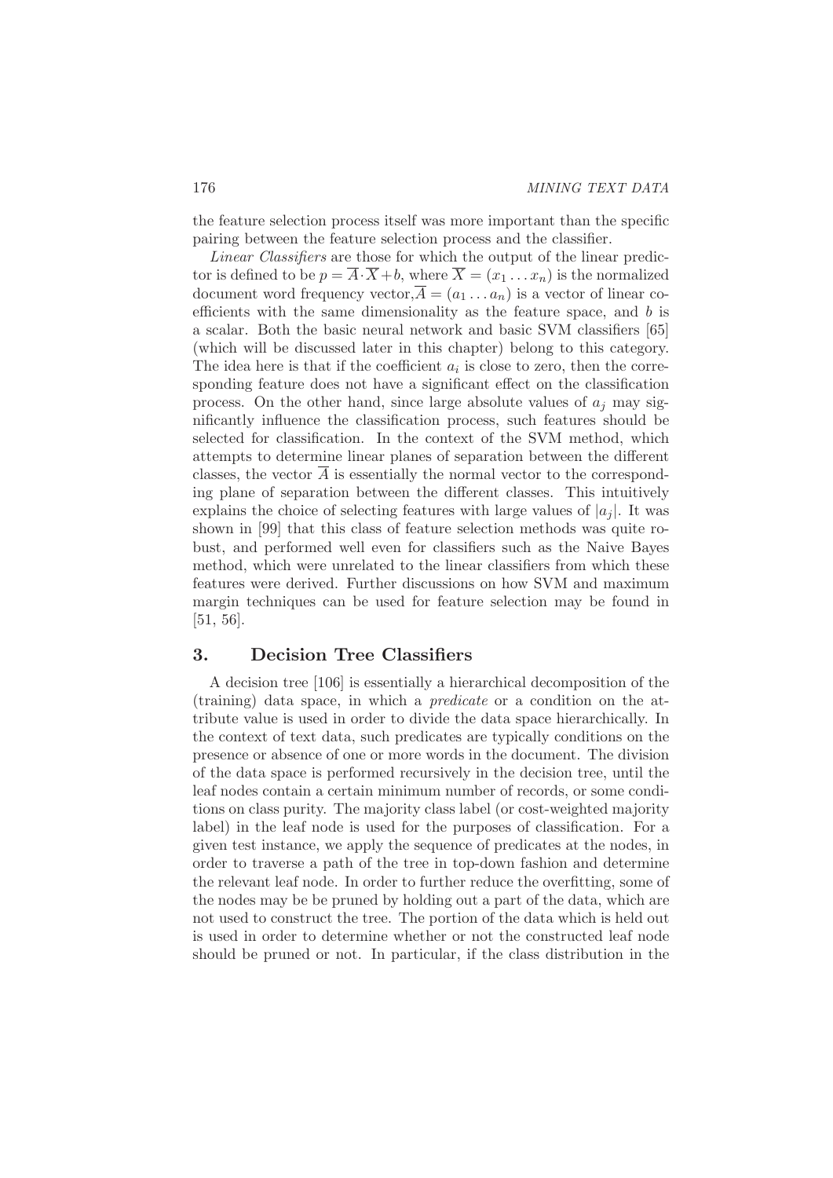the feature selection process itself was more important than the specific pairing between the feature selection process and the classifier.

*Linear Classifiers* are those for which the output of the linear predictor is defined to be $p = \overline{A} \cdot \overline{X} + b$, where $\overline{X} = (x_1 \ldots x_n)$ is the normalized document word frequency vector, $\overline{A} = (a_1 \ldots a_n)$ is a vector of linear coefficients with the same dimensionality as the feature space, and $b$ is a scalar. Both the basic neural network and basic SVM classifiers [65] (which will be discussed later in this chapter) belong to this category. The idea here is that if the coefficient $a_i$ is close to zero, then the corresponding feature does not have a significant effect on the classification process. On the other hand, since large absolute values of $a_j$ may significantly influence the classification process, such features should be selected for classification. In the context of the SVM method, which attempts to determine linear planes of separation between the different classes, the vector $\overline{A}$ is essentially the normal vector to the corresponding plane of separation between the different classes. This intuitively explains the choice of selecting features with large values of $|a_j|$. It was shown in [99] that this class of feature selection methods was quite robust, and performed well even for classifiers such as the Naive Bayes method, which were unrelated to the linear classifiers from which these features were derived. Further discussions on how SVM and maximum margin techniques can be used for feature selection may be found in [51, 56].

## 3. Decision Tree Classifiers

A decision tree [106] is essentially a hierarchical decomposition of the (training) data space, in which a *predicate* or a condition on the attribute value is used in order to divide the data space hierarchically. In the context of text data, such predicates are typically conditions on the presence or absence of one or more words in the document. The division of the data space is performed recursively in the decision tree, until the leaf nodes contain a certain minimum number of records, or some conditions on class purity. The majority class label (or cost-weighted majority label) in the leaf node is used for the purposes of classification. For a given test instance, we apply the sequence of predicates at the nodes, in order to traverse a path of the tree in top-down fashion and determine the relevant leaf node. In order to further reduce the overfitting, some of the nodes may be be pruned by holding out a part of the data, which are not used to construct the tree. The portion of the data which is held out is used in order to determine whether or not the constructed leaf node should be pruned or not. In particular, if the class distribution in the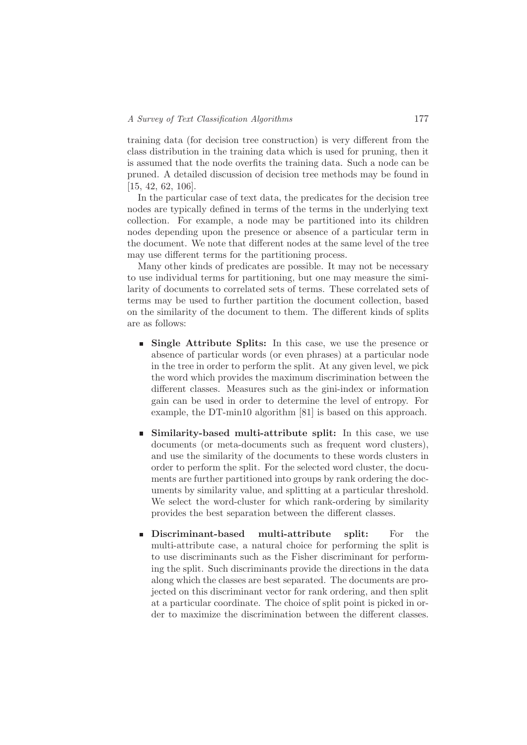training data (for decision tree construction) is very different from the class distribution in the training data which is used for pruning, then it is assumed that the node overfits the training data. Such a node can be pruned. A detailed discussion of decision tree methods may be found in [15, 42, 62, 106].

In the particular case of text data, the predicates for the decision tree nodes are typically defined in terms of the terms in the underlying text collection. For example, a node may be partitioned into its children nodes depending upon the presence or absence of a particular term in the document. We note that different nodes at the same level of the tree may use different terms for the partitioning process.

Many other kinds of predicates are possible. It may not be necessary to use individual terms for partitioning, but one may measure the similarity of documents to correlated sets of terms. These correlated sets of terms may be used to further partition the document collection, based on the similarity of the document to them. The different kinds of splits are as follows:

- **Single Attribute Splits:** In this case, we use the presence or absence of particular words (or even phrases) at a particular node in the tree in order to perform the split. At any given level, we pick the word which provides the maximum discrimination between the different classes. Measures such as the gini-index or information gain can be used in order to determine the level of entropy. For example, the DT-min10 algorithm [81] is based on this approach.

- **Similarity-based multi-attribute split:** In this case, we use documents (or meta-documents such as frequent word clusters), and use the similarity of the documents to these words clusters in order to perform the split. For the selected word cluster, the documents are further partitioned into groups by rank ordering the documents by similarity value, and splitting at a particular threshold. We select the word-cluster for which rank-ordering by similarity provides the best separation between the different classes.

- **Discriminant-based multi-attribute split:** For the multi-attribute case, a natural choice for performing the split is to use discriminants such as the Fisher discriminant for performing the split. Such discriminants provide the directions in the data along which the classes are best separated. The documents are projected on this discriminant vector for rank ordering, and then split at a particular coordinate. The choice of split point is picked in order to maximize the discrimination between the different classes.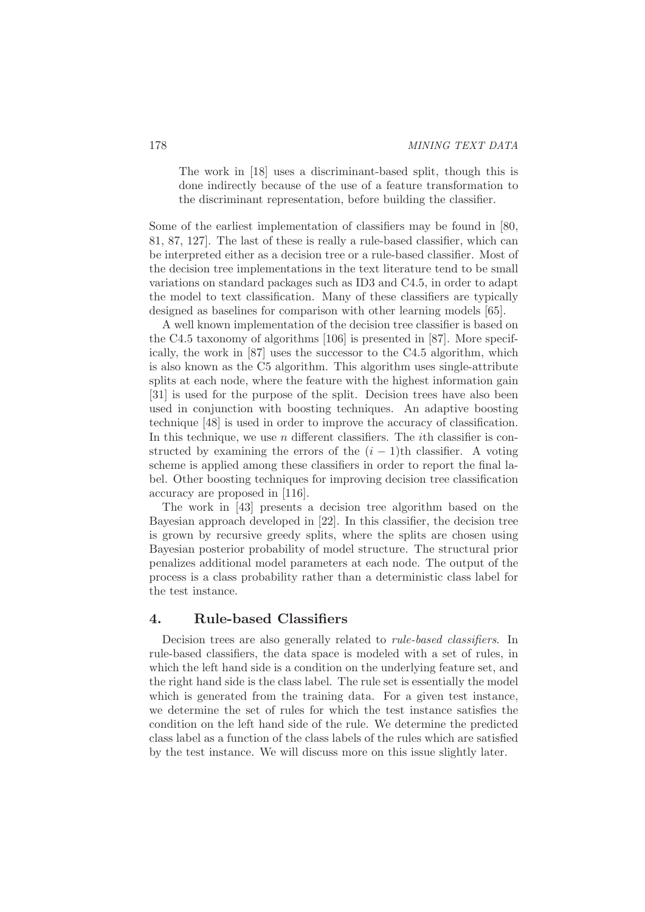The work in [18] uses a discriminant-based split, though this is done indirectly because of the use of a feature transformation to the discriminant representation, before building the classifier.

Some of the earliest implementation of classifiers may be found in [80, 81, 87, 127]. The last of these is really a rule-based classifier, which can be interpreted either as a decision tree or a rule-based classifier. Most of the decision tree implementations in the text literature tend to be small variations on standard packages such as ID3 and C4.5, in order to adapt the model to text classification. Many of these classifiers are typically designed as baselines for comparison with other learning models [65].

A well known implementation of the decision tree classifier is based on the C4.5 taxonomy of algorithms [106] is presented in [87]. More specifically, the work in [87] uses the successor to the C4.5 algorithm, which is also known as the C5 algorithm. This algorithm uses single-attribute splits at each node, where the feature with the highest information gain [31] is used for the purpose of the split. Decision trees have also been used in conjunction with boosting techniques. An adaptive boosting technique [48] is used in order to improve the accuracy of classification. In this technique, we use $n$ different classifiers. The $i$th classifier is constructed by examining the errors of the $(i-1)$th classifier. A voting scheme is applied among these classifiers in order to report the final label. Other boosting techniques for improving decision tree classification accuracy are proposed in [116].

The work in [43] presents a decision tree algorithm based on the Bayesian approach developed in [22]. In this classifier, the decision tree is grown by recursive greedy splits, where the splits are chosen using Bayesian posterior probability of model structure. The structural prior penalizes additional model parameters at each node. The output of the process is a class probability rather than a deterministic class label for the test instance.

## 4. Rule-based Classifiers

Decision trees are also generally related to *rule-based classifiers*. In rule-based classifiers, the data space is modeled with a set of rules, in which the left hand side is a condition on the underlying feature set, and the right hand side is the class label. The rule set is essentially the model which is generated from the training data. For a given test instance, we determine the set of rules for which the test instance satisfies the condition on the left hand side of the rule. We determine the predicted class label as a function of the class labels of the rules which are satisfied by the test instance. We will discuss more on this issue slightly later.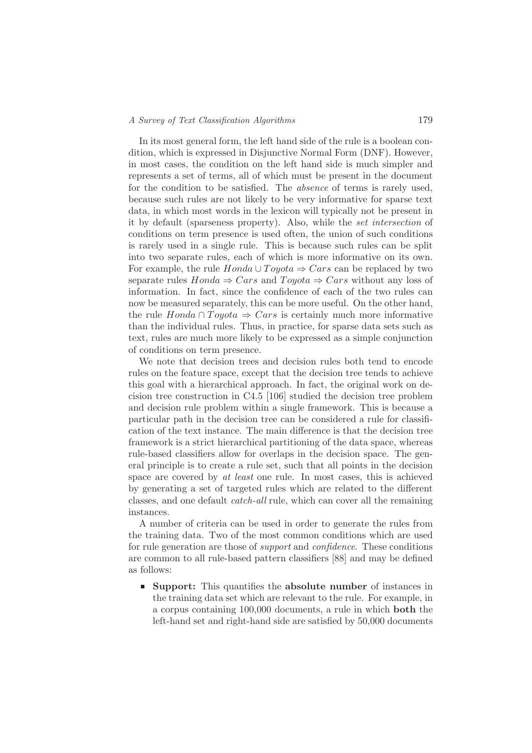In its most general form, the left hand side of the rule is a boolean condition, which is expressed in Disjunctive Normal Form (DNF). However, in most cases, the condition on the left hand side is much simpler and represents a set of terms, all of which must be present in the document for the condition to be satisfied. The *absence* of terms is rarely used, because such rules are not likely to be very informative for sparse text data, in which most words in the lexicon will typically not be present in it by default (sparseness property). Also, while the *set intersection* of conditions on term presence is used often, the union of such conditions is rarely used in a single rule. This is because such rules can be split into two separate rules, each of which is more informative on its own. For example, the rule $Honda \cup Toyota \Rightarrow Cars$ can be replaced by two separate rules $Honda \Rightarrow Cars$ and $Toyota \Rightarrow Cars$ without any loss of information. In fact, since the confidence of each of the two rules can now be measured separately, this can be more useful. On the other hand, the rule $Honda \cap Toyota \Rightarrow Cars$ is certainly much more informative than the individual rules. Thus, in practice, for sparse data sets such as text, rules are much more likely to be expressed as a simple conjunction of conditions on term presence.

We note that decision trees and decision rules both tend to encode rules on the feature space, except that the decision tree tends to achieve this goal with a hierarchical approach. In fact, the original work on decision tree construction in C4.5 [106] studied the decision tree problem and decision rule problem within a single framework. This is because a particular path in the decision tree can be considered a rule for classification of the text instance. The main difference is that the decision tree framework is a strict hierarchical partitioning of the data space, whereas rule-based classifiers allow for overlaps in the decision space. The general principle is to create a rule set, such that all points in the decision space are covered by *at least* one rule. In most cases, this is achieved by generating a set of targeted rules which are related to the different classes, and one default *catch-all* rule, which can cover all the remaining instances.

A number of criteria can be used in order to generate the rules from the training data. Two of the most common conditions which are used for rule generation are those of *support* and *confidence*. These conditions are common to all rule-based pattern classifiers [88] and may be defined as follows:

- **Support:** This quantifies the **absolute number** of instances in the training data set which are relevant to the rule. For example, in a corpus containing 100,000 documents, a rule in which **both** the left-hand set and right-hand side are satisfied by 50,000 documents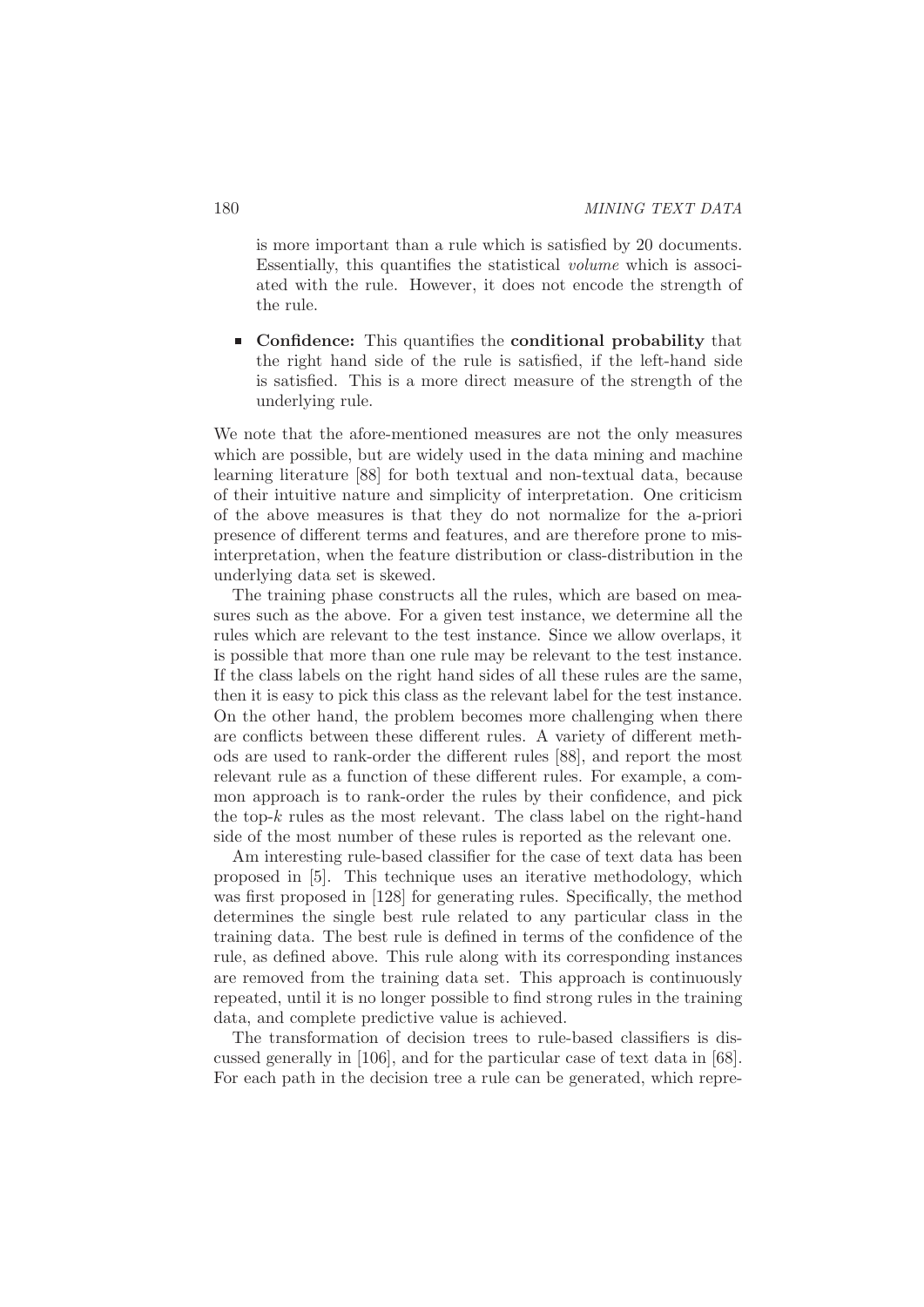is more important than a rule which is satisfied by 20 documents. Essentially, this quantifies the statistical *volume* which is associated with the rule. However, it does not encode the strength of the rule.

- **Confidence:** This quantifies the **conditional probability** that the right hand side of the rule is satisfied, if the left-hand side is satisfied. This is a more direct measure of the strength of the underlying rule.

We note that the afore-mentioned measures are not the only measures which are possible, but are widely used in the data mining and machine learning literature [88] for both textual and non-textual data, because of their intuitive nature and simplicity of interpretation. One criticism of the above measures is that they do not normalize for the a-priori presence of different terms and features, and are therefore prone to misinterpretation, when the feature distribution or class-distribution in the underlying data set is skewed.

The training phase constructs all the rules, which are based on measures such as the above. For a given test instance, we determine all the rules which are relevant to the test instance. Since we allow overlaps, it is possible that more than one rule may be relevant to the test instance. If the class labels on the right hand sides of all these rules are the same, then it is easy to pick this class as the relevant label for the test instance. On the other hand, the problem becomes more challenging when there are conflicts between these different rules. A variety of different methods are used to rank-order the different rules [88], and report the most relevant rule as a function of these different rules. For example, a common approach is to rank-order the rules by their confidence, and pick the top-$k$ rules as the most relevant. The class label on the right-hand side of the most number of these rules is reported as the relevant one.

Am interesting rule-based classifier for the case of text data has been proposed in [5]. This technique uses an iterative methodology, which was first proposed in [128] for generating rules. Specifically, the method determines the single best rule related to any particular class in the training data. The best rule is defined in terms of the confidence of the rule, as defined above. This rule along with its corresponding instances are removed from the training data set. This approach is continuously repeated, until it is no longer possible to find strong rules in the training data, and complete predictive value is achieved.

The transformation of decision trees to rule-based classifiers is discussed generally in [106], and for the particular case of text data in [68]. For each path in the decision tree a rule can be generated, which repre-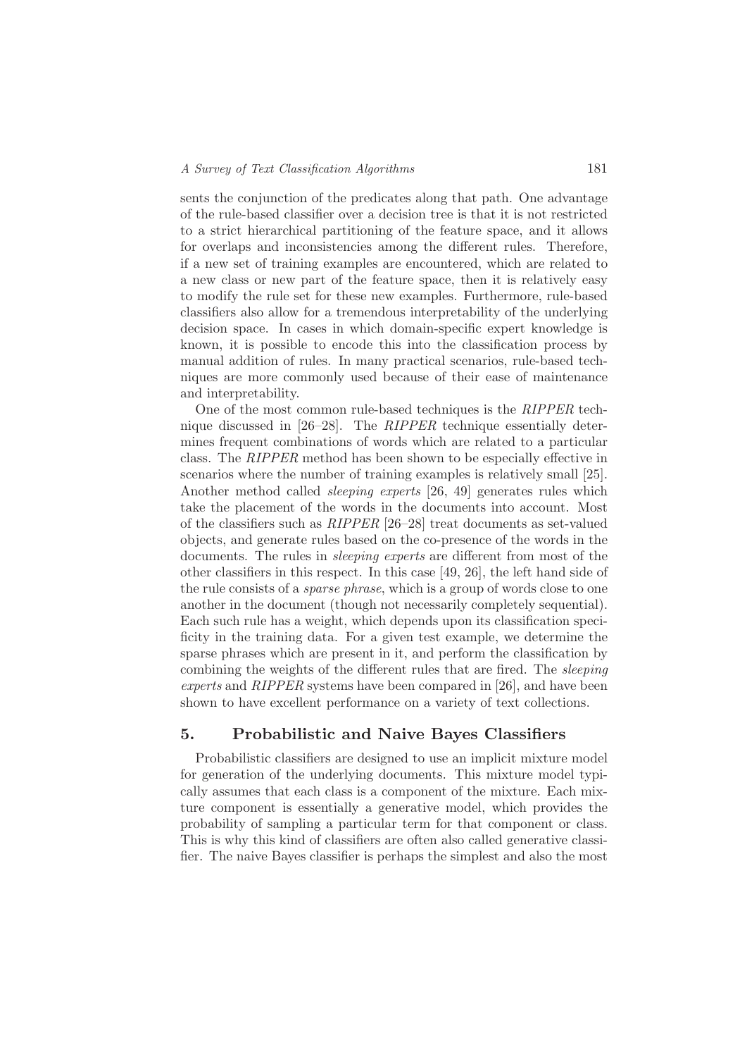sents the conjunction of the predicates along that path. One advantage of the rule-based classifier over a decision tree is that it is not restricted to a strict hierarchical partitioning of the feature space, and it allows for overlaps and inconsistencies among the different rules. Therefore, if a new set of training examples are encountered, which are related to a new class or new part of the feature space, then it is relatively easy to modify the rule set for these new examples. Furthermore, rule-based classifiers also allow for a tremendous interpretability of the underlying decision space. In cases in which domain-specific expert knowledge is known, it is possible to encode this into the classification process by manual addition of rules. In many practical scenarios, rule-based techniques are more commonly used because of their ease of maintenance and interpretability.

One of the most common rule-based techniques is the *RIPPER* technique discussed in [26–28]. The *RIPPER* technique essentially determines frequent combinations of words which are related to a particular class. The *RIPPER* method has been shown to be especially effective in scenarios where the number of training examples is relatively small [25]. Another method called *sleeping experts* [26, 49] generates rules which take the placement of the words in the documents into account. Most of the classifiers such as *RIPPER* [26–28] treat documents as set-valued objects, and generate rules based on the co-presence of the words in the documents. The rules in *sleeping experts* are different from most of the other classifiers in this respect. In this case [49, 26], the left hand side of the rule consists of a *sparse phrase*, which is a group of words close to one another in the document (though not necessarily completely sequential). Each such rule has a weight, which depends upon its classification specificity in the training data. For a given test example, we determine the sparse phrases which are present in it, and perform the classification by combining the weights of the different rules that are fired. The *sleeping experts* and *RIPPER* systems have been compared in [26], and have been shown to have excellent performance on a variety of text collections.

## 5. Probabilistic and Naive Bayes Classifiers

Probabilistic classifiers are designed to use an implicit mixture model for generation of the underlying documents. This mixture model typically assumes that each class is a component of the mixture. Each mixture component is essentially a generative model, which provides the probability of sampling a particular term for that component or class. This is why this kind of classifiers are often also called generative classifier. The naive Bayes classifier is perhaps the simplest and also the most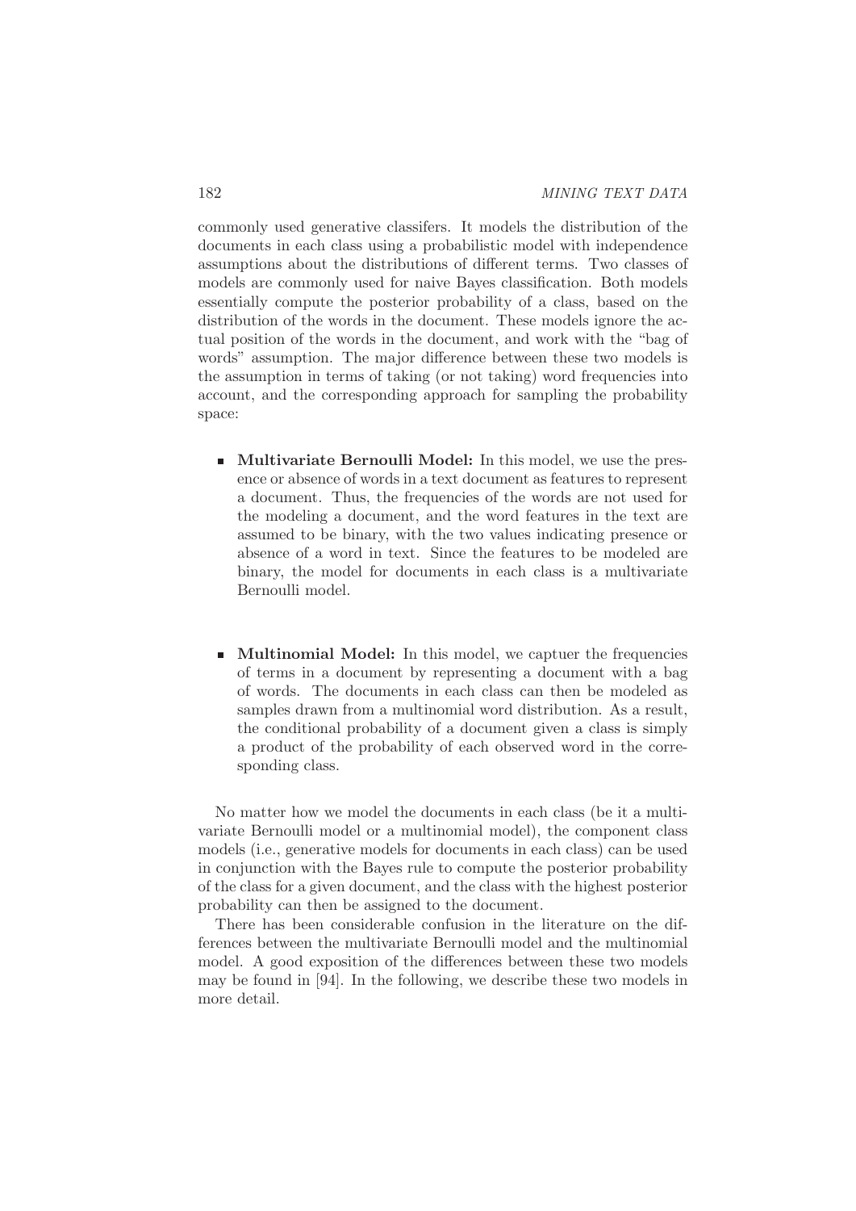commonly used generative classifers. It models the distribution of the documents in each class using a probabilistic model with independence assumptions about the distributions of different terms. Two classes of models are commonly used for naive Bayes classification. Both models essentially compute the posterior probability of a class, based on the distribution of the words in the document. These models ignore the actual position of the words in the document, and work with the "bag of words" assumption. The major difference between these two models is the assumption in terms of taking (or not taking) word frequencies into account, and the corresponding approach for sampling the probability space:

- **Multivariate Bernoulli Model:** In this model, we use the presence or absence of words in a text document as features to represent a document. Thus, the frequencies of the words are not used for the modeling a document, and the word features in the text are assumed to be binary, with the two values indicating presence or absence of a word in text. Since the features to be modeled are binary, the model for documents in each class is a multivariate Bernoulli model.

- **Multinomial Model:** In this model, we captuer the frequencies of terms in a document by representing a document with a bag of words. The documents in each class can then be modeled as samples drawn from a multinomial word distribution. As a result, the conditional probability of a document given a class is simply a product of the probability of each observed word in the corresponding class.

No matter how we model the documents in each class (be it a multivariate Bernoulli model or a multinomial model), the component class models (i.e., generative models for documents in each class) can be used in conjunction with the Bayes rule to compute the posterior probability of the class for a given document, and the class with the highest posterior probability can then be assigned to the document.

There has been considerable confusion in the literature on the differences between the multivariate Bernoulli model and the multinomial model. A good exposition of the differences between these two models may be found in [94]. In the following, we describe these two models in more detail.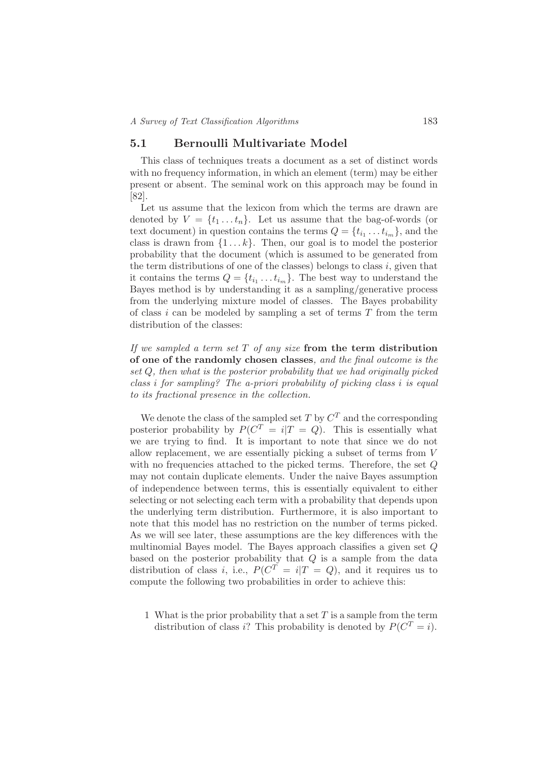## 5.1 Bernoulli Multivariate Model

This class of techniques treats a document as a set of distinct words with no frequency information, in which an element (term) may be either present or absent. The seminal work on this approach may be found in [82].

Let us assume that the lexicon from which the terms are drawn are denoted by $V = \{t_1 \dots t_n\}$. Let us assume that the bag-of-words (or text document) in question contains the terms $Q = \{t_{i_1} \dots t_{i_m}\}$, and the class is drawn from $\{1 \dots k\}$. Then, our goal is to model the posterior probability that the document (which is assumed to be generated from the term distributions of one of the classes) belongs to class $i$, given that it contains the terms $Q = \{t_{i_1} \dots t_{i_m}\}$. The best way to understand the Bayes method is by understanding it as a sampling/generative process from the underlying mixture model of classes. The Bayes probability of class $i$ can be modeled by sampling a set of terms $T$ from the term distribution of the classes:

*If we sampled a term set $T$ of any size* **from the term distribution of one of the randomly chosen classes***, and the final outcome is the set $Q$, then what is the posterior probability that we had originally picked class $i$ for sampling? The a-priori probability of picking class $i$ is equal to its fractional presence in the collection.*

We denote the class of the sampled set $T$ by $C^T$ and the corresponding posterior probability by $P(C^T = i|T = Q)$. This is essentially what we are trying to find. It is important to note that since we do not allow replacement, we are essentially picking a subset of terms from $V$ with no frequencies attached to the picked terms. Therefore, the set $Q$ may not contain duplicate elements. Under the naive Bayes assumption of independence between terms, this is essentially equivalent to either selecting or not selecting each term with a probability that depends upon the underlying term distribution. Furthermore, it is also important to note that this model has no restriction on the number of terms picked. As we will see later, these assumptions are the key differences with the multinomial Bayes model. The Bayes approach classifies a given set $Q$ based on the posterior probability that $Q$ is a sample from the data distribution of class $i$, i.e., $P(C^T = i|T = Q)$, and it requires us to compute the following two probabilities in order to achieve this:

1 What is the prior probability that a set $T$ is a sample from the term distribution of class $i$? This probability is denoted by $P(C^T = i)$.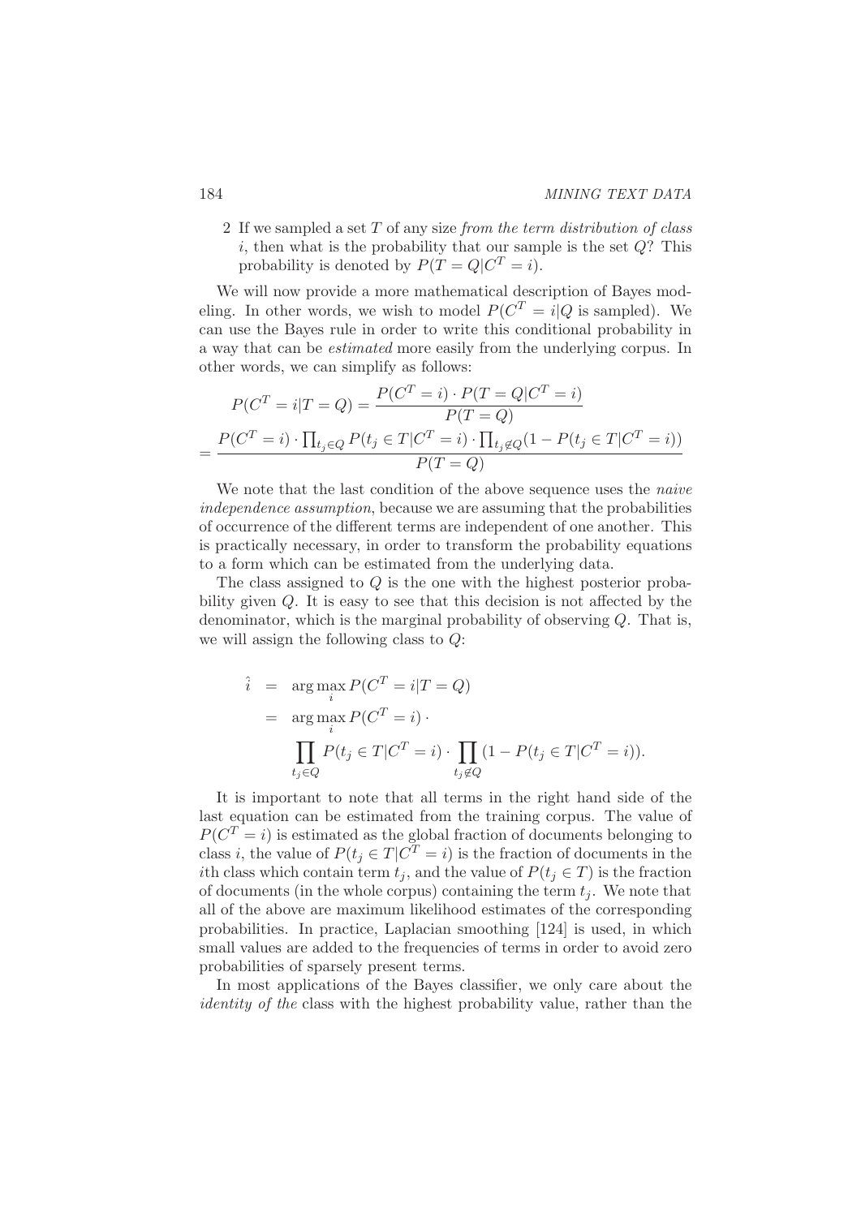2 If we sampled a set $T$ of any size *from the term distribution of class* $i$, then what is the probability that our sample is the set $Q$? This probability is denoted by $P(T = Q|C^T = i)$.

We will now provide a more mathematical description of Bayes modeling. In other words, we wish to model $P(C^T = i|Q \text{ is sampled})$. We can use the Bayes rule in order to write this conditional probability in a way that can be *estimated* more easily from the underlying corpus. In other words, we can simplify as follows:

$$P(C^T = i|T = Q) = \frac{P(C^T = i) \cdot P(T = Q|C^T = i)}{P(T = Q)}$$

$$= \frac{P(C^T = i) \cdot \prod_{t_j \in Q} P(t_j \in T|C^T = i) \cdot \prod_{t_j \notin Q}(1 - P(t_j \in T|C^T = i))}{P(T = Q)}$$

We note that the last condition of the above sequence uses the *naive independence assumption*, because we are assuming that the probabilities of occurrence of the different terms are independent of one another. This is practically necessary, in order to transform the probability equations to a form which can be estimated from the underlying data.

The class assigned to $Q$ is the one with the highest posterior probability given $Q$. It is easy to see that this decision is not affected by the denominator, which is the marginal probability of observing $Q$. That is, we will assign the following class to $Q$:

$$\begin{aligned}
\hat{i} &= \arg\max_i P(C^T = i|T = Q) \\
&= \arg\max_i P(C^T = i) \cdot \\
&\quad \prod_{t_j \in Q} P(t_j \in T|C^T = i) \cdot \prod_{t_j \notin Q} (1 - P(t_j \in T|C^T = i)).
\end{aligned}$$

It is important to note that all terms in the right hand side of the last equation can be estimated from the training corpus. The value of $P(C^T = i)$ is estimated as the global fraction of documents belonging to class $i$, the value of $P(t_j \in T|C^T = i)$ is the fraction of documents in the $i$th class which contain term $t_j$, and the value of $P(t_j \in T)$ is the fraction of documents (in the whole corpus) containing the term $t_j$. We note that all of the above are maximum likelihood estimates of the corresponding probabilities. In practice, Laplacian smoothing [124] is used, in which small values are added to the frequencies of terms in order to avoid zero probabilities of sparsely present terms.

In most applications of the Bayes classifier, we only care about the *identity of the* class with the highest probability value, rather than the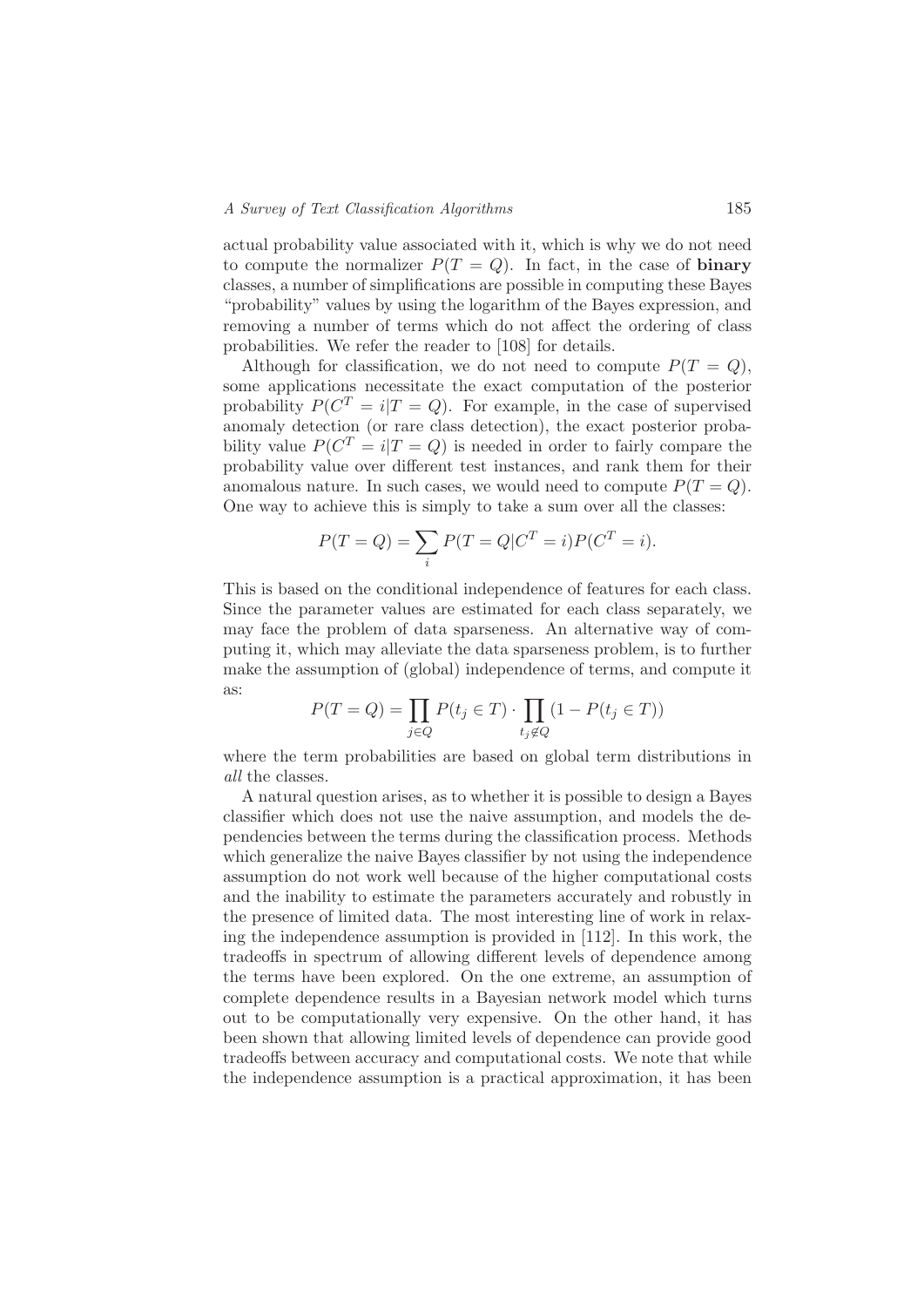actual probability value associated with it, which is why we do not need to compute the normalizer $P(T = Q)$. In fact, in the case of **binary** classes, a number of simplifications are possible in computing these Bayes "probability" values by using the logarithm of the Bayes expression, and removing a number of terms which do not affect the ordering of class probabilities. We refer the reader to [108] for details.

Although for classification, we do not need to compute $P(T = Q)$, some applications necessitate the exact computation of the posterior probability $P(C^T = i|T = Q)$. For example, in the case of supervised anomaly detection (or rare class detection), the exact posterior probability value $P(C^T = i|T = Q)$ is needed in order to fairly compare the probability value over different test instances, and rank them for their anomalous nature. In such cases, we would need to compute $P(T = Q)$. One way to achieve this is simply to take a sum over all the classes:

$$P(T = Q) = \sum_i P(T = Q|C^T = i)P(C^T = i).$$

This is based on the conditional independence of features for each class. Since the parameter values are estimated for each class separately, we may face the problem of data sparseness. An alternative way of computing it, which may alleviate the data sparseness problem, is to further make the assumption of (global) independence of terms, and compute it as:

$$P(T = Q) = \prod_{j \in Q} P(t_j \in T) \cdot \prod_{t_j \notin Q} (1 - P(t_j \in T))$$

where the term probabilities are based on global term distributions in *all* the classes.

A natural question arises, as to whether it is possible to design a Bayes classifier which does not use the naive assumption, and models the dependencies between the terms during the classification process. Methods which generalize the naive Bayes classifier by not using the independence assumption do not work well because of the higher computational costs and the inability to estimate the parameters accurately and robustly in the presence of limited data. The most interesting line of work in relaxing the independence assumption is provided in [112]. In this work, the tradeoffs in spectrum of allowing different levels of dependence among the terms have been explored. On the one extreme, an assumption of complete dependence results in a Bayesian network model which turns out to be computationally very expensive. On the other hand, it has been shown that allowing limited levels of dependence can provide good tradeoffs between accuracy and computational costs. We note that while the independence assumption is a practical approximation, it has been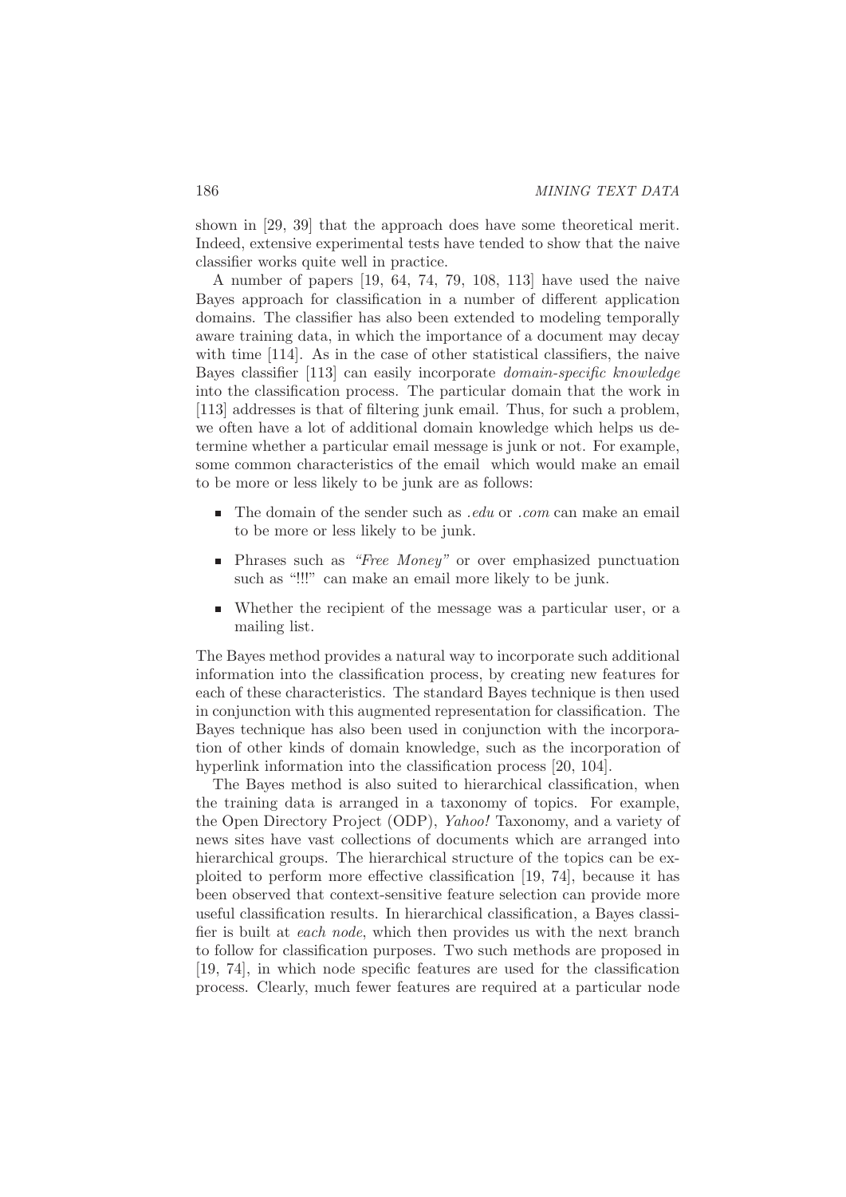shown in [29, 39] that the approach does have some theoretical merit. Indeed, extensive experimental tests have tended to show that the naive classifier works quite well in practice.

A number of papers [19, 64, 74, 79, 108, 113] have used the naive Bayes approach for classification in a number of different application domains. The classifier has also been extended to modeling temporally aware training data, in which the importance of a document may decay with time [114]. As in the case of other statistical classifiers, the naive Bayes classifier [113] can easily incorporate *domain-specific knowledge* into the classification process. The particular domain that the work in [113] addresses is that of filtering junk email. Thus, for such a problem, we often have a lot of additional domain knowledge which helps us determine whether a particular email message is junk or not. For example, some common characteristics of the email which would make an email to be more or less likely to be junk are as follows:

- The domain of the sender such as *.edu* or *.com* can make an email to be more or less likely to be junk.
- Phrases such as *"Free Money"* or over emphasized punctuation such as "!!!" can make an email more likely to be junk.
- Whether the recipient of the message was a particular user, or a mailing list.

The Bayes method provides a natural way to incorporate such additional information into the classification process, by creating new features for each of these characteristics. The standard Bayes technique is then used in conjunction with this augmented representation for classification. The Bayes technique has also been used in conjunction with the incorporation of other kinds of domain knowledge, such as the incorporation of hyperlink information into the classification process [20, 104].

The Bayes method is also suited to hierarchical classification, when the training data is arranged in a taxonomy of topics. For example, the Open Directory Project (ODP), *Yahoo!* Taxonomy, and a variety of news sites have vast collections of documents which are arranged into hierarchical groups. The hierarchical structure of the topics can be exploited to perform more effective classification [19, 74], because it has been observed that context-sensitive feature selection can provide more useful classification results. In hierarchical classification, a Bayes classifier is built at *each node*, which then provides us with the next branch to follow for classification purposes. Two such methods are proposed in [19, 74], in which node specific features are used for the classification process. Clearly, much fewer features are required at a particular node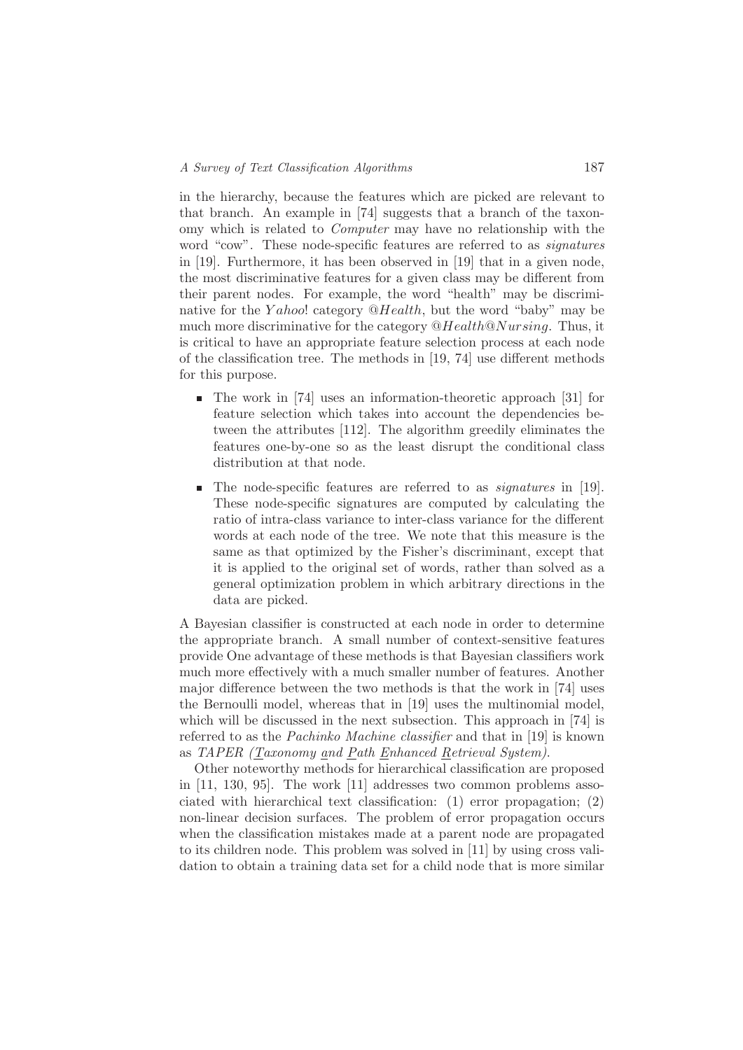in the hierarchy, because the features which are picked are relevant to that branch. An example in [74] suggests that a branch of the taxonomy which is related to *Computer* may have no relationship with the word "cow". These node-specific features are referred to as *signatures* in [19]. Furthermore, it has been observed in [19] that in a given node, the most discriminative features for a given class may be different from their parent nodes. For example, the word "health" may be discriminative for the $Yahoo!$ category $@Health$, but the word "baby" may be much more discriminative for the category $@Health@Nursing$. Thus, it is critical to have an appropriate feature selection process at each node of the classification tree. The methods in [19, 74] use different methods for this purpose.

- The work in [74] uses an information-theoretic approach [31] for feature selection which takes into account the dependencies between the attributes [112]. The algorithm greedily eliminates the features one-by-one so as the least disrupt the conditional class distribution at that node.

- The node-specific features are referred to as *signatures* in [19]. These node-specific signatures are computed by calculating the ratio of intra-class variance to inter-class variance for the different words at each node of the tree. We note that this measure is the same as that optimized by the Fisher's discriminant, except that it is applied to the original set of words, rather than solved as a general optimization problem in which arbitrary directions in the data are picked.

A Bayesian classifier is constructed at each node in order to determine the appropriate branch. A small number of context-sensitive features provide One advantage of these methods is that Bayesian classifiers work much more effectively with a much smaller number of features. Another major difference between the two methods is that the work in [74] uses the Bernoulli model, whereas that in [19] uses the multinomial model, which will be discussed in the next subsection. This approach in [74] is referred to as the *Pachinko Machine classifier* and that in [19] is known as *TAPER (Taxonomy and Path Enhanced Retrieval System)*.

Other noteworthy methods for hierarchical classification are proposed in [11, 130, 95]. The work [11] addresses two common problems associated with hierarchical text classification: (1) error propagation; (2) non-linear decision surfaces. The problem of error propagation occurs when the classification mistakes made at a parent node are propagated to its children node. This problem was solved in [11] by using cross validation to obtain a training data set for a child node that is more similar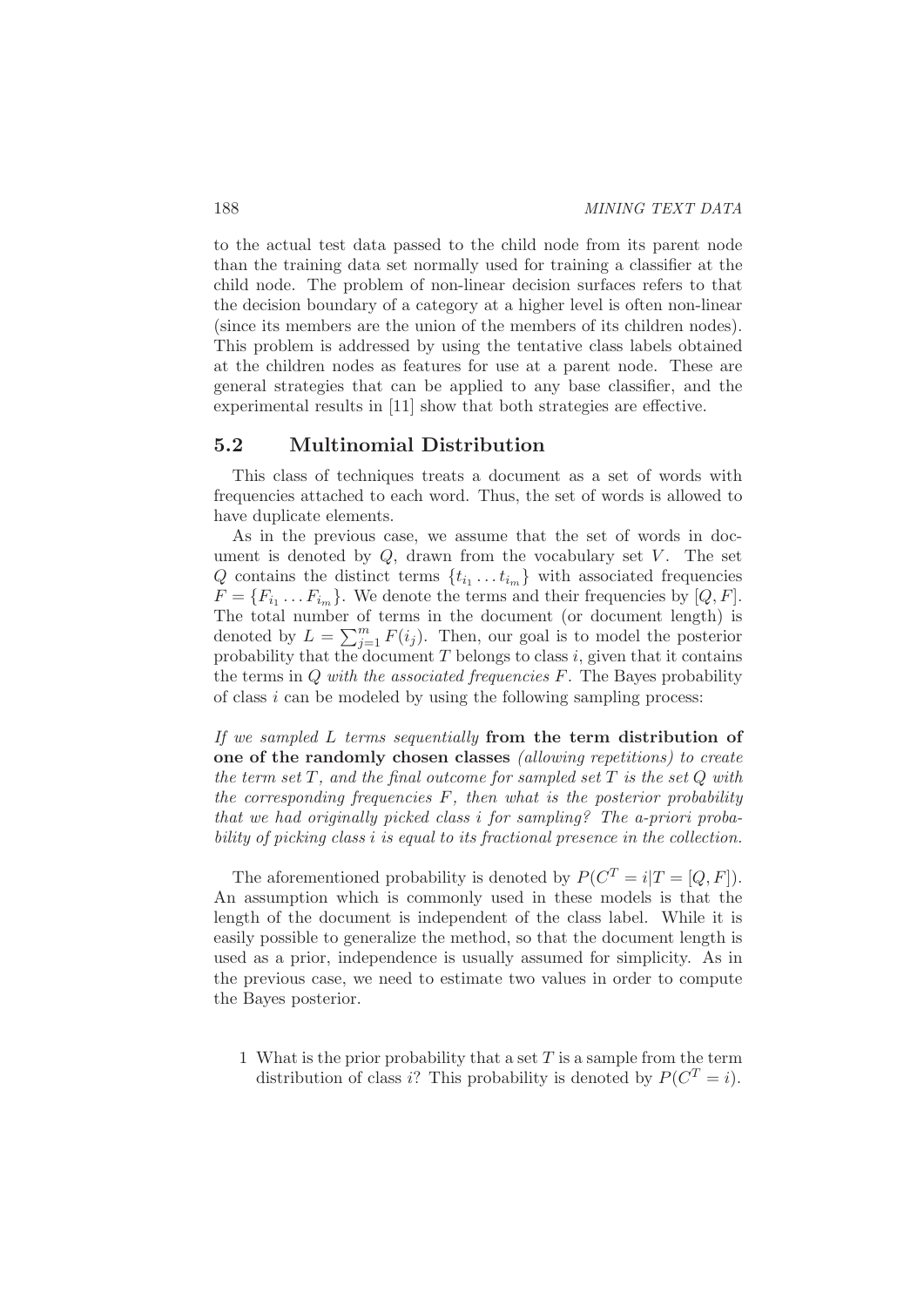to the actual test data passed to the child node from its parent node than the training data set normally used for training a classifier at the child node. The problem of non-linear decision surfaces refers to that the decision boundary of a category at a higher level is often non-linear (since its members are the union of the members of its children nodes). This problem is addressed by using the tentative class labels obtained at the children nodes as features for use at a parent node. These are general strategies that can be applied to any base classifier, and the experimental results in [11] show that both strategies are effective.

## 5.2 Multinomial Distribution

This class of techniques treats a document as a set of words with frequencies attached to each word. Thus, the set of words is allowed to have duplicate elements.

As in the previous case, we assume that the set of words in document is denoted by $Q$, drawn from the vocabulary set $V$. The set $Q$ contains the distinct terms $\{t_{i_1} \ldots t_{i_m}\}$ with associated frequencies $F = \{F_{i_1} \ldots F_{i_m}\}$. We denote the terms and their frequencies by $[Q, F]$. The total number of terms in the document (or document length) is denoted by $L = \sum_{j=1}^{m} F(i_j)$. Then, our goal is to model the posterior probability that the document $T$ belongs to class $i$, given that it contains the terms in $Q$ *with the associated frequencies* $F$. The Bayes probability of class $i$ can be modeled by using the following sampling process:

*If we sampled $L$ terms sequentially* **from the term distribution of one of the randomly chosen classes** *(allowing repetitions) to create the term set $T$, and the final outcome for sampled set $T$ is the set $Q$ with the corresponding frequencies $F$, then what is the posterior probability that we had originally picked class $i$ for sampling? The a-priori probability of picking class $i$ is equal to its fractional presence in the collection.*

The aforementioned probability is denoted by $P(C^T = i|T = [Q, F])$. An assumption which is commonly used in these models is that the length of the document is independent of the class label. While it is easily possible to generalize the method, so that the document length is used as a prior, independence is usually assumed for simplicity. As in the previous case, we need to estimate two values in order to compute the Bayes posterior.

1. What is the prior probability that a set $T$ is a sample from the term distribution of class $i$? This probability is denoted by $P(C^T = i)$.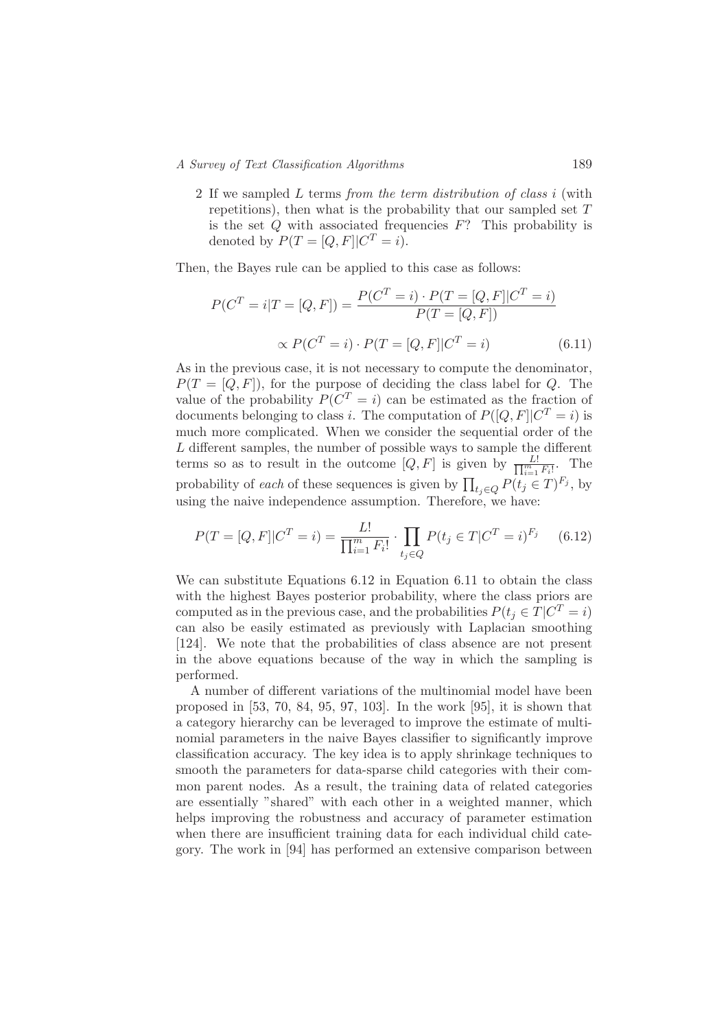2 If we sampled $L$ terms *from the term distribution of class $i$* (with repetitions), then what is the probability that our sampled set $T$ is the set $Q$ with associated frequencies $F$? This probability is denoted by $P(T = [Q, F]|C^T = i)$.

Then, the Bayes rule can be applied to this case as follows:

$$P(C^T = i|T = [Q, F]) = \frac{P(C^T = i) \cdot P(T = [Q, F]|C^T = i)}{P(T = [Q, F])}$$

$$\propto P(C^T = i) \cdot P(T = [Q, F]|C^T = i) \quad (6.11)$$

As in the previous case, it is not necessary to compute the denominator, $P(T = [Q, F])$, for the purpose of deciding the class label for $Q$. The value of the probability $P(C^T = i)$ can be estimated as the fraction of documents belonging to class $i$. The computation of $P([Q, F]|C^T = i)$ is much more complicated. When we consider the sequential order of the $L$ different samples, the number of possible ways to sample the different terms so as to result in the outcome $[Q, F]$ is given by $\frac{L!}{\prod_{i=1}^{m} F_i!}$. The probability of *each* of these sequences is given by $\prod_{t_j \in Q} P(t_j \in T)^{F_j}$, by using the naive independence assumption. Therefore, we have:

$$P(T = [Q, F]|C^T = i) = \frac{L!}{\prod_{i=1}^{m} F_i!} \cdot \prod_{t_j \in Q} P(t_j \in T|C^T = i)^{F_j} \quad (6.12)$$

We can substitute Equations 6.12 in Equation 6.11 to obtain the class with the highest Bayes posterior probability, where the class priors are computed as in the previous case, and the probabilities $P(t_j \in T|C^T = i)$ can also be easily estimated as previously with Laplacian smoothing [124]. We note that the probabilities of class absence are not present in the above equations because of the way in which the sampling is performed.

A number of different variations of the multinomial model have been proposed in [53, 70, 84, 95, 97, 103]. In the work [95], it is shown that a category hierarchy can be leveraged to improve the estimate of multinomial parameters in the naive Bayes classifier to significantly improve classification accuracy. The key idea is to apply shrinkage techniques to smooth the parameters for data-sparse child categories with their common parent nodes. As a result, the training data of related categories are essentially "shared" with each other in a weighted manner, which helps improving the robustness and accuracy of parameter estimation when there are insufficient training data for each individual child category. The work in [94] has performed an extensive comparison between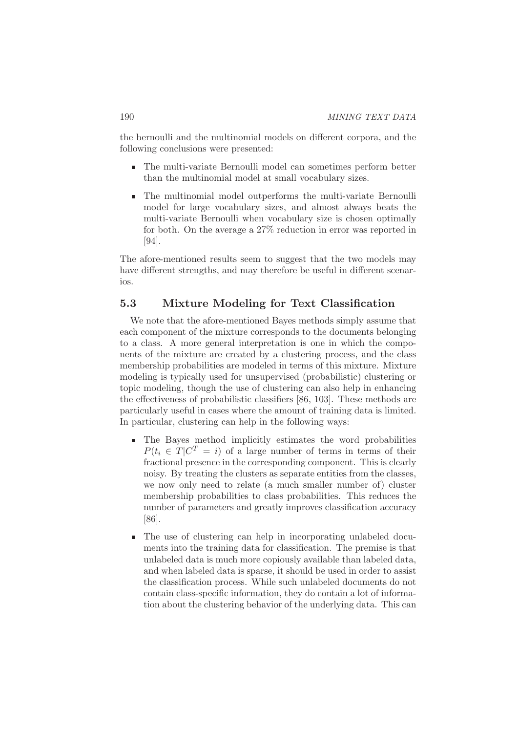the bernoulli and the multinomial models on different corpora, and the following conclusions were presented:

- The multi-variate Bernoulli model can sometimes perform better than the multinomial model at small vocabulary sizes.
- The multinomial model outperforms the multi-variate Bernoulli model for large vocabulary sizes, and almost always beats the multi-variate Bernoulli when vocabulary size is chosen optimally for both. On the average a 27% reduction in error was reported in [94].

The afore-mentioned results seem to suggest that the two models may have different strengths, and may therefore be useful in different scenarios.

## 5.3 Mixture Modeling for Text Classification

We note that the afore-mentioned Bayes methods simply assume that each component of the mixture corresponds to the documents belonging to a class. A more general interpretation is one in which the components of the mixture are created by a clustering process, and the class membership probabilities are modeled in terms of this mixture. Mixture modeling is typically used for unsupervised (probabilistic) clustering or topic modeling, though the use of clustering can also help in enhancing the effectiveness of probabilistic classifiers [86, 103]. These methods are particularly useful in cases where the amount of training data is limited. In particular, clustering can help in the following ways:

- The Bayes method implicitly estimates the word probabilities $P(t_i \in T | C^T = i)$ of a large number of terms in terms of their fractional presence in the corresponding component. This is clearly noisy. By treating the clusters as separate entities from the classes, we now only need to relate (a much smaller number of) cluster membership probabilities to class probabilities. This reduces the number of parameters and greatly improves classification accuracy [86].
- The use of clustering can help in incorporating unlabeled documents into the training data for classification. The premise is that unlabeled data is much more copiously available than labeled data, and when labeled data is sparse, it should be used in order to assist the classification process. While such unlabeled documents do not contain class-specific information, they do contain a lot of information about the clustering behavior of the underlying data. This can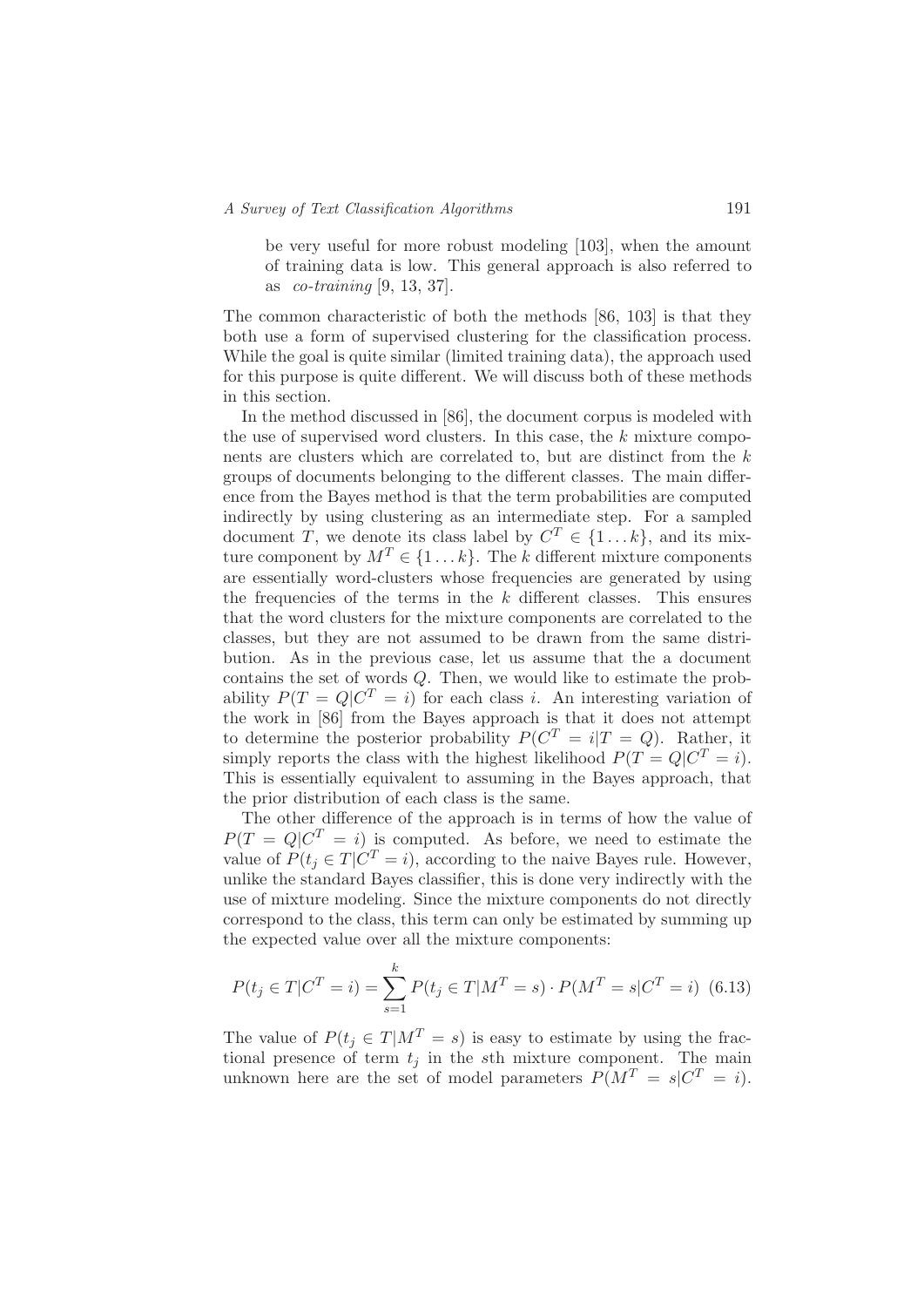be very useful for more robust modeling [103], when the amount of training data is low. This general approach is also referred to as *co-training* [9, 13, 37].

The common characteristic of both the methods [86, 103] is that they both use a form of supervised clustering for the classification process. While the goal is quite similar (limited training data), the approach used for this purpose is quite different. We will discuss both of these methods in this section.

In the method discussed in [86], the document corpus is modeled with the use of supervised word clusters. In this case, the $k$ mixture components are clusters which are correlated to, but are distinct from the $k$ groups of documents belonging to the different classes. The main difference from the Bayes method is that the term probabilities are computed indirectly by using clustering as an intermediate step. For a sampled document $T$, we denote its class label by $C^T \in \{1 \dots k\}$, and its mixture component by $M^T \in \{1 \dots k\}$. The $k$ different mixture components are essentially word-clusters whose frequencies are generated by using the frequencies of the terms in the $k$ different classes. This ensures that the word clusters for the mixture components are correlated to the classes, but they are not assumed to be drawn from the same distribution. As in the previous case, let us assume that the a document contains the set of words $Q$. Then, we would like to estimate the probability $P(T = Q | C^T = i)$ for each class $i$. An interesting variation of the work in [86] from the Bayes approach is that it does not attempt to determine the posterior probability $P(C^T = i | T = Q)$. Rather, it simply reports the class with the highest likelihood $P(T = Q | C^T = i)$. This is essentially equivalent to assuming in the Bayes approach, that the prior distribution of each class is the same.

The other difference of the approach is in terms of how the value of $P(T = Q | C^T = i)$ is computed. As before, we need to estimate the value of $P(t_j \in T | C^T = i)$, according to the naive Bayes rule. However, unlike the standard Bayes classifier, this is done very indirectly with the use of mixture modeling. Since the mixture components do not directly correspond to the class, this term can only be estimated by summing up the expected value over all the mixture components:

$$P(t_j \in T | C^T = i) = \sum_{s=1}^{k} P(t_j \in T | M^T = s) \cdot P(M^T = s | C^T = i) \quad (6.13)$$

The value of $P(t_j \in T | M^T = s)$ is easy to estimate by using the fractional presence of term $t_j$ in the $s$th mixture component. The main unknown here are the set of model parameters $P(M^T = s | C^T = i)$.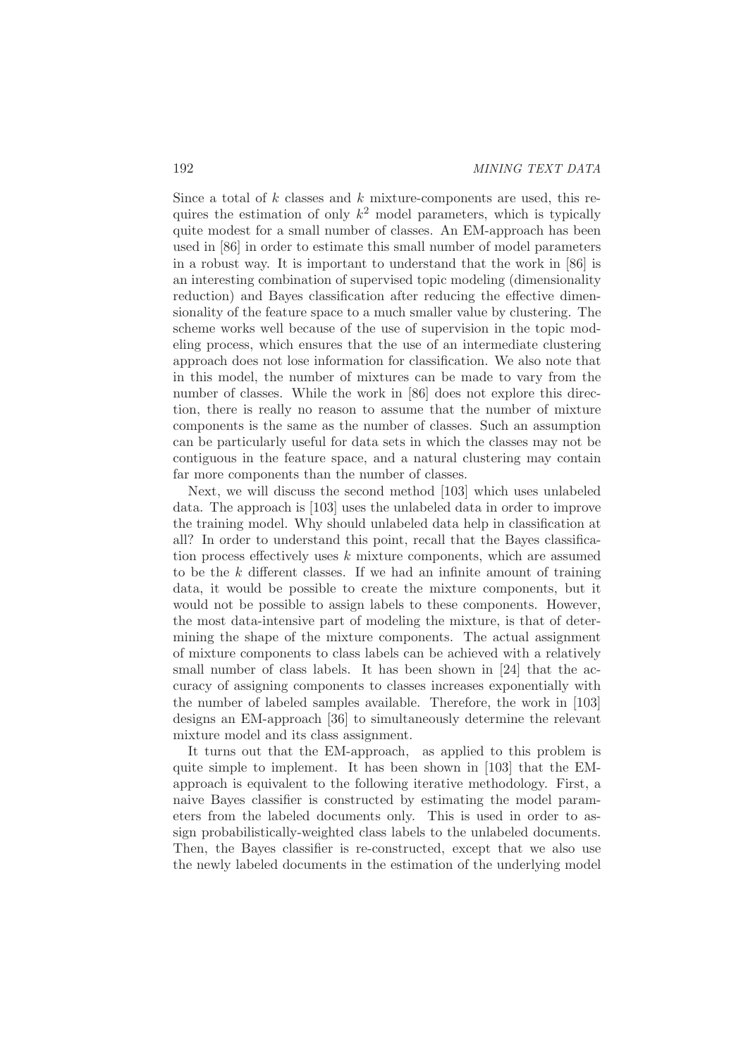Since a total of $k$ classes and $k$ mixture-components are used, this requires the estimation of only $k^2$ model parameters, which is typically quite modest for a small number of classes. An EM-approach has been used in [86] in order to estimate this small number of model parameters in a robust way. It is important to understand that the work in [86] is an interesting combination of supervised topic modeling (dimensionality reduction) and Bayes classification after reducing the effective dimensionality of the feature space to a much smaller value by clustering. The scheme works well because of the use of supervision in the topic modeling process, which ensures that the use of an intermediate clustering approach does not lose information for classification. We also note that in this model, the number of mixtures can be made to vary from the number of classes. While the work in [86] does not explore this direction, there is really no reason to assume that the number of mixture components is the same as the number of classes. Such an assumption can be particularly useful for data sets in which the classes may not be contiguous in the feature space, and a natural clustering may contain far more components than the number of classes.

Next, we will discuss the second method [103] which uses unlabeled data. The approach is [103] uses the unlabeled data in order to improve the training model. Why should unlabeled data help in classification at all? In order to understand this point, recall that the Bayes classification process effectively uses $k$ mixture components, which are assumed to be the $k$ different classes. If we had an infinite amount of training data, it would be possible to create the mixture components, but it would not be possible to assign labels to these components. However, the most data-intensive part of modeling the mixture, is that of determining the shape of the mixture components. The actual assignment of mixture components to class labels can be achieved with a relatively small number of class labels. It has been shown in [24] that the accuracy of assigning components to classes increases exponentially with the number of labeled samples available. Therefore, the work in [103] designs an EM-approach [36] to simultaneously determine the relevant mixture model and its class assignment.

It turns out that the EM-approach, as applied to this problem is quite simple to implement. It has been shown in [103] that the EM-approach is equivalent to the following iterative methodology. First, a naive Bayes classifier is constructed by estimating the model parameters from the labeled documents only. This is used in order to assign probabilistically-weighted class labels to the unlabeled documents. Then, the Bayes classifier is re-constructed, except that we also use the newly labeled documents in the estimation of the underlying model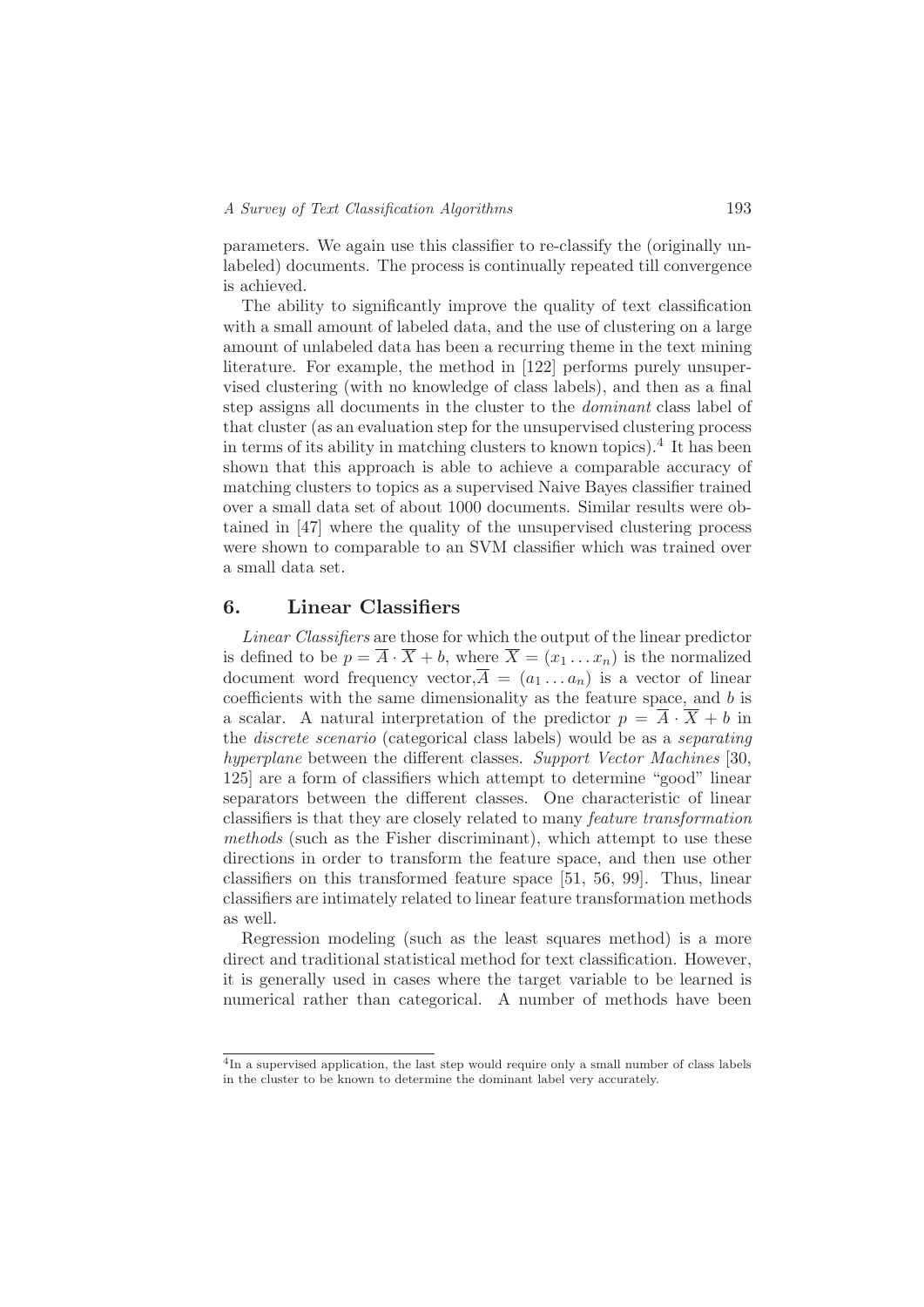parameters. We again use this classifier to re-classify the (originally unlabeled) documents. The process is continually repeated till convergence is achieved.

The ability to significantly improve the quality of text classification with a small amount of labeled data, and the use of clustering on a large amount of unlabeled data has been a recurring theme in the text mining literature. For example, the method in [122] performs purely unsupervised clustering (with no knowledge of class labels), and then as a final step assigns all documents in the cluster to the *dominant* class label of that cluster (as an evaluation step for the unsupervised clustering process in terms of its ability in matching clusters to known topics).[4] It has been shown that this approach is able to achieve a comparable accuracy of matching clusters to topics as a supervised Naive Bayes classifier trained over a small data set of about 1000 documents. Similar results were obtained in [47] where the quality of the unsupervised clustering process were shown to comparable to an SVM classifier which was trained over a small data set.

## 6. Linear Classifiers

*Linear Classifiers* are those for which the output of the linear predictor is defined to be $p = \overline{A} \cdot \overline{X} + b$, where $\overline{X} = (x_1 \ldots x_n)$ is the normalized document word frequency vector, $\overline{A} = (a_1 \ldots a_n)$ is a vector of linear coefficients with the same dimensionality as the feature space, and $b$ is a scalar. A natural interpretation of the predictor $p = \overline{A} \cdot \overline{X} + b$ in the *discrete scenario* (categorical class labels) would be as a *separating hyperplane* between the different classes. *Support Vector Machines* [30, 125] are a form of classifiers which attempt to determine "good" linear separators between the different classes. One characteristic of linear classifiers is that they are closely related to many *feature transformation methods* (such as the Fisher discriminant), which attempt to use these directions in order to transform the feature space, and then use other classifiers on this transformed feature space [51, 56, 99]. Thus, linear classifiers are intimately related to linear feature transformation methods as well.

Regression modeling (such as the least squares method) is a more direct and traditional statistical method for text classification. However, it is generally used in cases where the target variable to be learned is numerical rather than categorical. A number of methods have been

[4] In a supervised application, the last step would require only a small number of class labels in the cluster to be known to determine the dominant label very accurately.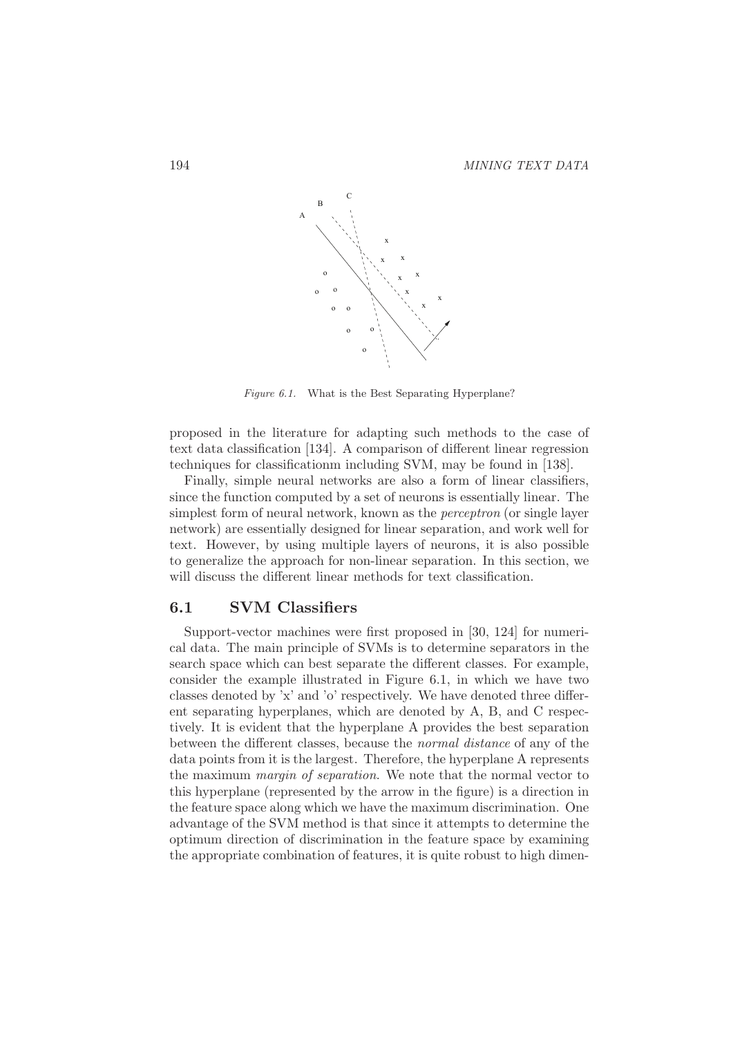*Figure 6.1.* What is the Best Separating Hyperplane?

proposed in the literature for adapting such methods to the case of text data classification [134]. A comparison of different linear regression techniques for classificationm including SVM, may be found in [138].

Finally, simple neural networks are also a form of linear classifiers, since the function computed by a set of neurons is essentially linear. The simplest form of neural network, known as the *perceptron* (or single layer network) are essentially designed for linear separation, and work well for text. However, by using multiple layers of neurons, it is also possible to generalize the approach for non-linear separation. In this section, we will discuss the different linear methods for text classification.

## 6.1 SVM Classifiers

Support-vector machines were first proposed in [30, 124] for numerical data. The main principle of SVMs is to determine separators in the search space which can best separate the different classes. For example, consider the example illustrated in Figure 6.1, in which we have two classes denoted by 'x' and 'o' respectively. We have denoted three different separating hyperplanes, which are denoted by A, B, and C respectively. It is evident that the hyperplane A provides the best separation between the different classes, because the *normal distance* of any of the data points from it is the largest. Therefore, the hyperplane A represents the maximum *margin of separation*. We note that the normal vector to this hyperplane (represented by the arrow in the figure) is a direction in the feature space along which we have the maximum discrimination. One advantage of the SVM method is that since it attempts to determine the optimum direction of discrimination in the feature space by examining the appropriate combination of features, it is quite robust to high dimen-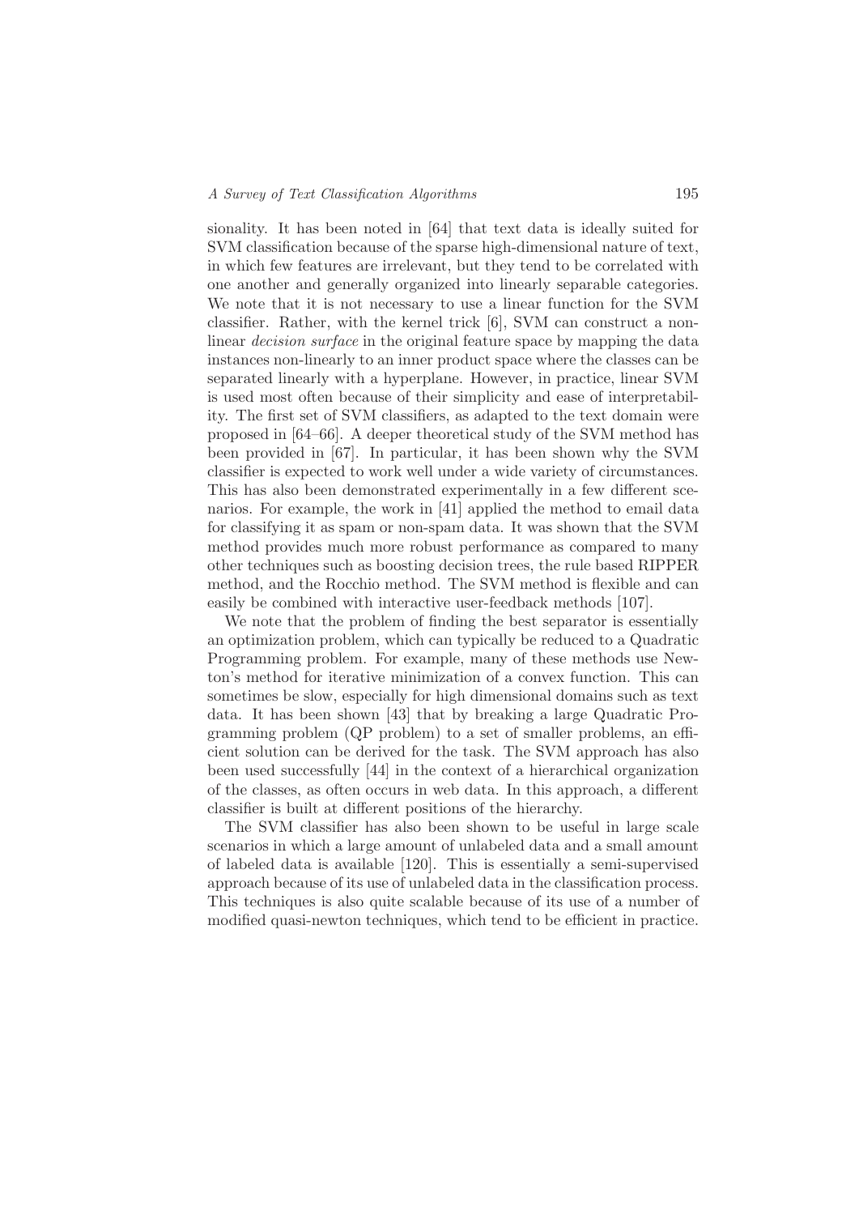sionality. It has been noted in [64] that text data is ideally suited for SVM classification because of the sparse high-dimensional nature of text, in which few features are irrelevant, but they tend to be correlated with one another and generally organized into linearly separable categories. We note that it is not necessary to use a linear function for the SVM classifier. Rather, with the kernel trick [6], SVM can construct a non-linear *decision surface* in the original feature space by mapping the data instances non-linearly to an inner product space where the classes can be separated linearly with a hyperplane. However, in practice, linear SVM is used most often because of their simplicity and ease of interpretability. The first set of SVM classifiers, as adapted to the text domain were proposed in [64–66]. A deeper theoretical study of the SVM method has been provided in [67]. In particular, it has been shown why the SVM classifier is expected to work well under a wide variety of circumstances. This has also been demonstrated experimentally in a few different scenarios. For example, the work in [41] applied the method to email data for classifying it as spam or non-spam data. It was shown that the SVM method provides much more robust performance as compared to many other techniques such as boosting decision trees, the rule based RIPPER method, and the Rocchio method. The SVM method is flexible and can easily be combined with interactive user-feedback methods [107].

We note that the problem of finding the best separator is essentially an optimization problem, which can typically be reduced to a Quadratic Programming problem. For example, many of these methods use Newton's method for iterative minimization of a convex function. This can sometimes be slow, especially for high dimensional domains such as text data. It has been shown [43] that by breaking a large Quadratic Programming problem (QP problem) to a set of smaller problems, an efficient solution can be derived for the task. The SVM approach has also been used successfully [44] in the context of a hierarchical organization of the classes, as often occurs in web data. In this approach, a different classifier is built at different positions of the hierarchy.

The SVM classifier has also been shown to be useful in large scale scenarios in which a large amount of unlabeled data and a small amount of labeled data is available [120]. This is essentially a semi-supervised approach because of its use of unlabeled data in the classification process. This techniques is also quite scalable because of its use of a number of modified quasi-newton techniques, which tend to be efficient in practice.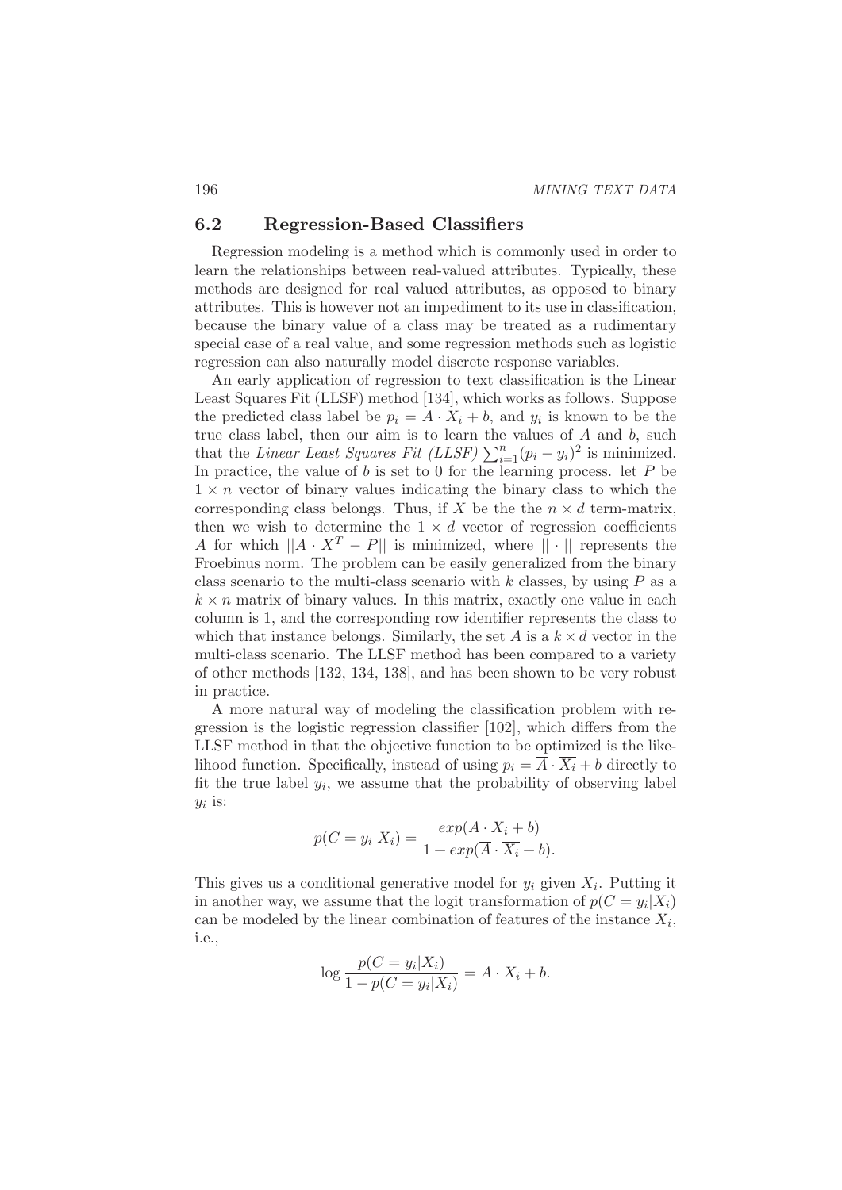## 6.2 Regression-Based Classifiers

Regression modeling is a method which is commonly used in order to learn the relationships between real-valued attributes. Typically, these methods are designed for real valued attributes, as opposed to binary attributes. This is however not an impediment to its use in classification, because the binary value of a class may be treated as a rudimentary special case of a real value, and some regression methods such as logistic regression can also naturally model discrete response variables.

An early application of regression to text classification is the Linear Least Squares Fit (LLSF) method [134], which works as follows. Suppose the predicted class label be $p_i = \overline{A} \cdot \overline{X_i} + b$, and $y_i$ is known to be the true class label, then our aim is to learn the values of $A$ and $b$, such that the *Linear Least Squares Fit (LLSF)* $\sum_{i=1}^{n}(p_i - y_i)^2$ is minimized. In practice, the value of $b$ is set to 0 for the learning process. let $P$ be $1 \times n$ vector of binary values indicating the binary class to which the corresponding class belongs. Thus, if $X$ be the the $n \times d$ term-matrix, then we wish to determine the $1 \times d$ vector of regression coefficients $A$ for which $||A \cdot X^T - P||$ is minimized, where $|| \cdot ||$ represents the Froebinus norm. The problem can be easily generalized from the binary class scenario to the multi-class scenario with $k$ classes, by using $P$ as a $k \times n$ matrix of binary values. In this matrix, exactly one value in each column is 1, and the corresponding row identifier represents the class to which that instance belongs. Similarly, the set $A$ is a $k \times d$ vector in the multi-class scenario. The LLSF method has been compared to a variety of other methods [132, 134, 138], and has been shown to be very robust in practice.

A more natural way of modeling the classification problem with regression is the logistic regression classifier [102], which differs from the LLSF method in that the objective function to be optimized is the likelihood function. Specifically, instead of using $p_i = \overline{A} \cdot \overline{X_i} + b$ directly to fit the true label $y_i$, we assume that the probability of observing label $y_i$ is:

$$p(C = y_i|X_i) = \frac{exp(\overline{A} \cdot \overline{X_i} + b)}{1 + exp(\overline{A} \cdot \overline{X_i} + b).}$$

This gives us a conditional generative model for $y_i$ given $X_i$. Putting it in another way, we assume that the logit transformation of $p(C = y_i|X_i)$ can be modeled by the linear combination of features of the instance $X_i$, i.e.,

$$\log \frac{p(C = y_i|X_i)}{1 - p(C = y_i|X_i)} = \overline{A} \cdot \overline{X_i} + b.$$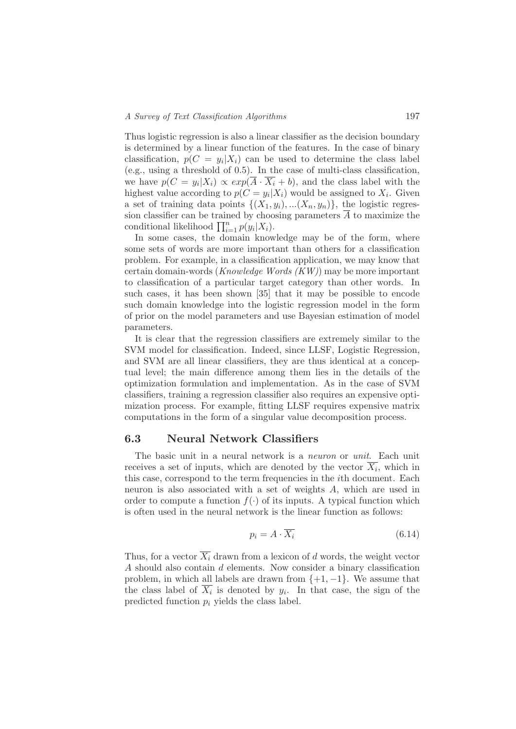Thus logistic regression is also a linear classifier as the decision boundary is determined by a linear function of the features. In the case of binary classification, $p(C = y_i|X_i)$ can be used to determine the class label (e.g., using a threshold of 0.5). In the case of multi-class classification, we have $p(C = y_i|X_i) \propto exp(\overline{A} \cdot \overline{X_i} + b)$, and the class label with the highest value according to $p(C = y_i|X_i)$ would be assigned to $X_i$. Given a set of training data points $\{(X_1, y_i), ...(X_n, y_n)\}$, the logistic regression classifier can be trained by choosing parameters $\overline{A}$ to maximize the conditional likelihood $\prod_{i=1}^{n} p(y_i|X_i)$.

In some cases, the domain knowledge may be of the form, where some sets of words are more important than others for a classification problem. For example, in a classification application, we may know that certain domain-words (*Knowledge Words (KW)*) may be more important to classification of a particular target category than other words. In such cases, it has been shown [35] that it may be possible to encode such domain knowledge into the logistic regression model in the form of prior on the model parameters and use Bayesian estimation of model parameters.

It is clear that the regression classifiers are extremely similar to the SVM model for classification. Indeed, since LLSF, Logistic Regression, and SVM are all linear classifiers, they are thus identical at a conceptual level; the main difference among them lies in the details of the optimization formulation and implementation. As in the case of SVM classifiers, training a regression classifier also requires an expensive optimization process. For example, fitting LLSF requires expensive matrix computations in the form of a singular value decomposition process.

## 6.3 Neural Network Classifiers

The basic unit in a neural network is a *neuron* or *unit*. Each unit receives a set of inputs, which are denoted by the vector $\overline{X_i}$, which in this case, correspond to the term frequencies in the $i$th document. Each neuron is also associated with a set of weights $A$, which are used in order to compute a function $f(\cdot)$ of its inputs. A typical function which is often used in the neural network is the linear function as follows:

$$p_i = A \cdot \overline{X_i} \tag{6.14}$$

Thus, for a vector $\overline{X_i}$ drawn from a lexicon of $d$ words, the weight vector $A$ should also contain $d$ elements. Now consider a binary classification problem, in which all labels are drawn from $\{+1, -1\}$. We assume that the class label of $\overline{X_i}$ is denoted by $y_i$. In that case, the sign of the predicted function $p_i$ yields the class label.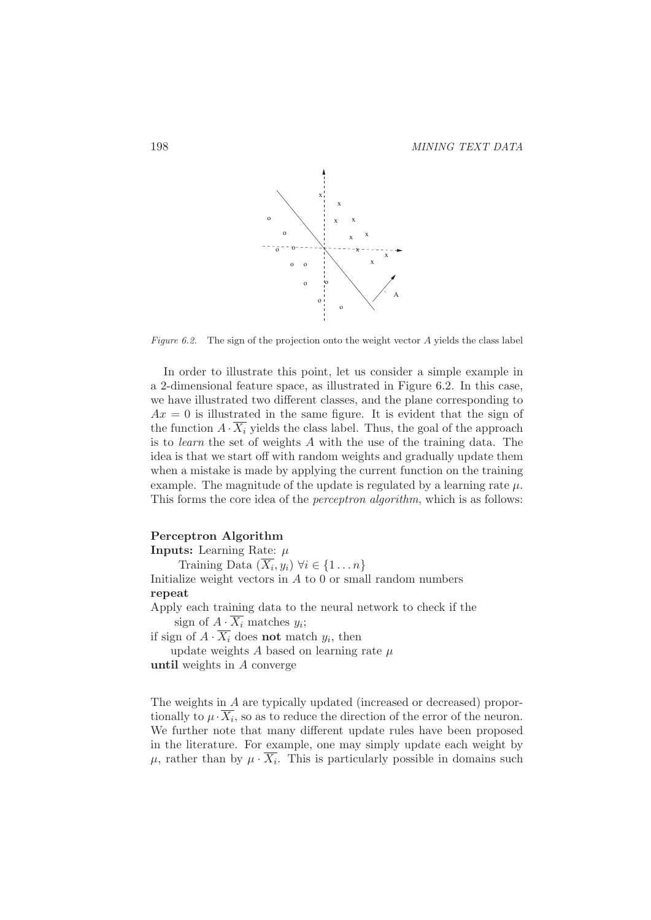*Figure 6.2.* The sign of the projection onto the weight vector $A$ yields the class label

In order to illustrate this point, let us consider a simple example in a 2-dimensional feature space, as illustrated in Figure 6.2. In this case, we have illustrated two different classes, and the plane corresponding to $Ax = 0$ is illustrated in the same figure. It is evident that the sign of the function $A \cdot \overline{X_i}$ yields the class label. Thus, the goal of the approach is to *learn* the set of weights $A$ with the use of the training data. The idea is that we start off with random weights and gradually update them when a mistake is made by applying the current function on the training example. The magnitude of the update is regulated by a learning rate $\mu$. This forms the core idea of the *perceptron algorithm*, which is as follows:

**Perceptron Algorithm**
**Inputs:** Learning Rate: $\mu$
Training Data $(\overline{X_i}, y_i)\ \forall i \in \{1 \ldots n\}$
Initialize weight vectors in $A$ to 0 or small random numbers
**repeat**
Apply each training data to the neural network to check if the sign of $A \cdot \overline{X_i}$ matches $y_i$;
if sign of $A \cdot \overline{X_i}$ does **not** match $y_i$, then
update weights $A$ based on learning rate $\mu$
**until** weights in $A$ converge

The weights in $A$ are typically updated (increased or decreased) proportionally to $\mu \cdot \overline{X_i}$, so as to reduce the direction of the error of the neuron. We further note that many different update rules have been proposed in the literature. For example, one may simply update each weight by $\mu$, rather than by $\mu \cdot \overline{X_i}$. This is particularly possible in domains such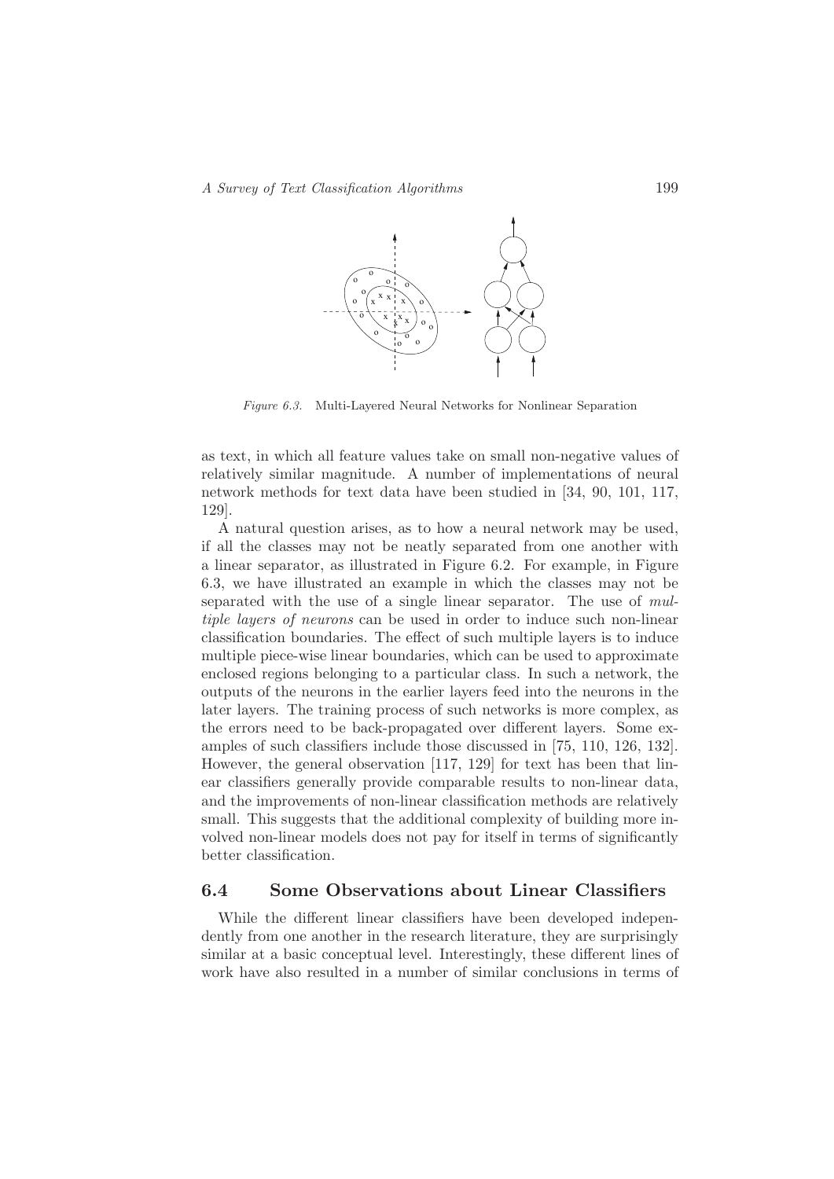Figure 6.3. Multi-Layered Neural Networks for Nonlinear Separation

as text, in which all feature values take on small non-negative values of relatively similar magnitude. A number of implementations of neural network methods for text data have been studied in [34, 90, 101, 117, 129].

A natural question arises, as to how a neural network may be used, if all the classes may not be neatly separated from one another with a linear separator, as illustrated in Figure 6.2. For example, in Figure 6.3, we have illustrated an example in which the classes may not be separated with the use of a single linear separator. The use of *multiple layers of neurons* can be used in order to induce such non-linear classification boundaries. The effect of such multiple layers is to induce multiple piece-wise linear boundaries, which can be used to approximate enclosed regions belonging to a particular class. In such a network, the outputs of the neurons in the earlier layers feed into the neurons in the later layers. The training process of such networks is more complex, as the errors need to be back-propagated over different layers. Some examples of such classifiers include those discussed in [75, 110, 126, 132]. However, the general observation [117, 129] for text has been that linear classifiers generally provide comparable results to non-linear data, and the improvements of non-linear classification methods are relatively small. This suggests that the additional complexity of building more involved non-linear models does not pay for itself in terms of significantly better classification.

## 6.4 Some Observations about Linear Classifiers

While the different linear classifiers have been developed independently from one another in the research literature, they are surprisingly similar at a basic conceptual level. Interestingly, these different lines of work have also resulted in a number of similar conclusions in terms of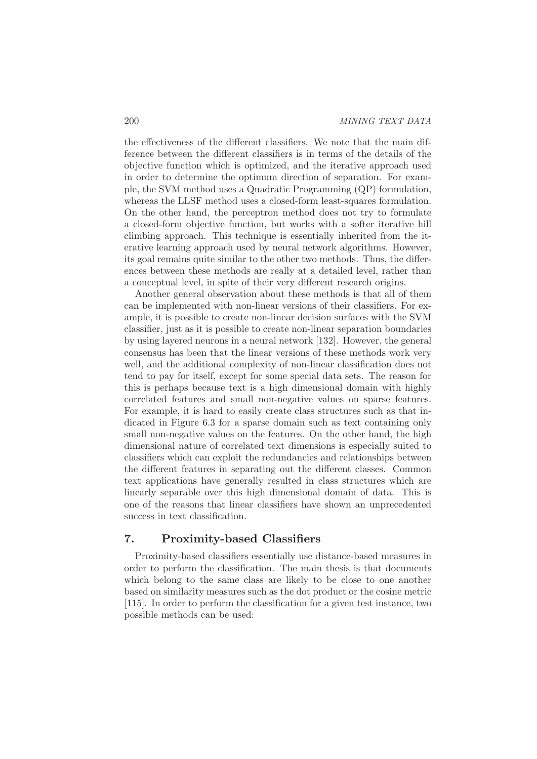the effectiveness of the different classifiers. We note that the main difference between the different classifiers is in terms of the details of the objective function which is optimized, and the iterative approach used in order to determine the optimum direction of separation. For example, the SVM method uses a Quadratic Programming (QP) formulation, whereas the LLSF method uses a closed-form least-squares formulation. On the other hand, the perceptron method does not try to formulate a closed-form objective function, but works with a softer iterative hill climbing approach. This technique is essentially inherited from the iterative learning approach used by neural network algorithms. However, its goal remains quite similar to the other two methods. Thus, the differences between these methods are really at a detailed level, rather than a conceptual level, in spite of their very different research origins.

Another general observation about these methods is that all of them can be implemented with non-linear versions of their classifiers. For example, it is possible to create non-linear decision surfaces with the SVM classifier, just as it is possible to create non-linear separation boundaries by using layered neurons in a neural network [132]. However, the general consensus has been that the linear versions of these methods work very well, and the additional complexity of non-linear classification does not tend to pay for itself, except for some special data sets. The reason for this is perhaps because text is a high dimensional domain with highly correlated features and small non-negative values on sparse features. For example, it is hard to easily create class structures such as that indicated in Figure 6.3 for a sparse domain such as text containing only small non-negative values on the features. On the other hand, the high dimensional nature of correlated text dimensions is especially suited to classifiers which can exploit the redundancies and relationships between the different features in separating out the different classes. Common text applications have generally resulted in class structures which are linearly separable over this high dimensional domain of data. This is one of the reasons that linear classifiers have shown an unprecedented success in text classification.

## 7. Proximity-based Classifiers

Proximity-based classifiers essentially use distance-based measures in order to perform the classification. The main thesis is that documents which belong to the same class are likely to be close to one another based on similarity measures such as the dot product or the cosine metric [115]. In order to perform the classification for a given test instance, two possible methods can be used: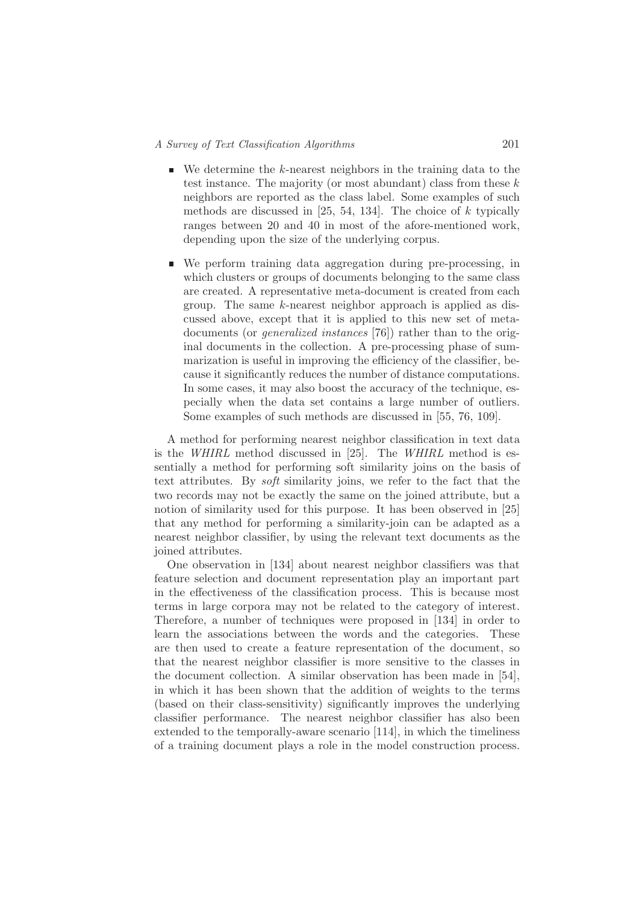- We determine the $k$-nearest neighbors in the training data to the test instance. The majority (or most abundant) class from these $k$ neighbors are reported as the class label. Some examples of such methods are discussed in [25, 54, 134]. The choice of $k$ typically ranges between 20 and 40 in most of the afore-mentioned work, depending upon the size of the underlying corpus.

- We perform training data aggregation during pre-processing, in which clusters or groups of documents belonging to the same class are created. A representative meta-document is created from each group. The same $k$-nearest neighbor approach is applied as discussed above, except that it is applied to this new set of meta-documents (or *generalized instances* [76]) rather than to the original documents in the collection. A pre-processing phase of summarization is useful in improving the efficiency of the classifier, because it significantly reduces the number of distance computations. In some cases, it may also boost the accuracy of the technique, especially when the data set contains a large number of outliers. Some examples of such methods are discussed in [55, 76, 109].

A method for performing nearest neighbor classification in text data is the *WHIRL* method discussed in [25]. The *WHIRL* method is essentially a method for performing soft similarity joins on the basis of text attributes. By *soft* similarity joins, we refer to the fact that the two records may not be exactly the same on the joined attribute, but a notion of similarity used for this purpose. It has been observed in [25] that any method for performing a similarity-join can be adapted as a nearest neighbor classifier, by using the relevant text documents as the joined attributes.

One observation in [134] about nearest neighbor classifiers was that feature selection and document representation play an important part in the effectiveness of the classification process. This is because most terms in large corpora may not be related to the category of interest. Therefore, a number of techniques were proposed in [134] in order to learn the associations between the words and the categories. These are then used to create a feature representation of the document, so that the nearest neighbor classifier is more sensitive to the classes in the document collection. A similar observation has been made in [54], in which it has been shown that the addition of weights to the terms (based on their class-sensitivity) significantly improves the underlying classifier performance. The nearest neighbor classifier has also been extended to the temporally-aware scenario [114], in which the timeliness of a training document plays a role in the model construction process.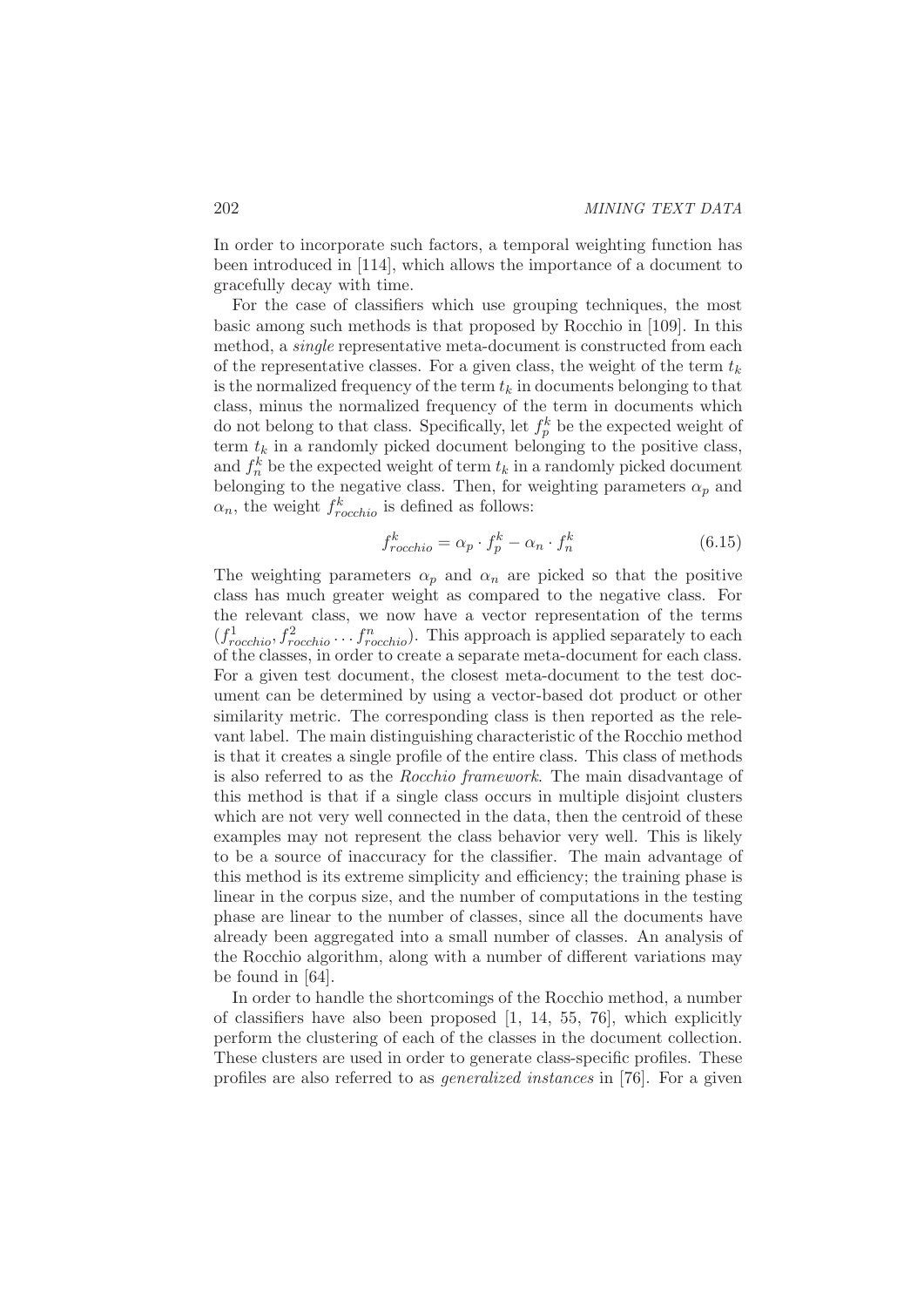In order to incorporate such factors, a temporal weighting function has been introduced in [114], which allows the importance of a document to gracefully decay with time.

For the case of classifiers which use grouping techniques, the most basic among such methods is that proposed by Rocchio in [109]. In this method, a *single* representative meta-document is constructed from each of the representative classes. For a given class, the weight of the term $t_k$ is the normalized frequency of the term $t_k$ in documents belonging to that class, minus the normalized frequency of the term in documents which do not belong to that class. Specifically, let $f_p^k$ be the expected weight of term $t_k$ in a randomly picked document belonging to the positive class, and $f_n^k$ be the expected weight of term $t_k$ in a randomly picked document belonging to the negative class. Then, for weighting parameters $\alpha_p$ and $\alpha_n$, the weight $f_{rocchio}^k$ is defined as follows:

$$f_{rocchio}^k = \alpha_p \cdot f_p^k - \alpha_n \cdot f_n^k \tag{6.15}$$

The weighting parameters $\alpha_p$ and $\alpha_n$ are picked so that the positive class has much greater weight as compared to the negative class. For the relevant class, we now have a vector representation of the terms $(f_{rocchio}^1, f_{rocchio}^2 \ldots f_{rocchio}^n)$. This approach is applied separately to each of the classes, in order to create a separate meta-document for each class. For a given test document, the closest meta-document to the test document can be determined by using a vector-based dot product or other similarity metric. The corresponding class is then reported as the relevant label. The main distinguishing characteristic of the Rocchio method is that it creates a single profile of the entire class. This class of methods is also referred to as the *Rocchio framework*. The main disadvantage of this method is that if a single class occurs in multiple disjoint clusters which are not very well connected in the data, then the centroid of these examples may not represent the class behavior very well. This is likely to be a source of inaccuracy for the classifier. The main advantage of this method is its extreme simplicity and efficiency; the training phase is linear in the corpus size, and the number of computations in the testing phase are linear to the number of classes, since all the documents have already been aggregated into a small number of classes. An analysis of the Rocchio algorithm, along with a number of different variations may be found in [64].

In order to handle the shortcomings of the Rocchio method, a number of classifiers have also been proposed [1, 14, 55, 76], which explicitly perform the clustering of each of the classes in the document collection. These clusters are used in order to generate class-specific profiles. These profiles are also referred to as *generalized instances* in [76]. For a given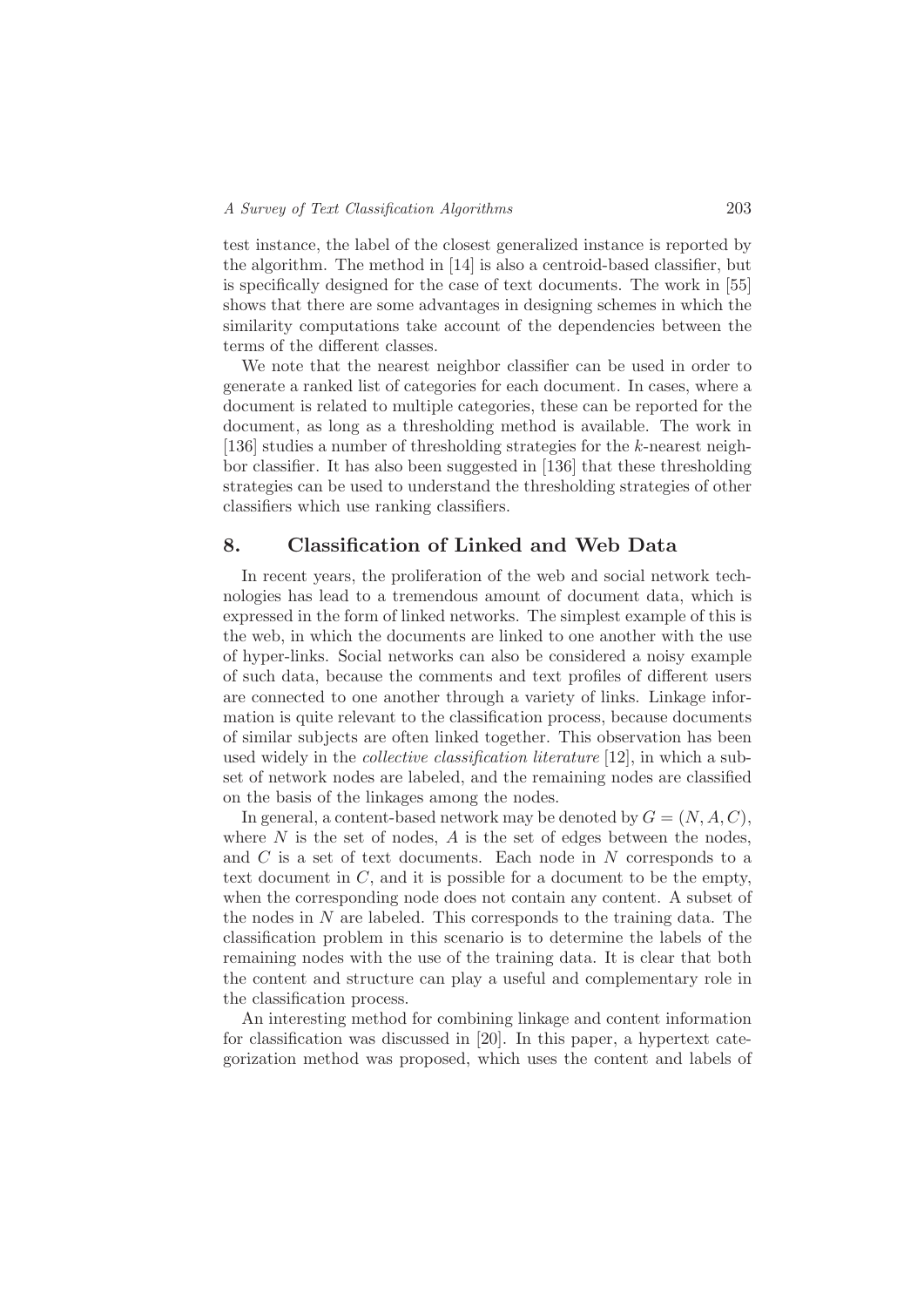test instance, the label of the closest generalized instance is reported by the algorithm. The method in [14] is also a centroid-based classifier, but is specifically designed for the case of text documents. The work in [55] shows that there are some advantages in designing schemes in which the similarity computations take account of the dependencies between the terms of the different classes.

We note that the nearest neighbor classifier can be used in order to generate a ranked list of categories for each document. In cases, where a document is related to multiple categories, these can be reported for the document, as long as a thresholding method is available. The work in [136] studies a number of thresholding strategies for the $k$-nearest neighbor classifier. It has also been suggested in [136] that these thresholding strategies can be used to understand the thresholding strategies of other classifiers which use ranking classifiers.

## 8. Classification of Linked and Web Data

In recent years, the proliferation of the web and social network technologies has lead to a tremendous amount of document data, which is expressed in the form of linked networks. The simplest example of this is the web, in which the documents are linked to one another with the use of hyper-links. Social networks can also be considered a noisy example of such data, because the comments and text profiles of different users are connected to one another through a variety of links. Linkage information is quite relevant to the classification process, because documents of similar subjects are often linked together. This observation has been used widely in the *collective classification literature* [12], in which a subset of network nodes are labeled, and the remaining nodes are classified on the basis of the linkages among the nodes.

In general, a content-based network may be denoted by $G = (N, A, C)$, where $N$ is the set of nodes, $A$ is the set of edges between the nodes, and $C$ is a set of text documents. Each node in $N$ corresponds to a text document in $C$, and it is possible for a document to be the empty, when the corresponding node does not contain any content. A subset of the nodes in $N$ are labeled. This corresponds to the training data. The classification problem in this scenario is to determine the labels of the remaining nodes with the use of the training data. It is clear that both the content and structure can play a useful and complementary role in the classification process.

An interesting method for combining linkage and content information for classification was discussed in [20]. In this paper, a hypertext categorization method was proposed, which uses the content and labels of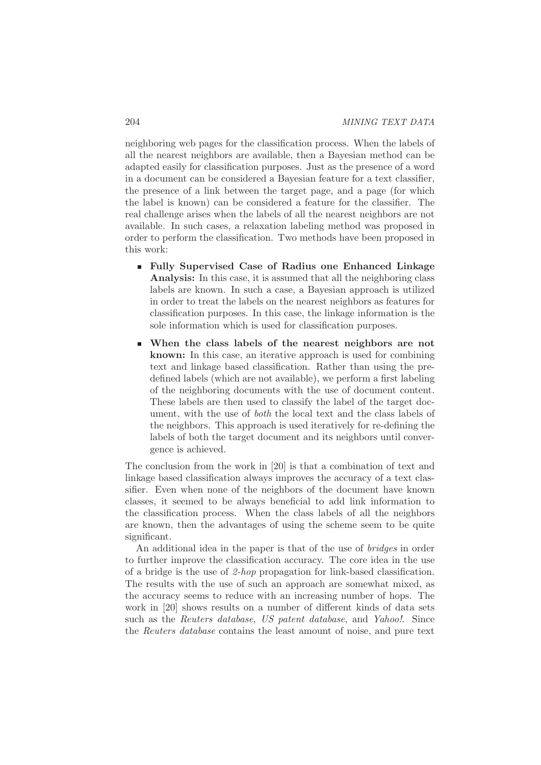neighboring web pages for the classification process. When the labels of all the nearest neighbors are available, then a Bayesian method can be adapted easily for classification purposes. Just as the presence of a word in a document can be considered a Bayesian feature for a text classifier, the presence of a link between the target page, and a page (for which the label is known) can be considered a feature for the classifier. The real challenge arises when the labels of all the nearest neighbors are not available. In such cases, a relaxation labeling method was proposed in order to perform the classification. Two methods have been proposed in this work:

- **Fully Supervised Case of Radius one Enhanced Linkage Analysis:** In this case, it is assumed that all the neighboring class labels are known. In such a case, a Bayesian approach is utilized in order to treat the labels on the nearest neighbors as features for classification purposes. In this case, the linkage information is the sole information which is used for classification purposes.

- **When the class labels of the nearest neighbors are not known:** In this case, an iterative approach is used for combining text and linkage based classification. Rather than using the predefined labels (which are not available), we perform a first labeling of the neighboring documents with the use of document content. These labels are then used to classify the label of the target document, with the use of *both* the local text and the class labels of the neighbors. This approach is used iteratively for re-defining the labels of both the target document and its neighbors until convergence is achieved.

The conclusion from the work in [20] is that a combination of text and linkage based classification always improves the accuracy of a text classifier. Even when none of the neighbors of the document have known classes, it seemed to be always beneficial to add link information to the classification process. When the class labels of all the neighbors are known, then the advantages of using the scheme seem to be quite significant.

An additional idea in the paper is that of the use of *bridges* in order to further improve the classification accuracy. The core idea in the use of a bridge is the use of *2-hop* propagation for link-based classification. The results with the use of such an approach are somewhat mixed, as the accuracy seems to reduce with an increasing number of hops. The work in [20] shows results on a number of different kinds of data sets such as the *Reuters database*, *US patent database*, and *Yahoo!*. Since the *Reuters database* contains the least amount of noise, and pure text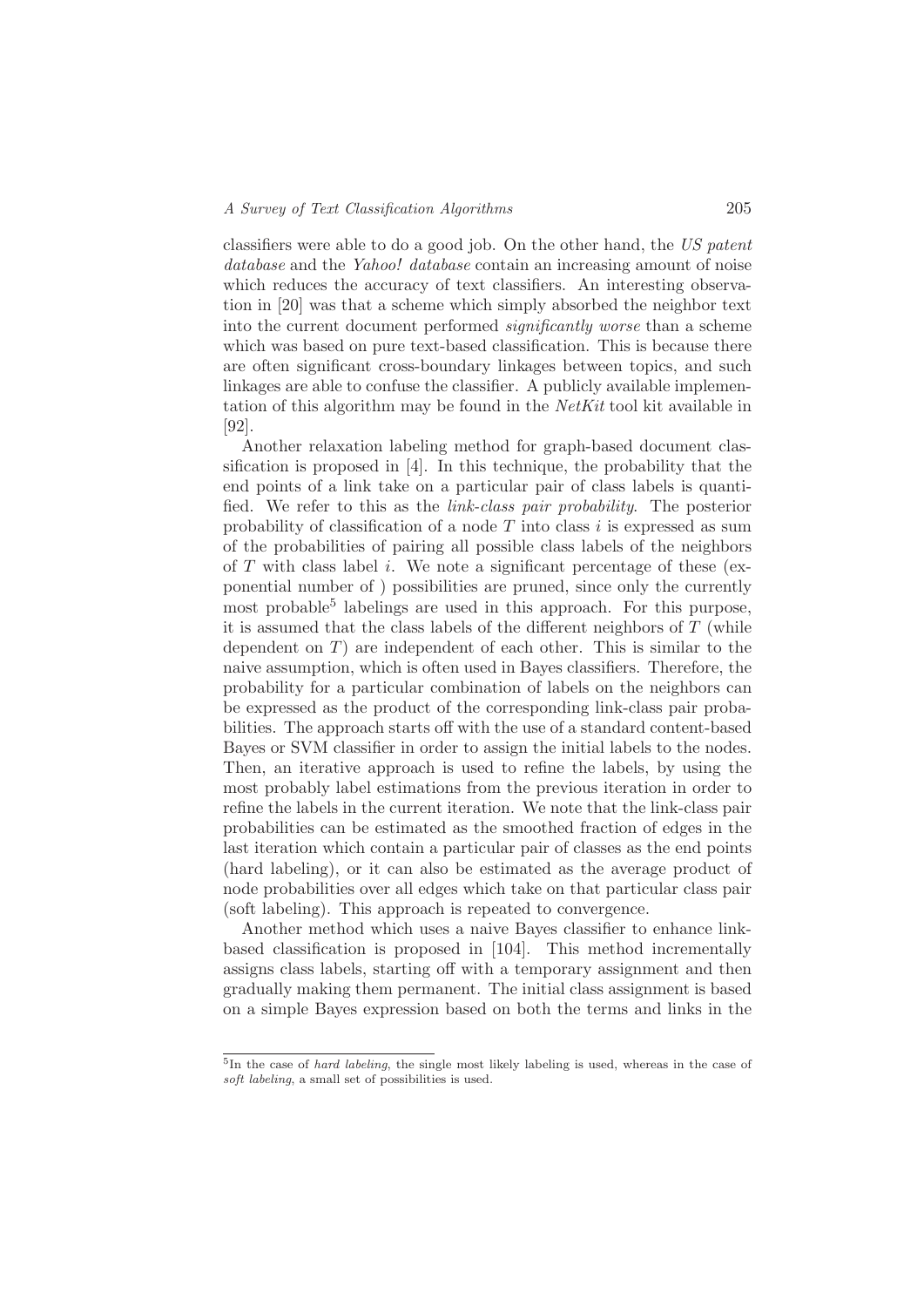classifiers were able to do a good job. On the other hand, the *US patent database* and the *Yahoo! database* contain an increasing amount of noise which reduces the accuracy of text classifiers. An interesting observation in [20] was that a scheme which simply absorbed the neighbor text into the current document performed *significantly worse* than a scheme which was based on pure text-based classification. This is because there are often significant cross-boundary linkages between topics, and such linkages are able to confuse the classifier. A publicly available implementation of this algorithm may be found in the *NetKit* tool kit available in [92].

Another relaxation labeling method for graph-based document classification is proposed in [4]. In this technique, the probability that the end points of a link take on a particular pair of class labels is quantified. We refer to this as the *link-class pair probability*. The posterior probability of classification of a node $T$ into class $i$ is expressed as sum of the probabilities of pairing all possible class labels of the neighbors of $T$ with class label $i$. We note a significant percentage of these (exponential number of ) possibilities are pruned, since only the currently most probable[5] labelings are used in this approach. For this purpose, it is assumed that the class labels of the different neighbors of $T$ (while dependent on $T$) are independent of each other. This is similar to the naive assumption, which is often used in Bayes classifiers. Therefore, the probability for a particular combination of labels on the neighbors can be expressed as the product of the corresponding link-class pair probabilities. The approach starts off with the use of a standard content-based Bayes or SVM classifier in order to assign the initial labels to the nodes. Then, an iterative approach is used to refine the labels, by using the most probably label estimations from the previous iteration in order to refine the labels in the current iteration. We note that the link-class pair probabilities can be estimated as the smoothed fraction of edges in the last iteration which contain a particular pair of classes as the end points (hard labeling), or it can also be estimated as the average product of node probabilities over all edges which take on that particular class pair (soft labeling). This approach is repeated to convergence.

Another method which uses a naive Bayes classifier to enhance link-based classification is proposed in [104]. This method incrementally assigns class labels, starting off with a temporary assignment and then gradually making them permanent. The initial class assignment is based on a simple Bayes expression based on both the terms and links in the

[5] In the case of *hard labeling*, the single most likely labeling is used, whereas in the case of *soft labeling*, a small set of possibilities is used.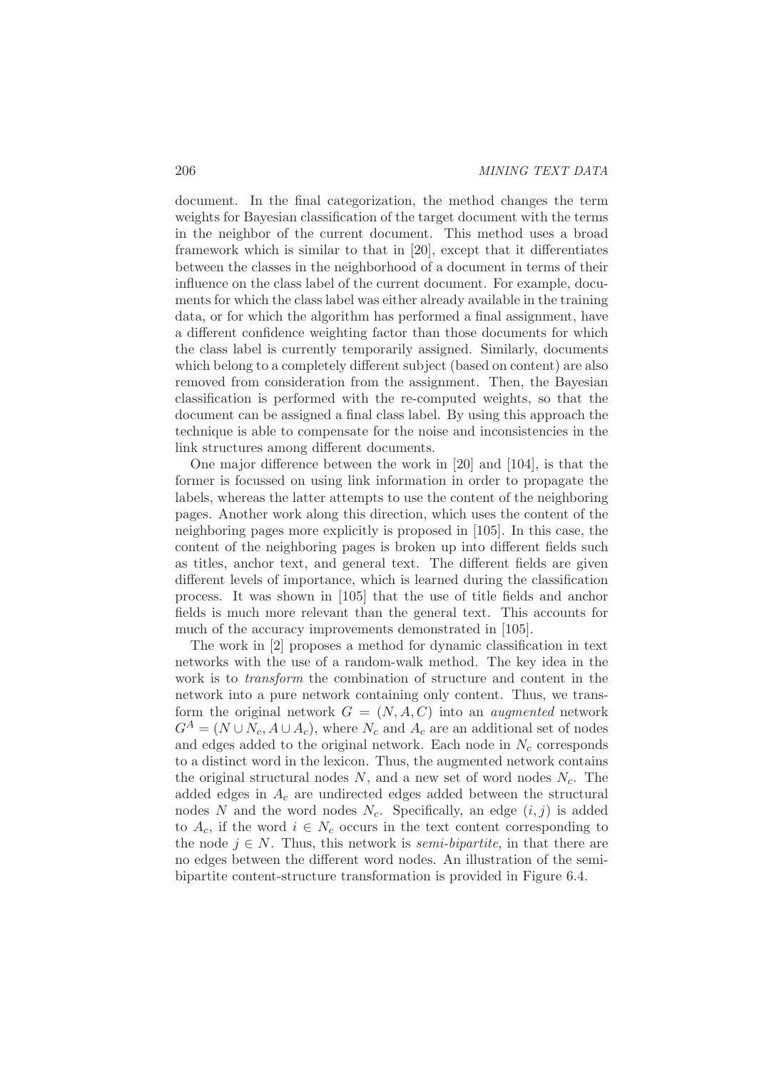document. In the final categorization, the method changes the term weights for Bayesian classification of the target document with the terms in the neighbor of the current document. This method uses a broad framework which is similar to that in [20], except that it differentiates between the classes in the neighborhood of a document in terms of their influence on the class label of the current document. For example, documents for which the class label was either already available in the training data, or for which the algorithm has performed a final assignment, have a different confidence weighting factor than those documents for which the class label is currently temporarily assigned. Similarly, documents which belong to a completely different subject (based on content) are also removed from consideration from the assignment. Then, the Bayesian classification is performed with the re-computed weights, so that the document can be assigned a final class label. By using this approach the technique is able to compensate for the noise and inconsistencies in the link structures among different documents.

One major difference between the work in [20] and [104], is that the former is focussed on using link information in order to propagate the labels, whereas the latter attempts to use the content of the neighboring pages. Another work along this direction, which uses the content of the neighboring pages more explicitly is proposed in [105]. In this case, the content of the neighboring pages is broken up into different fields such as titles, anchor text, and general text. The different fields are given different levels of importance, which is learned during the classification process. It was shown in [105] that the use of title fields and anchor fields is much more relevant than the general text. This accounts for much of the accuracy improvements demonstrated in [105].

The work in [2] proposes a method for dynamic classification in text networks with the use of a random-walk method. The key idea in the work is to *transform* the combination of structure and content in the network into a pure network containing only content. Thus, we transform the original network $G = (N, A, C)$ into an *augmented* network $G^A = (N \cup N_c, A \cup A_c)$, where $N_c$ and $A_c$ are an additional set of nodes and edges added to the original network. Each node in $N_c$ corresponds to a distinct word in the lexicon. Thus, the augmented network contains the original structural nodes $N$, and a new set of word nodes $N_c$. The added edges in $A_c$ are undirected edges added between the structural nodes $N$ and the word nodes $N_c$. Specifically, an edge $(i, j)$ is added to $A_c$, if the word $i \in N_c$ occurs in the text content corresponding to the node $j \in N$. Thus, this network is *semi-bipartite*, in that there are no edges between the different word nodes. An illustration of the semi-bipartite content-structure transformation is provided in Figure 6.4.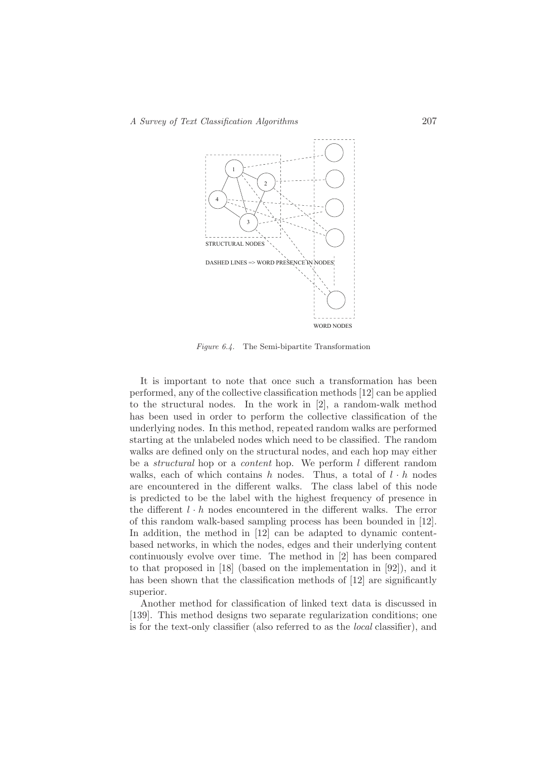Figure 6.4. The Semi-bipartite Transformation

It is important to note that once such a transformation has been performed, any of the collective classification methods [12] can be applied to the structural nodes. In the work in [2], a random-walk method has been used in order to perform the collective classification of the underlying nodes. In this method, repeated random walks are performed starting at the unlabeled nodes which need to be classified. The random walks are defined only on the structural nodes, and each hop may either be a *structural* hop or a *content* hop. We perform $l$ different random walks, each of which contains $h$ nodes. Thus, a total of $l \cdot h$ nodes are encountered in the different walks. The class label of this node is predicted to be the label with the highest frequency of presence in the different $l \cdot h$ nodes encountered in the different walks. The error of this random walk-based sampling process has been bounded in [12]. In addition, the method in [12] can be adapted to dynamic content-based networks, in which the nodes, edges and their underlying content continuously evolve over time. The method in [2] has been compared to that proposed in [18] (based on the implementation in [92]), and it has been shown that the classification methods of [12] are significantly superior.

Another method for classification of linked text data is discussed in [139]. This method designs two separate regularization conditions; one is for the text-only classifier (also referred to as the *local* classifier), and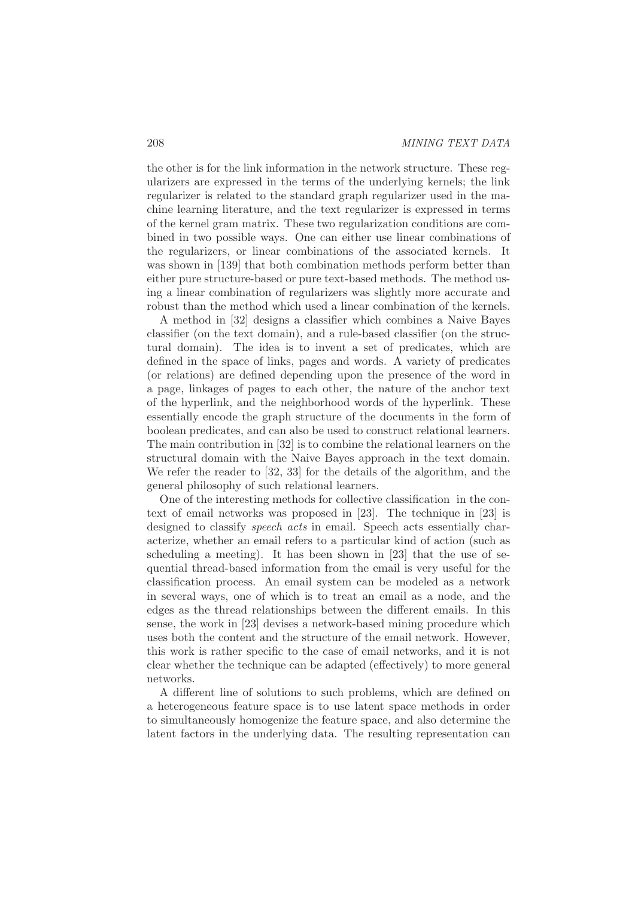the other is for the link information in the network structure. These regularizers are expressed in the terms of the underlying kernels; the link regularizer is related to the standard graph regularizer used in the machine learning literature, and the text regularizer is expressed in terms of the kernel gram matrix. These two regularization conditions are combined in two possible ways. One can either use linear combinations of the regularizers, or linear combinations of the associated kernels. It was shown in [139] that both combination methods perform better than either pure structure-based or pure text-based methods. The method using a linear combination of regularizers was slightly more accurate and robust than the method which used a linear combination of the kernels.

A method in [32] designs a classifier which combines a Naive Bayes classifier (on the text domain), and a rule-based classifier (on the structural domain). The idea is to invent a set of predicates, which are defined in the space of links, pages and words. A variety of predicates (or relations) are defined depending upon the presence of the word in a page, linkages of pages to each other, the nature of the anchor text of the hyperlink, and the neighborhood words of the hyperlink. These essentially encode the graph structure of the documents in the form of boolean predicates, and can also be used to construct relational learners. The main contribution in [32] is to combine the relational learners on the structural domain with the Naive Bayes approach in the text domain. We refer the reader to [32, 33] for the details of the algorithm, and the general philosophy of such relational learners.

One of the interesting methods for collective classification in the context of email networks was proposed in [23]. The technique in [23] is designed to classify *speech acts* in email. Speech acts essentially characterize, whether an email refers to a particular kind of action (such as scheduling a meeting). It has been shown in [23] that the use of sequential thread-based information from the email is very useful for the classification process. An email system can be modeled as a network in several ways, one of which is to treat an email as a node, and the edges as the thread relationships between the different emails. In this sense, the work in [23] devises a network-based mining procedure which uses both the content and the structure of the email network. However, this work is rather specific to the case of email networks, and it is not clear whether the technique can be adapted (effectively) to more general networks.

A different line of solutions to such problems, which are defined on a heterogeneous feature space is to use latent space methods in order to simultaneously homogenize the feature space, and also determine the latent factors in the underlying data. The resulting representation can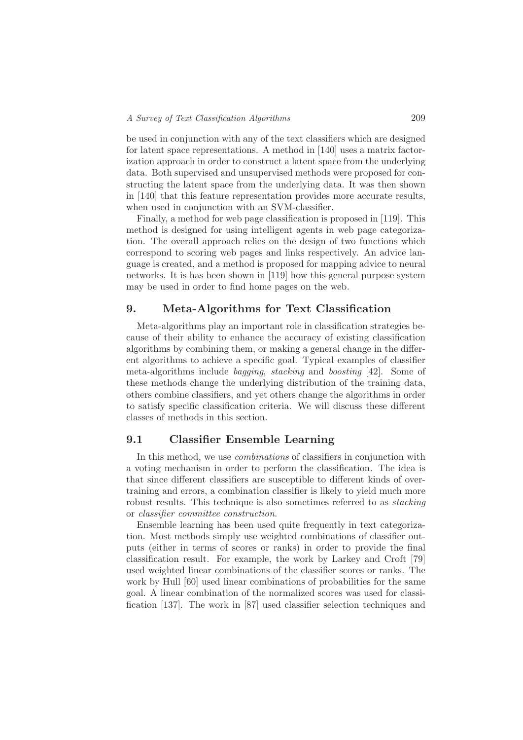be used in conjunction with any of the text classifiers which are designed for latent space representations. A method in [140] uses a matrix factorization approach in order to construct a latent space from the underlying data. Both supervised and unsupervised methods were proposed for constructing the latent space from the underlying data. It was then shown in [140] that this feature representation provides more accurate results, when used in conjunction with an SVM-classifier.

Finally, a method for web page classification is proposed in [119]. This method is designed for using intelligent agents in web page categorization. The overall approach relies on the design of two functions which correspond to scoring web pages and links respectively. An advice language is created, and a method is proposed for mapping advice to neural networks. It is has been shown in [119] how this general purpose system may be used in order to find home pages on the web.

## 9. Meta-Algorithms for Text Classification

Meta-algorithms play an important role in classification strategies because of their ability to enhance the accuracy of existing classification algorithms by combining them, or making a general change in the different algorithms to achieve a specific goal. Typical examples of classifier meta-algorithms include *bagging*, *stacking* and *boosting* [42]. Some of these methods change the underlying distribution of the training data, others combine classifiers, and yet others change the algorithms in order to satisfy specific classification criteria. We will discuss these different classes of methods in this section.

### 9.1 Classifier Ensemble Learning

In this method, we use *combinations* of classifiers in conjunction with a voting mechanism in order to perform the classification. The idea is that since different classifiers are susceptible to different kinds of overtraining and errors, a combination classifier is likely to yield much more robust results. This technique is also sometimes referred to as *stacking* or *classifier committee construction*.

Ensemble learning has been used quite frequently in text categorization. Most methods simply use weighted combinations of classifier outputs (either in terms of scores or ranks) in order to provide the final classification result. For example, the work by Larkey and Croft [79] used weighted linear combinations of the classifier scores or ranks. The work by Hull [60] used linear combinations of probabilities for the same goal. A linear combination of the normalized scores was used for classification [137]. The work in [87] used classifier selection techniques and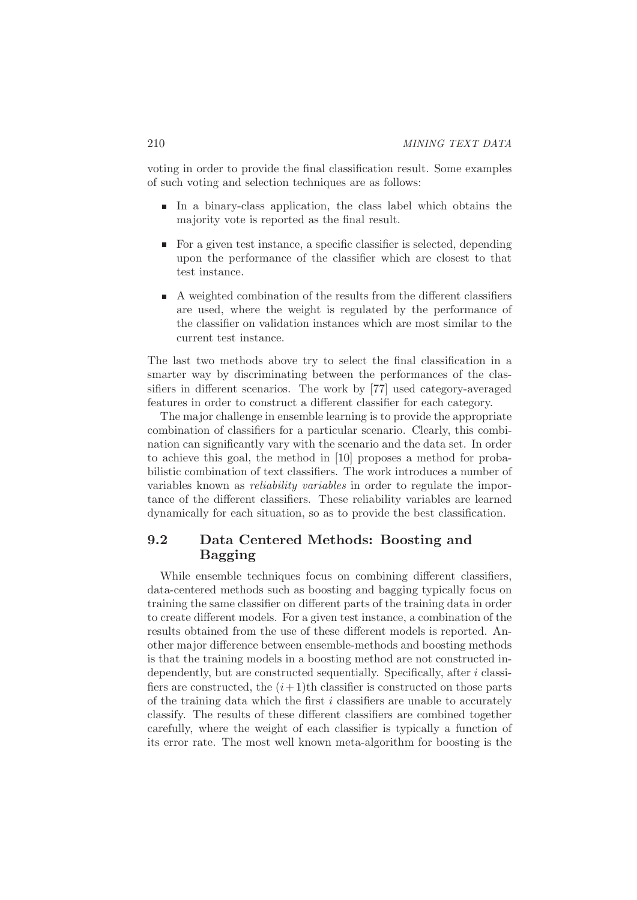voting in order to provide the final classification result. Some examples of such voting and selection techniques are as follows:

- In a binary-class application, the class label which obtains the majority vote is reported as the final result.
- For a given test instance, a specific classifier is selected, depending upon the performance of the classifier which are closest to that test instance.
- A weighted combination of the results from the different classifiers are used, where the weight is regulated by the performance of the classifier on validation instances which are most similar to the current test instance.

The last two methods above try to select the final classification in a smarter way by discriminating between the performances of the classifiers in different scenarios. The work by [77] used category-averaged features in order to construct a different classifier for each category.

The major challenge in ensemble learning is to provide the appropriate combination of classifiers for a particular scenario. Clearly, this combination can significantly vary with the scenario and the data set. In order to achieve this goal, the method in [10] proposes a method for probabilistic combination of text classifiers. The work introduces a number of variables known as *reliability variables* in order to regulate the importance of the different classifiers. These reliability variables are learned dynamically for each situation, so as to provide the best classification.

## 9.2 Data Centered Methods: Boosting and Bagging

While ensemble techniques focus on combining different classifiers, data-centered methods such as boosting and bagging typically focus on training the same classifier on different parts of the training data in order to create different models. For a given test instance, a combination of the results obtained from the use of these different models is reported. Another major difference between ensemble-methods and boosting methods is that the training models in a boosting method are not constructed independently, but are constructed sequentially. Specifically, after $i$ classifiers are constructed, the $(i+1)$th classifier is constructed on those parts of the training data which the first $i$ classifiers are unable to accurately classify. The results of these different classifiers are combined together carefully, where the weight of each classifier is typically a function of its error rate. The most well known meta-algorithm for boosting is the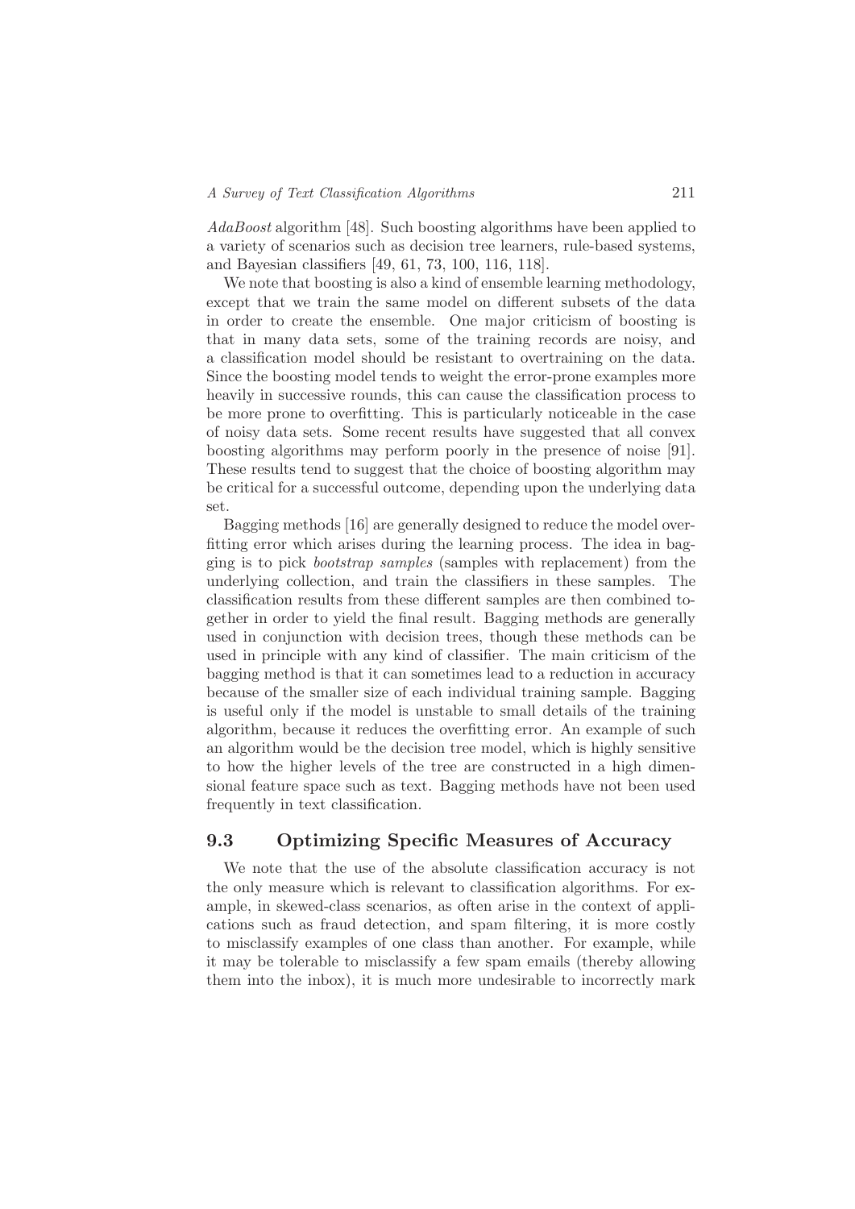*AdaBoost* algorithm [48]. Such boosting algorithms have been applied to a variety of scenarios such as decision tree learners, rule-based systems, and Bayesian classifiers [49, 61, 73, 100, 116, 118].

We note that boosting is also a kind of ensemble learning methodology, except that we train the same model on different subsets of the data in order to create the ensemble. One major criticism of boosting is that in many data sets, some of the training records are noisy, and a classification model should be resistant to overtraining on the data. Since the boosting model tends to weight the error-prone examples more heavily in successive rounds, this can cause the classification process to be more prone to overfitting. This is particularly noticeable in the case of noisy data sets. Some recent results have suggested that all convex boosting algorithms may perform poorly in the presence of noise [91]. These results tend to suggest that the choice of boosting algorithm may be critical for a successful outcome, depending upon the underlying data set.

Bagging methods [16] are generally designed to reduce the model overfitting error which arises during the learning process. The idea in bagging is to pick *bootstrap samples* (samples with replacement) from the underlying collection, and train the classifiers in these samples. The classification results from these different samples are then combined together in order to yield the final result. Bagging methods are generally used in conjunction with decision trees, though these methods can be used in principle with any kind of classifier. The main criticism of the bagging method is that it can sometimes lead to a reduction in accuracy because of the smaller size of each individual training sample. Bagging is useful only if the model is unstable to small details of the training algorithm, because it reduces the overfitting error. An example of such an algorithm would be the decision tree model, which is highly sensitive to how the higher levels of the tree are constructed in a high dimensional feature space such as text. Bagging methods have not been used frequently in text classification.

## 9.3 Optimizing Specific Measures of Accuracy

We note that the use of the absolute classification accuracy is not the only measure which is relevant to classification algorithms. For example, in skewed-class scenarios, as often arise in the context of applications such as fraud detection, and spam filtering, it is more costly to misclassify examples of one class than another. For example, while it may be tolerable to misclassify a few spam emails (thereby allowing them into the inbox), it is much more undesirable to incorrectly mark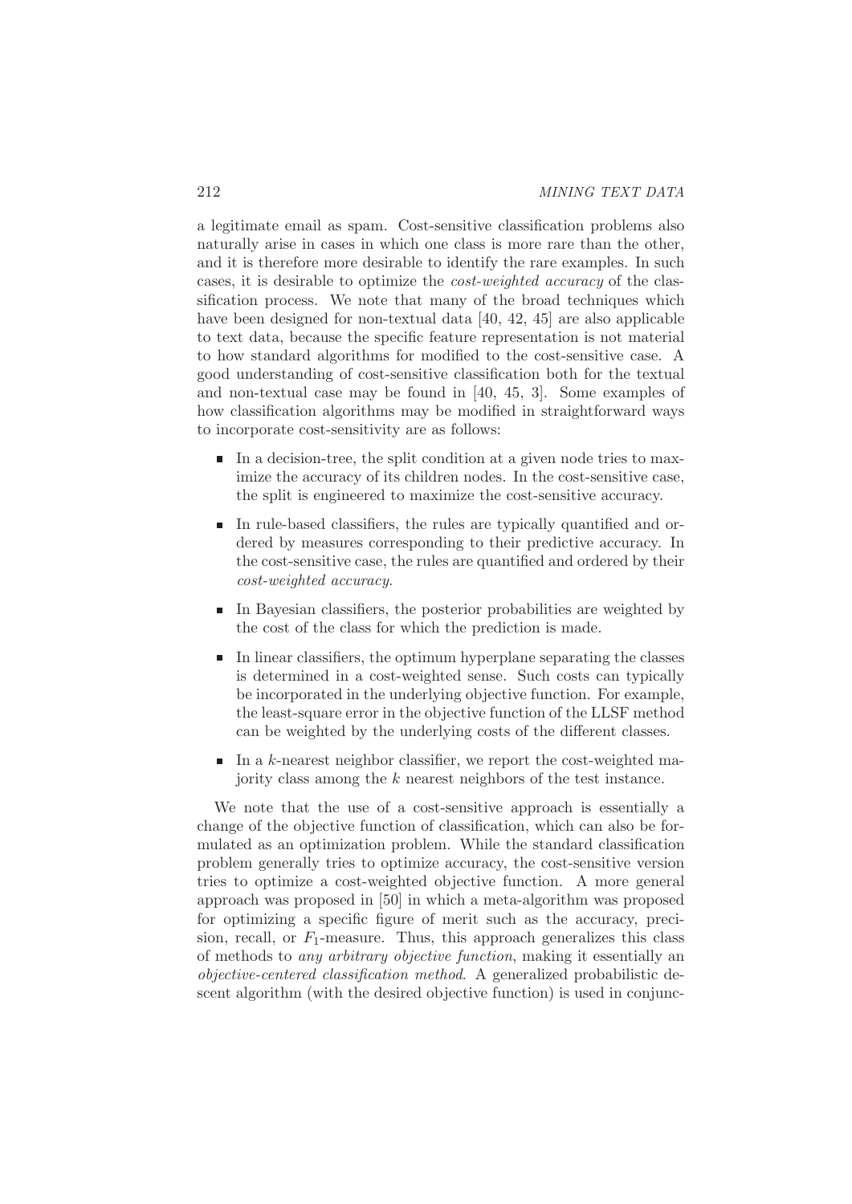a legitimate email as spam. Cost-sensitive classification problems also naturally arise in cases in which one class is more rare than the other, and it is therefore more desirable to identify the rare examples. In such cases, it is desirable to optimize the *cost-weighted accuracy* of the classification process. We note that many of the broad techniques which have been designed for non-textual data [40, 42, 45] are also applicable to text data, because the specific feature representation is not material to how standard algorithms for modified to the cost-sensitive case. A good understanding of cost-sensitive classification both for the textual and non-textual case may be found in [40, 45, 3]. Some examples of how classification algorithms may be modified in straightforward ways to incorporate cost-sensitivity are as follows:

- In a decision-tree, the split condition at a given node tries to maximize the accuracy of its children nodes. In the cost-sensitive case, the split is engineered to maximize the cost-sensitive accuracy.
- In rule-based classifiers, the rules are typically quantified and ordered by measures corresponding to their predictive accuracy. In the cost-sensitive case, the rules are quantified and ordered by their *cost-weighted accuracy*.
- In Bayesian classifiers, the posterior probabilities are weighted by the cost of the class for which the prediction is made.
- In linear classifiers, the optimum hyperplane separating the classes is determined in a cost-weighted sense. Such costs can typically be incorporated in the underlying objective function. For example, the least-square error in the objective function of the LLSF method can be weighted by the underlying costs of the different classes.
- In a $k$-nearest neighbor classifier, we report the cost-weighted majority class among the $k$ nearest neighbors of the test instance.

We note that the use of a cost-sensitive approach is essentially a change of the objective function of classification, which can also be formulated as an optimization problem. While the standard classification problem generally tries to optimize accuracy, the cost-sensitive version tries to optimize a cost-weighted objective function. A more general approach was proposed in [50] in which a meta-algorithm was proposed for optimizing a specific figure of merit such as the accuracy, precision, recall, or $F_1$-measure. Thus, this approach generalizes this class of methods to *any arbitrary objective function*, making it essentially an *objective-centered classification method*. A generalized probabilistic descent algorithm (with the desired objective function) is used in conjunc-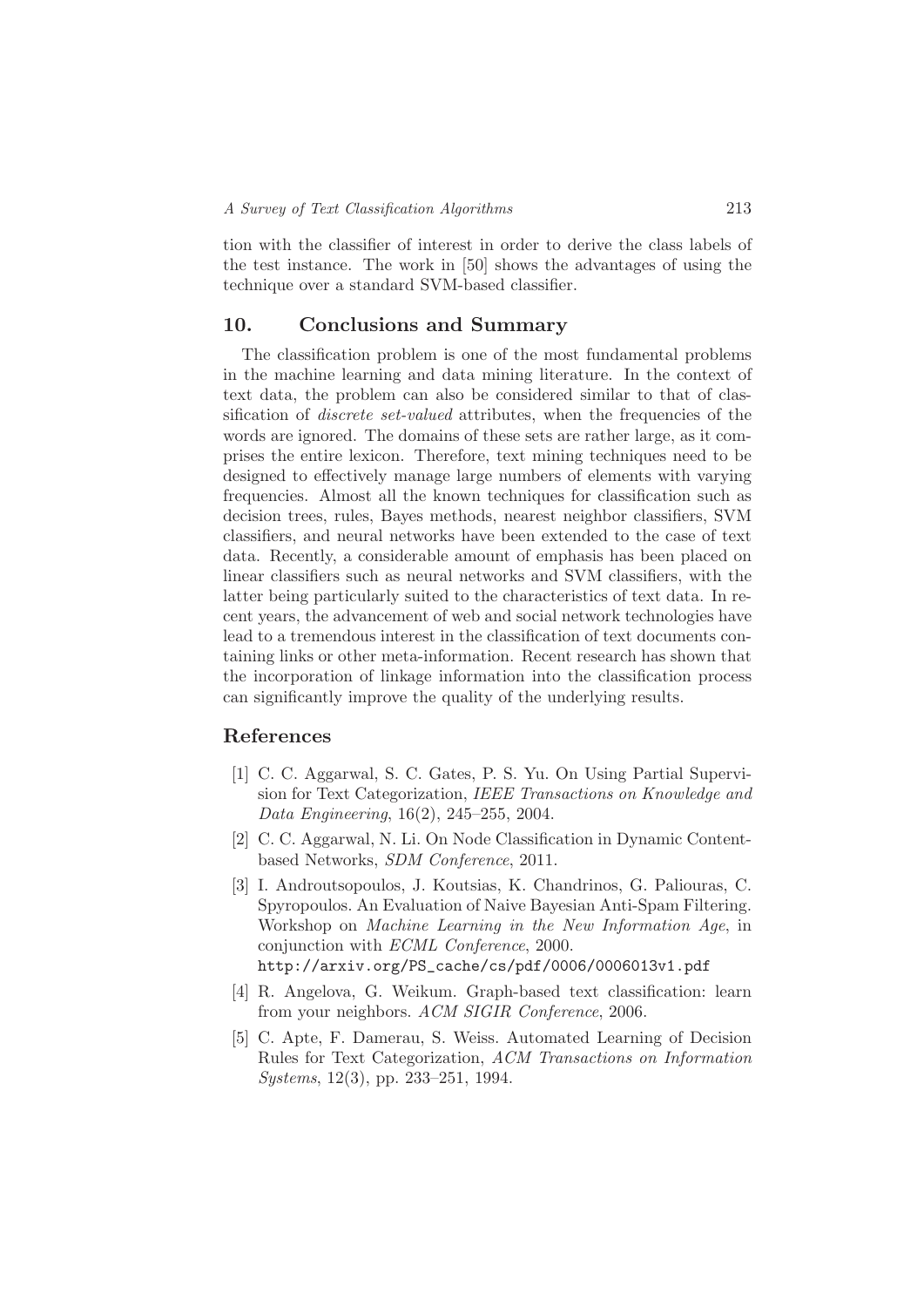tion with the classifier of interest in order to derive the class labels of the test instance. The work in [50] shows the advantages of using the technique over a standard SVM-based classifier.

## 10. Conclusions and Summary

The classification problem is one of the most fundamental problems in the machine learning and data mining literature. In the context of text data, the problem can also be considered similar to that of classification of *discrete set-valued* attributes, when the frequencies of the words are ignored. The domains of these sets are rather large, as it comprises the entire lexicon. Therefore, text mining techniques need to be designed to effectively manage large numbers of elements with varying frequencies. Almost all the known techniques for classification such as decision trees, rules, Bayes methods, nearest neighbor classifiers, SVM classifiers, and neural networks have been extended to the case of text data. Recently, a considerable amount of emphasis has been placed on linear classifiers such as neural networks and SVM classifiers, with the latter being particularly suited to the characteristics of text data. In recent years, the advancement of web and social network technologies have lead to a tremendous interest in the classification of text documents containing links or other meta-information. Recent research has shown that the incorporation of linkage information into the classification process can significantly improve the quality of the underlying results.

## References

[1] C. C. Aggarwal, S. C. Gates, P. S. Yu. On Using Partial Supervision for Text Categorization, *IEEE Transactions on Knowledge and Data Engineering*, 16(2), 245–255, 2004.

[2] C. C. Aggarwal, N. Li. On Node Classification in Dynamic Content-based Networks, *SDM Conference*, 2011.

[3] I. Androutsopoulos, J. Koutsias, K. Chandrinos, G. Paliouras, C. Spyropoulos. An Evaluation of Naive Bayesian Anti-Spam Filtering. Workshop on *Machine Learning in the New Information Age*, in conjunction with *ECML Conference*, 2000.
`http://arxiv.org/PS_cache/cs/pdf/0006/0006013v1.pdf`

[4] R. Angelova, G. Weikum. Graph-based text classification: learn from your neighbors. *ACM SIGIR Conference*, 2006.

[5] C. Apte, F. Damerau, S. Weiss. Automated Learning of Decision Rules for Text Categorization, *ACM Transactions on Information Systems*, 12(3), pp. 233–251, 1994.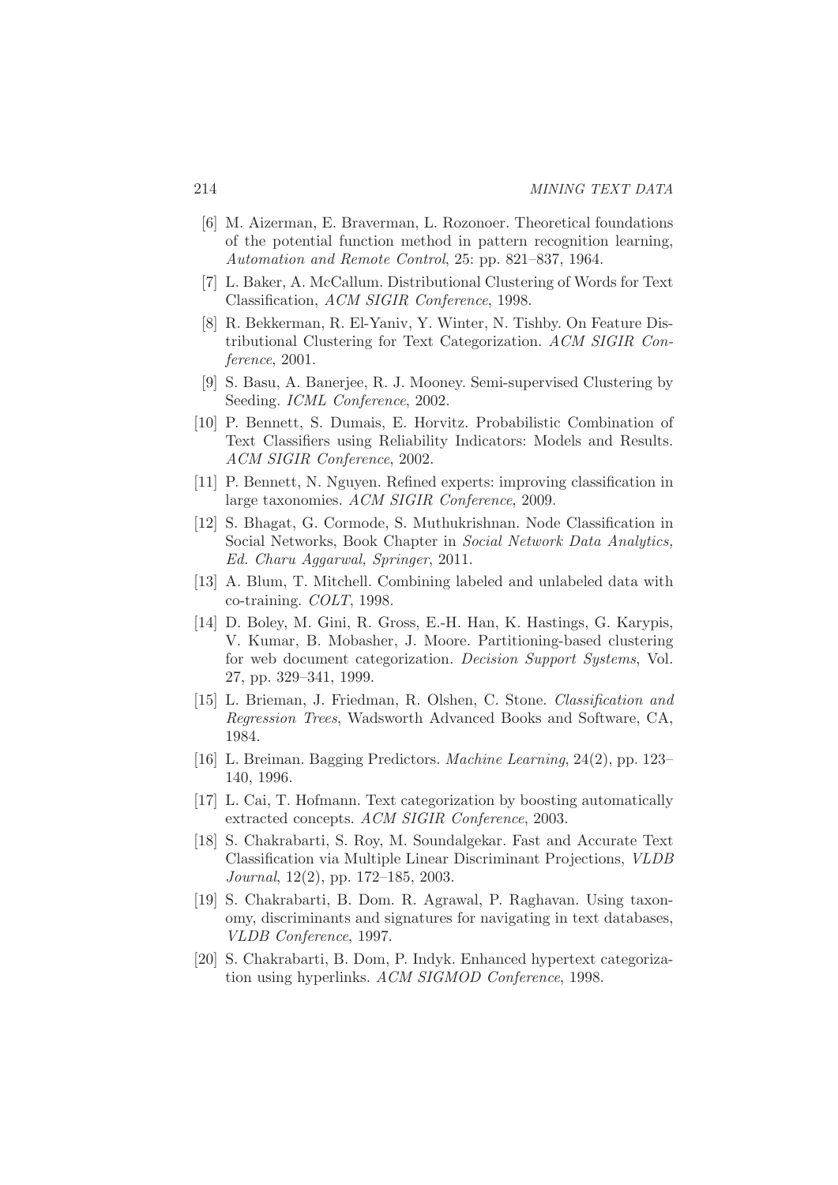[6] M. Aizerman, E. Braverman, L. Rozonoer. Theoretical foundations of the potential function method in pattern recognition learning, *Automation and Remote Control*, 25: pp. 821–837, 1964.

[7] L. Baker, A. McCallum. Distributional Clustering of Words for Text Classification, *ACM SIGIR Conference*, 1998.

[8] R. Bekkerman, R. El-Yaniv, Y. Winter, N. Tishby. On Feature Distributional Clustering for Text Categorization. *ACM SIGIR Conference*, 2001.

[9] S. Basu, A. Banerjee, R. J. Mooney. Semi-supervised Clustering by Seeding. *ICML Conference*, 2002.

[10] P. Bennett, S. Dumais, E. Horvitz. Probabilistic Combination of Text Classifiers using Reliability Indicators: Models and Results. *ACM SIGIR Conference*, 2002.

[11] P. Bennett, N. Nguyen. Refined experts: improving classification in large taxonomies. *ACM SIGIR Conference*, 2009.

[12] S. Bhagat, G. Cormode, S. Muthukrishnan. Node Classification in Social Networks, Book Chapter in *Social Network Data Analytics, Ed. Charu Aggarwal, Springer*, 2011.

[13] A. Blum, T. Mitchell. Combining labeled and unlabeled data with co-training. *COLT*, 1998.

[14] D. Boley, M. Gini, R. Gross, E.-H. Han, K. Hastings, G. Karypis, V. Kumar, B. Mobasher, J. Moore. Partitioning-based clustering for web document categorization. *Decision Support Systems*, Vol. 27, pp. 329–341, 1999.

[15] L. Brieman, J. Friedman, R. Olshen, C. Stone. *Classification and Regression Trees*, Wadsworth Advanced Books and Software, CA, 1984.

[16] L. Breiman. Bagging Predictors. *Machine Learning*, 24(2), pp. 123–140, 1996.

[17] L. Cai, T. Hofmann. Text categorization by boosting automatically extracted concepts. *ACM SIGIR Conference*, 2003.

[18] S. Chakrabarti, S. Roy, M. Soundalgekar. Fast and Accurate Text Classification via Multiple Linear Discriminant Projections, *VLDB Journal*, 12(2), pp. 172–185, 2003.

[19] S. Chakrabarti, B. Dom. R. Agrawal, P. Raghavan. Using taxonomy, discriminants and signatures for navigating in text databases, *VLDB Conference*, 1997.

[20] S. Chakrabarti, B. Dom, P. Indyk. Enhanced hypertext categorization using hyperlinks. *ACM SIGMOD Conference*, 1998.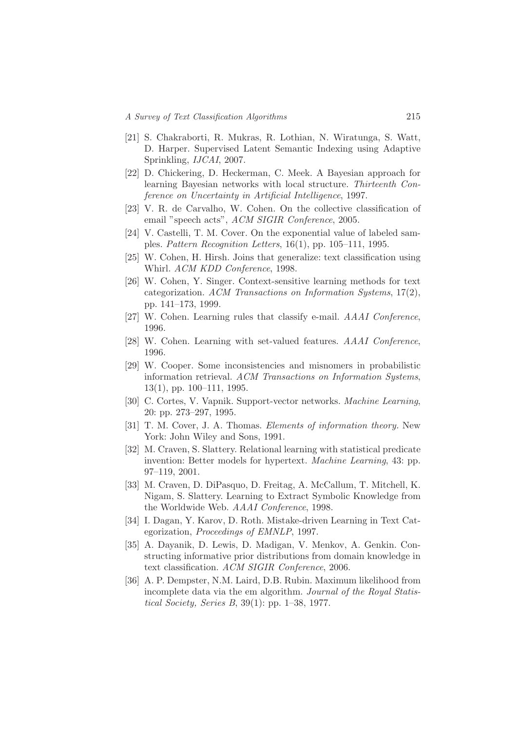[21] S. Chakraborti, R. Mukras, R. Lothian, N. Wiratunga, S. Watt, D. Harper. Supervised Latent Semantic Indexing using Adaptive Sprinkling, *IJCAI*, 2007.

[22] D. Chickering, D. Heckerman, C. Meek. A Bayesian approach for learning Bayesian networks with local structure. *Thirteenth Conference on Uncertainty in Artificial Intelligence*, 1997.

[23] V. R. de Carvalho, W. Cohen. On the collective classification of email "speech acts", *ACM SIGIR Conference*, 2005.

[24] V. Castelli, T. M. Cover. On the exponential value of labeled samples. *Pattern Recognition Letters*, 16(1), pp. 105–111, 1995.

[25] W. Cohen, H. Hirsh. Joins that generalize: text classification using Whirl. *ACM KDD Conference*, 1998.

[26] W. Cohen, Y. Singer. Context-sensitive learning methods for text categorization. *ACM Transactions on Information Systems*, 17(2), pp. 141–173, 1999.

[27] W. Cohen. Learning rules that classify e-mail. *AAAI Conference*, 1996.

[28] W. Cohen. Learning with set-valued features. *AAAI Conference*, 1996.

[29] W. Cooper. Some inconsistencies and misnomers in probabilistic information retrieval. *ACM Transactions on Information Systems*, 13(1), pp. 100–111, 1995.

[30] C. Cortes, V. Vapnik. Support-vector networks. *Machine Learning*, 20: pp. 273–297, 1995.

[31] T. M. Cover, J. A. Thomas. *Elements of information theory.* New York: John Wiley and Sons, 1991.

[32] M. Craven, S. Slattery. Relational learning with statistical predicate invention: Better models for hypertext. *Machine Learning*, 43: pp. 97–119, 2001.

[33] M. Craven, D. DiPasquo, D. Freitag, A. McCallum, T. Mitchell, K. Nigam, S. Slattery. Learning to Extract Symbolic Knowledge from the Worldwide Web. *AAAI Conference*, 1998.

[34] I. Dagan, Y. Karov, D. Roth. Mistake-driven Learning in Text Categorization, *Proceedings of EMNLP*, 1997.

[35] A. Dayanik, D. Lewis, D. Madigan, V. Menkov, A. Genkin. Constructing informative prior distributions from domain knowledge in text classification. *ACM SIGIR Conference*, 2006.

[36] A. P. Dempster, N.M. Laird, D.B. Rubin. Maximum likelihood from incomplete data via the em algorithm. *Journal of the Royal Statistical Society, Series B*, 39(1): pp. 1–38, 1977.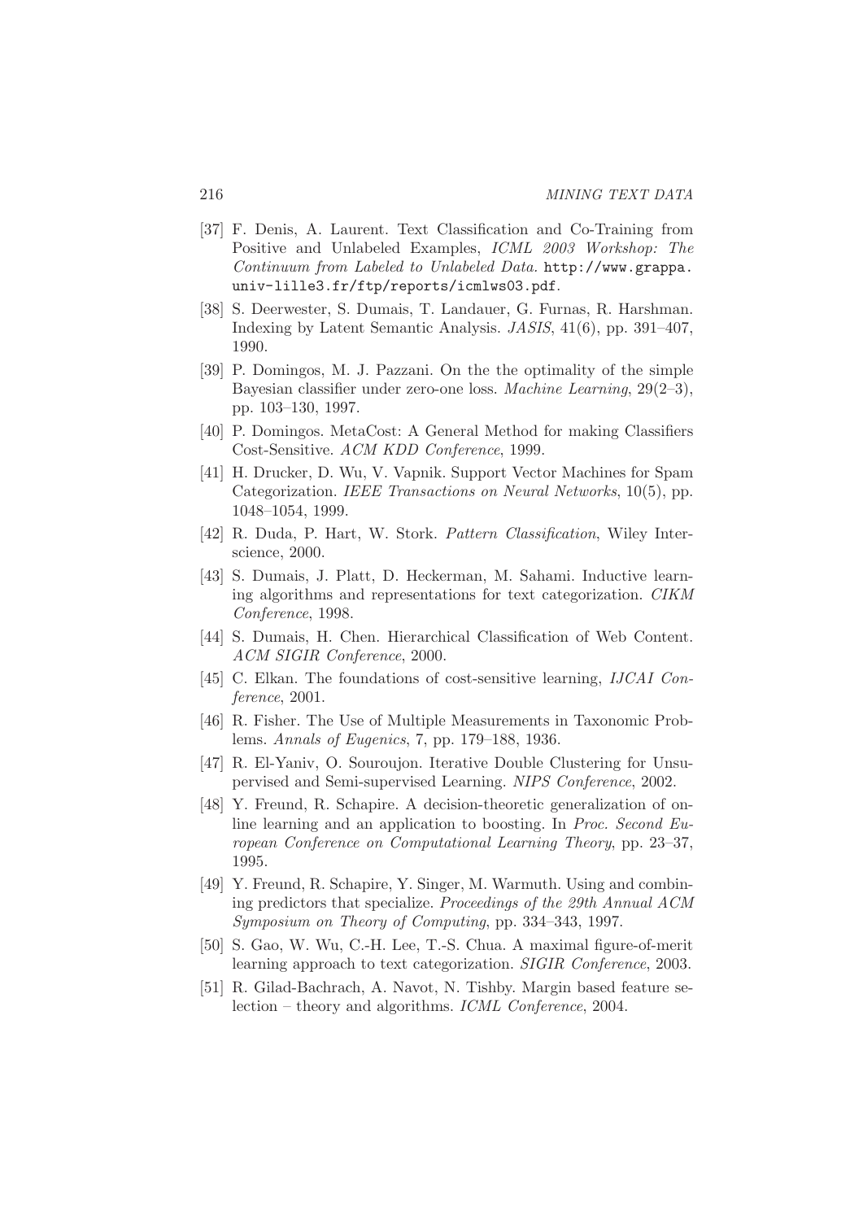[37] F. Denis, A. Laurent. Text Classification and Co-Training from Positive and Unlabeled Examples, *ICML 2003 Workshop: The Continuum from Labeled to Unlabeled Data.* `http://www.grappa.univ-lille3.fr/ftp/reports/icmlws03.pdf`.

[38] S. Deerwester, S. Dumais, T. Landauer, G. Furnas, R. Harshman. Indexing by Latent Semantic Analysis. *JASIS*, 41(6), pp. 391–407, 1990.

[39] P. Domingos, M. J. Pazzani. On the the optimality of the simple Bayesian classifier under zero-one loss. *Machine Learning*, 29(2–3), pp. 103–130, 1997.

[40] P. Domingos. MetaCost: A General Method for making Classifiers Cost-Sensitive. *ACM KDD Conference*, 1999.

[41] H. Drucker, D. Wu, V. Vapnik. Support Vector Machines for Spam Categorization. *IEEE Transactions on Neural Networks*, 10(5), pp. 1048–1054, 1999.

[42] R. Duda, P. Hart, W. Stork. *Pattern Classification*, Wiley Interscience, 2000.

[43] S. Dumais, J. Platt, D. Heckerman, M. Sahami. Inductive learning algorithms and representations for text categorization. *CIKM Conference*, 1998.

[44] S. Dumais, H. Chen. Hierarchical Classification of Web Content. *ACM SIGIR Conference*, 2000.

[45] C. Elkan. The foundations of cost-sensitive learning, *IJCAI Conference*, 2001.

[46] R. Fisher. The Use of Multiple Measurements in Taxonomic Problems. *Annals of Eugenics*, 7, pp. 179–188, 1936.

[47] R. El-Yaniv, O. Souroujon. Iterative Double Clustering for Unsupervised and Semi-supervised Learning. *NIPS Conference*, 2002.

[48] Y. Freund, R. Schapire. A decision-theoretic generalization of online learning and an application to boosting. In *Proc. Second European Conference on Computational Learning Theory*, pp. 23–37, 1995.

[49] Y. Freund, R. Schapire, Y. Singer, M. Warmuth. Using and combining predictors that specialize. *Proceedings of the 29th Annual ACM Symposium on Theory of Computing*, pp. 334–343, 1997.

[50] S. Gao, W. Wu, C.-H. Lee, T.-S. Chua. A maximal figure-of-merit learning approach to text categorization. *SIGIR Conference*, 2003.

[51] R. Gilad-Bachrach, A. Navot, N. Tishby. Margin based feature selection – theory and algorithms. *ICML Conference*, 2004.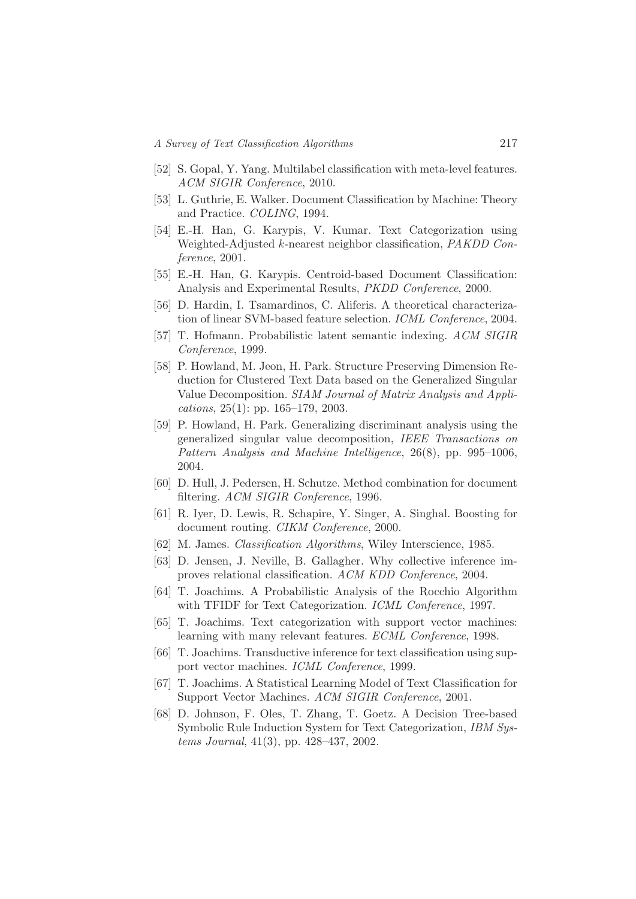[52] S. Gopal, Y. Yang. Multilabel classification with meta-level features. *ACM SIGIR Conference*, 2010.

[53] L. Guthrie, E. Walker. Document Classification by Machine: Theory and Practice. *COLING*, 1994.

[54] E.-H. Han, G. Karypis, V. Kumar. Text Categorization using Weighted-Adjusted $k$-nearest neighbor classification, *PAKDD Conference*, 2001.

[55] E.-H. Han, G. Karypis. Centroid-based Document Classification: Analysis and Experimental Results, *PKDD Conference*, 2000.

[56] D. Hardin, I. Tsamardinos, C. Aliferis. A theoretical characterization of linear SVM-based feature selection. *ICML Conference*, 2004.

[57] T. Hofmann. Probabilistic latent semantic indexing. *ACM SIGIR Conference*, 1999.

[58] P. Howland, M. Jeon, H. Park. Structure Preserving Dimension Reduction for Clustered Text Data based on the Generalized Singular Value Decomposition. *SIAM Journal of Matrix Analysis and Applications*, 25(1): pp. 165–179, 2003.

[59] P. Howland, H. Park. Generalizing discriminant analysis using the generalized singular value decomposition, *IEEE Transactions on Pattern Analysis and Machine Intelligence*, 26(8), pp. 995–1006, 2004.

[60] D. Hull, J. Pedersen, H. Schutze. Method combination for document filtering. *ACM SIGIR Conference*, 1996.

[61] R. Iyer, D. Lewis, R. Schapire, Y. Singer, A. Singhal. Boosting for document routing. *CIKM Conference*, 2000.

[62] M. James. *Classification Algorithms*, Wiley Interscience, 1985.

[63] D. Jensen, J. Neville, B. Gallagher. Why collective inference improves relational classification. *ACM KDD Conference*, 2004.

[64] T. Joachims. A Probabilistic Analysis of the Rocchio Algorithm with TFIDF for Text Categorization. *ICML Conference*, 1997.

[65] T. Joachims. Text categorization with support vector machines: learning with many relevant features. *ECML Conference*, 1998.

[66] T. Joachims. Transductive inference for text classification using support vector machines. *ICML Conference*, 1999.

[67] T. Joachims. A Statistical Learning Model of Text Classification for Support Vector Machines. *ACM SIGIR Conference*, 2001.

[68] D. Johnson, F. Oles, T. Zhang, T. Goetz. A Decision Tree-based Symbolic Rule Induction System for Text Categorization, *IBM Systems Journal*, 41(3), pp. 428–437, 2002.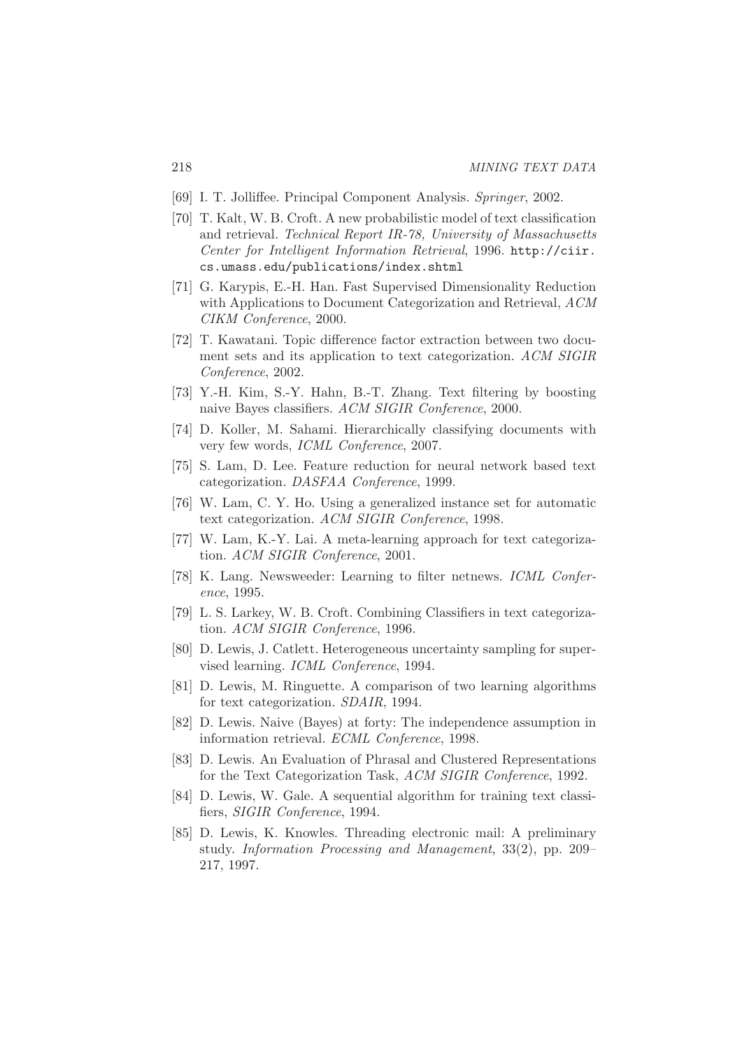[69] I. T. Jolliffee. Principal Component Analysis. *Springer*, 2002.

[70] T. Kalt, W. B. Croft. A new probabilistic model of text classification and retrieval. *Technical Report IR-78, University of Massachusetts Center for Intelligent Information Retrieval*, 1996. http://ciir.cs.umass.edu/publications/index.shtml

[71] G. Karypis, E.-H. Han. Fast Supervised Dimensionality Reduction with Applications to Document Categorization and Retrieval, *ACM CIKM Conference*, 2000.

[72] T. Kawatani. Topic difference factor extraction between two document sets and its application to text categorization. *ACM SIGIR Conference*, 2002.

[73] Y.-H. Kim, S.-Y. Hahn, B.-T. Zhang. Text filtering by boosting naive Bayes classifiers. *ACM SIGIR Conference*, 2000.

[74] D. Koller, M. Sahami. Hierarchically classifying documents with very few words, *ICML Conference*, 2007.

[75] S. Lam, D. Lee. Feature reduction for neural network based text categorization. *DASFAA Conference*, 1999.

[76] W. Lam, C. Y. Ho. Using a generalized instance set for automatic text categorization. *ACM SIGIR Conference*, 1998.

[77] W. Lam, K.-Y. Lai. A meta-learning approach for text categorization. *ACM SIGIR Conference*, 2001.

[78] K. Lang. Newsweeder: Learning to filter netnews. *ICML Conference*, 1995.

[79] L. S. Larkey, W. B. Croft. Combining Classifiers in text categorization. *ACM SIGIR Conference*, 1996.

[80] D. Lewis, J. Catlett. Heterogeneous uncertainty sampling for supervised learning. *ICML Conference*, 1994.

[81] D. Lewis, M. Ringuette. A comparison of two learning algorithms for text categorization. *SDAIR*, 1994.

[82] D. Lewis. Naive (Bayes) at forty: The independence assumption in information retrieval. *ECML Conference*, 1998.

[83] D. Lewis. An Evaluation of Phrasal and Clustered Representations for the Text Categorization Task, *ACM SIGIR Conference*, 1992.

[84] D. Lewis, W. Gale. A sequential algorithm for training text classifiers, *SIGIR Conference*, 1994.

[85] D. Lewis, K. Knowles. Threading electronic mail: A preliminary study. *Information Processing and Management*, 33(2), pp. 209–217, 1997.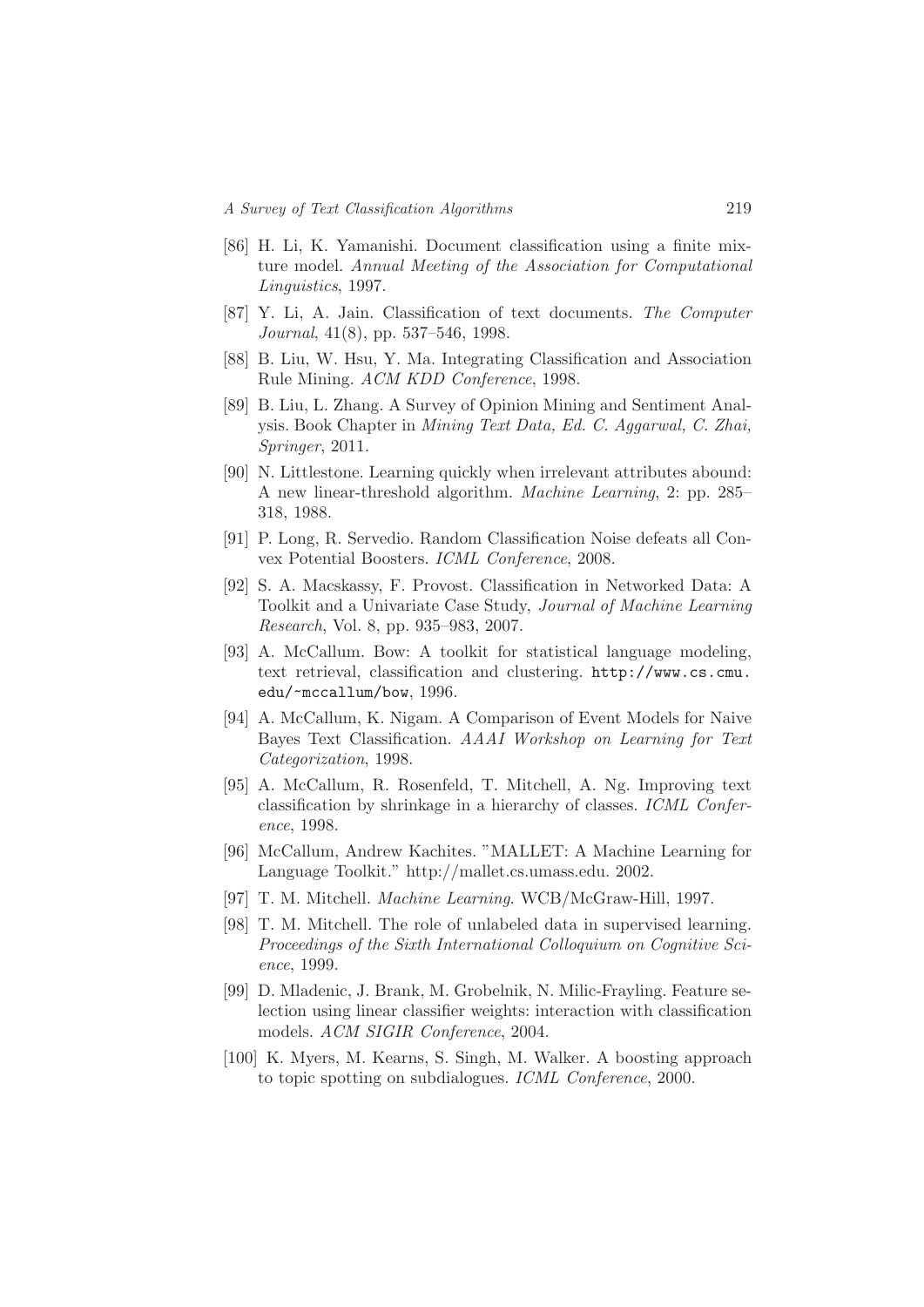[86] H. Li, K. Yamanishi. Document classification using a finite mixture model. *Annual Meeting of the Association for Computational Linguistics*, 1997.

[87] Y. Li, A. Jain. Classification of text documents. *The Computer Journal*, 41(8), pp. 537–546, 1998.

[88] B. Liu, W. Hsu, Y. Ma. Integrating Classification and Association Rule Mining. *ACM KDD Conference*, 1998.

[89] B. Liu, L. Zhang. A Survey of Opinion Mining and Sentiment Analysis. Book Chapter in *Mining Text Data, Ed. C. Aggarwal, C. Zhai, Springer*, 2011.

[90] N. Littlestone. Learning quickly when irrelevant attributes abound: A new linear-threshold algorithm. *Machine Learning*, 2: pp. 285–318, 1988.

[91] P. Long, R. Servedio. Random Classification Noise defeats all Convex Potential Boosters. *ICML Conference*, 2008.

[92] S. A. Macskassy, F. Provost. Classification in Networked Data: A Toolkit and a Univariate Case Study, *Journal of Machine Learning Research*, Vol. 8, pp. 935–983, 2007.

[93] A. McCallum. Bow: A toolkit for statistical language modeling, text retrieval, classification and clustering. `http://www.cs.cmu.edu/~mccallum/bow`, 1996.

[94] A. McCallum, K. Nigam. A Comparison of Event Models for Naive Bayes Text Classification. *AAAI Workshop on Learning for Text Categorization*, 1998.

[95] A. McCallum, R. Rosenfeld, T. Mitchell, A. Ng. Improving text classification by shrinkage in a hierarchy of classes. *ICML Conference*, 1998.

[96] McCallum, Andrew Kachites. "MALLET: A Machine Learning for Language Toolkit." http://mallet.cs.umass.edu. 2002.

[97] T. M. Mitchell. *Machine Learning*. WCB/McGraw-Hill, 1997.

[98] T. M. Mitchell. The role of unlabeled data in supervised learning. *Proceedings of the Sixth International Colloquium on Cognitive Science*, 1999.

[99] D. Mladenic, J. Brank, M. Grobelnik, N. Milic-Frayling. Feature selection using linear classifier weights: interaction with classification models. *ACM SIGIR Conference*, 2004.

[100] K. Myers, M. Kearns, S. Singh, M. Walker. A boosting approach to topic spotting on subdialogues. *ICML Conference*, 2000.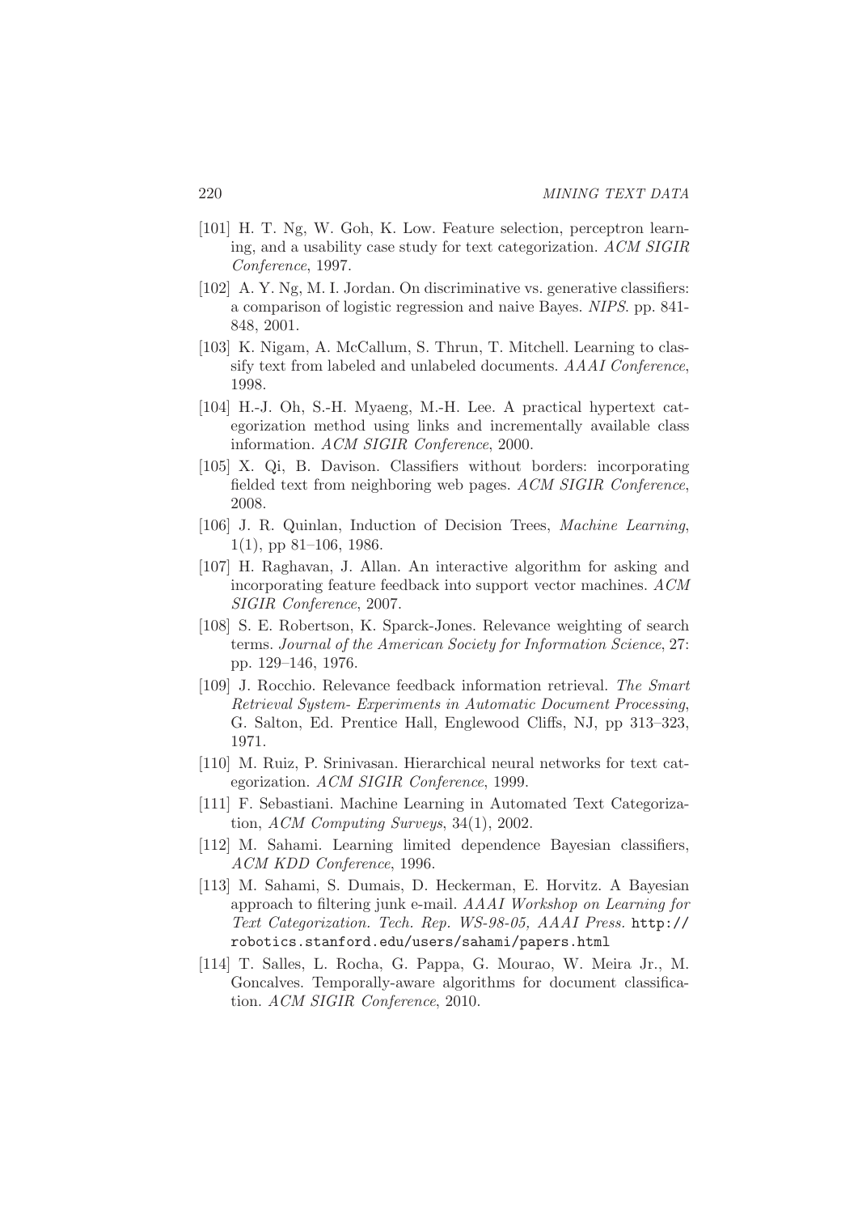[101] H. T. Ng, W. Goh, K. Low. Feature selection, perceptron learning, and a usability case study for text categorization. *ACM SIGIR Conference*, 1997.

[102] A. Y. Ng, M. I. Jordan. On discriminative vs. generative classifiers: a comparison of logistic regression and naive Bayes. *NIPS*. pp. 841-848, 2001.

[103] K. Nigam, A. McCallum, S. Thrun, T. Mitchell. Learning to classify text from labeled and unlabeled documents. *AAAI Conference*, 1998.

[104] H.-J. Oh, S.-H. Myaeng, M.-H. Lee. A practical hypertext categorization method using links and incrementally available class information. *ACM SIGIR Conference*, 2000.

[105] X. Qi, B. Davison. Classifiers without borders: incorporating fielded text from neighboring web pages. *ACM SIGIR Conference*, 2008.

[106] J. R. Quinlan, Induction of Decision Trees, *Machine Learning*, 1(1), pp 81–106, 1986.

[107] H. Raghavan, J. Allan. An interactive algorithm for asking and incorporating feature feedback into support vector machines. *ACM SIGIR Conference*, 2007.

[108] S. E. Robertson, K. Sparck-Jones. Relevance weighting of search terms. *Journal of the American Society for Information Science*, 27: pp. 129–146, 1976.

[109] J. Rocchio. Relevance feedback information retrieval. *The Smart Retrieval System- Experiments in Automatic Document Processing*, G. Salton, Ed. Prentice Hall, Englewood Cliffs, NJ, pp 313–323, 1971.

[110] M. Ruiz, P. Srinivasan. Hierarchical neural networks for text categorization. *ACM SIGIR Conference*, 1999.

[111] F. Sebastiani. Machine Learning in Automated Text Categorization, *ACM Computing Surveys*, 34(1), 2002.

[112] M. Sahami. Learning limited dependence Bayesian classifiers, *ACM KDD Conference*, 1996.

[113] M. Sahami, S. Dumais, D. Heckerman, E. Horvitz. A Bayesian approach to filtering junk e-mail. *AAAI Workshop on Learning for Text Categorization. Tech. Rep. WS-98-05, AAAI Press.* `http://robotics.stanford.edu/users/sahami/papers.html`

[114] T. Salles, L. Rocha, G. Pappa, G. Mourao, W. Meira Jr., M. Goncalves. Temporally-aware algorithms for document classification. *ACM SIGIR Conference*, 2010.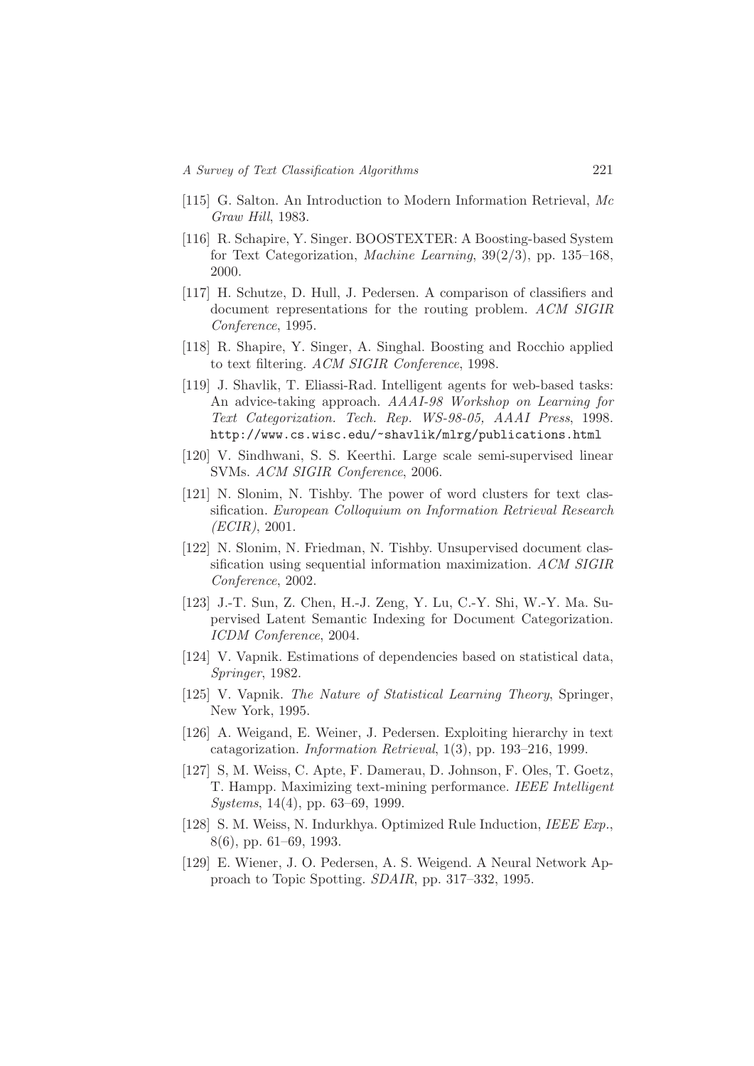[115] G. Salton. An Introduction to Modern Information Retrieval, *Mc Graw Hill*, 1983.

[116] R. Schapire, Y. Singer. BOOSTEXTER: A Boosting-based System for Text Categorization, *Machine Learning*, 39(2/3), pp. 135–168, 2000.

[117] H. Schutze, D. Hull, J. Pedersen. A comparison of classifiers and document representations for the routing problem. *ACM SIGIR Conference*, 1995.

[118] R. Shapire, Y. Singer, A. Singhal. Boosting and Rocchio applied to text filtering. *ACM SIGIR Conference*, 1998.

[119] J. Shavlik, T. Eliassi-Rad. Intelligent agents for web-based tasks: An advice-taking approach. *AAAI-98 Workshop on Learning for Text Categorization. Tech. Rep. WS-98-05, AAAI Press*, 1998. `http://www.cs.wisc.edu/~shavlik/mlrg/publications.html`

[120] V. Sindhwani, S. S. Keerthi. Large scale semi-supervised linear SVMs. *ACM SIGIR Conference*, 2006.

[121] N. Slonim, N. Tishby. The power of word clusters for text classification. *European Colloquium on Information Retrieval Research (ECIR)*, 2001.

[122] N. Slonim, N. Friedman, N. Tishby. Unsupervised document classification using sequential information maximization. *ACM SIGIR Conference*, 2002.

[123] J.-T. Sun, Z. Chen, H.-J. Zeng, Y. Lu, C.-Y. Shi, W.-Y. Ma. Supervised Latent Semantic Indexing for Document Categorization. *ICDM Conference*, 2004.

[124] V. Vapnik. Estimations of dependencies based on statistical data, *Springer*, 1982.

[125] V. Vapnik. *The Nature of Statistical Learning Theory*, Springer, New York, 1995.

[126] A. Weigand, E. Weiner, J. Pedersen. Exploiting hierarchy in text catagorization. *Information Retrieval*, 1(3), pp. 193–216, 1999.

[127] S, M. Weiss, C. Apte, F. Damerau, D. Johnson, F. Oles, T. Goetz, T. Hampp. Maximizing text-mining performance. *IEEE Intelligent Systems*, 14(4), pp. 63–69, 1999.

[128] S. M. Weiss, N. Indurkhya. Optimized Rule Induction, *IEEE Exp.*, 8(6), pp. 61–69, 1993.

[129] E. Wiener, J. O. Pedersen, A. S. Weigend. A Neural Network Approach to Topic Spotting. *SDAIR*, pp. 317–332, 1995.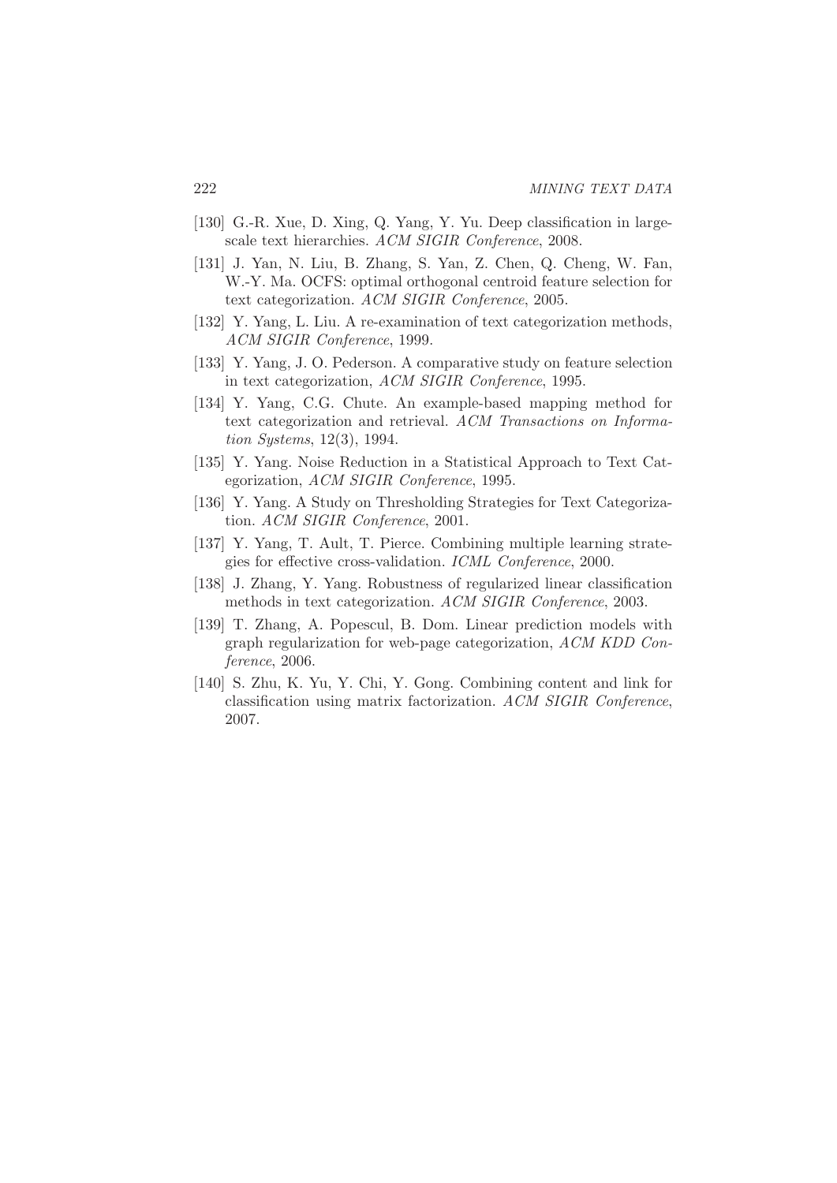[130] G.-R. Xue, D. Xing, Q. Yang, Y. Yu. Deep classification in large-scale text hierarchies. *ACM SIGIR Conference*, 2008.

[131] J. Yan, N. Liu, B. Zhang, S. Yan, Z. Chen, Q. Cheng, W. Fan, W.-Y. Ma. OCFS: optimal orthogonal centroid feature selection for text categorization. *ACM SIGIR Conference*, 2005.

[132] Y. Yang, L. Liu. A re-examination of text categorization methods, *ACM SIGIR Conference*, 1999.

[133] Y. Yang, J. O. Pederson. A comparative study on feature selection in text categorization, *ACM SIGIR Conference*, 1995.

[134] Y. Yang, C.G. Chute. An example-based mapping method for text categorization and retrieval. *ACM Transactions on Information Systems*, 12(3), 1994.

[135] Y. Yang. Noise Reduction in a Statistical Approach to Text Categorization, *ACM SIGIR Conference*, 1995.

[136] Y. Yang. A Study on Thresholding Strategies for Text Categorization. *ACM SIGIR Conference*, 2001.

[137] Y. Yang, T. Ault, T. Pierce. Combining multiple learning strategies for effective cross-validation. *ICML Conference*, 2000.

[138] J. Zhang, Y. Yang. Robustness of regularized linear classification methods in text categorization. *ACM SIGIR Conference*, 2003.

[139] T. Zhang, A. Popescul, B. Dom. Linear prediction models with graph regularization for web-page categorization, *ACM KDD Conference*, 2006.

[140] S. Zhu, K. Yu, Y. Chi, Y. Gong. Combining content and link for classification using matrix factorization. *ACM SIGIR Conference*, 2007.